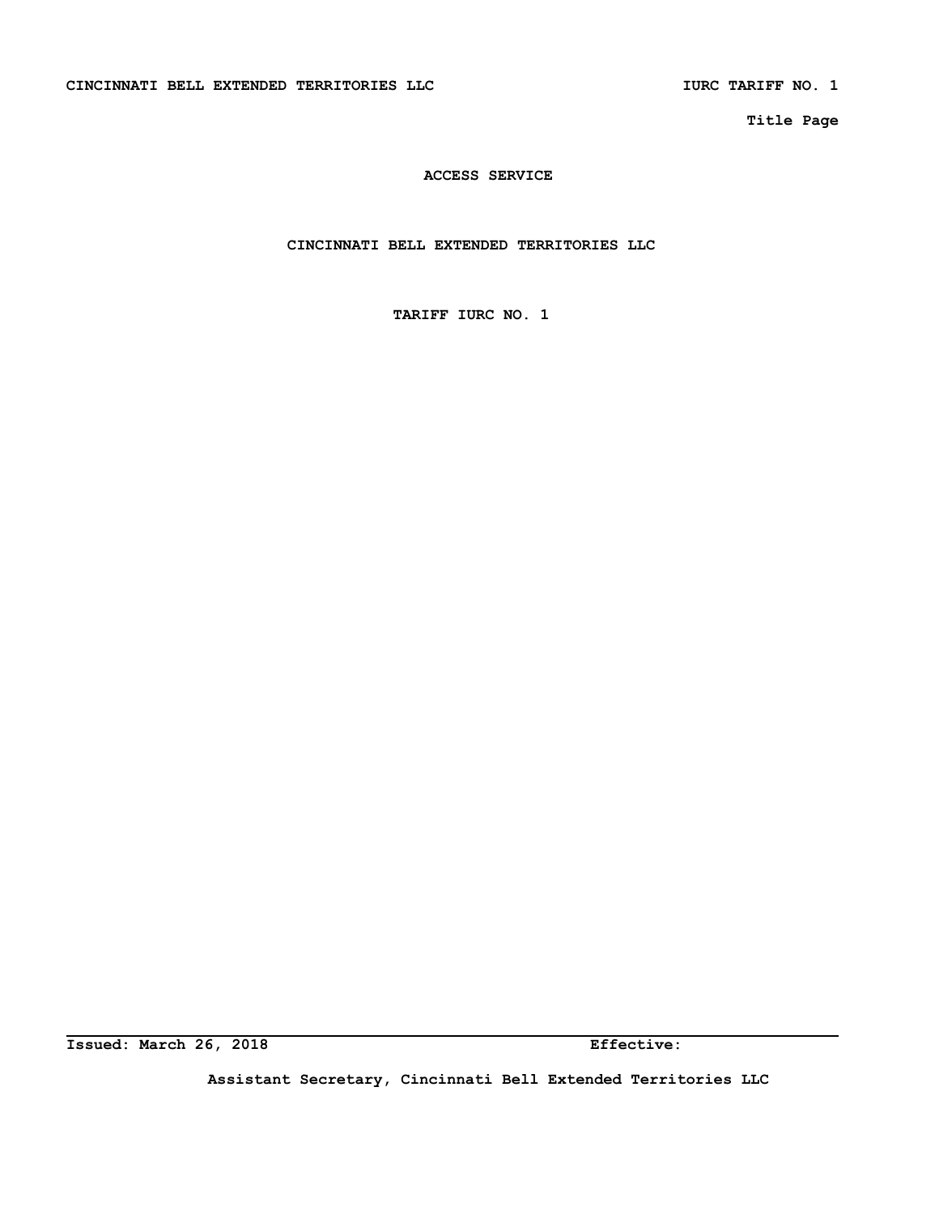Title Page

# ACCESS SERVICE

## CINCINNATI BELL EXTENDED TERRITORIES LLC

## TARIFF IURC NO. 1

**Issued: March 26, 2018** **Effective:**

**Assistant Secretary, Cincinnati Bell Extended Territories LLC**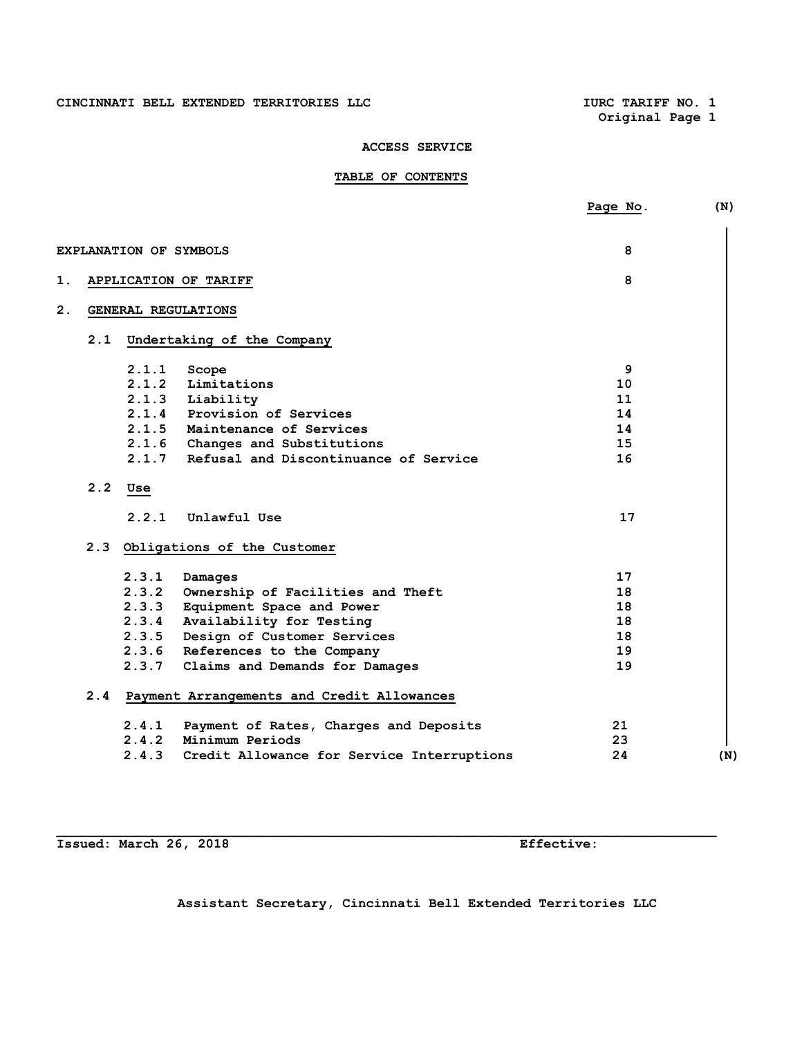CINCINNATI BELL EXTENDED TERRITORIES LLC — IURC TARIFF NO. 1, Original Page 1

## ACCESS SERVICE

## TABLE OF CONTENTS

| | Page No. | (N) |
|---|---|---|
| EXPLANATION OF SYMBOLS | 8 | |
| 1. APPLICATION OF TARIFF | 8 | |
| 2. GENERAL REGULATIONS | | |
| 2.1 Undertaking of the Company | | |
| 2.1.1 Scope | 9 | |
| 2.1.2 Limitations | 10 | |
| 2.1.3 Liability | 11 | |
| 2.1.4 Provision of Services | 14 | |
| 2.1.5 Maintenance of Services | 14 | |
| 2.1.6 Changes and Substitutions | 15 | |
| 2.1.7 Refusal and Discontinuance of Service | 16 | |
| 2.2 Use | | |
| 2.2.1 Unlawful Use | 17 | |
| 2.3 Obligations of the Customer | | |
| 2.3.1 Damages | 17 | |
| 2.3.2 Ownership of Facilities and Theft | 18 | |
| 2.3.3 Equipment Space and Power | 18 | |
| 2.3.4 Availability for Testing | 18 | |
| 2.3.5 Design of Customer Services | 18 | |
| 2.3.6 References to the Company | 19 | |
| 2.3.7 Claims and Demands for Damages | 19 | |
| 2.4 Payment Arrangements and Credit Allowances | | |
| 2.4.1 Payment of Rates, Charges and Deposits | 21 | |
| 2.4.2 Minimum Periods | 23 | |
| 2.4.3 Credit Allowance for Service Interruptions | 24 | (N) |

Issued: March 26, 2018 Effective:

Assistant Secretary, Cincinnati Bell Extended Territories LLC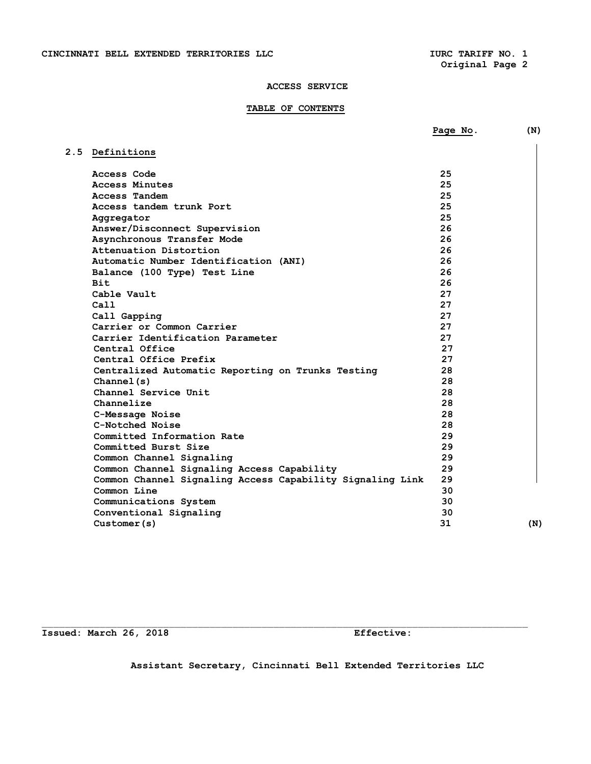## ACCESS SERVICE

### TABLE OF CONTENTS

| | Page No. | (N) |
|---|---|---|
| **2.5 Definitions** | | |
| Access Code | 25 | |
| Access Minutes | 25 | |
| Access Tandem | 25 | |
| Access tandem trunk Port | 25 | |
| Aggregator | 25 | |
| Answer/Disconnect Supervision | 26 | |
| Asynchronous Transfer Mode | 26 | |
| Attenuation Distortion | 26 | |
| Automatic Number Identification (ANI) | 26 | |
| Balance (100 Type) Test Line | 26 | |
| Bit | 26 | |
| Cable Vault | 27 | |
| Call | 27 | |
| Call Gapping | 27 | |
| Carrier or Common Carrier | 27 | |
| Carrier Identification Parameter | 27 | |
| Central Office | 27 | |
| Central Office Prefix | 27 | |
| Centralized Automatic Reporting on Trunks Testing | 28 | |
| Channel(s) | 28 | |
| Channel Service Unit | 28 | |
| Channelize | 28 | |
| C-Message Noise | 28 | |
| C-Notched Noise | 28 | |
| Committed Information Rate | 29 | |
| Committed Burst Size | 29 | |
| Common Channel Signaling | 29 | |
| Common Channel Signaling Access Capability | 29 | |
| Common Channel Signaling Access Capability Signaling Link | 29 | |
| Common Line | 30 | |
| Communications System | 30 | |
| Conventional Signaling | 30 | |
| Customer(s) | 31 | (N) |

Issued: March 26, 2018 Effective:

Assistant Secretary, Cincinnati Bell Extended Territories LLC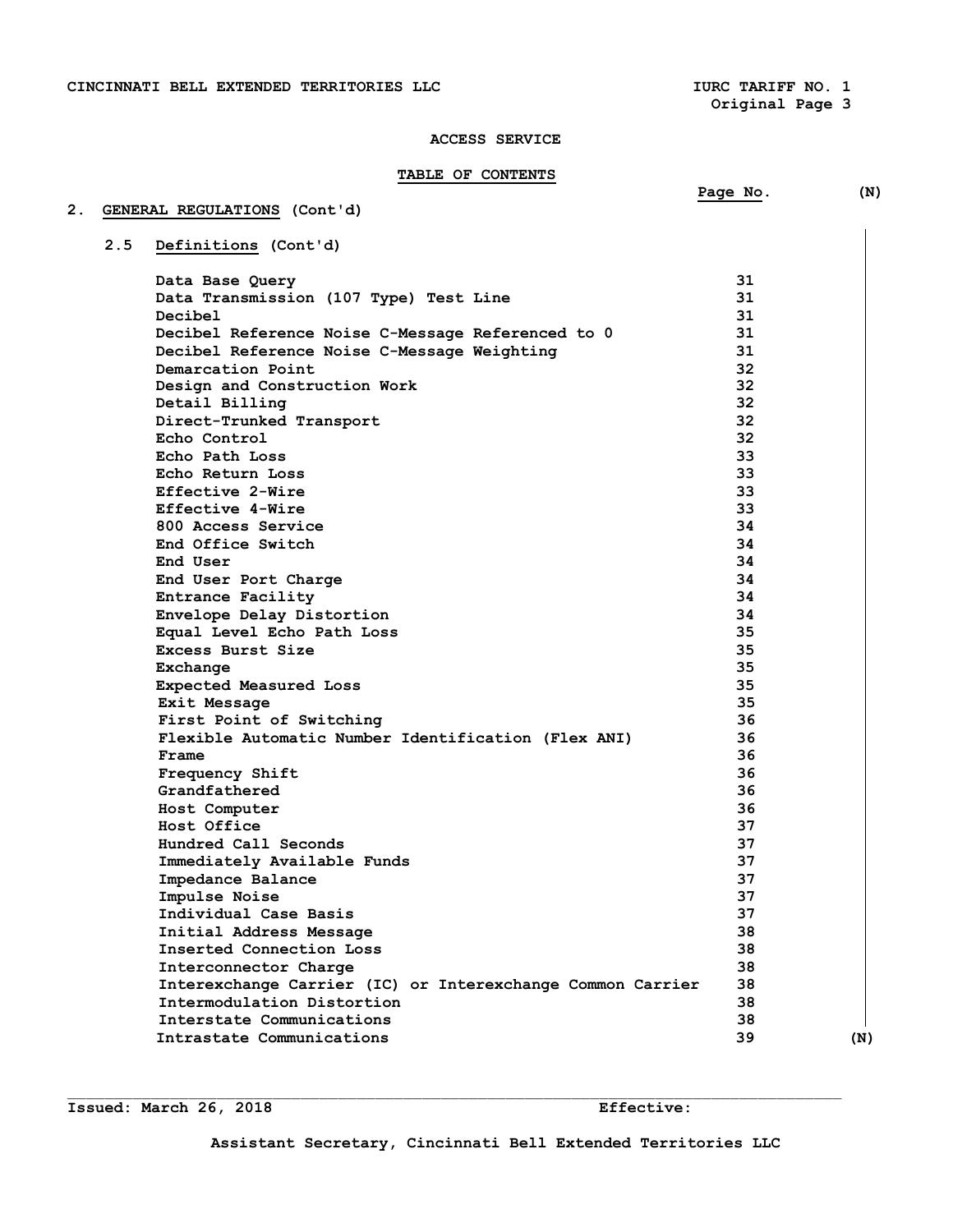# ACCESS SERVICE

## TABLE OF CONTENTS

## 2. GENERAL REGULATIONS (Cont'd)

### 2.5 Definitions (Cont'd)

| | Page No. |
|---|---|
| Data Base Query | 31 |
| Data Transmission (107 Type) Test Line | 31 |
| Decibel | 31 |
| Decibel Reference Noise C-Message Referenced to 0 | 31 |
| Decibel Reference Noise C-Message Weighting | 31 |
| Demarcation Point | 32 |
| Design and Construction Work | 32 |
| Detail Billing | 32 |
| Direct-Trunked Transport | 32 |
| Echo Control | 32 |
| Echo Path Loss | 33 |
| Echo Return Loss | 33 |
| Effective 2-Wire | 33 |
| Effective 4-Wire | 33 |
| 800 Access Service | 34 |
| End Office Switch | 34 |
| End User | 34 |
| End User Port Charge | 34 |
| Entrance Facility | 34 |
| Envelope Delay Distortion | 34 |
| Equal Level Echo Path Loss | 35 |
| Excess Burst Size | 35 |
| Exchange | 35 |
| Expected Measured Loss | 35 |
| Exit Message | 35 |
| First Point of Switching | 36 |
| Flexible Automatic Number Identification (Flex ANI) | 36 |
| Frame | 36 |
| Frequency Shift | 36 |
| Grandfathered | 36 |
| Host Computer | 36 |
| Host Office | 37 |
| Hundred Call Seconds | 37 |
| Immediately Available Funds | 37 |
| Impedance Balance | 37 |
| Impulse Noise | 37 |
| Individual Case Basis | 37 |
| Initial Address Message | 38 |
| Inserted Connection Loss | 38 |
| Interconnector Charge | 38 |
| Interexchange Carrier (IC) or Interexchange Common Carrier | 38 |
| Intermodulation Distortion | 38 |
| Interstate Communications | 38 |
| Intrastate Communications | 39 |

(N)

Issued: March 26, 2018 Effective:

Assistant Secretary, Cincinnati Bell Extended Territories LLC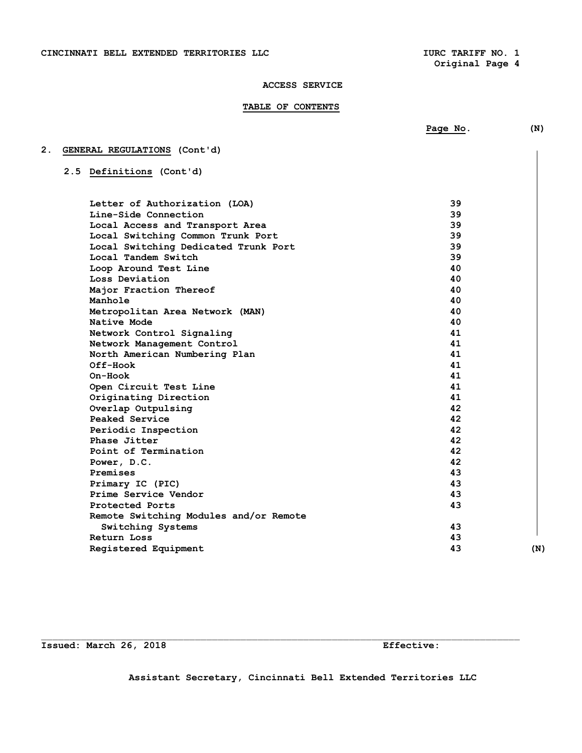# ACCESS SERVICE

## TABLE OF CONTENTS

| | Page No. |
|---|---|
| **2. GENERAL REGULATIONS (Cont'd)** | |
| **2.5 Definitions (Cont'd)** | |
| Letter of Authorization (LOA) | 39 |
| Line-Side Connection | 39 |
| Local Access and Transport Area | 39 |
| Local Switching Common Trunk Port | 39 |
| Local Switching Dedicated Trunk Port | 39 |
| Local Tandem Switch | 39 |
| Loop Around Test Line | 40 |
| Loss Deviation | 40 |
| Major Fraction Thereof | 40 |
| Manhole | 40 |
| Metropolitan Area Network (MAN) | 40 |
| Native Mode | 40 |
| Network Control Signaling | 41 |
| Network Management Control | 41 |
| North American Numbering Plan | 41 |
| Off-Hook | 41 |
| On-Hook | 41 |
| Open Circuit Test Line | 41 |
| Originating Direction | 41 |
| Overlap Outpulsing | 42 |
| Peaked Service | 42 |
| Periodic Inspection | 42 |
| Phase Jitter | 42 |
| Point of Termination | 42 |
| Power, D.C. | 42 |
| Premises | 43 |
| Primary IC (PIC) | 43 |
| Prime Service Vendor | 43 |
| Protected Ports | 43 |
| Remote Switching Modules and/or Remote Switching Systems | 43 |
| Return Loss | 43 |
| Registered Equipment | 43 |

(N)

Issued: March 26, 2018 Effective:

Assistant Secretary, Cincinnati Bell Extended Territories LLC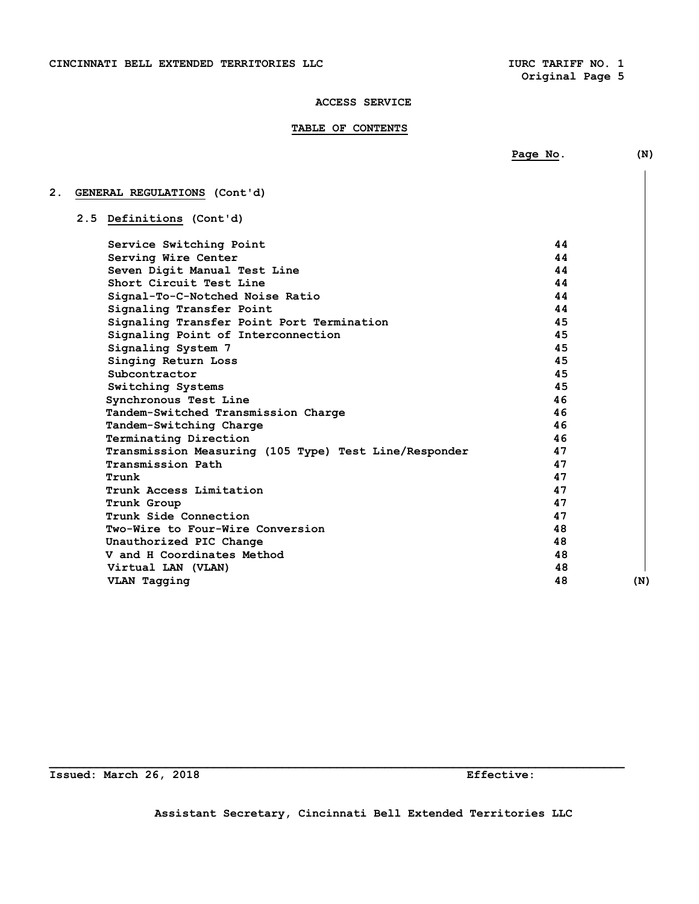# ACCESS SERVICE

## TABLE OF CONTENTS

## 2. GENERAL REGULATIONS (Cont'd)

### 2.5 Definitions (Cont'd)

| | Page No. |
|---|---|
| Service Switching Point | 44 |
| Serving Wire Center | 44 |
| Seven Digit Manual Test Line | 44 |
| Short Circuit Test Line | 44 |
| Signal-To-C-Notched Noise Ratio | 44 |
| Signaling Transfer Point | 44 |
| Signaling Transfer Point Port Termination | 45 |
| Signaling Point of Interconnection | 45 |
| Signaling System 7 | 45 |
| Singing Return Loss | 45 |
| Subcontractor | 45 |
| Switching Systems | 45 |
| Synchronous Test Line | 46 |
| Tandem-Switched Transmission Charge | 46 |
| Tandem-Switching Charge | 46 |
| Terminating Direction | 46 |
| Transmission Measuring (105 Type) Test Line/Responder | 47 |
| Transmission Path | 47 |
| Trunk | 47 |
| Trunk Access Limitation | 47 |
| Trunk Group | 47 |
| Trunk Side Connection | 47 |
| Two-Wire to Four-Wire Conversion | 48 |
| Unauthorized PIC Change | 48 |
| V and H Coordinates Method | 48 |
| Virtual LAN (VLAN) | 48 |
| VLAN Tagging | 48 |

(N)

Issued: March 26, 2018 Effective:

Assistant Secretary, Cincinnati Bell Extended Territories LLC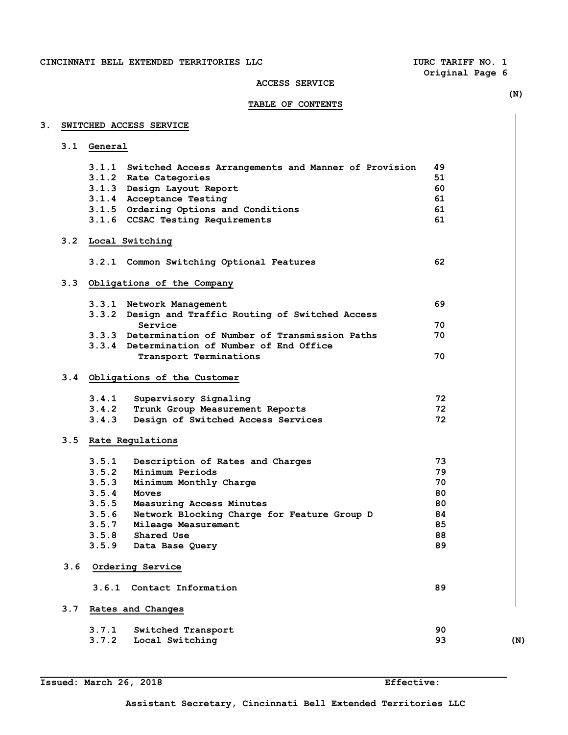CINCINNATI BELL EXTENDED TERRITORIES LLC — IURC TARIFF NO. 1 — Original Page 6

ACCESS SERVICE

(N)

**TABLE OF CONTENTS**

## 3. SWITCHED ACCESS SERVICE

### 3.1 General

| Section | Title | Page |
|---|---|---|
| 3.1.1 | Switched Access Arrangements and Manner of Provision | 49 |
| 3.1.2 | Rate Categories | 51 |
| 3.1.3 | Design Layout Report | 60 |
| 3.1.4 | Acceptance Testing | 61 |
| 3.1.5 | Ordering Options and Conditions | 61 |
| 3.1.6 | CCSAC Testing Requirements | 61 |

### 3.2 Local Switching

| Section | Title | Page |
|---|---|---|
| 3.2.1 | Common Switching Optional Features | 62 |

### 3.3 Obligations of the Company

| Section | Title | Page |
|---|---|---|
| 3.3.1 | Network Management | 69 |
| 3.3.2 | Design and Traffic Routing of Switched Access Service | 70 |
| 3.3.3 | Determination of Number of Transmission Paths | 70 |
| 3.3.4 | Determination of Number of End Office Transport Terminations | 70 |

### 3.4 Obligations of the Customer

| Section | Title | Page |
|---|---|---|
| 3.4.1 | Supervisory Signaling | 72 |
| 3.4.2 | Trunk Group Measurement Reports | 72 |
| 3.4.3 | Design of Switched Access Services | 72 |

### 3.5 Rate Regulations

| Section | Title | Page |
|---|---|---|
| 3.5.1 | Description of Rates and Charges | 73 |
| 3.5.2 | Minimum Periods | 79 |
| 3.5.3 | Minimum Monthly Charge | 70 |
| 3.5.4 | Moves | 80 |
| 3.5.5 | Measuring Access Minutes | 80 |
| 3.5.6 | Network Blocking Charge for Feature Group D | 84 |
| 3.5.7 | Mileage Measurement | 85 |
| 3.5.8 | Shared Use | 88 |
| 3.5.9 | Data Base Query | 89 |

### 3.6 Ordering Service

| Section | Title | Page |
|---|---|---|
| 3.6.1 | Contact Information | 89 |

### 3.7 Rates and Changes

| Section | Title | Page |
|---|---|---|
| 3.7.1 | Switched Transport | 90 |
| 3.7.2 | Local Switching | 93 |

(N)

Issued: March 26, 2018 — Effective:

Assistant Secretary, Cincinnati Bell Extended Territories LLC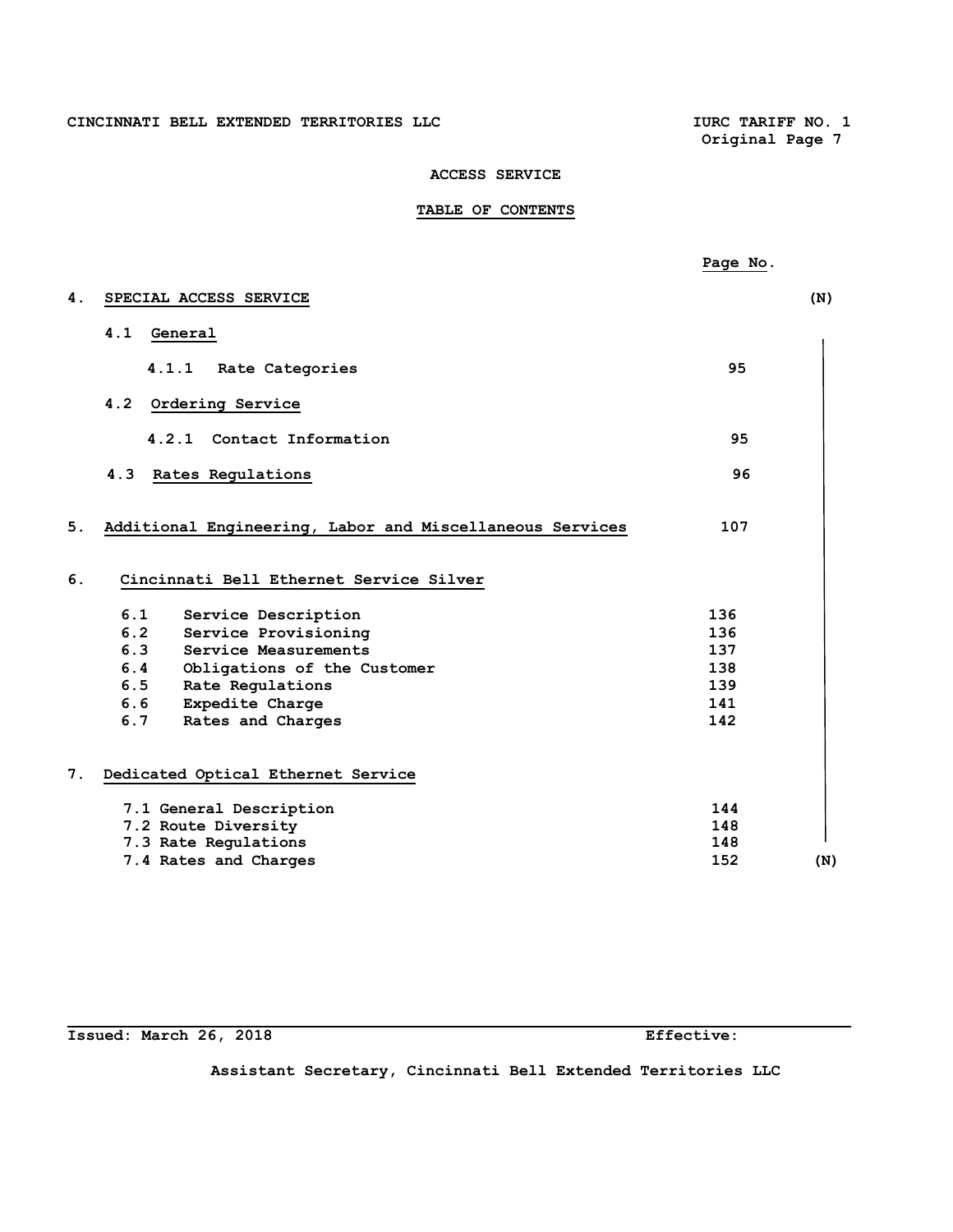CINCINNATI BELL EXTENDED TERRITORIES LLC — IURC TARIFF NO. 1 — Original Page 7

## ACCESS SERVICE

### TABLE OF CONTENTS

| | Page No. | |
|---|---|---|
| **4. SPECIAL ACCESS SERVICE** | | (N) |
| **4.1 General** | | |
| 4.1.1 Rate Categories | 95 | |
| **4.2 Ordering Service** | | |
| 4.2.1 Contact Information | 95 | |
| **4.3 Rates Regulations** | 96 | |
| **5. Additional Engineering, Labor and Miscellaneous Services** | 107 | |
| **6. Cincinnati Bell Ethernet Service Silver** | | |
| 6.1 Service Description | 136 | |
| 6.2 Service Provisioning | 136 | |
| 6.3 Service Measurements | 137 | |
| 6.4 Obligations of the Customer | 138 | |
| 6.5 Rate Regulations | 139 | |
| 6.6 Expedite Charge | 141 | |
| 6.7 Rates and Charges | 142 | |
| **7. Dedicated Optical Ethernet Service** | | |
| 7.1 General Description | 144 | |
| 7.2 Route Diversity | 148 | |
| 7.3 Rate Regulations | 148 | |
| 7.4 Rates and Charges | 152 | (N) |

Issued: March 26, 2018 — Effective:

Assistant Secretary, Cincinnati Bell Extended Territories LLC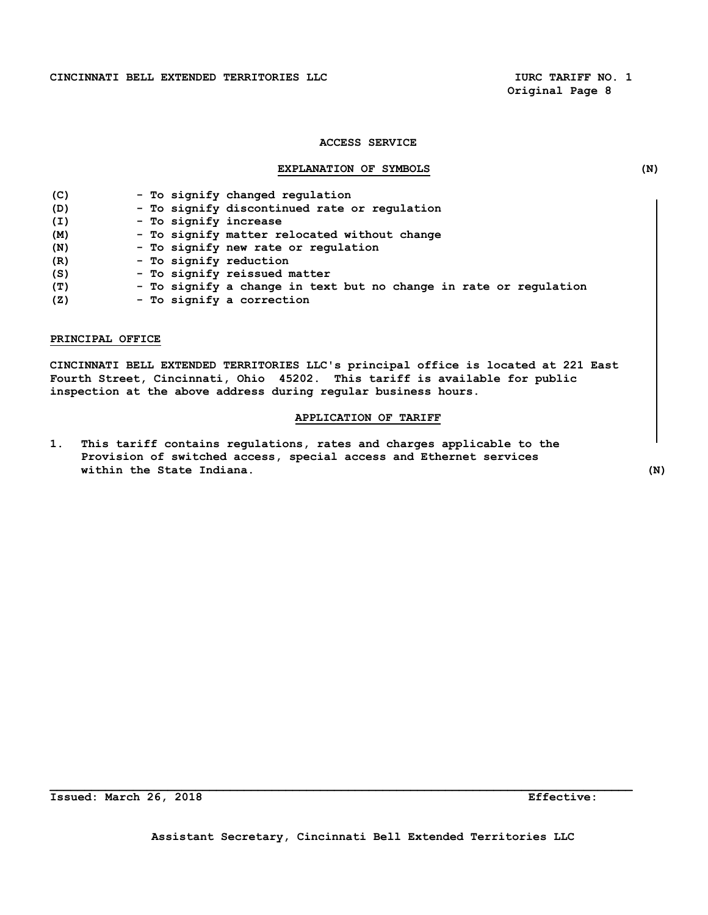## ACCESS SERVICE

### EXPLANATION OF SYMBOLS (N)

| | |
|---|---|
| (C) | - To signify changed regulation |
| (D) | - To signify discontinued rate or regulation |
| (I) | - To signify increase |
| (M) | - To signify matter relocated without change |
| (N) | - To signify new rate or regulation |
| (R) | - To signify reduction |
| (S) | - To signify reissued matter |
| (T) | - To signify a change in text but no change in rate or regulation |
| (Z) | - To signify a correction |

### PRINCIPAL OFFICE

CINCINNATI BELL EXTENDED TERRITORIES LLC's principal office is located at 221 East Fourth Street, Cincinnati, Ohio 45202. This tariff is available for public inspection at the above address during regular business hours.

### APPLICATION OF TARIFF

1. This tariff contains regulations, rates and charges applicable to the Provision of switched access, special access and Ethernet services within the State Indiana. (N)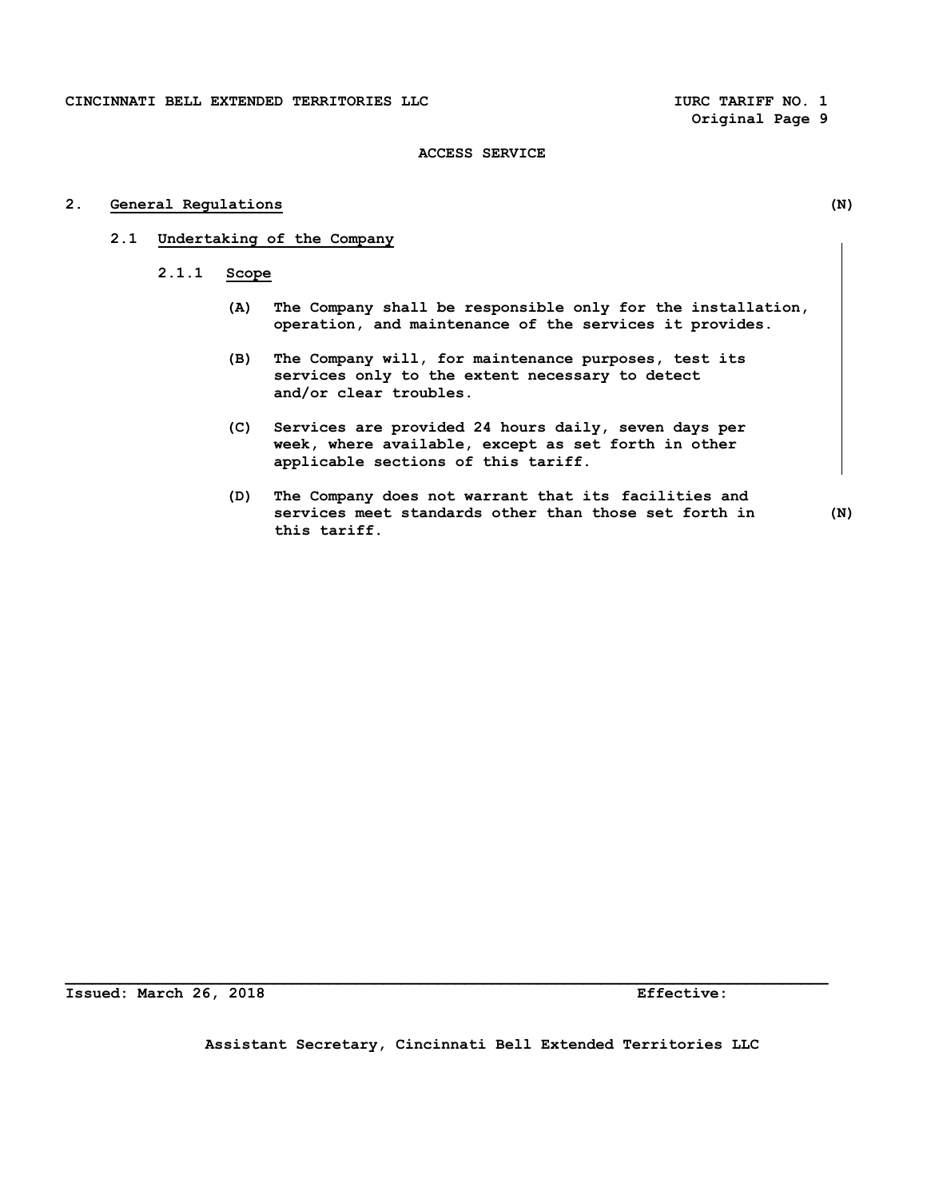**ACCESS SERVICE**

## 2. General Regulations (N)

### 2.1 Undertaking of the Company

#### 2.1.1 Scope

(A) The Company shall be responsible only for the installation, operation, and maintenance of the services it provides.

(B) The Company will, for maintenance purposes, test its services only to the extent necessary to detect and/or clear troubles.

(C) Services are provided 24 hours daily, seven days per week, where available, except as set forth in other applicable sections of this tariff.

(D) The Company does not warrant that its facilities and services meet standards other than those set forth in this tariff. (N)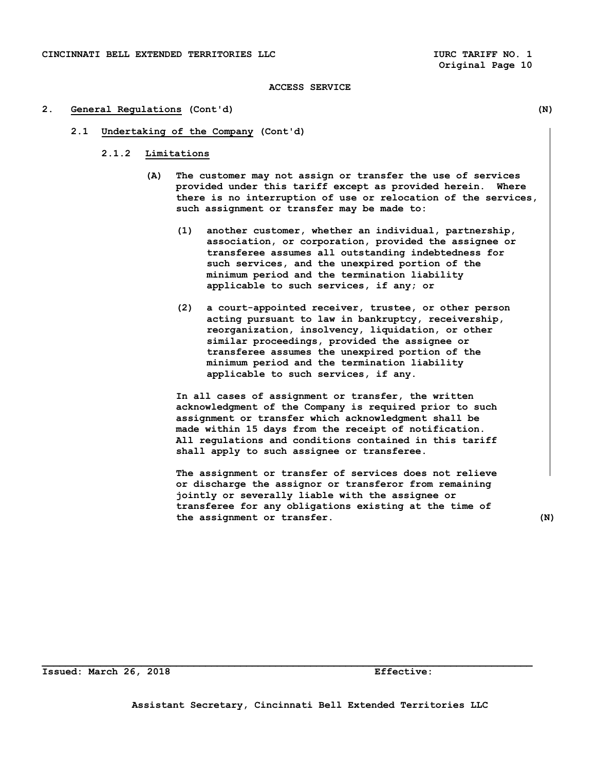ACCESS SERVICE

## 2. General Regulations (Cont'd) (N)

### 2.1 Undertaking of the Company (Cont'd)

#### 2.1.2 Limitations

(A) The customer may not assign or transfer the use of services provided under this tariff except as provided herein. Where there is no interruption of use or relocation of the services, such assignment or transfer may be made to:

(1) another customer, whether an individual, partnership, association, or corporation, provided the assignee or transferee assumes all outstanding indebtedness for such services, and the unexpired portion of the minimum period and the termination liability applicable to such services, if any; or

(2) a court-appointed receiver, trustee, or other person acting pursuant to law in bankruptcy, receivership, reorganization, insolvency, liquidation, or other similar proceedings, provided the assignee or transferee assumes the unexpired portion of the minimum period and the termination liability applicable to such services, if any.

In all cases of assignment or transfer, the written acknowledgment of the Company is required prior to such assignment or transfer which acknowledgment shall be made within 15 days from the receipt of notification. All regulations and conditions contained in this tariff shall apply to such assignee or transferee.

The assignment or transfer of services does not relieve or discharge the assignor or transferor from remaining jointly or severally liable with the assignee or transferee for any obligations existing at the time of the assignment or transfer. (N)

Issued: March 26, 2018 Effective:

Assistant Secretary, Cincinnati Bell Extended Territories LLC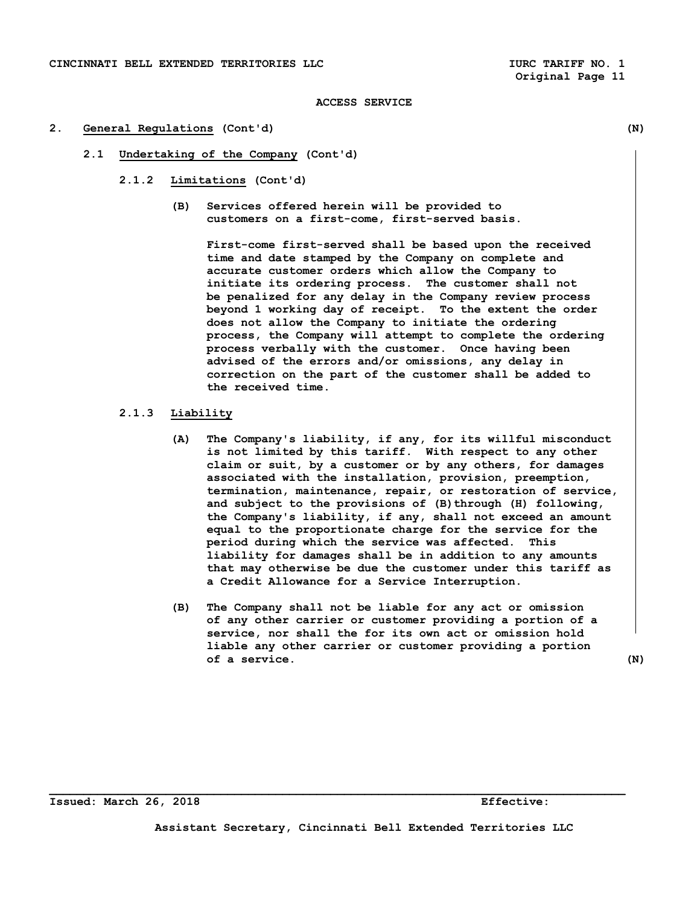ACCESS SERVICE

## 2. General Regulations (Cont'd) (N)

### 2.1 Undertaking of the Company (Cont'd)

#### 2.1.2 Limitations (Cont'd)

(B) Services offered herein will be provided to customers on a first-come, first-served basis.

First-come first-served shall be based upon the received time and date stamped by the Company on complete and accurate customer orders which allow the Company to initiate its ordering process. The customer shall not be penalized for any delay in the Company review process beyond 1 working day of receipt. To the extent the order does not allow the Company to initiate the ordering process, the Company will attempt to complete the ordering process verbally with the customer. Once having been advised of the errors and/or omissions, any delay in correction on the part of the customer shall be added to the received time.

#### 2.1.3 Liability

(A) The Company's liability, if any, for its willful misconduct is not limited by this tariff. With respect to any other claim or suit, by a customer or by any others, for damages associated with the installation, provision, preemption, termination, maintenance, repair, or restoration of service, and subject to the provisions of (B) through (H) following, the Company's liability, if any, shall not exceed an amount equal to the proportionate charge for the service for the period during which the service was affected. This liability for damages shall be in addition to any amounts that may otherwise be due the customer under this tariff as a Credit Allowance for a Service Interruption.

(B) The Company shall not be liable for any act or omission of any other carrier or customer providing a portion of a service, nor shall the for its own act or omission hold liable any other carrier or customer providing a portion of a service. (N)

Issued: March 26, 2018 Effective:

Assistant Secretary, Cincinnati Bell Extended Territories LLC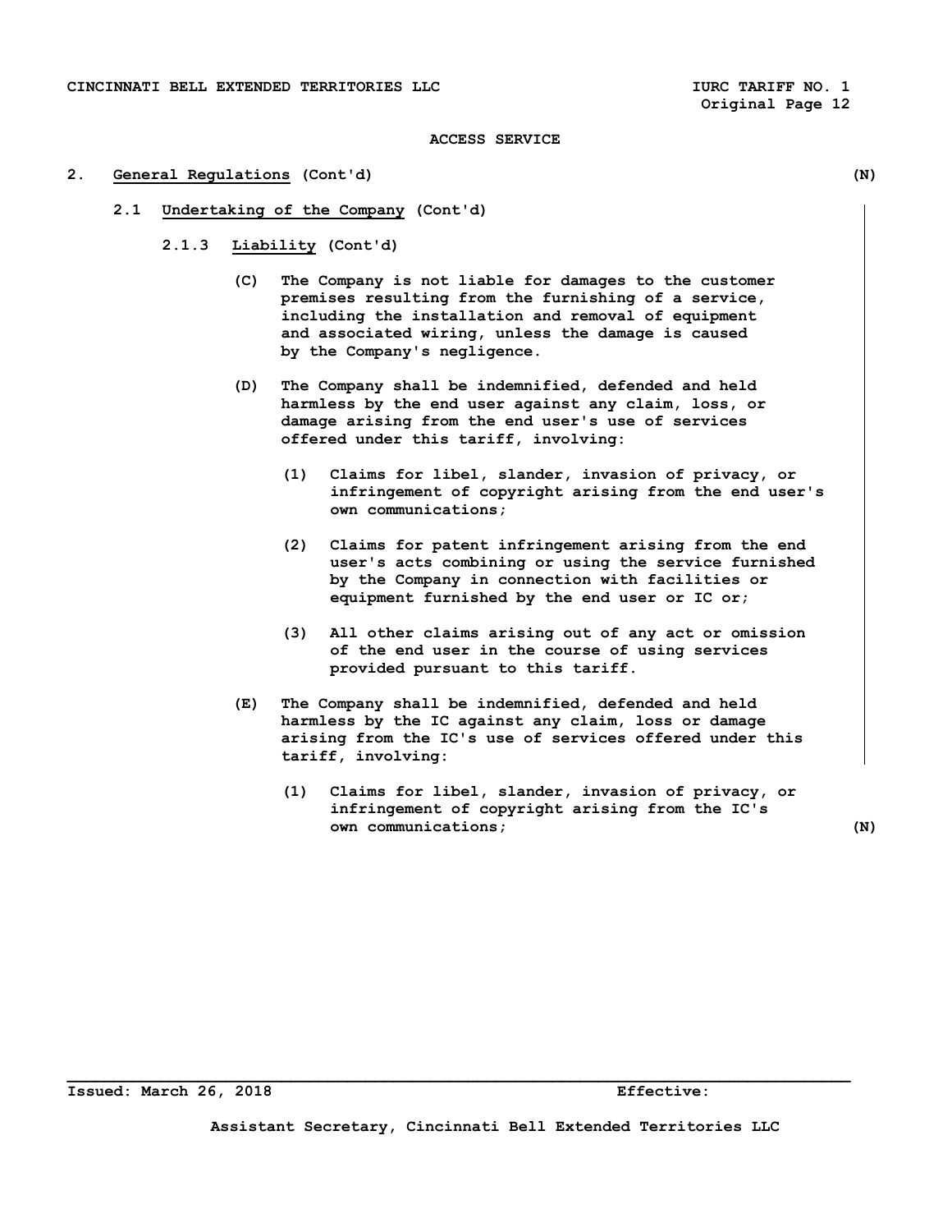ACCESS SERVICE

## 2. General Regulations (Cont'd) (N)

### 2.1 Undertaking of the Company (Cont'd)

#### 2.1.3 Liability (Cont'd)

(C) The Company is not liable for damages to the customer premises resulting from the furnishing of a service, including the installation and removal of equipment and associated wiring, unless the damage is caused by the Company's negligence.

(D) The Company shall be indemnified, defended and held harmless by the end user against any claim, loss, or damage arising from the end user's use of services offered under this tariff, involving:

(1) Claims for libel, slander, invasion of privacy, or infringement of copyright arising from the end user's own communications;

(2) Claims for patent infringement arising from the end user's acts combining or using the service furnished by the Company in connection with facilities or equipment furnished by the end user or IC or;

(3) All other claims arising out of any act or omission of the end user in the course of using services provided pursuant to this tariff.

(E) The Company shall be indemnified, defended and held harmless by the IC against any claim, loss or damage arising from the IC's use of services offered under this tariff, involving:

(1) Claims for libel, slander, invasion of privacy, or infringement of copyright arising from the IC's own communications; (N)

Issued: March 26, 2018 Effective:

Assistant Secretary, Cincinnati Bell Extended Territories LLC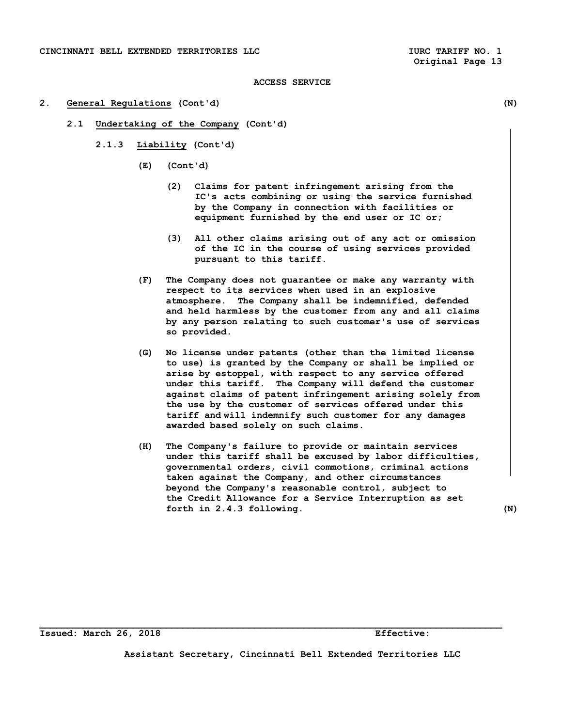ACCESS SERVICE

## 2. General Regulations (Cont'd) (N)

### 2.1 Undertaking of the Company (Cont'd)

#### 2.1.3 Liability (Cont'd)

(E) (Cont'd)

(2) Claims for patent infringement arising from the IC's acts combining or using the service furnished by the Company in connection with facilities or equipment furnished by the end user or IC or;

(3) All other claims arising out of any act or omission of the IC in the course of using services provided pursuant to this tariff.

(F) The Company does not guarantee or make any warranty with respect to its services when used in an explosive atmosphere. The Company shall be indemnified, defended and held harmless by the customer from any and all claims by any person relating to such customer's use of services so provided.

(G) No license under patents (other than the limited license to use) is granted by the Company or shall be implied or arise by estoppel, with respect to any service offered under this tariff. The Company will defend the customer against claims of patent infringement arising solely from the use by the customer of services offered under this tariff and will indemnify such customer for any damages awarded based solely on such claims.

(H) The Company's failure to provide or maintain services under this tariff shall be excused by labor difficulties, governmental orders, civil commotions, criminal actions taken against the Company, and other circumstances beyond the Company's reasonable control, subject to the Credit Allowance for a Service Interruption as set forth in 2.4.3 following. (N)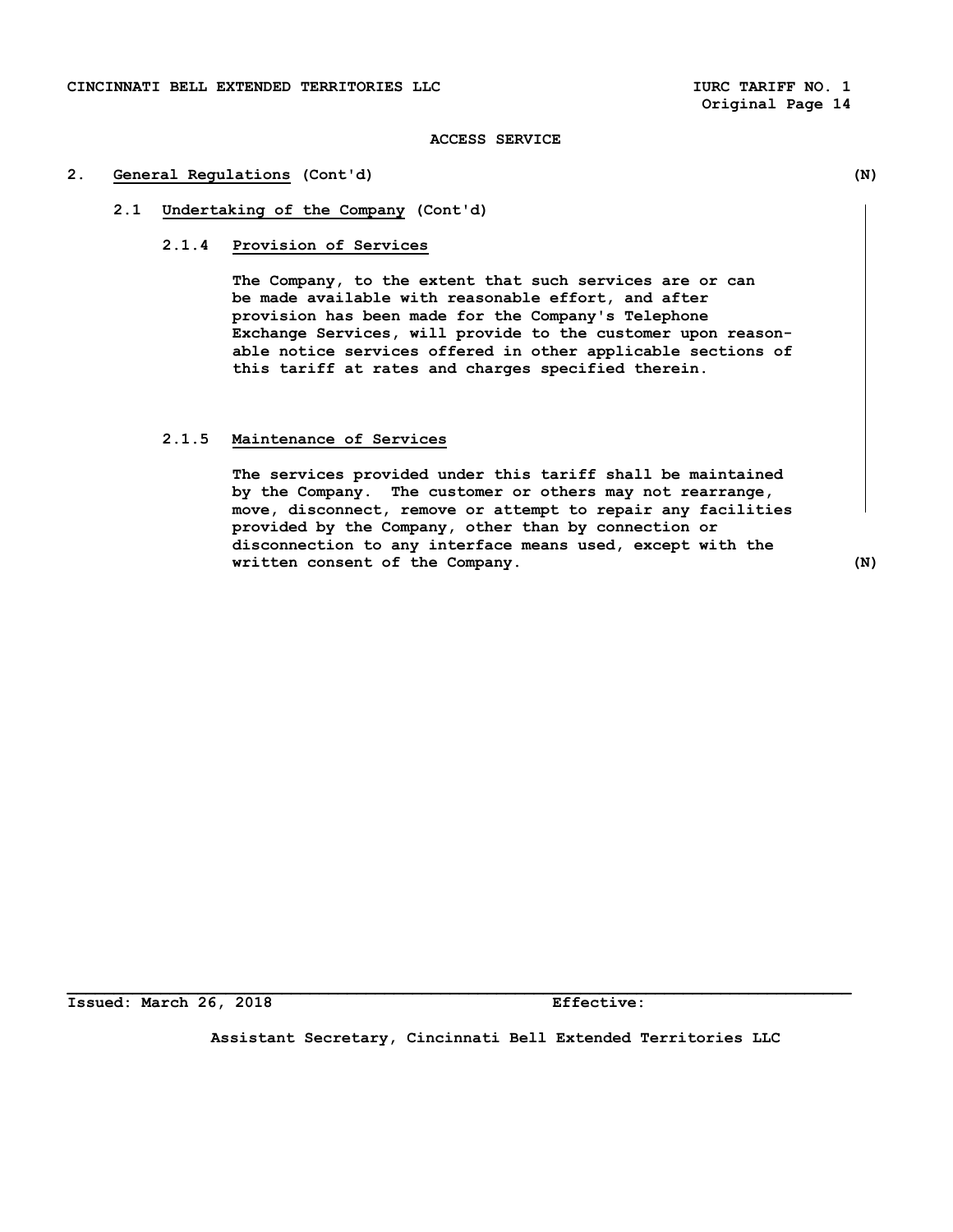# ACCESS SERVICE

## 2. General Regulations (Cont'd) (N)

### 2.1 Undertaking of the Company (Cont'd)

#### 2.1.4 Provision of Services

The Company, to the extent that such services are or can be made available with reasonable effort, and after provision has been made for the Company's Telephone Exchange Services, will provide to the customer upon reasonable notice services offered in other applicable sections of this tariff at rates and charges specified therein.

#### 2.1.5 Maintenance of Services

The services provided under this tariff shall be maintained by the Company. The customer or others may not rearrange, move, disconnect, remove or attempt to repair any facilities provided by the Company, other than by connection or disconnection to any interface means used, except with the written consent of the Company. (N)

Issued: March 26, 2018 Effective:

Assistant Secretary, Cincinnati Bell Extended Territories LLC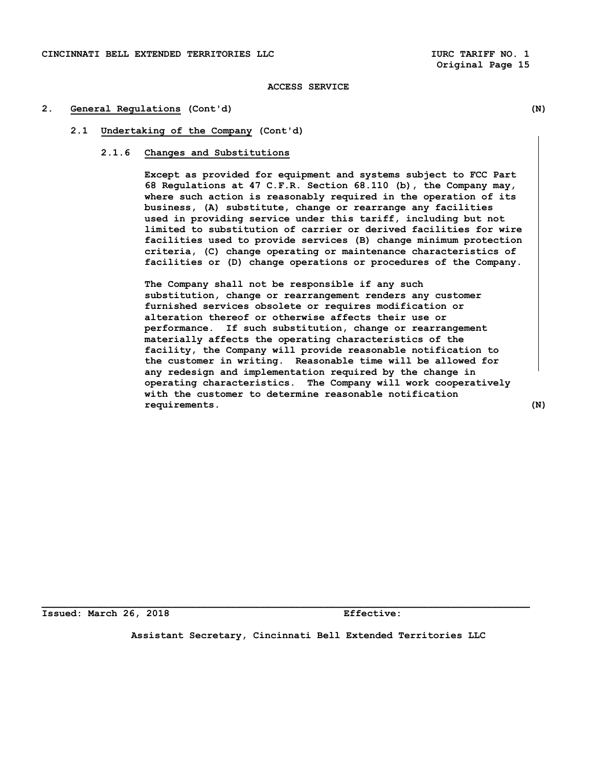## ACCESS SERVICE

### 2. General Regulations (Cont'd) (N)

#### 2.1 Undertaking of the Company (Cont'd)

##### 2.1.6 Changes and Substitutions

Except as provided for equipment and systems subject to FCC Part 68 Regulations at 47 C.F.R. Section 68.110 (b), the Company may, where such action is reasonably required in the operation of its business, (A) substitute, change or rearrange any facilities used in providing service under this tariff, including but not limited to substitution of carrier or derived facilities for wire facilities used to provide services (B) change minimum protection criteria, (C) change operating or maintenance characteristics of facilities or (D) change operations or procedures of the Company.

The Company shall not be responsible if any such substitution, change or rearrangement renders any customer furnished services obsolete or requires modification or alteration thereof or otherwise affects their use or performance. If such substitution, change or rearrangement materially affects the operating characteristics of the facility, the Company will provide reasonable notification to the customer in writing. Reasonable time will be allowed for any redesign and implementation required by the change in operating characteristics. The Company will work cooperatively with the customer to determine reasonable notification requirements. (N)

Issued: March 26, 2018 Effective:

Assistant Secretary, Cincinnati Bell Extended Territories LLC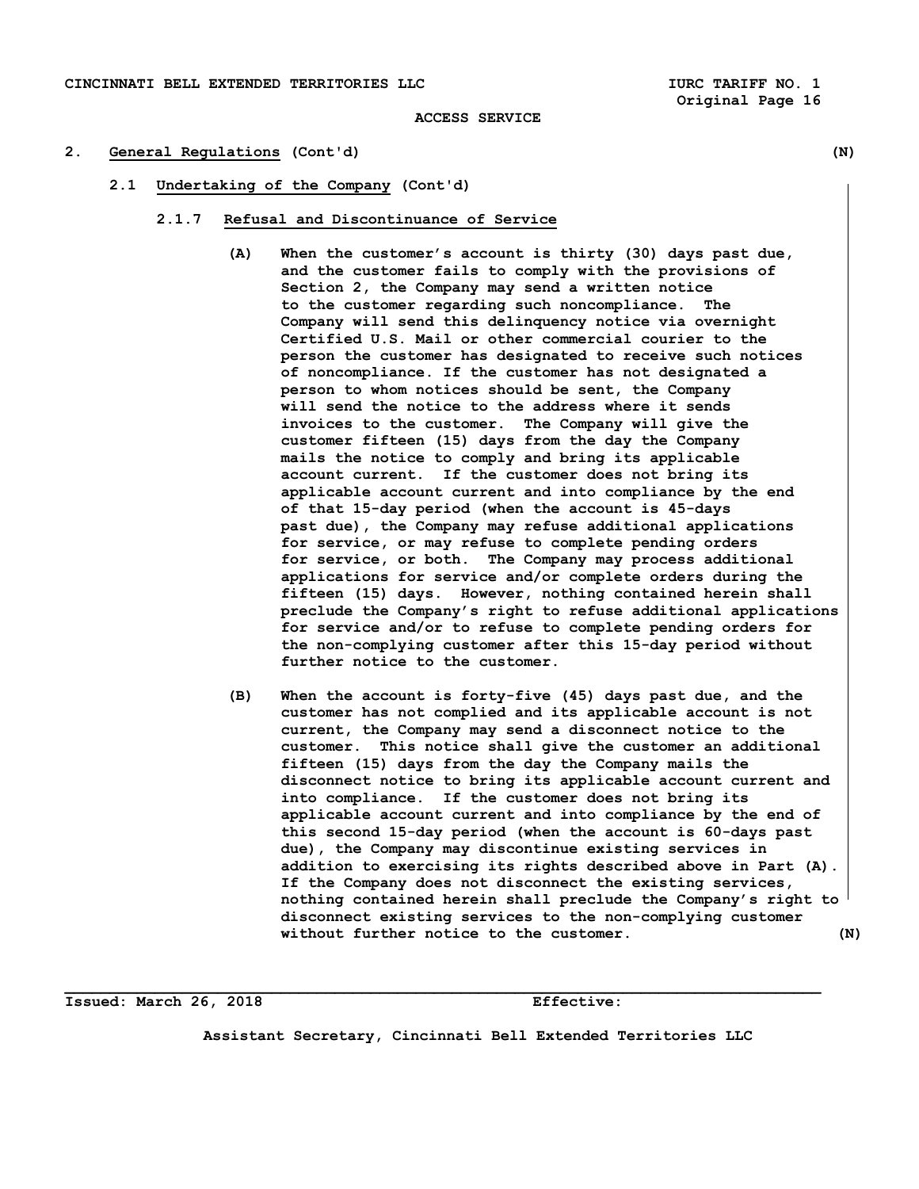## 2. General Regulations (Cont'd) (N)

### 2.1 Undertaking of the Company (Cont'd)

#### 2.1.7 Refusal and Discontinuance of Service

(A) When the customer's account is thirty (30) days past due, and the customer fails to comply with the provisions of Section 2, the Company may send a written notice to the customer regarding such noncompliance. The Company will send this delinquency notice via overnight Certified U.S. Mail or other commercial courier to the person the customer has designated to receive such notices of noncompliance. If the customer has not designated a person to whom notices should be sent, the Company will send the notice to the address where it sends invoices to the customer. The Company will give the customer fifteen (15) days from the day the Company mails the notice to comply and bring its applicable account current. If the customer does not bring its applicable account current and into compliance by the end of that 15-day period (when the account is 45-days past due), the Company may refuse additional applications for service, or may refuse to complete pending orders for service, or both. The Company may process additional applications for service and/or complete orders during the fifteen (15) days. However, nothing contained herein shall preclude the Company's right to refuse additional applications for service and/or to refuse to complete pending orders for the non-complying customer after this 15-day period without further notice to the customer.

(B) When the account is forty-five (45) days past due, and the customer has not complied and its applicable account is not current, the Company may send a disconnect notice to the customer. This notice shall give the customer an additional fifteen (15) days from the day the Company mails the disconnect notice to bring its applicable account current and into compliance. If the customer does not bring its applicable account current and into compliance by the end of this second 15-day period (when the account is 60-days past due), the Company may discontinue existing services in addition to exercising its rights described above in Part (A). If the Company does not disconnect the existing services, nothing contained herein shall preclude the Company's right to disconnect existing services to the non-complying customer without further notice to the customer. (N)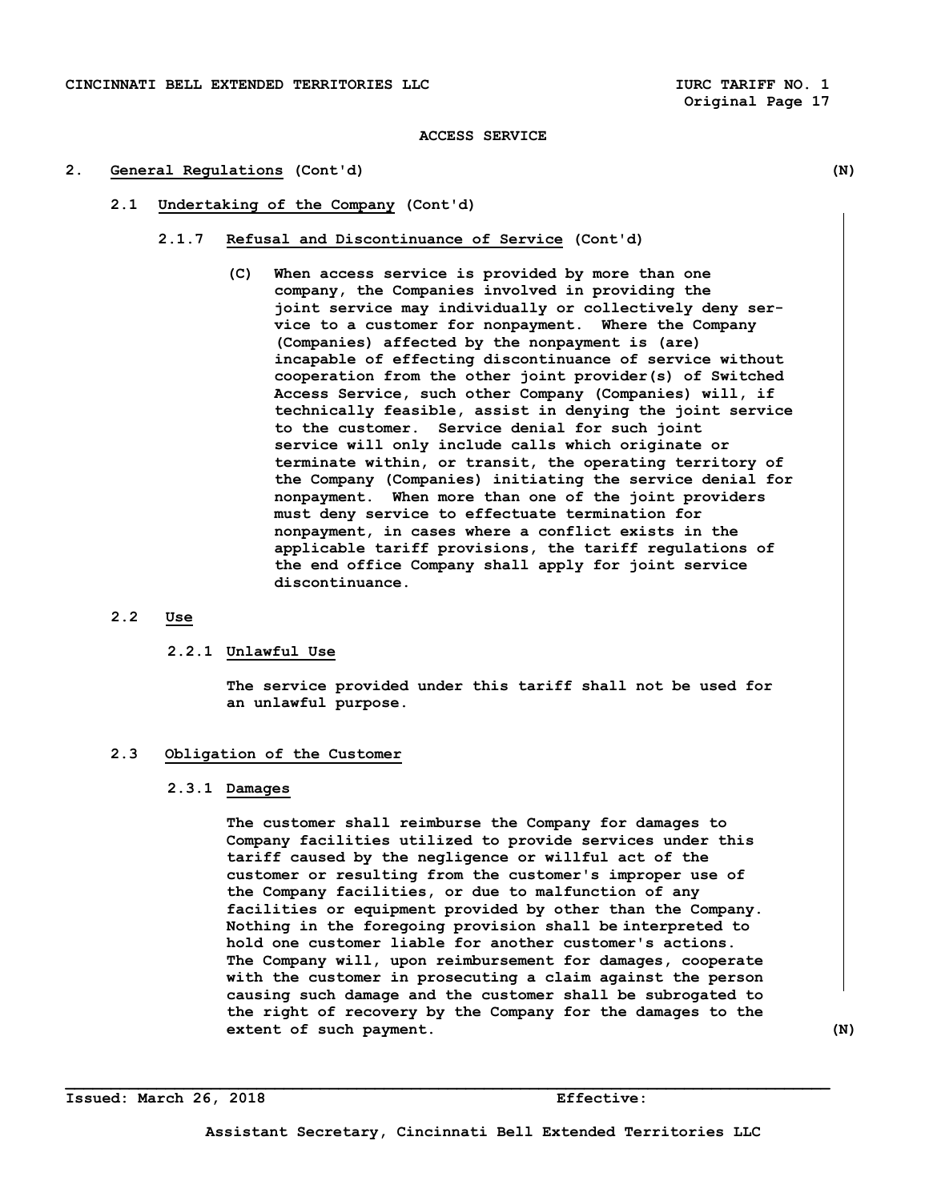## ACCESS SERVICE

## 2. General Regulations (Cont'd) (N)

### 2.1 Undertaking of the Company (Cont'd)

#### 2.1.7 Refusal and Discontinuance of Service (Cont'd)

(C) When access service is provided by more than one company, the Companies involved in providing the joint service may individually or collectively deny service to a customer for nonpayment. Where the Company (Companies) affected by the nonpayment is (are) incapable of effecting discontinuance of service without cooperation from the other joint provider(s) of Switched Access Service, such other Company (Companies) will, if technically feasible, assist in denying the joint service to the customer. Service denial for such joint service will only include calls which originate or terminate within, or transit, the operating territory of the Company (Companies) initiating the service denial for nonpayment. When more than one of the joint providers must deny service to effectuate termination for nonpayment, in cases where a conflict exists in the applicable tariff provisions, the tariff regulations of the end office Company shall apply for joint service discontinuance.

### 2.2 Use

#### 2.2.1 Unlawful Use

The service provided under this tariff shall not be used for an unlawful purpose.

### 2.3 Obligation of the Customer

#### 2.3.1 Damages

The customer shall reimburse the Company for damages to Company facilities utilized to provide services under this tariff caused by the negligence or willful act of the customer or resulting from the customer's improper use of the Company facilities, or due to malfunction of any facilities or equipment provided by other than the Company. Nothing in the foregoing provision shall be interpreted to hold one customer liable for another customer's actions. The Company will, upon reimbursement for damages, cooperate with the customer in prosecuting a claim against the person causing such damage and the customer shall be subrogated to the right of recovery by the Company for the damages to the extent of such payment. (N)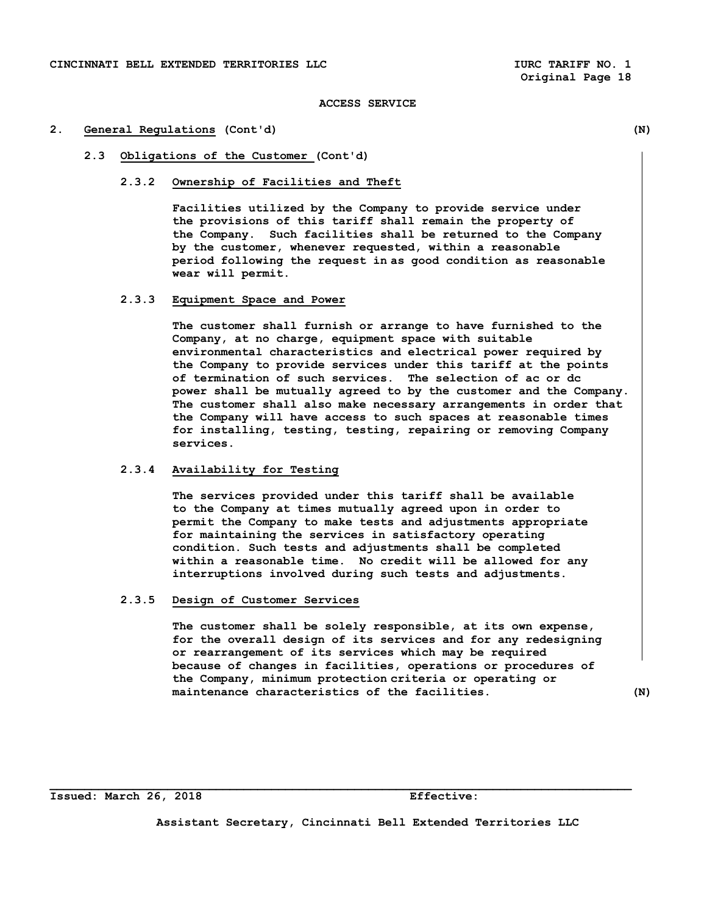ACCESS SERVICE

## 2. General Regulations (Cont'd) (N)

### 2.3 Obligations of the Customer (Cont'd)

#### 2.3.2 Ownership of Facilities and Theft

Facilities utilized by the Company to provide service under the provisions of this tariff shall remain the property of the Company. Such facilities shall be returned to the Company by the customer, whenever requested, within a reasonable period following the request in as good condition as reasonable wear will permit.

#### 2.3.3 Equipment Space and Power

The customer shall furnish or arrange to have furnished to the Company, at no charge, equipment space with suitable environmental characteristics and electrical power required by the Company to provide services under this tariff at the points of termination of such services. The selection of ac or dc power shall be mutually agreed to by the customer and the Company. The customer shall also make necessary arrangements in order that the Company will have access to such spaces at reasonable times for installing, testing, testing, repairing or removing Company services.

#### 2.3.4 Availability for Testing

The services provided under this tariff shall be available to the Company at times mutually agreed upon in order to permit the Company to make tests and adjustments appropriate for maintaining the services in satisfactory operating condition. Such tests and adjustments shall be completed within a reasonable time. No credit will be allowed for any interruptions involved during such tests and adjustments.

#### 2.3.5 Design of Customer Services

The customer shall be solely responsible, at its own expense, for the overall design of its services and for any redesigning or rearrangement of its services which may be required because of changes in facilities, operations or procedures of the Company, minimum protection criteria or operating or maintenance characteristics of the facilities. (N)

Issued: March 26, 2018 Effective:

Assistant Secretary, Cincinnati Bell Extended Territories LLC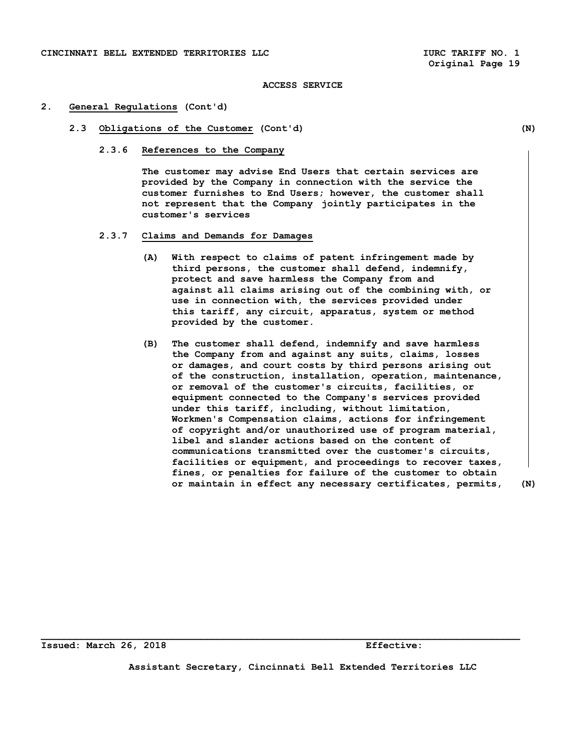ACCESS SERVICE

## 2. General Regulations (Cont'd)

### 2.3 Obligations of the Customer (Cont'd) (N)

#### 2.3.6 References to the Company

The customer may advise End Users that certain services are provided by the Company in connection with the service the customer furnishes to End Users; however, the customer shall not represent that the Company jointly participates in the customer's services

#### 2.3.7 Claims and Demands for Damages

(A) With respect to claims of patent infringement made by third persons, the customer shall defend, indemnify, protect and save harmless the Company from and against all claims arising out of the combining with, or use in connection with, the services provided under this tariff, any circuit, apparatus, system or method provided by the customer.

(B) The customer shall defend, indemnify and save harmless the Company from and against any suits, claims, losses or damages, and court costs by third persons arising out of the construction, installation, operation, maintenance, or removal of the customer's circuits, facilities, or equipment connected to the Company's services provided under this tariff, including, without limitation, Workmen's Compensation claims, actions for infringement of copyright and/or unauthorized use of program material, libel and slander actions based on the content of communications transmitted over the customer's circuits, facilities or equipment, and proceedings to recover taxes, fines, or penalties for failure of the customer to obtain or maintain in effect any necessary certificates, permits, (N)

Issued: March 26, 2018 Effective:

Assistant Secretary, Cincinnati Bell Extended Territories LLC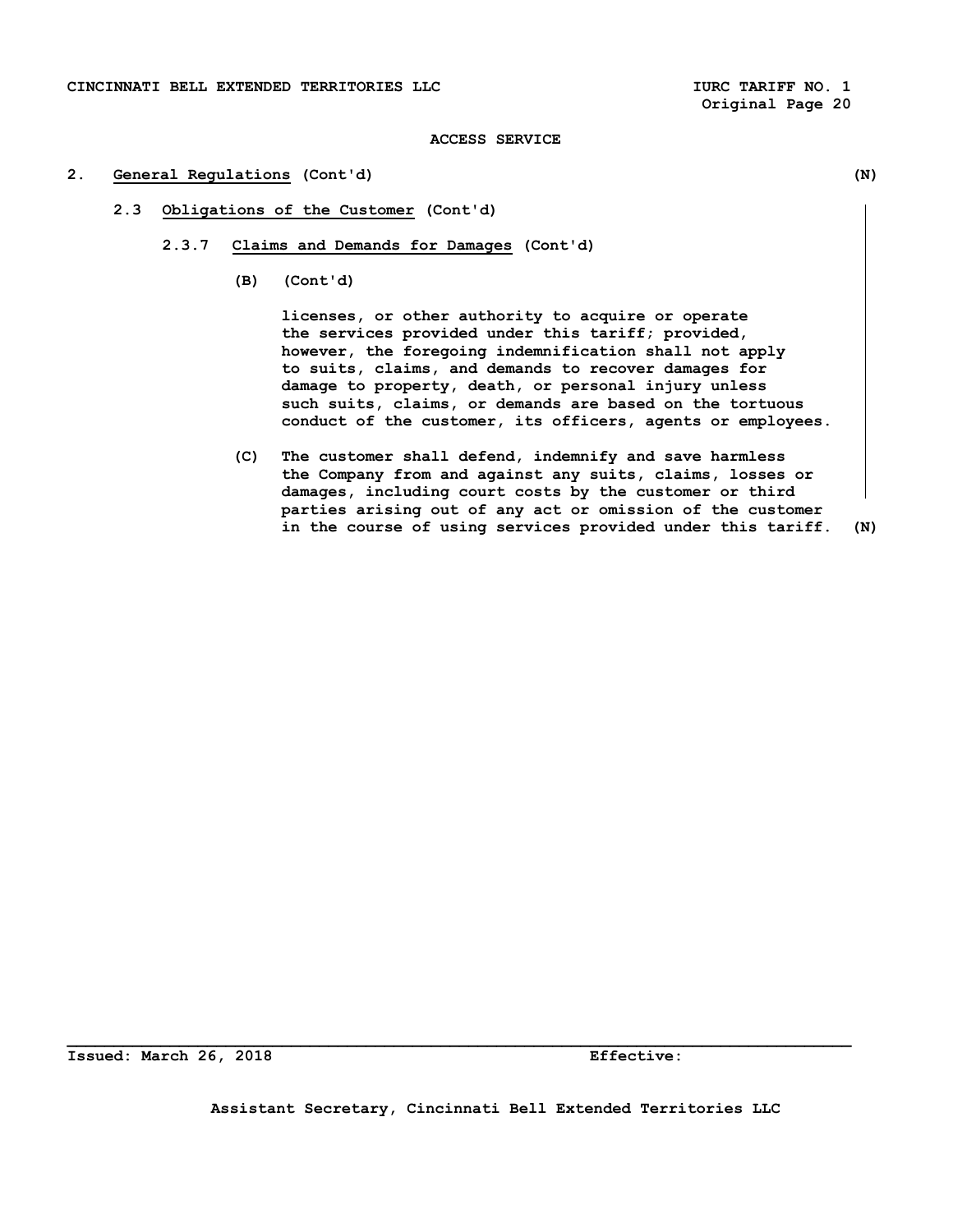## 2. General Regulations (Cont'd) (N)

### 2.3 Obligations of the Customer (Cont'd)

#### 2.3.7 Claims and Demands for Damages (Cont'd)

(B) (Cont'd)

licenses, or other authority to acquire or operate the services provided under this tariff; provided, however, the foregoing indemnification shall not apply to suits, claims, and demands to recover damages for damage to property, death, or personal injury unless such suits, claims, or demands are based on the tortuous conduct of the customer, its officers, agents or employees.

(C) The customer shall defend, indemnify and save harmless the Company from and against any suits, claims, losses or damages, including court costs by the customer or third parties arising out of any act or omission of the customer in the course of using services provided under this tariff. (N)

Issued: March 26, 2018 Effective:

Assistant Secretary, Cincinnati Bell Extended Territories LLC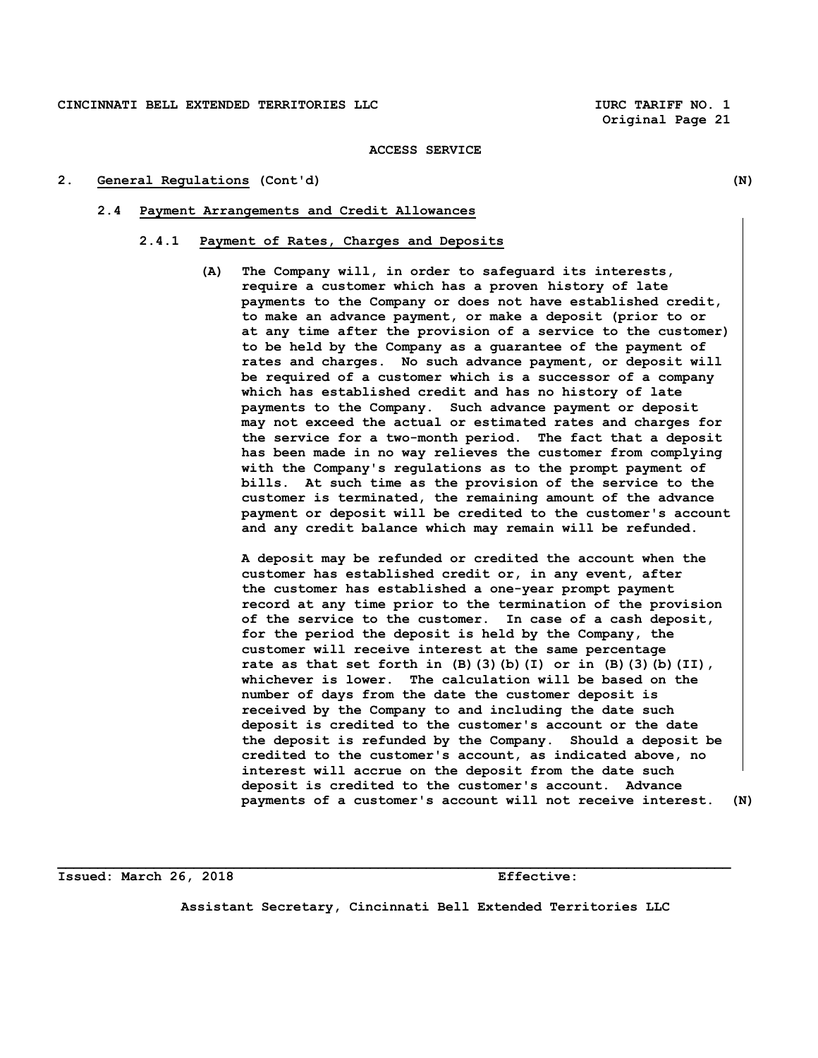ACCESS SERVICE

## 2. General Regulations (Cont'd) (N)

### 2.4 Payment Arrangements and Credit Allowances

#### 2.4.1 Payment of Rates, Charges and Deposits

(A) The Company will, in order to safeguard its interests, require a customer which has a proven history of late payments to the Company or does not have established credit, to make an advance payment, or make a deposit (prior to or at any time after the provision of a service to the customer) to be held by the Company as a guarantee of the payment of rates and charges. No such advance payment, or deposit will be required of a customer which is a successor of a company which has established credit and has no history of late payments to the Company. Such advance payment or deposit may not exceed the actual or estimated rates and charges for the service for a two-month period. The fact that a deposit has been made in no way relieves the customer from complying with the Company's regulations as to the prompt payment of bills. At such time as the provision of the service to the customer is terminated, the remaining amount of the advance payment or deposit will be credited to the customer's account and any credit balance which may remain will be refunded.

A deposit may be refunded or credited the account when the customer has established credit or, in any event, after the customer has established a one-year prompt payment record at any time prior to the termination of the provision of the service to the customer. In case of a cash deposit, for the period the deposit is held by the Company, the customer will receive interest at the same percentage rate as that set forth in (B)(3)(b)(I) or in (B)(3)(b)(II), whichever is lower. The calculation will be based on the number of days from the date the customer deposit is received by the Company to and including the date such deposit is credited to the customer's account or the date the deposit is refunded by the Company. Should a deposit be credited to the customer's account, as indicated above, no interest will accrue on the deposit from the date such deposit is credited to the customer's account. Advance payments of a customer's account will not receive interest. (N)

Issued: March 26, 2018 Effective:

Assistant Secretary, Cincinnati Bell Extended Territories LLC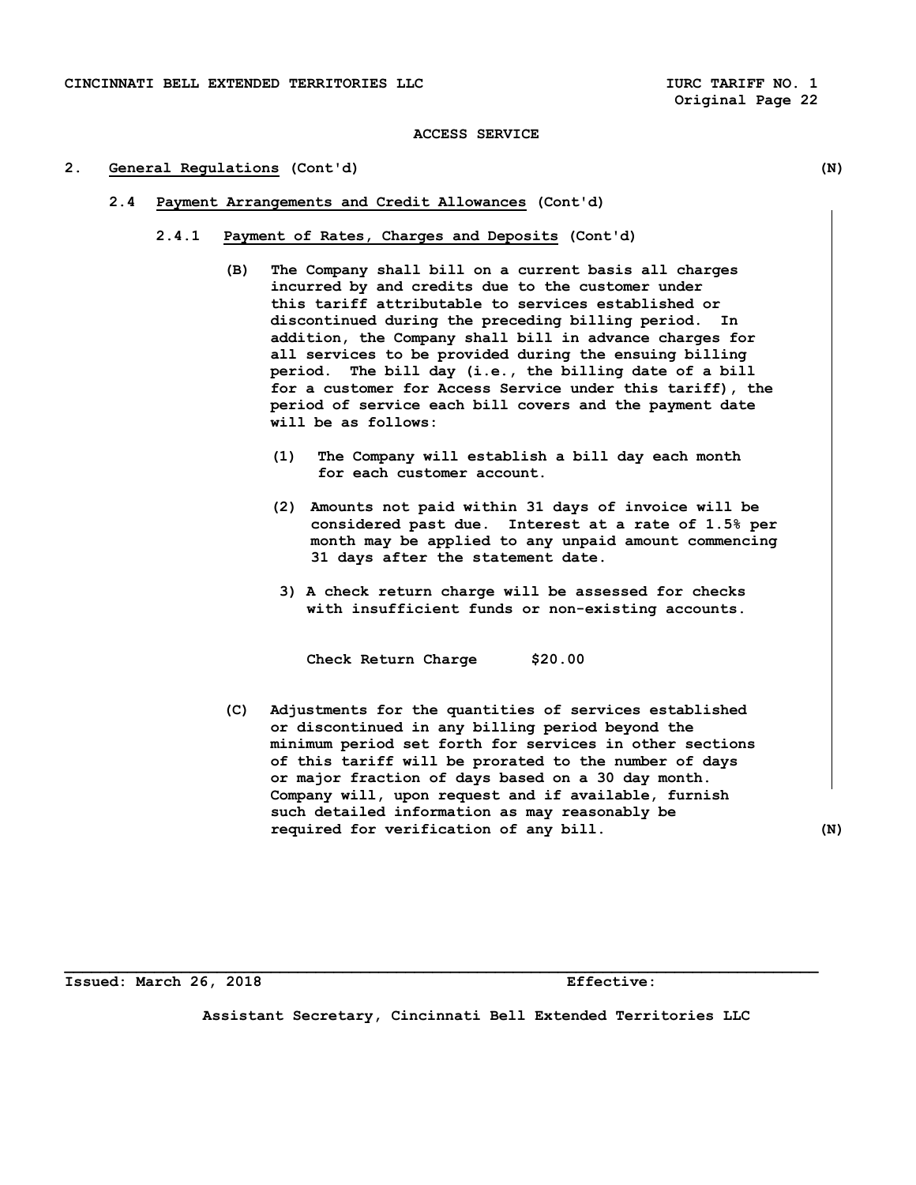ACCESS SERVICE

## 2. General Regulations (Cont'd) (N)

### 2.4 Payment Arrangements and Credit Allowances (Cont'd)

#### 2.4.1 Payment of Rates, Charges and Deposits (Cont'd)

(B) The Company shall bill on a current basis all charges incurred by and credits due to the customer under this tariff attributable to services established or discontinued during the preceding billing period. In addition, the Company shall bill in advance charges for all services to be provided during the ensuing billing period. The bill day (i.e., the billing date of a bill for a customer for Access Service under this tariff), the period of service each bill covers and the payment date will be as follows:

(1) The Company will establish a bill day each month for each customer account.

(2) Amounts not paid within 31 days of invoice will be considered past due. Interest at a rate of 1.5% per month may be applied to any unpaid amount commencing 31 days after the statement date.

3) A check return charge will be assessed for checks with insufficient funds or non-existing accounts.

Check Return Charge $20.00

(C) Adjustments for the quantities of services established or discontinued in any billing period beyond the minimum period set forth for services in other sections of this tariff will be prorated to the number of days or major fraction of days based on a 30 day month. Company will, upon request and if available, furnish such detailed information as may reasonably be required for verification of any bill. (N)

Issued: March 26, 2018 Effective:

Assistant Secretary, Cincinnati Bell Extended Territories LLC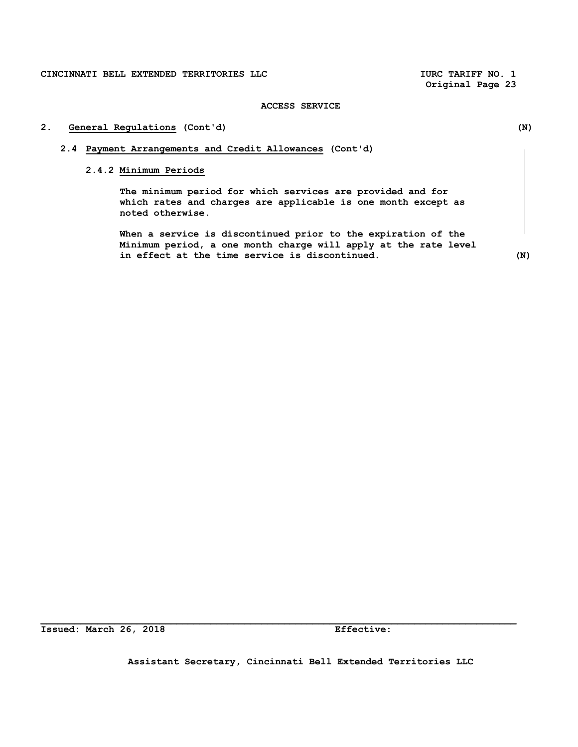## ACCESS SERVICE

### 2. General Regulations (Cont'd) (N)

#### 2.4 Payment Arrangements and Credit Allowances (Cont'd)

##### 2.4.2 Minimum Periods

The minimum period for which services are provided and for which rates and charges are applicable is one month except as noted otherwise.

When a service is discontinued prior to the expiration of the Minimum period, a one month charge will apply at the rate level in effect at the time service is discontinued. (N)

Issued: March 26, 2018 Effective:

Assistant Secretary, Cincinnati Bell Extended Territories LLC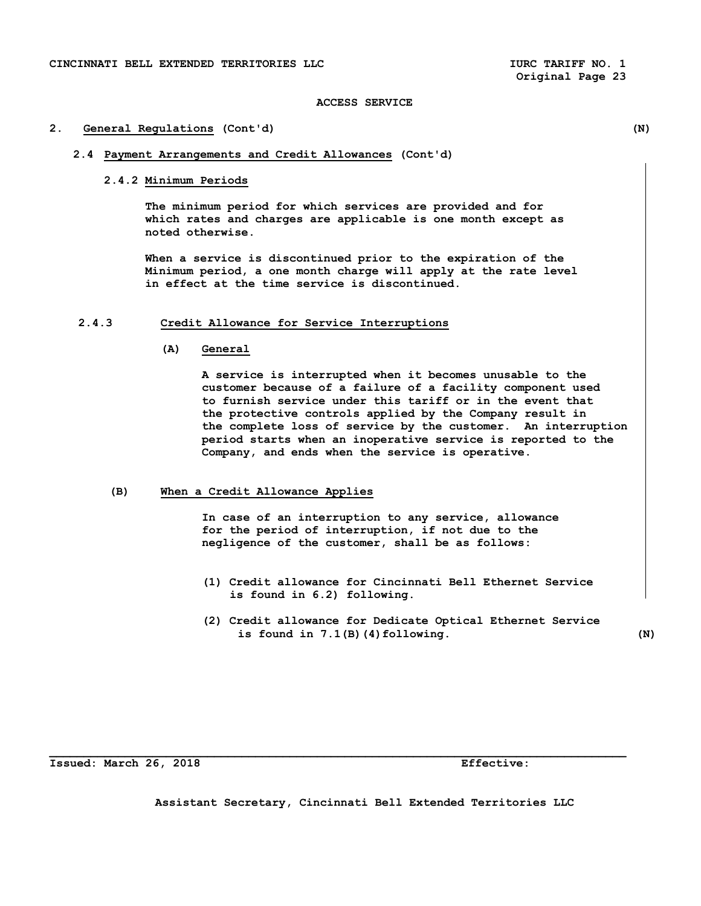ACCESS SERVICE

## 2. General Regulations (Cont'd) (N)

### 2.4 Payment Arrangements and Credit Allowances (Cont'd)

#### 2.4.2 Minimum Periods

The minimum period for which services are provided and for which rates and charges are applicable is one month except as noted otherwise.

When a service is discontinued prior to the expiration of the Minimum period, a one month charge will apply at the rate level in effect at the time service is discontinued.

#### 2.4.3 Credit Allowance for Service Interruptions

**(A) General**

A service is interrupted when it becomes unusable to the customer because of a failure of a facility component used to furnish service under this tariff or in the event that the protective controls applied by the Company result in the complete loss of service by the customer. An interruption period starts when an inoperative service is reported to the Company, and ends when the service is operative.

**(B) When a Credit Allowance Applies**

In case of an interruption to any service, allowance for the period of interruption, if not due to the negligence of the customer, shall be as follows:

(1) Credit allowance for Cincinnati Bell Ethernet Service is found in 6.2) following.

(2) Credit allowance for Dedicate Optical Ethernet Service is found in 7.1(B)(4)following. (N)

Issued: March 26, 2018 Effective:

Assistant Secretary, Cincinnati Bell Extended Territories LLC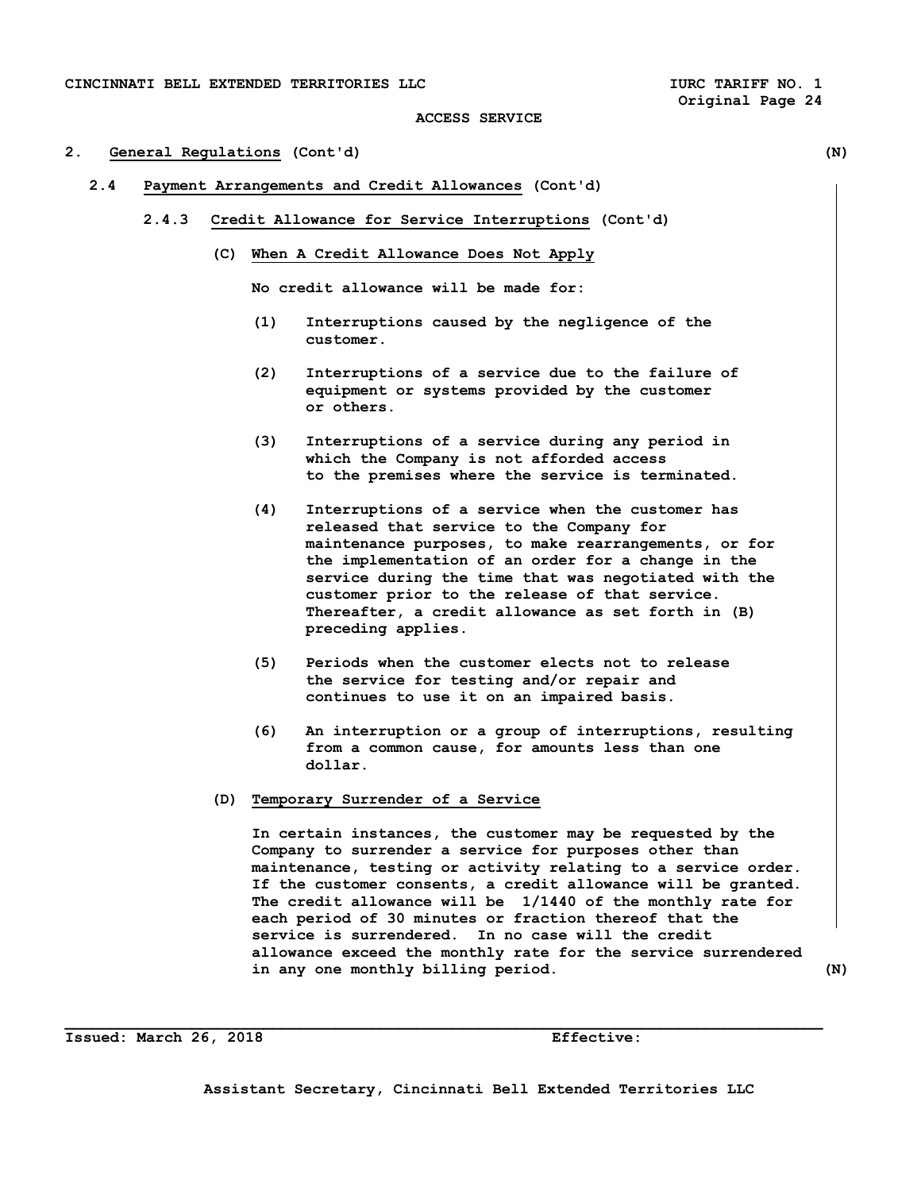ACCESS SERVICE

## 2. General Regulations (Cont'd) (N)

### 2.4 Payment Arrangements and Credit Allowances (Cont'd)

#### 2.4.3 Credit Allowance for Service Interruptions (Cont'd)

**(C) When A Credit Allowance Does Not Apply**

No credit allowance will be made for:

(1) Interruptions caused by the negligence of the customer.

(2) Interruptions of a service due to the failure of equipment or systems provided by the customer or others.

(3) Interruptions of a service during any period in which the Company is not afforded access to the premises where the service is terminated.

(4) Interruptions of a service when the customer has released that service to the Company for maintenance purposes, to make rearrangements, or for the implementation of an order for a change in the service during the time that was negotiated with the customer prior to the release of that service. Thereafter, a credit allowance as set forth in (B) preceding applies.

(5) Periods when the customer elects not to release the service for testing and/or repair and continues to use it on an impaired basis.

(6) An interruption or a group of interruptions, resulting from a common cause, for amounts less than one dollar.

**(D) Temporary Surrender of a Service**

In certain instances, the customer may be requested by the Company to surrender a service for purposes other than maintenance, testing or activity relating to a service order. If the customer consents, a credit allowance will be granted. The credit allowance will be 1/1440 of the monthly rate for each period of 30 minutes or fraction thereof that the service is surrendered. In no case will the credit allowance exceed the monthly rate for the service surrendered in any one monthly billing period. (N)

Issued: March 26, 2018 Effective:

Assistant Secretary, Cincinnati Bell Extended Territories LLC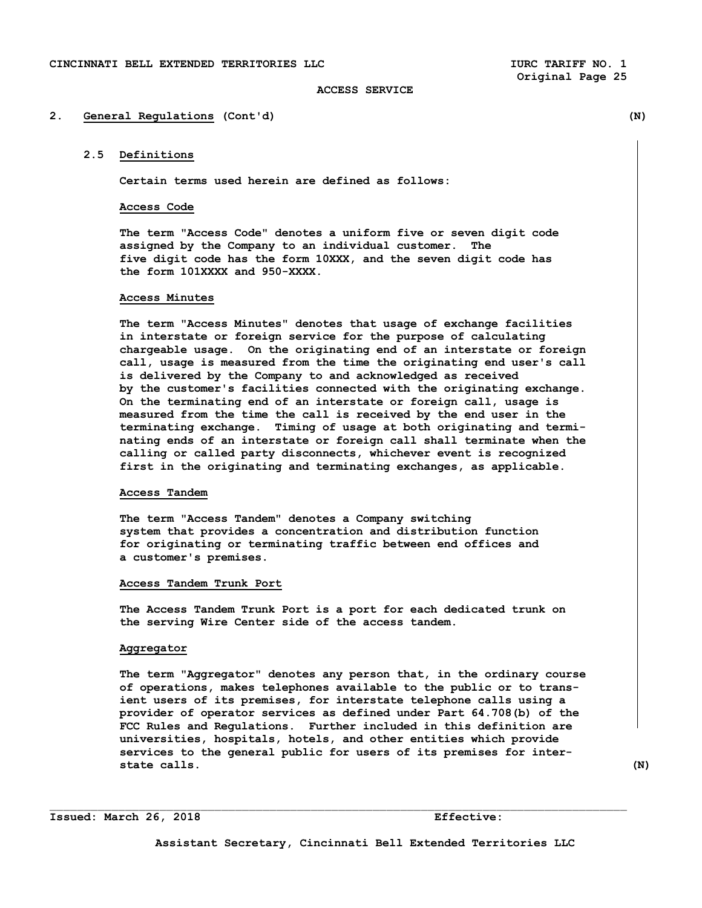## 2. General Regulations (Cont'd) (N)

### 2.5 Definitions

Certain terms used herein are defined as follows:

**Access Code**

The term "Access Code" denotes a uniform five or seven digit code assigned by the Company to an individual customer. The five digit code has the form 10XXX, and the seven digit code has the form 101XXXX and 950-XXXX.

**Access Minutes**

The term "Access Minutes" denotes that usage of exchange facilities in interstate or foreign service for the purpose of calculating chargeable usage. On the originating end of an interstate or foreign call, usage is measured from the time the originating end user's call is delivered by the Company to and acknowledged as received by the customer's facilities connected with the originating exchange. On the terminating end of an interstate or foreign call, usage is measured from the time the call is received by the end user in the terminating exchange. Timing of usage at both originating and terminating ends of an interstate or foreign call shall terminate when the calling or called party disconnects, whichever event is recognized first in the originating and terminating exchanges, as applicable.

**Access Tandem**

The term "Access Tandem" denotes a Company switching system that provides a concentration and distribution function for originating or terminating traffic between end offices and a customer's premises.

**Access Tandem Trunk Port**

The Access Tandem Trunk Port is a port for each dedicated trunk on the serving Wire Center side of the access tandem.

**Aggregator**

The term "Aggregator" denotes any person that, in the ordinary course of operations, makes telephones available to the public or to transient users of its premises, for interstate telephone calls using a provider of operator services as defined under Part 64.708(b) of the FCC Rules and Regulations. Further included in this definition are universities, hospitals, hotels, and other entities which provide services to the general public for users of its premises for interstate calls. (N)

Issued: March 26, 2018 Effective:

Assistant Secretary, Cincinnati Bell Extended Territories LLC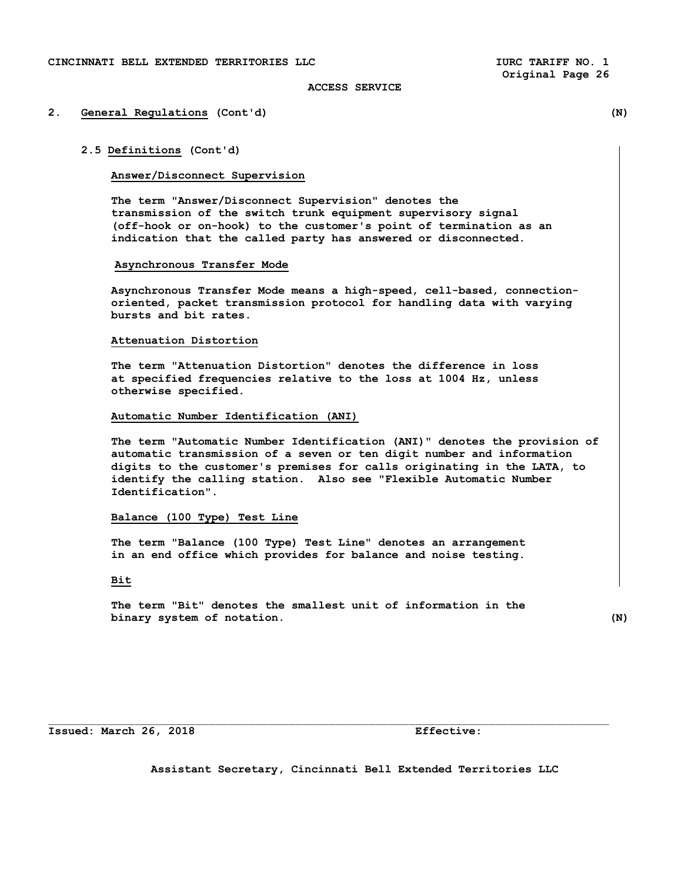## 2. General Regulations (Cont'd) (N)

### 2.5 Definitions (Cont'd)

**Answer/Disconnect Supervision**

The term "Answer/Disconnect Supervision" denotes the transmission of the switch trunk equipment supervisory signal (off-hook or on-hook) to the customer's point of termination as an indication that the called party has answered or disconnected.

**Asynchronous Transfer Mode**

Asynchronous Transfer Mode means a high-speed, cell-based, connection-oriented, packet transmission protocol for handling data with varying bursts and bit rates.

**Attenuation Distortion**

The term "Attenuation Distortion" denotes the difference in loss at specified frequencies relative to the loss at 1004 Hz, unless otherwise specified.

**Automatic Number Identification (ANI)**

The term "Automatic Number Identification (ANI)" denotes the provision of automatic transmission of a seven or ten digit number and information digits to the customer's premises for calls originating in the LATA, to identify the calling station. Also see "Flexible Automatic Number Identification".

**Balance (100 Type) Test Line**

The term "Balance (100 Type) Test Line" denotes an arrangement in an end office which provides for balance and noise testing.

**Bit**

The term "Bit" denotes the smallest unit of information in the binary system of notation. (N)

Issued: March 26, 2018 Effective:

Assistant Secretary, Cincinnati Bell Extended Territories LLC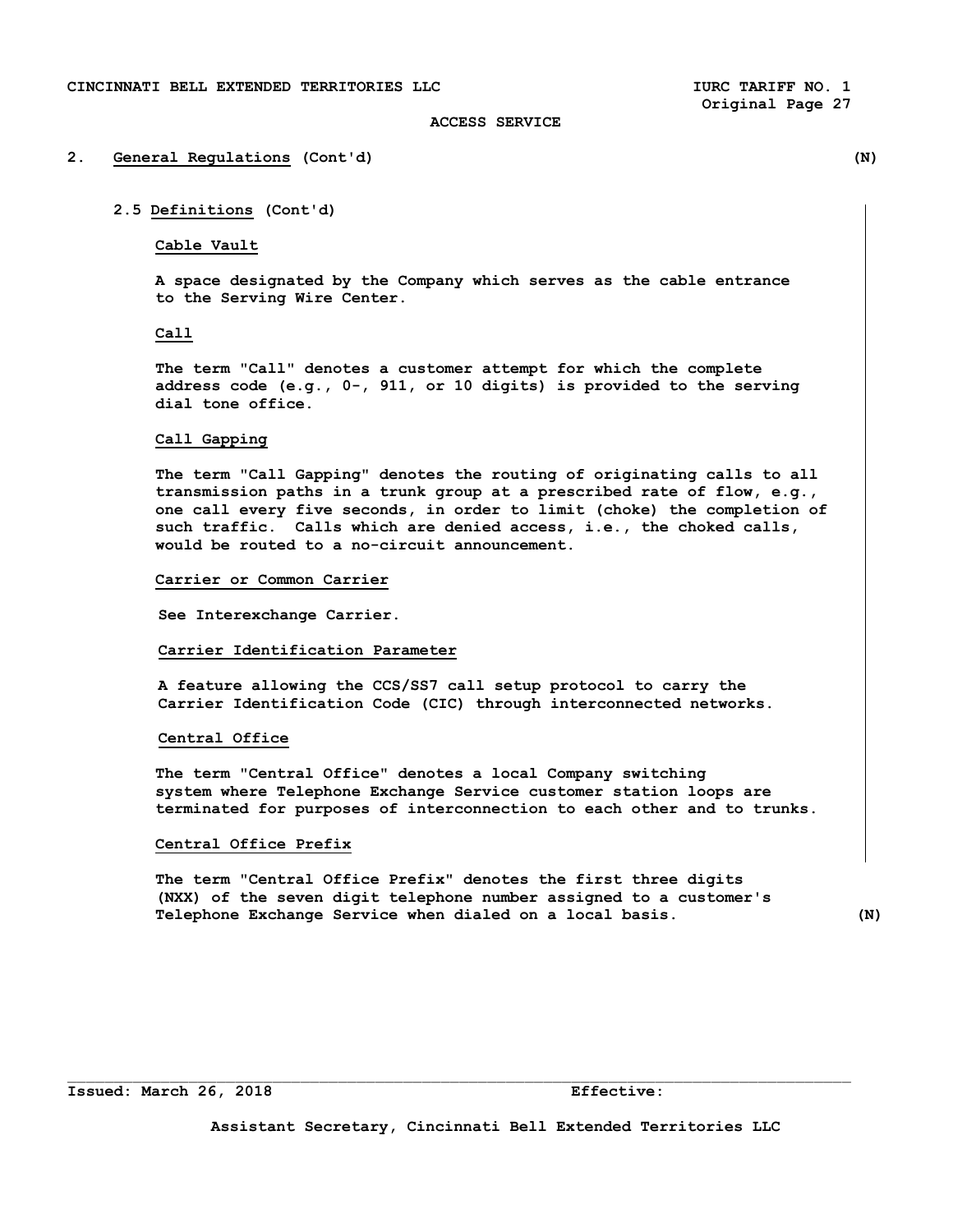## 2. General Regulations (Cont'd) (N)

### 2.5 Definitions (Cont'd)

**Cable Vault**

A space designated by the Company which serves as the cable entrance to the Serving Wire Center.

**Call**

The term "Call" denotes a customer attempt for which the complete address code (e.g., 0-, 911, or 10 digits) is provided to the serving dial tone office.

**Call Gapping**

The term "Call Gapping" denotes the routing of originating calls to all transmission paths in a trunk group at a prescribed rate of flow, e.g., one call every five seconds, in order to limit (choke) the completion of such traffic. Calls which are denied access, i.e., the choked calls, would be routed to a no-circuit announcement.

**Carrier or Common Carrier**

See Interexchange Carrier.

**Carrier Identification Parameter**

A feature allowing the CCS/SS7 call setup protocol to carry the Carrier Identification Code (CIC) through interconnected networks.

**Central Office**

The term "Central Office" denotes a local Company switching system where Telephone Exchange Service customer station loops are terminated for purposes of interconnection to each other and to trunks.

**Central Office Prefix**

The term "Central Office Prefix" denotes the first three digits (NXX) of the seven digit telephone number assigned to a customer's Telephone Exchange Service when dialed on a local basis. (N)

Issued: March 26, 2018 Effective:

Assistant Secretary, Cincinnati Bell Extended Territories LLC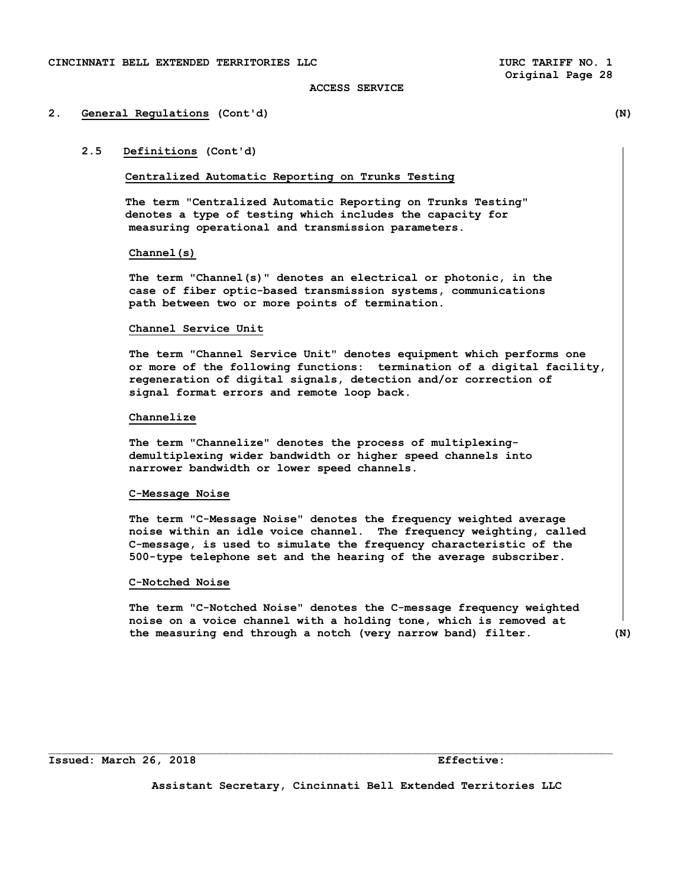## 2. General Regulations (Cont'd) (N)

### 2.5 Definitions (Cont'd)

**Centralized Automatic Reporting on Trunks Testing**

The term "Centralized Automatic Reporting on Trunks Testing" denotes a type of testing which includes the capacity for measuring operational and transmission parameters.

**Channel(s)**

The term "Channel(s)" denotes an electrical or photonic, in the case of fiber optic-based transmission systems, communications path between two or more points of termination.

**Channel Service Unit**

The term "Channel Service Unit" denotes equipment which performs one or more of the following functions: termination of a digital facility, regeneration of digital signals, detection and/or correction of signal format errors and remote loop back.

**Channelize**

The term "Channelize" denotes the process of multiplexing-demultiplexing wider bandwidth or higher speed channels into narrower bandwidth or lower speed channels.

**C-Message Noise**

The term "C-Message Noise" denotes the frequency weighted average noise within an idle voice channel. The frequency weighting, called C-message, is used to simulate the frequency characteristic of the 500-type telephone set and the hearing of the average subscriber.

**C-Notched Noise**

The term "C-Notched Noise" denotes the C-message frequency weighted noise on a voice channel with a holding tone, which is removed at the measuring end through a notch (very narrow band) filter. (N)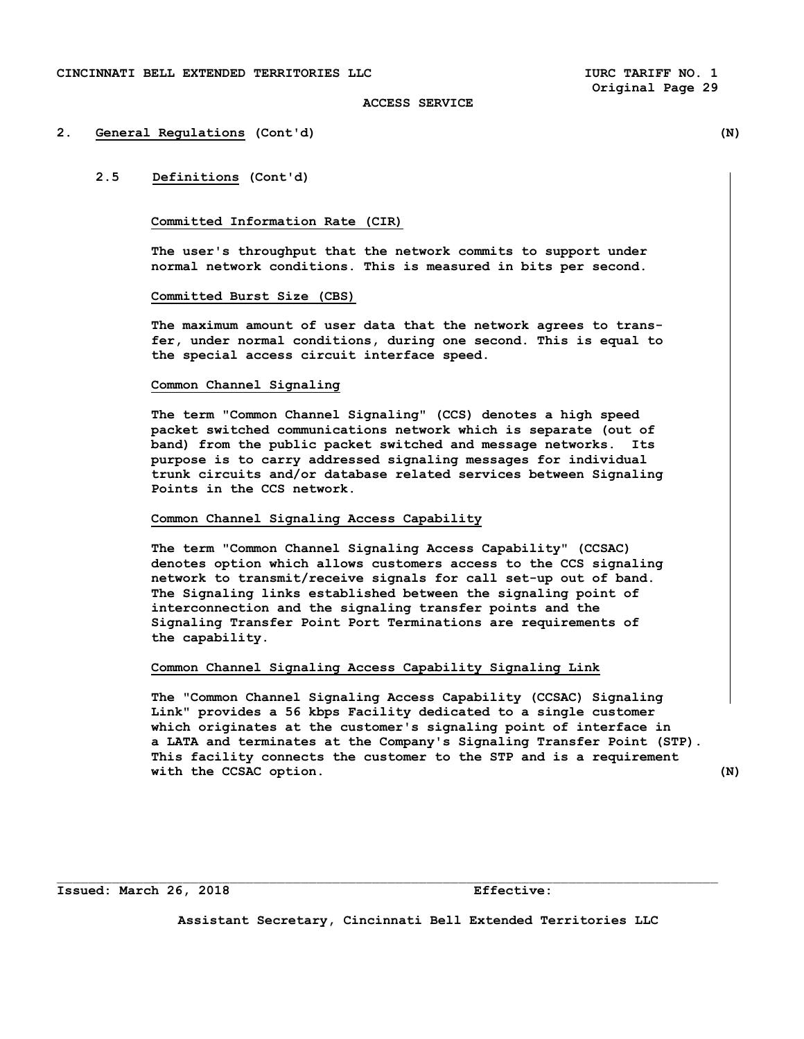## 2. General Regulations (Cont'd) (N)

### 2.5 Definitions (Cont'd)

Committed Information Rate (CIR)

The user's throughput that the network commits to support under normal network conditions. This is measured in bits per second.

Committed Burst Size (CBS)

The maximum amount of user data that the network agrees to transfer, under normal conditions, during one second. This is equal to the special access circuit interface speed.

Common Channel Signaling

The term "Common Channel Signaling" (CCS) denotes a high speed packet switched communications network which is separate (out of band) from the public packet switched and message networks. Its purpose is to carry addressed signaling messages for individual trunk circuits and/or database related services between Signaling Points in the CCS network.

Common Channel Signaling Access Capability

The term "Common Channel Signaling Access Capability" (CCSAC) denotes option which allows customers access to the CCS signaling network to transmit/receive signals for call set-up out of band. The Signaling links established between the signaling point of interconnection and the signaling transfer points and the Signaling Transfer Point Port Terminations are requirements of the capability.

Common Channel Signaling Access Capability Signaling Link

The "Common Channel Signaling Access Capability (CCSAC) Signaling Link" provides a 56 kbps Facility dedicated to a single customer which originates at the customer's signaling point of interface in a LATA and terminates at the Company's Signaling Transfer Point (STP). This facility connects the customer to the STP and is a requirement with the CCSAC option. (N)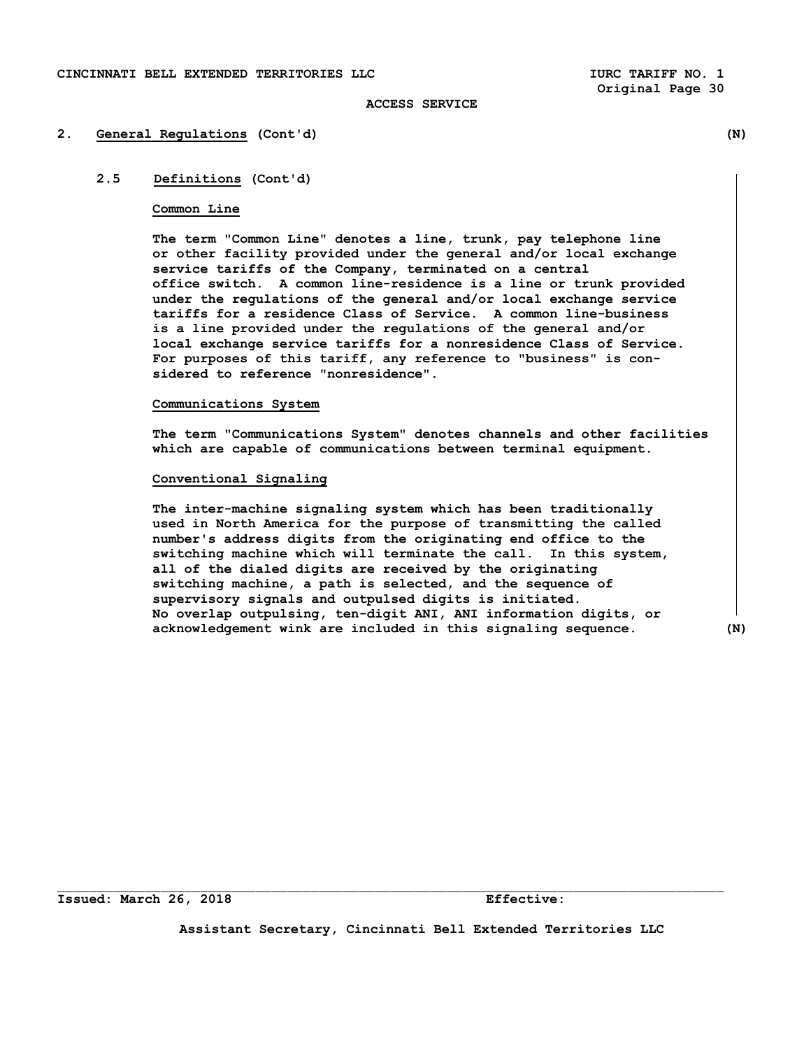## 2. General Regulations (Cont'd) (N)

### 2.5 Definitions (Cont'd)

**Common Line**

The term "Common Line" denotes a line, trunk, pay telephone line or other facility provided under the general and/or local exchange service tariffs of the Company, terminated on a central office switch. A common line-residence is a line or trunk provided under the regulations of the general and/or local exchange service tariffs for a residence Class of Service. A common line-business is a line provided under the regulations of the general and/or local exchange service tariffs for a nonresidence Class of Service. For purposes of this tariff, any reference to "business" is considered to reference "nonresidence".

**Communications System**

The term "Communications System" denotes channels and other facilities which are capable of communications between terminal equipment.

**Conventional Signaling**

The inter-machine signaling system which has been traditionally used in North America for the purpose of transmitting the called number's address digits from the originating end office to the switching machine which will terminate the call. In this system, all of the dialed digits are received by the originating switching machine, a path is selected, and the sequence of supervisory signals and outpulsed digits is initiated. No overlap outpulsing, ten-digit ANI, ANI information digits, or acknowledgement wink are included in this signaling sequence. (N)

Issued: March 26, 2018 Effective:

Assistant Secretary, Cincinnati Bell Extended Territories LLC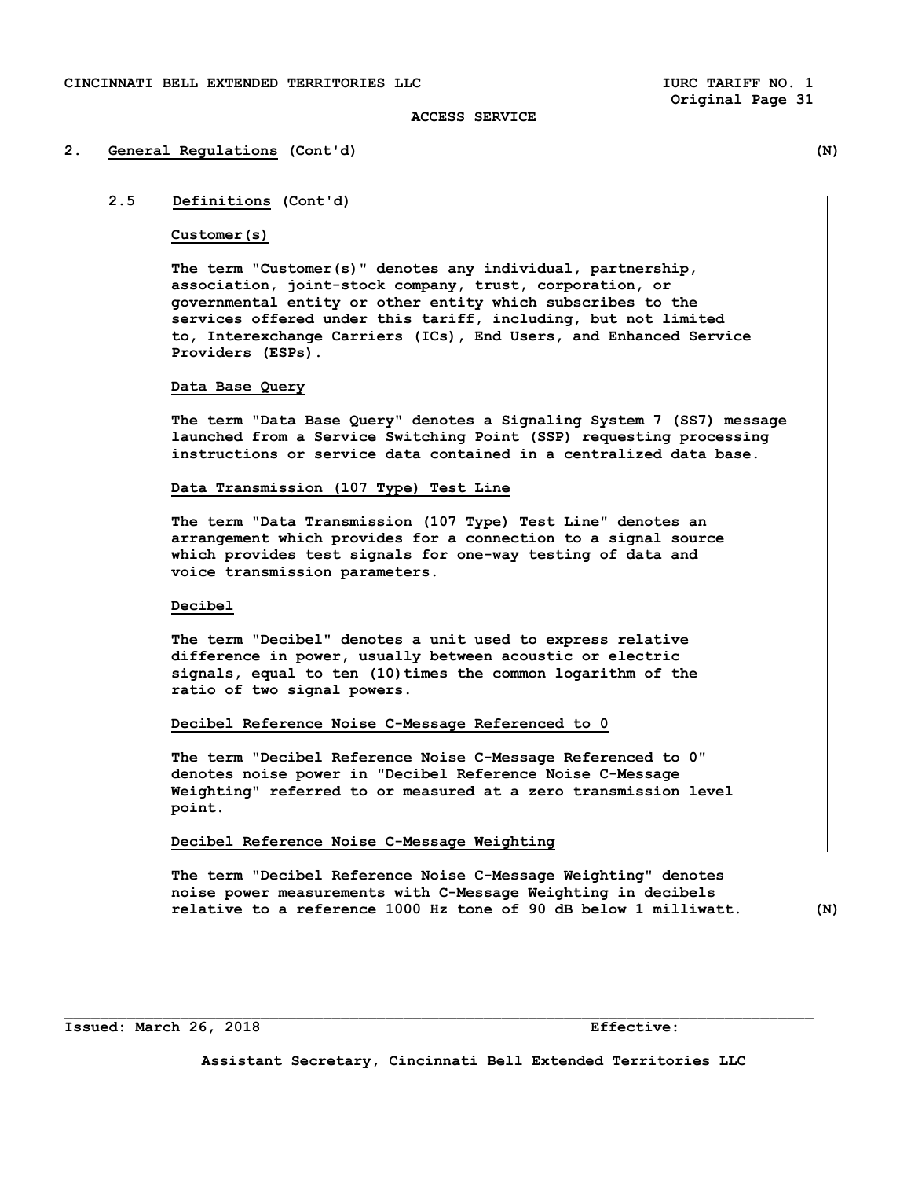## 2. General Regulations (Cont'd) (N)

### 2.5 Definitions (Cont'd)

**Customer(s)**

The term "Customer(s)" denotes any individual, partnership, association, joint-stock company, trust, corporation, or governmental entity or other entity which subscribes to the services offered under this tariff, including, but not limited to, Interexchange Carriers (ICs), End Users, and Enhanced Service Providers (ESPs).

**Data Base Query**

The term "Data Base Query" denotes a Signaling System 7 (SS7) message launched from a Service Switching Point (SSP) requesting processing instructions or service data contained in a centralized data base.

**Data Transmission (107 Type) Test Line**

The term "Data Transmission (107 Type) Test Line" denotes an arrangement which provides for a connection to a signal source which provides test signals for one-way testing of data and voice transmission parameters.

**Decibel**

The term "Decibel" denotes a unit used to express relative difference in power, usually between acoustic or electric signals, equal to ten (10)times the common logarithm of the ratio of two signal powers.

**Decibel Reference Noise C-Message Referenced to 0**

The term "Decibel Reference Noise C-Message Referenced to 0" denotes noise power in "Decibel Reference Noise C-Message Weighting" referred to or measured at a zero transmission level point.

**Decibel Reference Noise C-Message Weighting**

The term "Decibel Reference Noise C-Message Weighting" denotes noise power measurements with C-Message Weighting in decibels relative to a reference 1000 Hz tone of 90 dB below 1 milliwatt. (N)

Issued: March 26, 2018 Effective:

Assistant Secretary, Cincinnati Bell Extended Territories LLC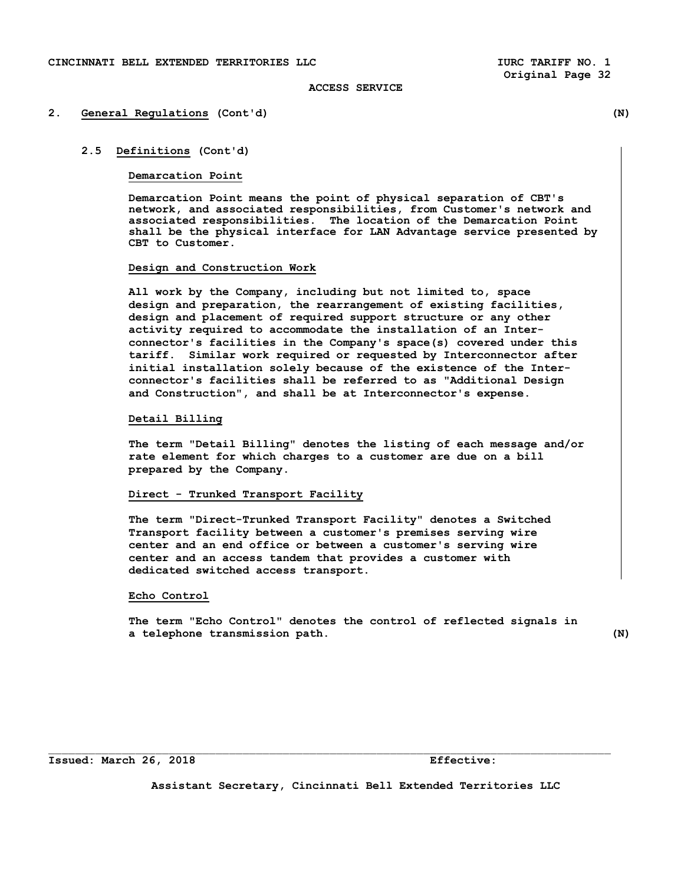ACCESS SERVICE

## 2. General Regulations (Cont'd) (N)

### 2.5 Definitions (Cont'd)

**Demarcation Point**

Demarcation Point means the point of physical separation of CBT's network, and associated responsibilities, from Customer's network and associated responsibilities. The location of the Demarcation Point shall be the physical interface for LAN Advantage service presented by CBT to Customer.

**Design and Construction Work**

All work by the Company, including but not limited to, space design and preparation, the rearrangement of existing facilities, design and placement of required support structure or any other activity required to accommodate the installation of an Interconnector's facilities in the Company's space(s) covered under this tariff. Similar work required or requested by Interconnector after initial installation solely because of the existence of the Interconnector's facilities shall be referred to as "Additional Design and Construction", and shall be at Interconnector's expense.

**Detail Billing**

The term "Detail Billing" denotes the listing of each message and/or rate element for which charges to a customer are due on a bill prepared by the Company.

**Direct - Trunked Transport Facility**

The term "Direct-Trunked Transport Facility" denotes a Switched Transport facility between a customer's premises serving wire center and an end office or between a customer's serving wire center and an access tandem that provides a customer with dedicated switched access transport.

**Echo Control**

The term "Echo Control" denotes the control of reflected signals in a telephone transmission path. (N)

Issued: March 26, 2018 Effective:

Assistant Secretary, Cincinnati Bell Extended Territories LLC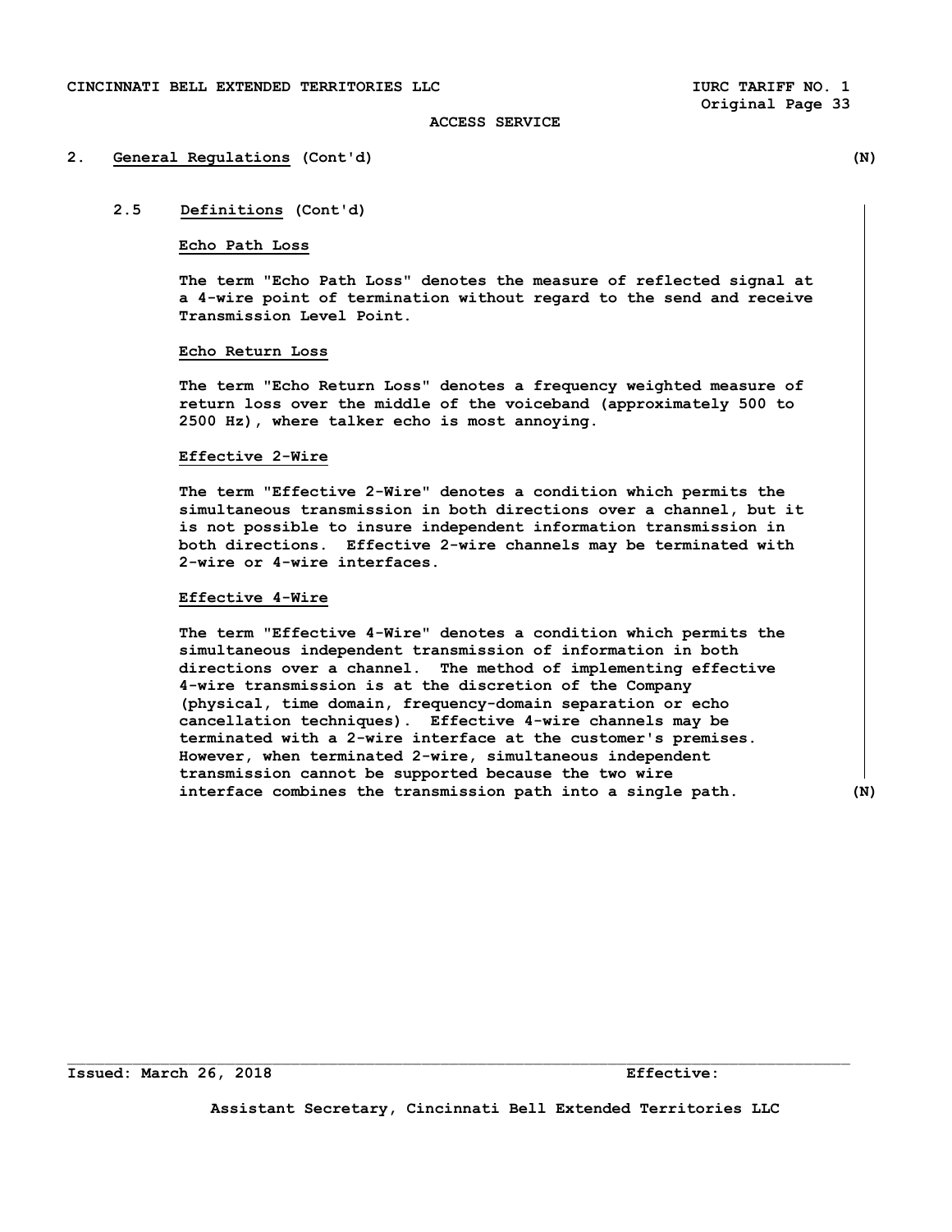## 2. General Regulations (Cont'd) (N)

### 2.5 Definitions (Cont'd)

**Echo Path Loss**

The term "Echo Path Loss" denotes the measure of reflected signal at a 4-wire point of termination without regard to the send and receive Transmission Level Point.

**Echo Return Loss**

The term "Echo Return Loss" denotes a frequency weighted measure of return loss over the middle of the voiceband (approximately 500 to 2500 Hz), where talker echo is most annoying.

**Effective 2-Wire**

The term "Effective 2-Wire" denotes a condition which permits the simultaneous transmission in both directions over a channel, but it is not possible to insure independent information transmission in both directions. Effective 2-wire channels may be terminated with 2-wire or 4-wire interfaces.

**Effective 4-Wire**

The term "Effective 4-Wire" denotes a condition which permits the simultaneous independent transmission of information in both directions over a channel. The method of implementing effective 4-wire transmission is at the discretion of the Company (physical, time domain, frequency-domain separation or echo cancellation techniques). Effective 4-wire channels may be terminated with a 2-wire interface at the customer's premises. However, when terminated 2-wire, simultaneous independent transmission cannot be supported because the two wire interface combines the transmission path into a single path. (N)

Issued: March 26, 2018 Effective:

Assistant Secretary, Cincinnati Bell Extended Territories LLC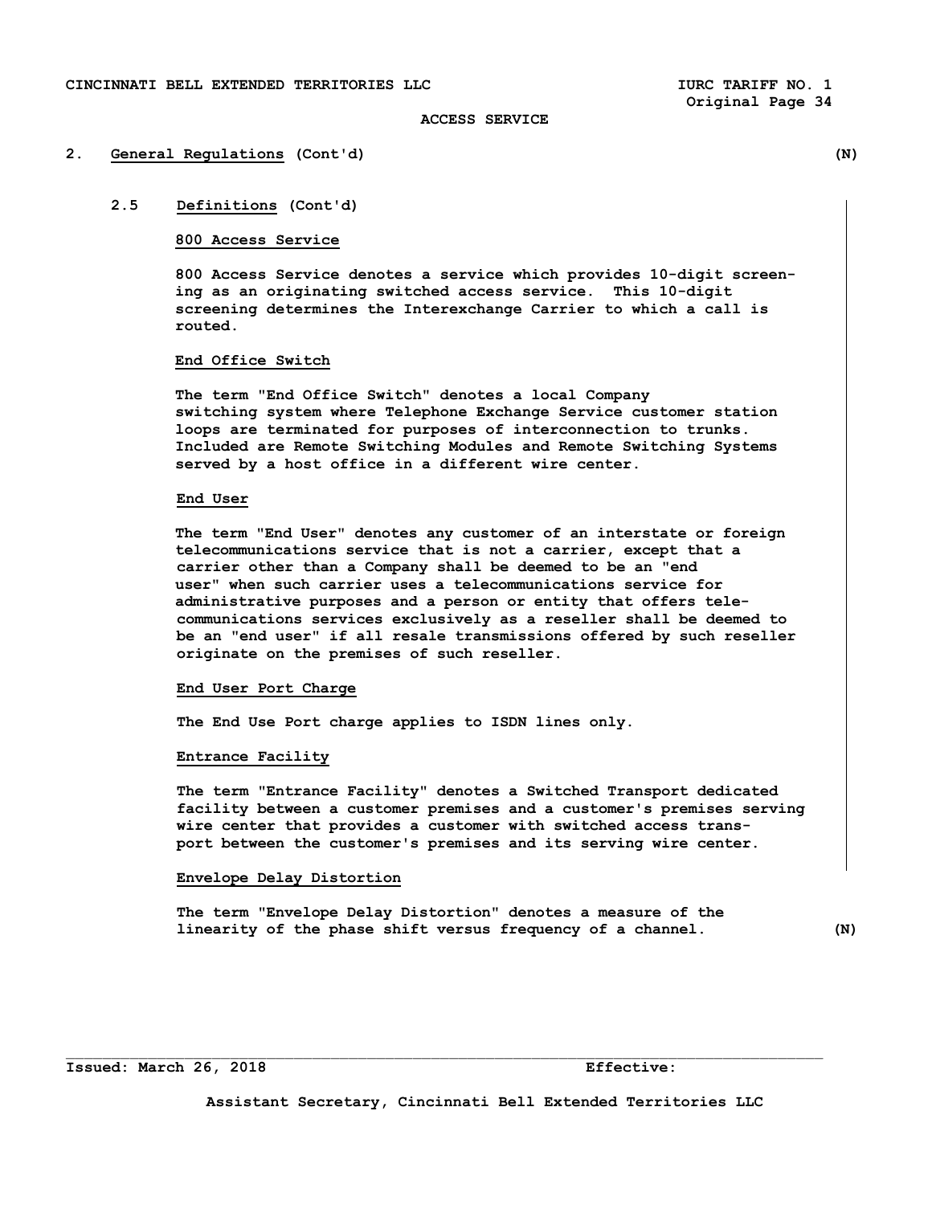## 2. General Regulations (Cont'd) (N)

### 2.5 Definitions (Cont'd)

**800 Access Service**

800 Access Service denotes a service which provides 10-digit screening as an originating switched access service. This 10-digit screening determines the Interexchange Carrier to which a call is routed.

**End Office Switch**

The term "End Office Switch" denotes a local Company switching system where Telephone Exchange Service customer station loops are terminated for purposes of interconnection to trunks. Included are Remote Switching Modules and Remote Switching Systems served by a host office in a different wire center.

**End User**

The term "End User" denotes any customer of an interstate or foreign telecommunications service that is not a carrier, except that a carrier other than a Company shall be deemed to be an "end user" when such carrier uses a telecommunications service for administrative purposes and a person or entity that offers telecommunications services exclusively as a reseller shall be deemed to be an "end user" if all resale transmissions offered by such reseller originate on the premises of such reseller.

**End User Port Charge**

The End Use Port charge applies to ISDN lines only.

**Entrance Facility**

The term "Entrance Facility" denotes a Switched Transport dedicated facility between a customer premises and a customer's premises serving wire center that provides a customer with switched access transport between the customer's premises and its serving wire center.

**Envelope Delay Distortion**

The term "Envelope Delay Distortion" denotes a measure of the linearity of the phase shift versus frequency of a channel. (N)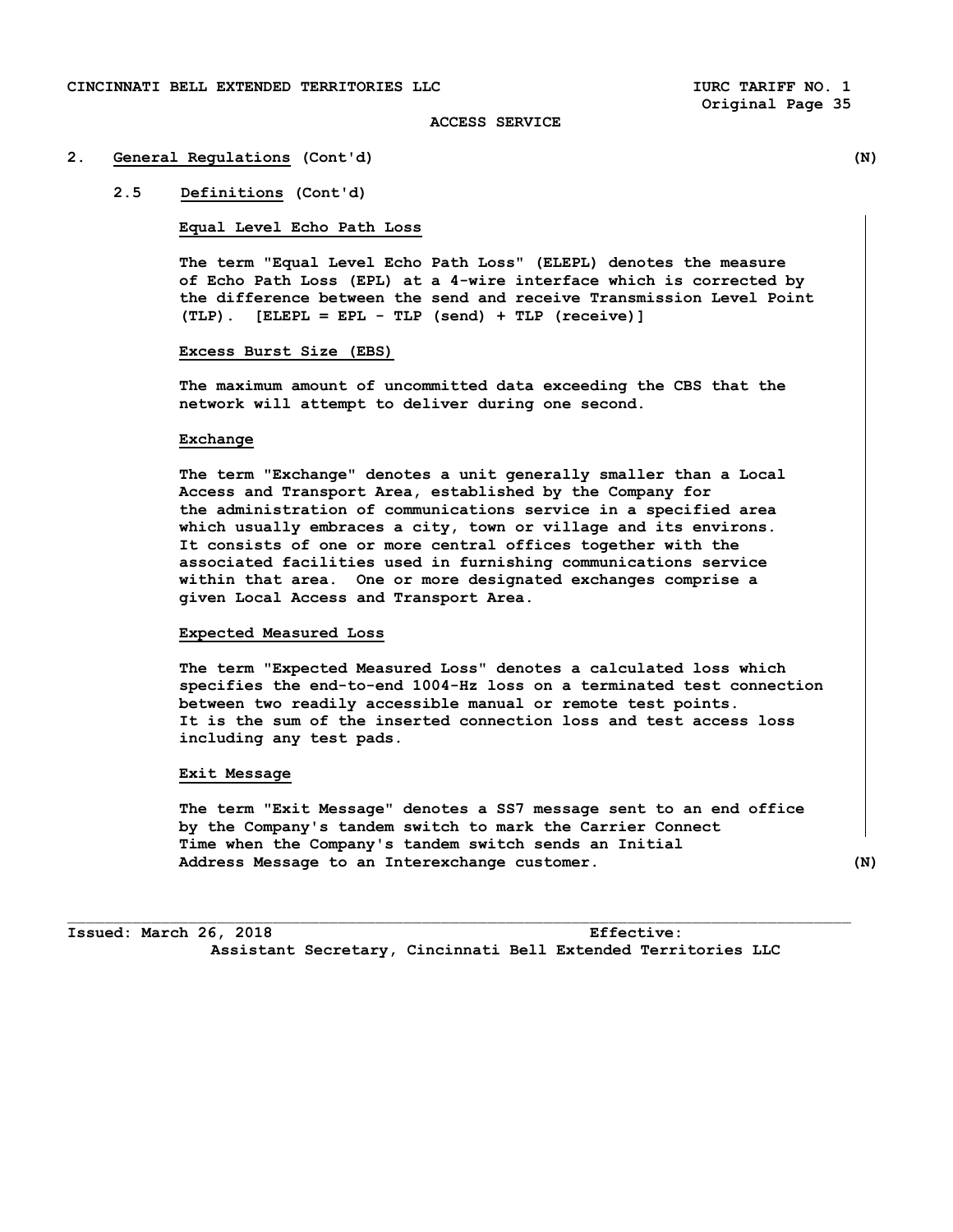ACCESS SERVICE

## 2. General Regulations (Cont'd) (N)

### 2.5 Definitions (Cont'd)

**Equal Level Echo Path Loss**

The term "Equal Level Echo Path Loss" (ELEPL) denotes the measure of Echo Path Loss (EPL) at a 4-wire interface which is corrected by the difference between the send and receive Transmission Level Point (TLP). [ELEPL = EPL - TLP (send) + TLP (receive)]

**Excess Burst Size (EBS)**

The maximum amount of uncommitted data exceeding the CBS that the network will attempt to deliver during one second.

**Exchange**

The term "Exchange" denotes a unit generally smaller than a Local Access and Transport Area, established by the Company for the administration of communications service in a specified area which usually embraces a city, town or village and its environs. It consists of one or more central offices together with the associated facilities used in furnishing communications service within that area. One or more designated exchanges comprise a given Local Access and Transport Area.

**Expected Measured Loss**

The term "Expected Measured Loss" denotes a calculated loss which specifies the end-to-end 1004-Hz loss on a terminated test connection between two readily accessible manual or remote test points. It is the sum of the inserted connection loss and test access loss including any test pads.

**Exit Message**

The term "Exit Message" denotes a SS7 message sent to an end office by the Company's tandem switch to mark the Carrier Connect Time when the Company's tandem switch sends an Initial Address Message to an Interexchange customer. (N)

Issued: March 26, 2018 Effective:

Assistant Secretary, Cincinnati Bell Extended Territories LLC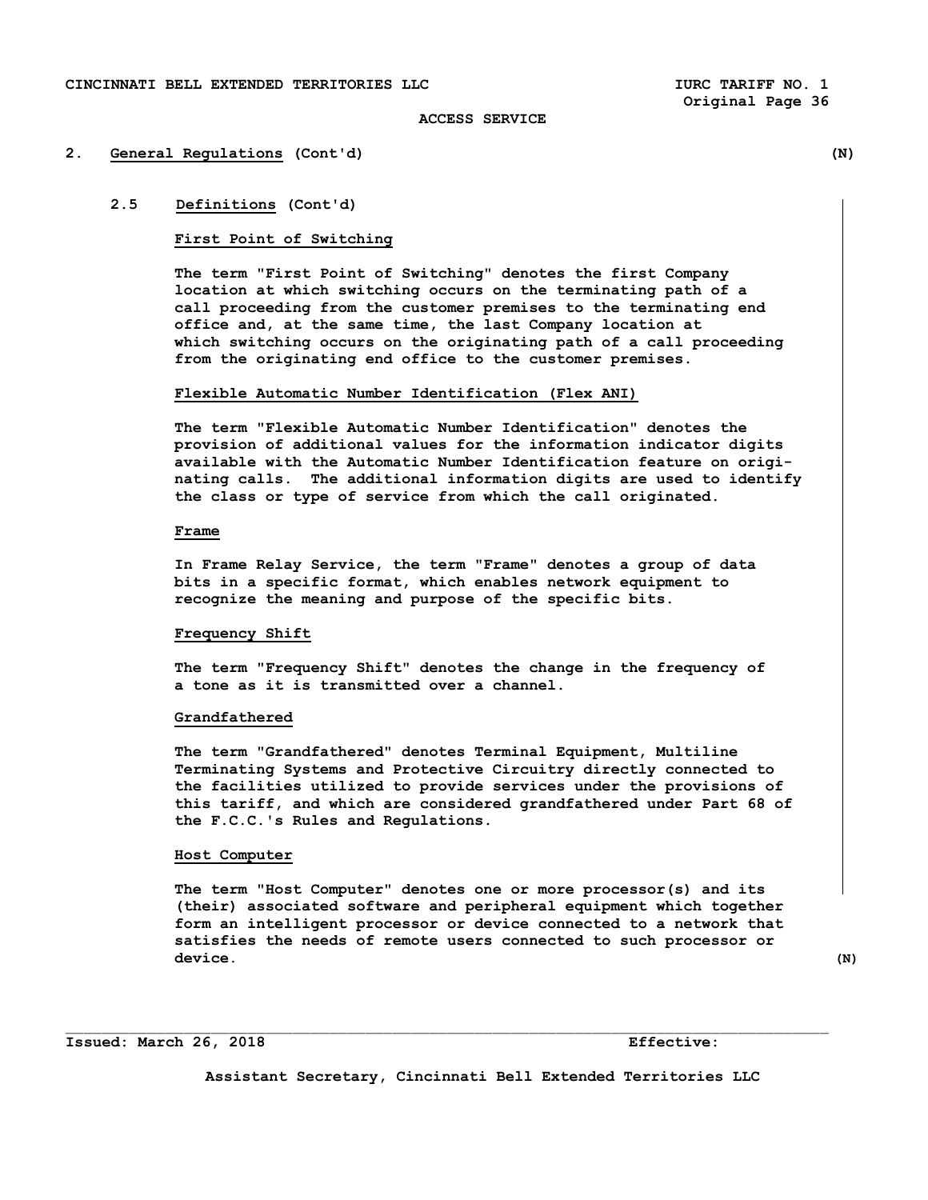## 2. General Regulations (Cont'd) (N)

### 2.5 Definitions (Cont'd)

**First Point of Switching**

The term "First Point of Switching" denotes the first Company location at which switching occurs on the terminating path of a call proceeding from the customer premises to the terminating end office and, at the same time, the last Company location at which switching occurs on the originating path of a call proceeding from the originating end office to the customer premises.

**Flexible Automatic Number Identification (Flex ANI)**

The term "Flexible Automatic Number Identification" denotes the provision of additional values for the information indicator digits available with the Automatic Number Identification feature on originating calls. The additional information digits are used to identify the class or type of service from which the call originated.

**Frame**

In Frame Relay Service, the term "Frame" denotes a group of data bits in a specific format, which enables network equipment to recognize the meaning and purpose of the specific bits.

**Frequency Shift**

The term "Frequency Shift" denotes the change in the frequency of a tone as it is transmitted over a channel.

**Grandfathered**

The term "Grandfathered" denotes Terminal Equipment, Multiline Terminating Systems and Protective Circuitry directly connected to the facilities utilized to provide services under the provisions of this tariff, and which are considered grandfathered under Part 68 of the F.C.C.'s Rules and Regulations.

**Host Computer**

The term "Host Computer" denotes one or more processor(s) and its (their) associated software and peripheral equipment which together form an intelligent processor or device connected to a network that satisfies the needs of remote users connected to such processor or device. (N)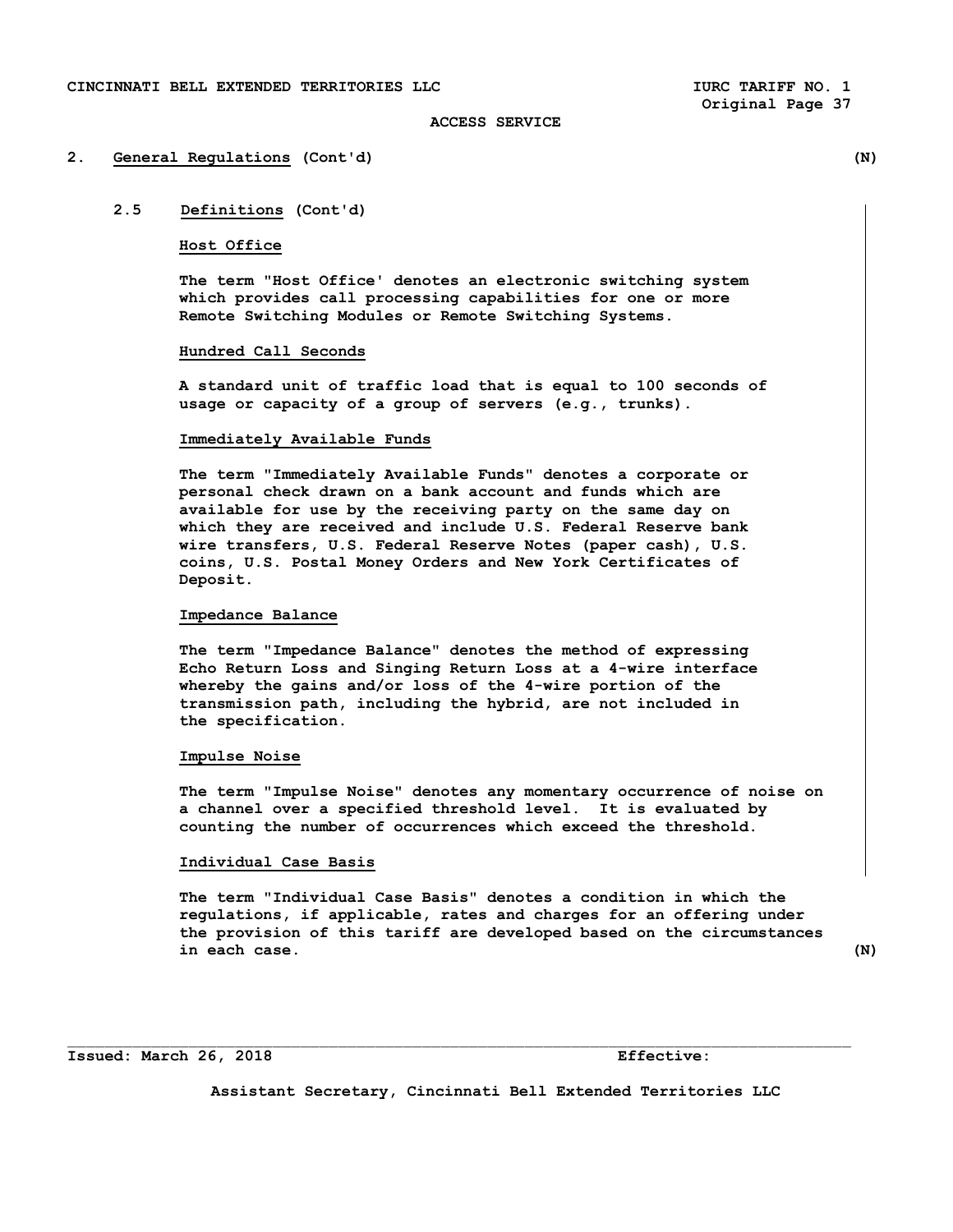## 2. General Regulations (Cont'd) (N)

### 2.5 Definitions (Cont'd)

**Host Office**

The term "Host Office' denotes an electronic switching system which provides call processing capabilities for one or more Remote Switching Modules or Remote Switching Systems.

**Hundred Call Seconds**

A standard unit of traffic load that is equal to 100 seconds of usage or capacity of a group of servers (e.g., trunks).

**Immediately Available Funds**

The term "Immediately Available Funds" denotes a corporate or personal check drawn on a bank account and funds which are available for use by the receiving party on the same day on which they are received and include U.S. Federal Reserve bank wire transfers, U.S. Federal Reserve Notes (paper cash), U.S. coins, U.S. Postal Money Orders and New York Certificates of Deposit.

**Impedance Balance**

The term "Impedance Balance" denotes the method of expressing Echo Return Loss and Singing Return Loss at a 4-wire interface whereby the gains and/or loss of the 4-wire portion of the transmission path, including the hybrid, are not included in the specification.

**Impulse Noise**

The term "Impulse Noise" denotes any momentary occurrence of noise on a channel over a specified threshold level. It is evaluated by counting the number of occurrences which exceed the threshold.

**Individual Case Basis**

The term "Individual Case Basis" denotes a condition in which the regulations, if applicable, rates and charges for an offering under the provision of this tariff are developed based on the circumstances in each case. (N)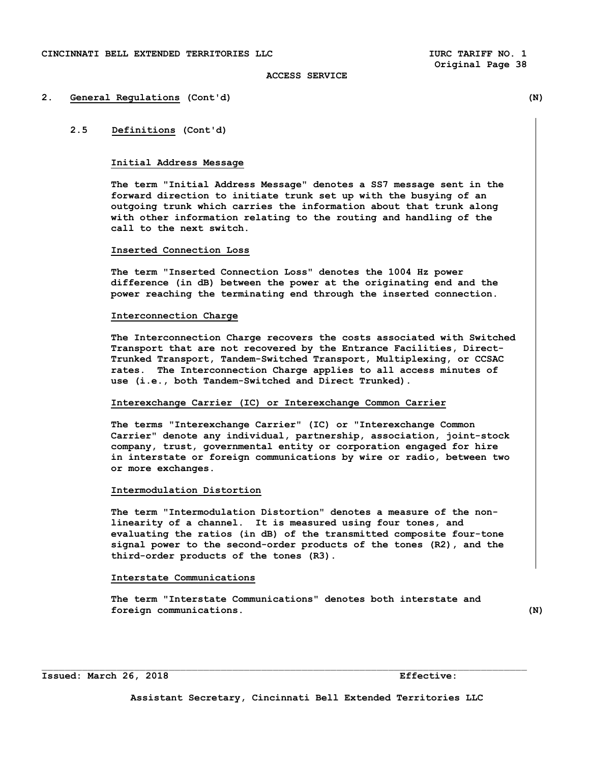## 2. General Regulations (Cont'd)

### 2.5 Definitions (Cont'd)

**Initial Address Message**

The term "Initial Address Message" denotes a SS7 message sent in the forward direction to initiate trunk set up with the busying of an outgoing trunk which carries the information about that trunk along with other information relating to the routing and handling of the call to the next switch.

**Inserted Connection Loss**

The term "Inserted Connection Loss" denotes the 1004 Hz power difference (in dB) between the power at the originating end and the power reaching the terminating end through the inserted connection.

**Interconnection Charge**

The Interconnection Charge recovers the costs associated with Switched Transport that are not recovered by the Entrance Facilities, Direct-Trunked Transport, Tandem-Switched Transport, Multiplexing, or CCSAC rates. The Interconnection Charge applies to all access minutes of use (i.e., both Tandem-Switched and Direct Trunked).

**Interexchange Carrier (IC) or Interexchange Common Carrier**

The terms "Interexchange Carrier" (IC) or "Interexchange Common Carrier" denote any individual, partnership, association, joint-stock company, trust, governmental entity or corporation engaged for hire in interstate or foreign communications by wire or radio, between two or more exchanges.

**Intermodulation Distortion**

The term "Intermodulation Distortion" denotes a measure of the non-linearity of a channel. It is measured using four tones, and evaluating the ratios (in dB) of the transmitted composite four-tone signal power to the second-order products of the tones (R2), and the third-order products of the tones (R3).

**Interstate Communications**

The term "Interstate Communications" denotes both interstate and foreign communications.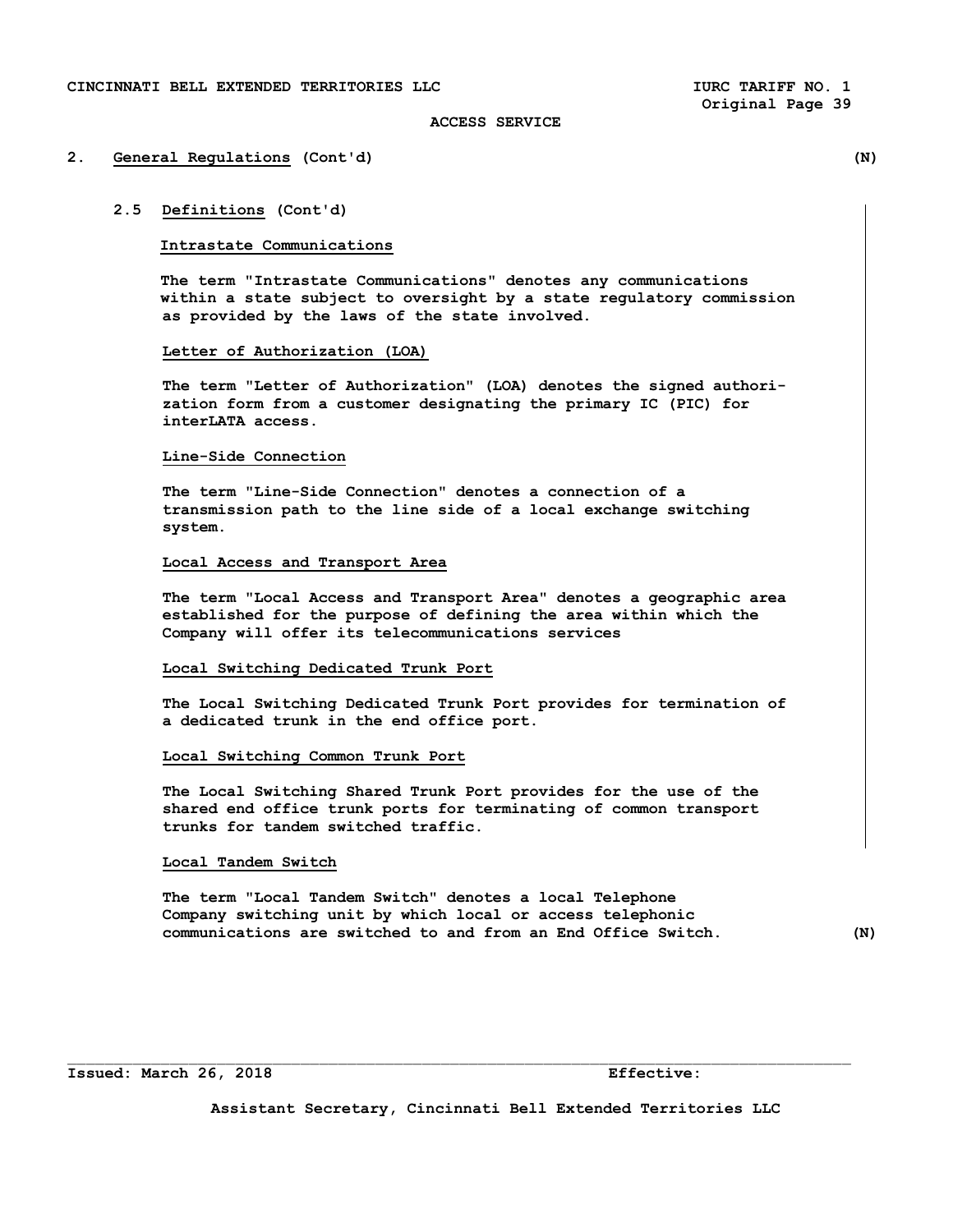## 2. General Regulations (Cont'd) (N)

### 2.5 Definitions (Cont'd)

**Intrastate Communications**

The term "Intrastate Communications" denotes any communications within a state subject to oversight by a state regulatory commission as provided by the laws of the state involved.

**Letter of Authorization (LOA)**

The term "Letter of Authorization" (LOA) denotes the signed authorization form from a customer designating the primary IC (PIC) for interLATA access.

**Line-Side Connection**

The term "Line-Side Connection" denotes a connection of a transmission path to the line side of a local exchange switching system.

**Local Access and Transport Area**

The term "Local Access and Transport Area" denotes a geographic area established for the purpose of defining the area within which the Company will offer its telecommunications services

**Local Switching Dedicated Trunk Port**

The Local Switching Dedicated Trunk Port provides for termination of a dedicated trunk in the end office port.

**Local Switching Common Trunk Port**

The Local Switching Shared Trunk Port provides for the use of the shared end office trunk ports for terminating of common transport trunks for tandem switched traffic.

**Local Tandem Switch**

The term "Local Tandem Switch" denotes a local Telephone Company switching unit by which local or access telephonic communications are switched to and from an End Office Switch. (N)

Issued: March 26, 2018 Effective:

Assistant Secretary, Cincinnati Bell Extended Territories LLC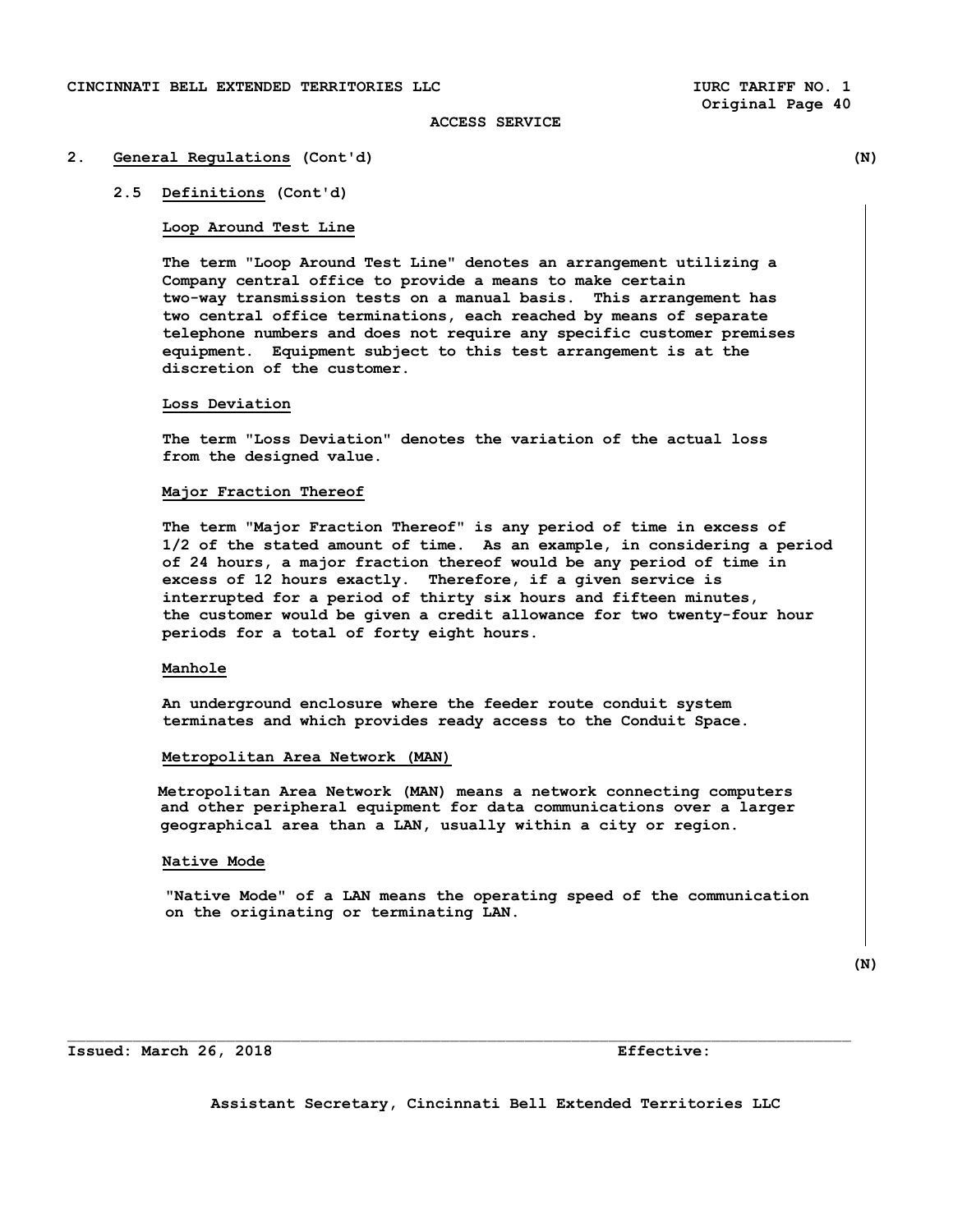## 2. General Regulations (Cont'd)

### 2.5 Definitions (Cont'd)

**Loop Around Test Line**

The term "Loop Around Test Line" denotes an arrangement utilizing a Company central office to provide a means to make certain two-way transmission tests on a manual basis. This arrangement has two central office terminations, each reached by means of separate telephone numbers and does not require any specific customer premises equipment. Equipment subject to this test arrangement is at the discretion of the customer.

**Loss Deviation**

The term "Loss Deviation" denotes the variation of the actual loss from the designed value.

**Major Fraction Thereof**

The term "Major Fraction Thereof" is any period of time in excess of 1/2 of the stated amount of time. As an example, in considering a period of 24 hours, a major fraction thereof would be any period of time in excess of 12 hours exactly. Therefore, if a given service is interrupted for a period of thirty six hours and fifteen minutes, the customer would be given a credit allowance for two twenty-four hour periods for a total of forty eight hours.

**Manhole**

An underground enclosure where the feeder route conduit system terminates and which provides ready access to the Conduit Space.

**Metropolitan Area Network (MAN)**

Metropolitan Area Network (MAN) means a network connecting computers and other peripheral equipment for data communications over a larger geographical area than a LAN, usually within a city or region.

**Native Mode**

"Native Mode" of a LAN means the operating speed of the communication on the originating or terminating LAN.

(N)

Issued: March 26, 2018 Effective:

Assistant Secretary, Cincinnati Bell Extended Territories LLC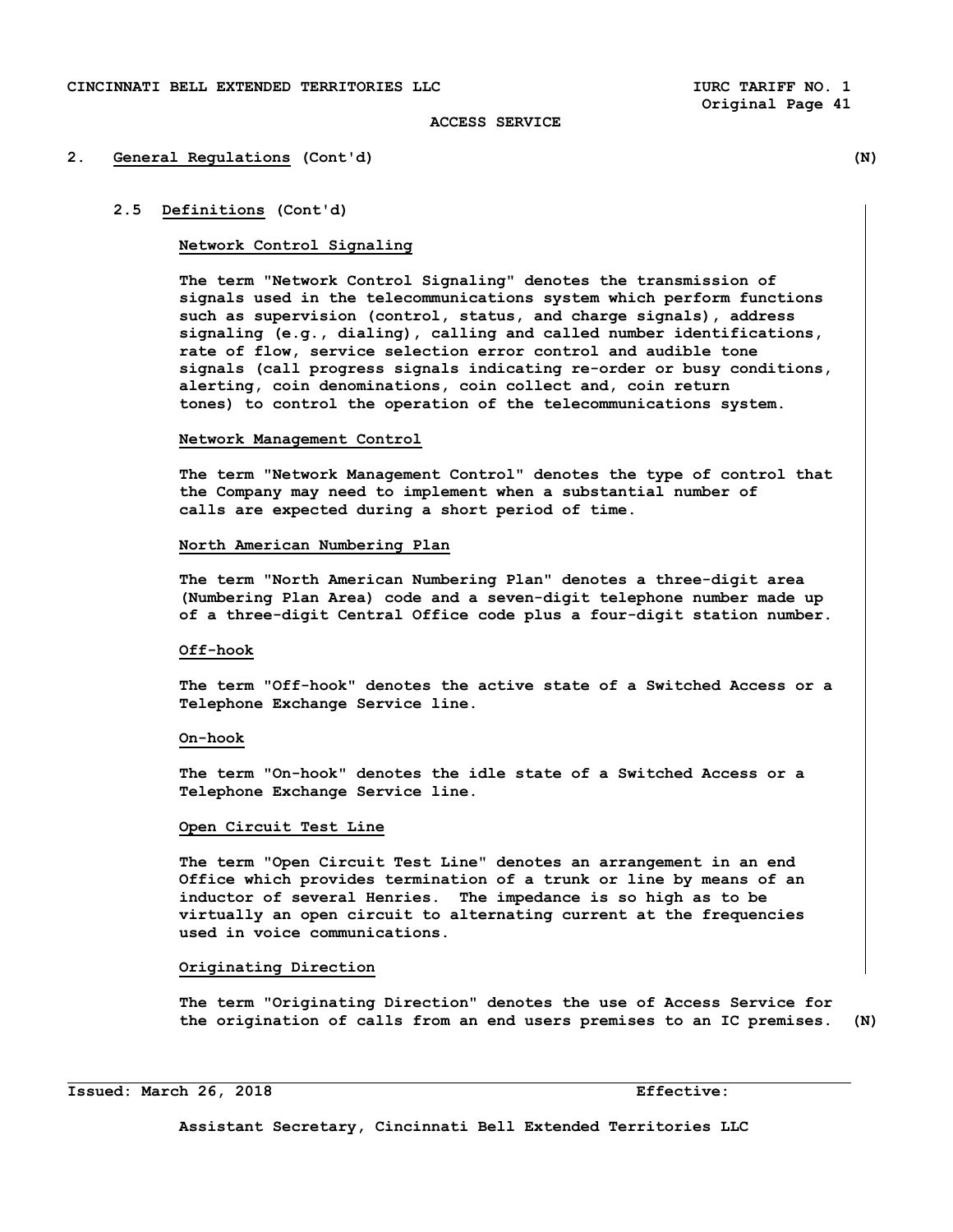**2. General Regulations (Cont'd)** (N)

**2.5 Definitions (Cont'd)**

**Network Control Signaling**

The term "Network Control Signaling" denotes the transmission of signals used in the telecommunications system which perform functions such as supervision (control, status, and charge signals), address signaling (e.g., dialing), calling and called number identifications, rate of flow, service selection error control and audible tone signals (call progress signals indicating re-order or busy conditions, alerting, coin denominations, coin collect and, coin return tones) to control the operation of the telecommunications system.

**Network Management Control**

The term "Network Management Control" denotes the type of control that the Company may need to implement when a substantial number of calls are expected during a short period of time.

**North American Numbering Plan**

The term "North American Numbering Plan" denotes a three-digit area (Numbering Plan Area) code and a seven-digit telephone number made up of a three-digit Central Office code plus a four-digit station number.

**Off-hook**

The term "Off-hook" denotes the active state of a Switched Access or a Telephone Exchange Service line.

**On-hook**

The term "On-hook" denotes the idle state of a Switched Access or a Telephone Exchange Service line.

**Open Circuit Test Line**

The term "Open Circuit Test Line" denotes an arrangement in an end Office which provides termination of a trunk or line by means of an inductor of several Henries. The impedance is so high as to be virtually an open circuit to alternating current at the frequencies used in voice communications.

**Originating Direction**

The term "Originating Direction" denotes the use of Access Service for the origination of calls from an end users premises to an IC premises. (N)

Issued: March 26, 2018 Effective:

Assistant Secretary, Cincinnati Bell Extended Territories LLC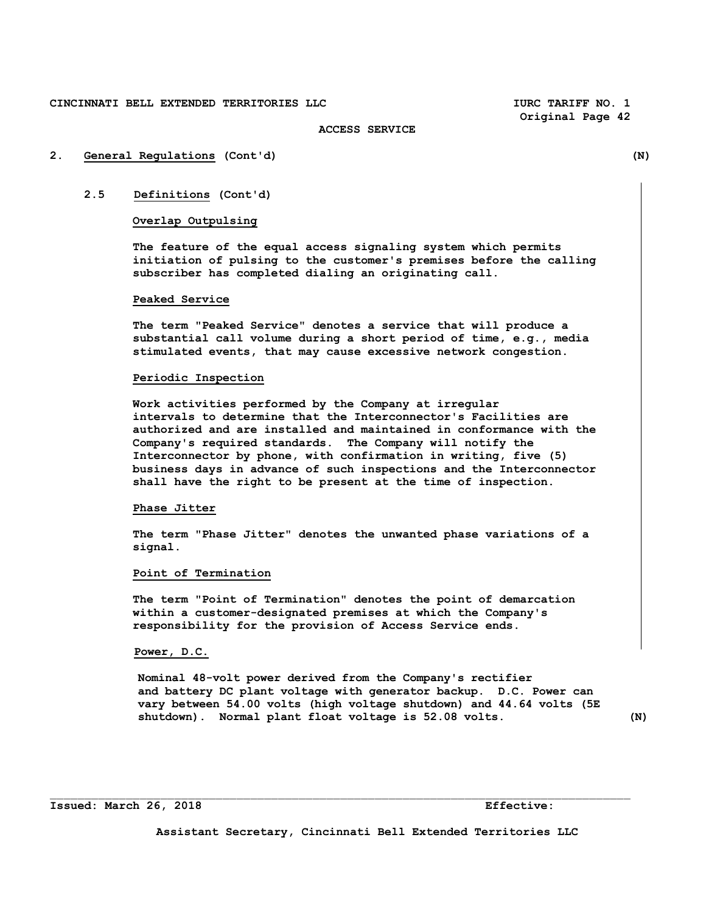## 2. General Regulations (Cont'd) (N)

### 2.5 Definitions (Cont'd)

**Overlap Outpulsing**

The feature of the equal access signaling system which permits initiation of pulsing to the customer's premises before the calling subscriber has completed dialing an originating call.

**Peaked Service**

The term "Peaked Service" denotes a service that will produce a substantial call volume during a short period of time, e.g., media stimulated events, that may cause excessive network congestion.

**Periodic Inspection**

Work activities performed by the Company at irregular intervals to determine that the Interconnector's Facilities are authorized and are installed and maintained in conformance with the Company's required standards. The Company will notify the Interconnector by phone, with confirmation in writing, five (5) business days in advance of such inspections and the Interconnector shall have the right to be present at the time of inspection.

**Phase Jitter**

The term "Phase Jitter" denotes the unwanted phase variations of a signal.

**Point of Termination**

The term "Point of Termination" denotes the point of demarcation within a customer-designated premises at which the Company's responsibility for the provision of Access Service ends.

**Power, D.C.**

Nominal 48-volt power derived from the Company's rectifier and battery DC plant voltage with generator backup. D.C. Power can vary between 54.00 volts (high voltage shutdown) and 44.64 volts (5E shutdown). Normal plant float voltage is 52.08 volts. (N)

Issued: March 26, 2018 Effective:

Assistant Secretary, Cincinnati Bell Extended Territories LLC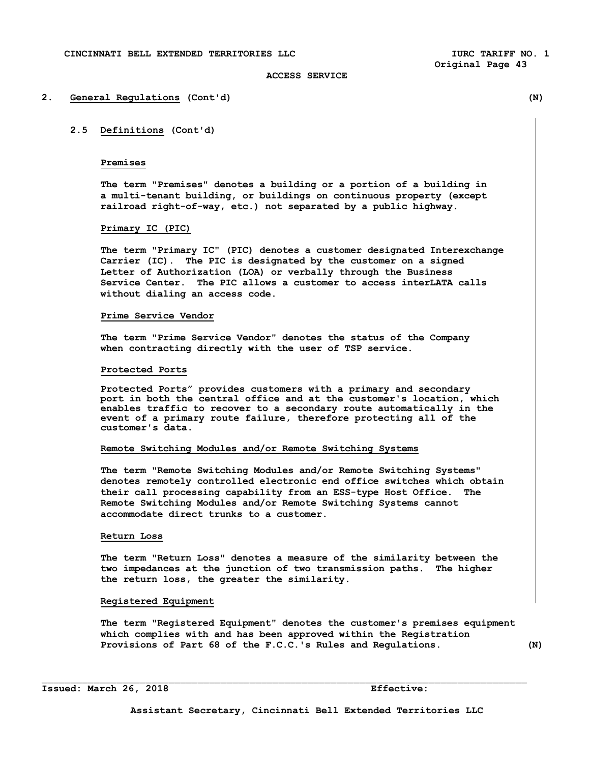## 2. General Regulations (Cont'd) (N)

### 2.5 Definitions (Cont'd)

**Premises**

The term "Premises" denotes a building or a portion of a building in a multi-tenant building, or buildings on continuous property (except railroad right-of-way, etc.) not separated by a public highway.

**Primary IC (PIC)**

The term "Primary IC" (PIC) denotes a customer designated Interexchange Carrier (IC). The PIC is designated by the customer on a signed Letter of Authorization (LOA) or verbally through the Business Service Center. The PIC allows a customer to access interLATA calls without dialing an access code.

**Prime Service Vendor**

The term "Prime Service Vendor" denotes the status of the Company when contracting directly with the user of TSP service.

**Protected Ports**

Protected Ports" provides customers with a primary and secondary port in both the central office and at the customer's location, which enables traffic to recover to a secondary route automatically in the event of a primary route failure, therefore protecting all of the customer's data.

**Remote Switching Modules and/or Remote Switching Systems**

The term "Remote Switching Modules and/or Remote Switching Systems" denotes remotely controlled electronic end office switches which obtain their call processing capability from an ESS-type Host Office. The Remote Switching Modules and/or Remote Switching Systems cannot accommodate direct trunks to a customer.

**Return Loss**

The term "Return Loss" denotes a measure of the similarity between the two impedances at the junction of two transmission paths. The higher the return loss, the greater the similarity.

**Registered Equipment**

The term "Registered Equipment" denotes the customer's premises equipment which complies with and has been approved within the Registration Provisions of Part 68 of the F.C.C.'s Rules and Regulations. (N)

Issued: March 26, 2018 Effective:

Assistant Secretary, Cincinnati Bell Extended Territories LLC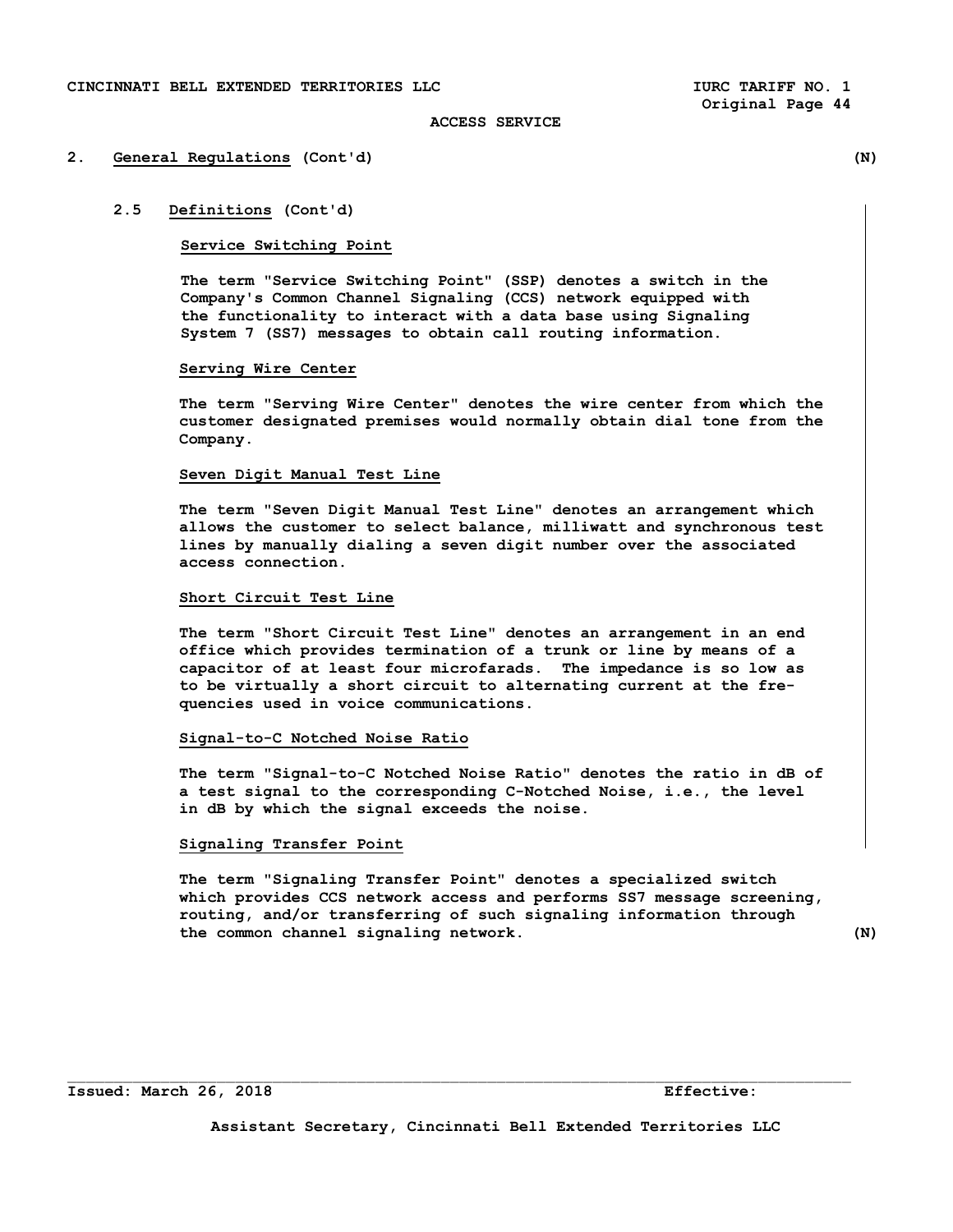## 2. General Regulations (Cont'd) (N)

### 2.5 Definitions (Cont'd)

**Service Switching Point**

The term "Service Switching Point" (SSP) denotes a switch in the Company's Common Channel Signaling (CCS) network equipped with the functionality to interact with a data base using Signaling System 7 (SS7) messages to obtain call routing information.

**Serving Wire Center**

The term "Serving Wire Center" denotes the wire center from which the customer designated premises would normally obtain dial tone from the Company.

**Seven Digit Manual Test Line**

The term "Seven Digit Manual Test Line" denotes an arrangement which allows the customer to select balance, milliwatt and synchronous test lines by manually dialing a seven digit number over the associated access connection.

**Short Circuit Test Line**

The term "Short Circuit Test Line" denotes an arrangement in an end office which provides termination of a trunk or line by means of a capacitor of at least four microfarads. The impedance is so low as to be virtually a short circuit to alternating current at the frequencies used in voice communications.

**Signal-to-C Notched Noise Ratio**

The term "Signal-to-C Notched Noise Ratio" denotes the ratio in dB of a test signal to the corresponding C-Notched Noise, i.e., the level in dB by which the signal exceeds the noise.

**Signaling Transfer Point**

The term "Signaling Transfer Point" denotes a specialized switch which provides CCS network access and performs SS7 message screening, routing, and/or transferring of such signaling information through the common channel signaling network. (N)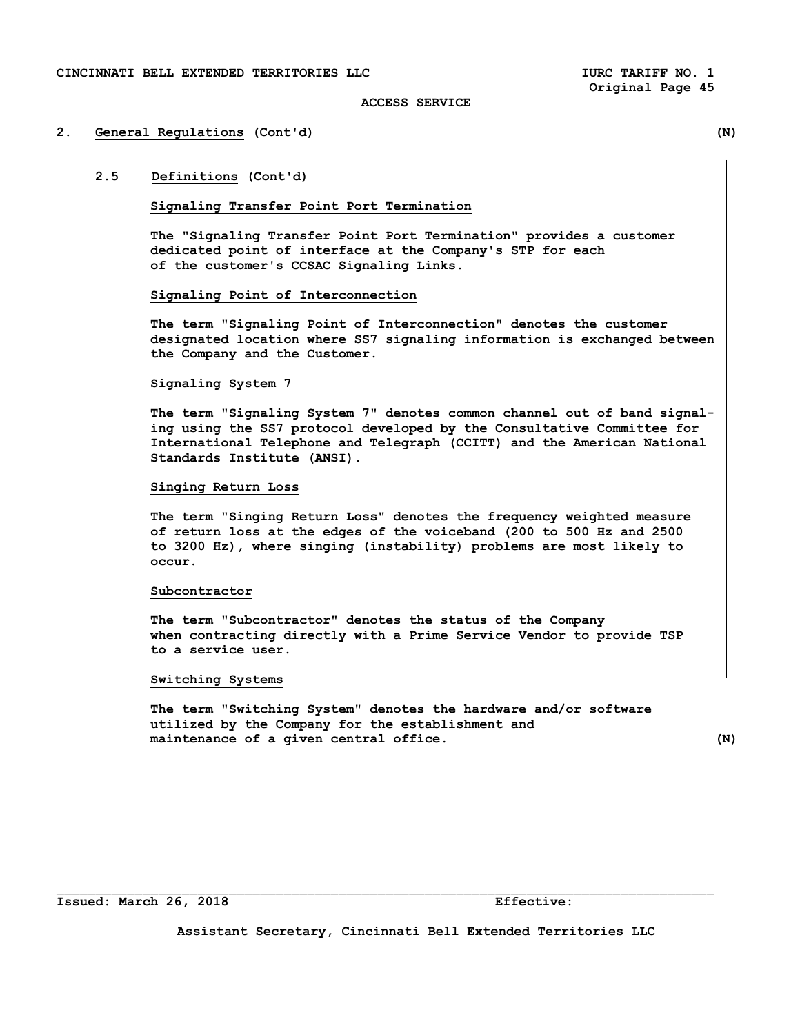## 2. General Regulations (Cont'd) (N)

### 2.5 Definitions (Cont'd)

**Signaling Transfer Point Port Termination**

The "Signaling Transfer Point Port Termination" provides a customer dedicated point of interface at the Company's STP for each of the customer's CCSAC Signaling Links.

**Signaling Point of Interconnection**

The term "Signaling Point of Interconnection" denotes the customer designated location where SS7 signaling information is exchanged between the Company and the Customer.

**Signaling System 7**

The term "Signaling System 7" denotes common channel out of band signaling using the SS7 protocol developed by the Consultative Committee for International Telephone and Telegraph (CCITT) and the American National Standards Institute (ANSI).

**Singing Return Loss**

The term "Singing Return Loss" denotes the frequency weighted measure of return loss at the edges of the voiceband (200 to 500 Hz and 2500 to 3200 Hz), where singing (instability) problems are most likely to occur.

**Subcontractor**

The term "Subcontractor" denotes the status of the Company when contracting directly with a Prime Service Vendor to provide TSP to a service user.

**Switching Systems**

The term "Switching System" denotes the hardware and/or software utilized by the Company for the establishment and maintenance of a given central office. (N)

Issued: March 26, 2018 Effective:

Assistant Secretary, Cincinnati Bell Extended Territories LLC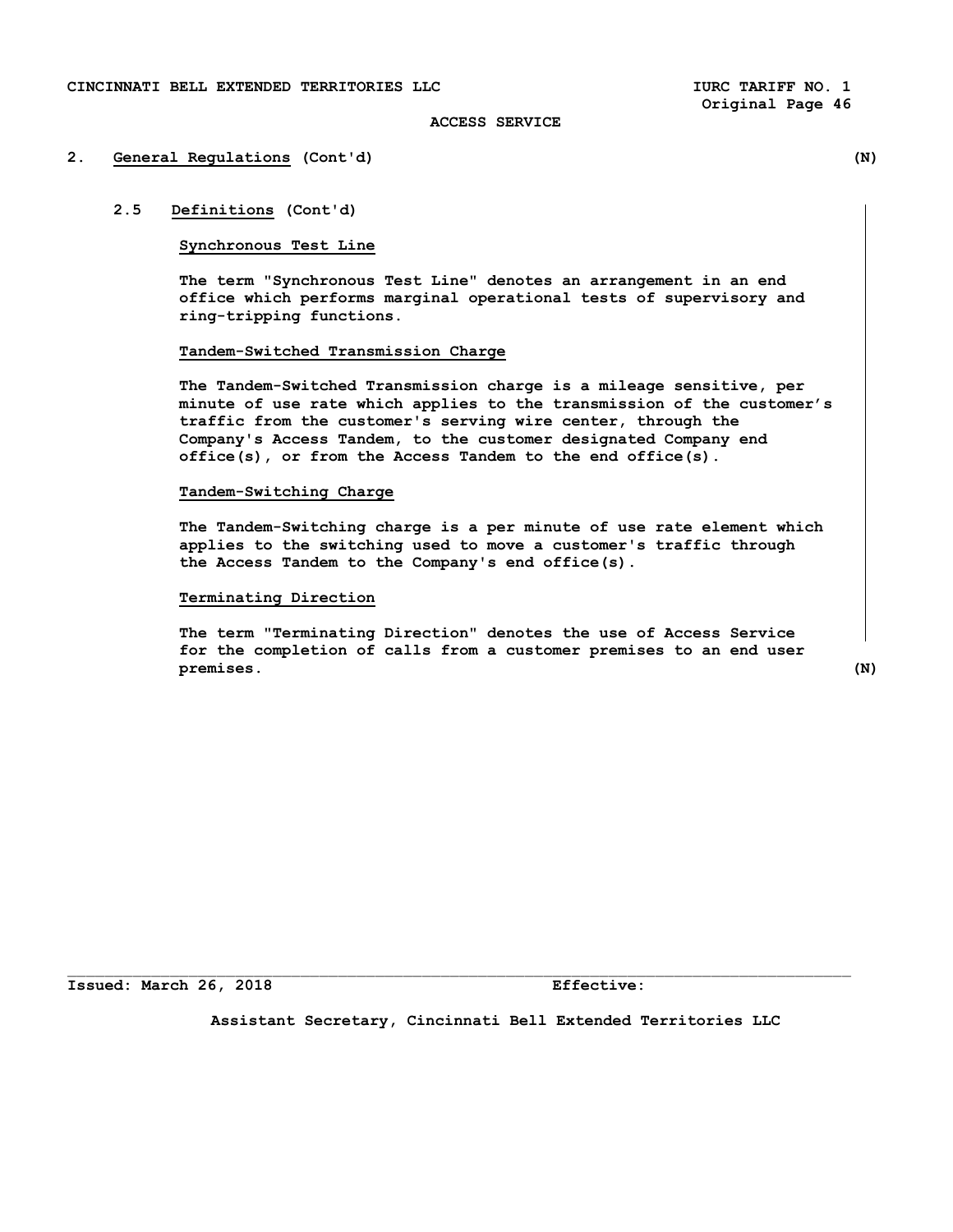## 2. General Regulations (Cont'd) (N)

### 2.5 Definitions (Cont'd)

**Synchronous Test Line**

The term "Synchronous Test Line" denotes an arrangement in an end office which performs marginal operational tests of supervisory and ring-tripping functions.

**Tandem-Switched Transmission Charge**

The Tandem-Switched Transmission charge is a mileage sensitive, per minute of use rate which applies to the transmission of the customer's traffic from the customer's serving wire center, through the Company's Access Tandem, to the customer designated Company end office(s), or from the Access Tandem to the end office(s).

**Tandem-Switching Charge**

The Tandem-Switching charge is a per minute of use rate element which applies to the switching used to move a customer's traffic through the Access Tandem to the Company's end office(s).

**Terminating Direction**

The term "Terminating Direction" denotes the use of Access Service for the completion of calls from a customer premises to an end user premises. (N)

Issued: March 26, 2018 Effective:

Assistant Secretary, Cincinnati Bell Extended Territories LLC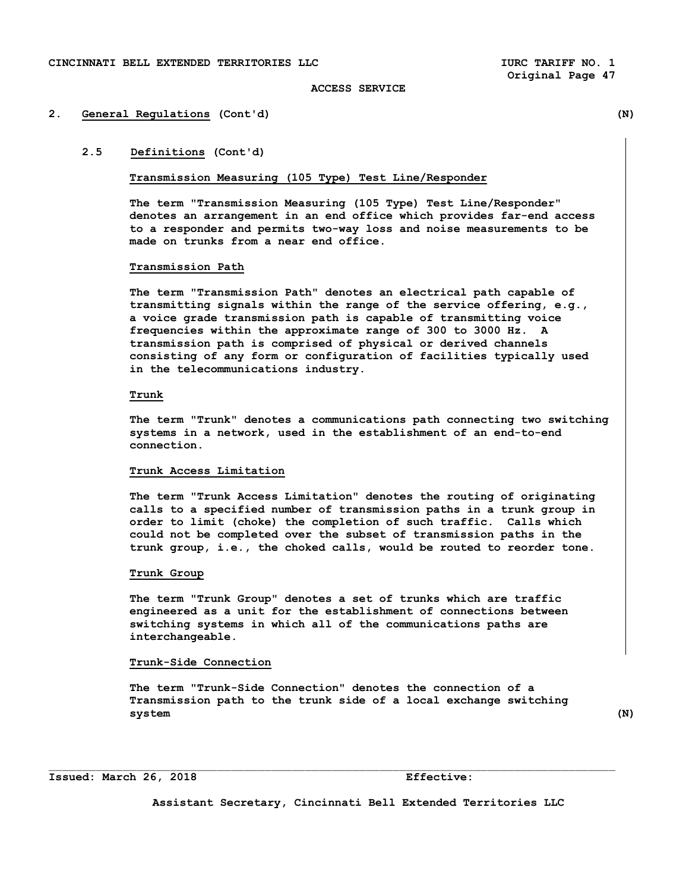## 2. General Regulations (Cont'd) (N)

### 2.5 Definitions (Cont'd)

**Transmission Measuring (105 Type) Test Line/Responder**

The term "Transmission Measuring (105 Type) Test Line/Responder" denotes an arrangement in an end office which provides far-end access to a responder and permits two-way loss and noise measurements to be made on trunks from a near end office.

**Transmission Path**

The term "Transmission Path" denotes an electrical path capable of transmitting signals within the range of the service offering, e.g., a voice grade transmission path is capable of transmitting voice frequencies within the approximate range of 300 to 3000 Hz. A transmission path is comprised of physical or derived channels consisting of any form or configuration of facilities typically used in the telecommunications industry.

**Trunk**

The term "Trunk" denotes a communications path connecting two switching systems in a network, used in the establishment of an end-to-end connection.

**Trunk Access Limitation**

The term "Trunk Access Limitation" denotes the routing of originating calls to a specified number of transmission paths in a trunk group in order to limit (choke) the completion of such traffic. Calls which could not be completed over the subset of transmission paths in the trunk group, i.e., the choked calls, would be routed to reorder tone.

**Trunk Group**

The term "Trunk Group" denotes a set of trunks which are traffic engineered as a unit for the establishment of connections between switching systems in which all of the communications paths are interchangeable.

**Trunk-Side Connection**

The term "Trunk-Side Connection" denotes the connection of a Transmission path to the trunk side of a local exchange switching system (N)

Issued: March 26, 2018 Effective:

Assistant Secretary, Cincinnati Bell Extended Territories LLC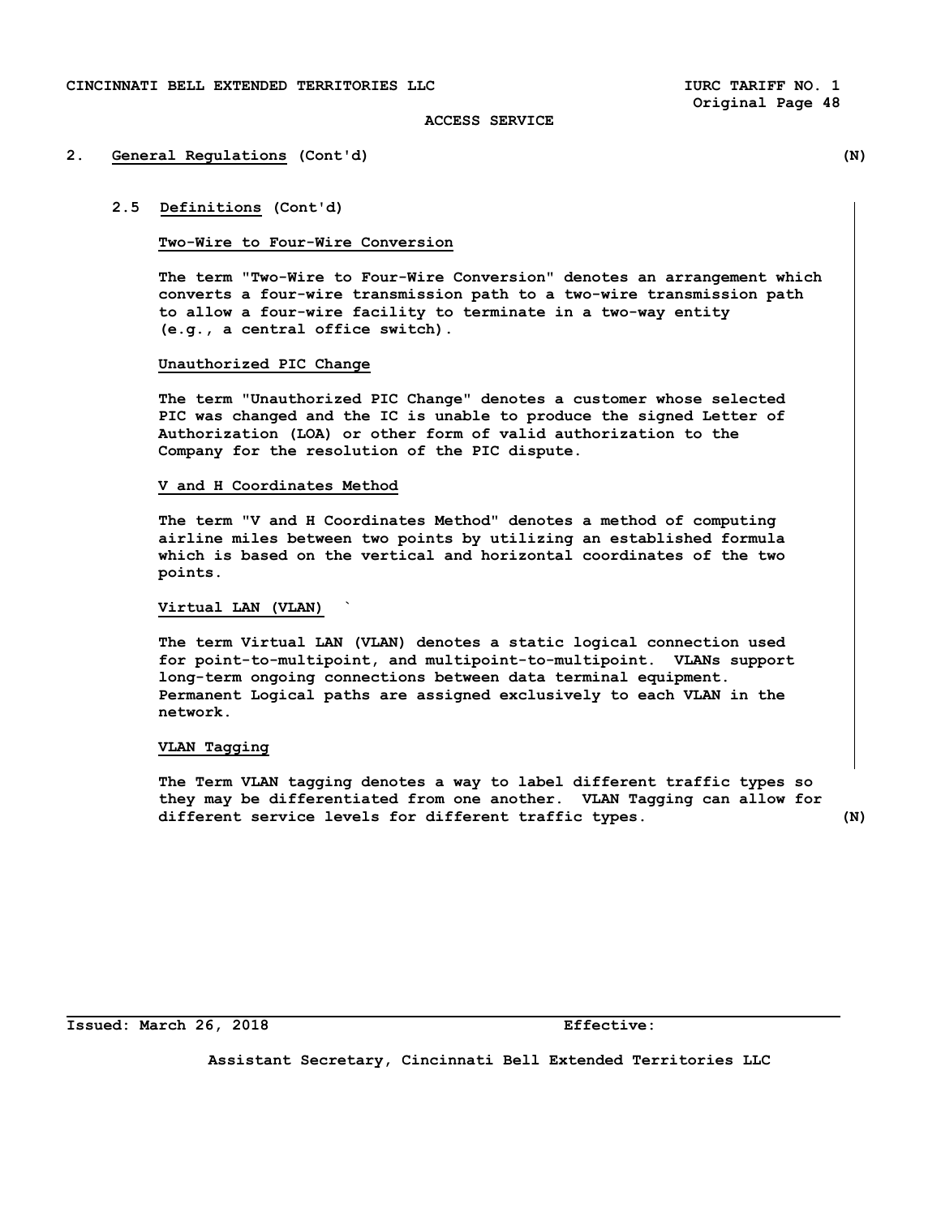## 2. General Regulations (Cont'd) (N)

### 2.5 Definitions (Cont'd)

**Two-Wire to Four-Wire Conversion**

The term "Two-Wire to Four-Wire Conversion" denotes an arrangement which converts a four-wire transmission path to a two-wire transmission path to allow a four-wire facility to terminate in a two-way entity (e.g., a central office switch).

**Unauthorized PIC Change**

The term "Unauthorized PIC Change" denotes a customer whose selected PIC was changed and the IC is unable to produce the signed Letter of Authorization (LOA) or other form of valid authorization to the Company for the resolution of the PIC dispute.

**V and H Coordinates Method**

The term "V and H Coordinates Method" denotes a method of computing airline miles between two points by utilizing an established formula which is based on the vertical and horizontal coordinates of the two points.

**Virtual LAN (VLAN)** `

The term Virtual LAN (VLAN) denotes a static logical connection used for point-to-multipoint, and multipoint-to-multipoint. VLANs support long-term ongoing connections between data terminal equipment. Permanent Logical paths are assigned exclusively to each VLAN in the network.

**VLAN Tagging**

The Term VLAN tagging denotes a way to label different traffic types so they may be differentiated from one another. VLAN Tagging can allow for different service levels for different traffic types. (N)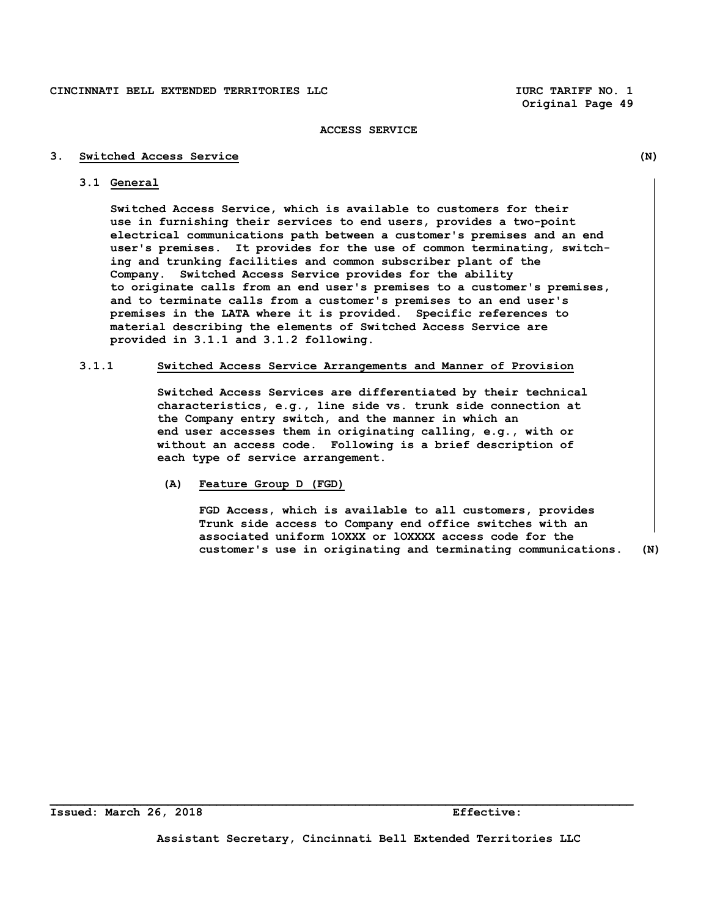ACCESS SERVICE

## 3. Switched Access Service (N)

### 3.1 General

Switched Access Service, which is available to customers for their use in furnishing their services to end users, provides a two-point electrical communications path between a customer's premises and an end user's premises. It provides for the use of common terminating, switching and trunking facilities and common subscriber plant of the Company. Switched Access Service provides for the ability to originate calls from an end user's premises to a customer's premises, and to terminate calls from a customer's premises to an end user's premises in the LATA where it is provided. Specific references to material describing the elements of Switched Access Service are provided in 3.1.1 and 3.1.2 following.

#### 3.1.1 Switched Access Service Arrangements and Manner of Provision

Switched Access Services are differentiated by their technical characteristics, e.g., line side vs. trunk side connection at the Company entry switch, and the manner in which an end user accesses them in originating calling, e.g., with or without an access code. Following is a brief description of each type of service arrangement.

**(A) Feature Group D (FGD)**

FGD Access, which is available to all customers, provides Trunk side access to Company end office switches with an associated uniform 1OXXX or 1OXXXX access code for the customer's use in originating and terminating communications. (N)

Issued: March 26, 2018 Effective:

Assistant Secretary, Cincinnati Bell Extended Territories LLC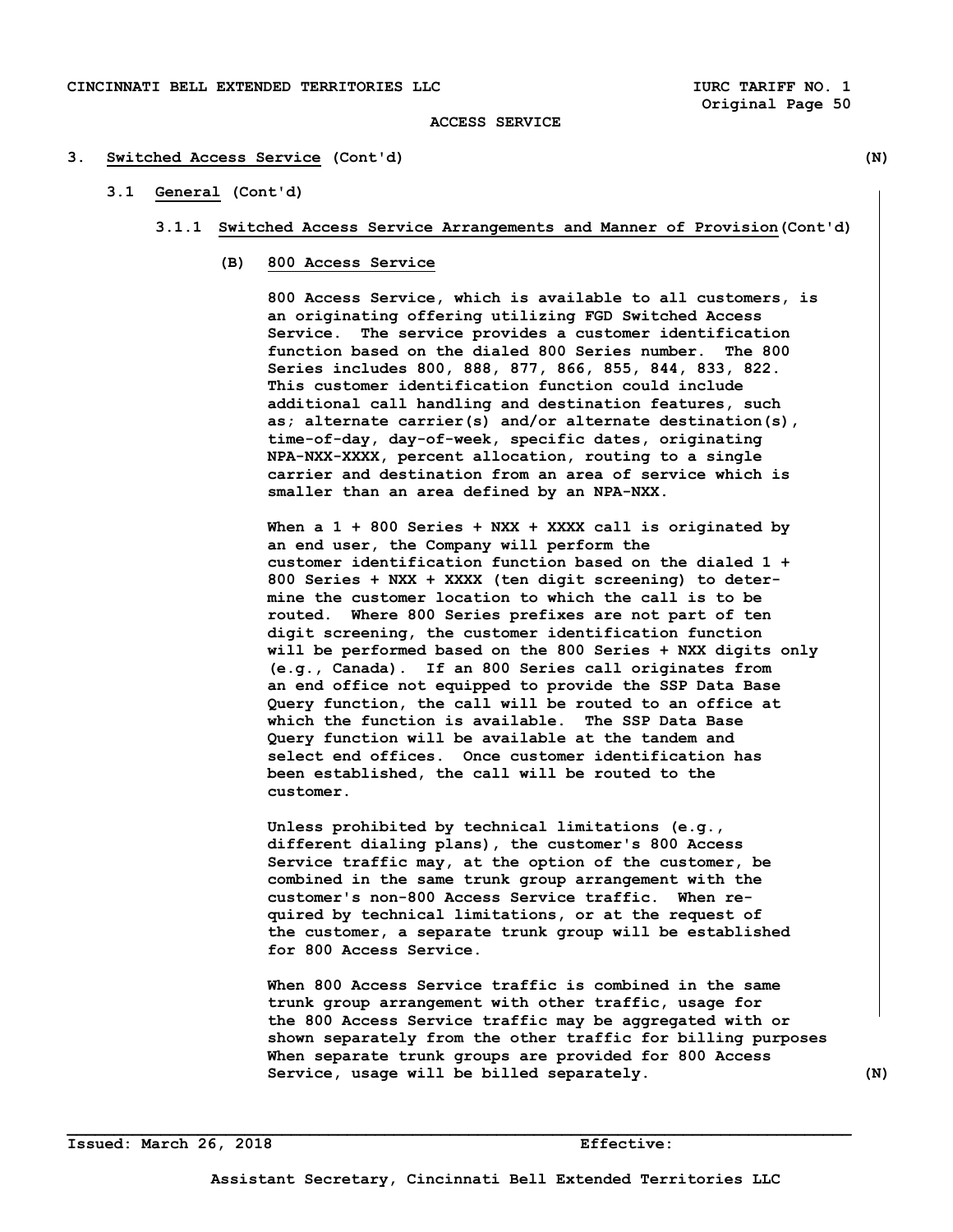# 3. Switched Access Service (Cont'd) (N)

## 3.1 General (Cont'd)

### 3.1.1 Switched Access Service Arrangements and Manner of Provision (Cont'd)

#### (B) 800 Access Service

800 Access Service, which is available to all customers, is an originating offering utilizing FGD Switched Access Service. The service provides a customer identification function based on the dialed 800 Series number. The 800 Series includes 800, 888, 877, 866, 855, 844, 833, 822. This customer identification function could include additional call handling and destination features, such as; alternate carrier(s) and/or alternate destination(s), time-of-day, day-of-week, specific dates, originating NPA-NXX-XXXX, percent allocation, routing to a single carrier and destination from an area of service which is smaller than an area defined by an NPA-NXX.

When a 1 + 800 Series + NXX + XXXX call is originated by an end user, the Company will perform the customer identification function based on the dialed 1 + 800 Series + NXX + XXXX (ten digit screening) to determine the customer location to which the call is to be routed. Where 800 Series prefixes are not part of ten digit screening, the customer identification function will be performed based on the 800 Series + NXX digits only (e.g., Canada). If an 800 Series call originates from an end office not equipped to provide the SSP Data Base Query function, the call will be routed to an office at which the function is available. The SSP Data Base Query function will be available at the tandem and select end offices. Once customer identification has been established, the call will be routed to the customer.

Unless prohibited by technical limitations (e.g., different dialing plans), the customer's 800 Access Service traffic may, at the option of the customer, be combined in the same trunk group arrangement with the customer's non-800 Access Service traffic. When required by technical limitations, or at the request of the customer, a separate trunk group will be established for 800 Access Service.

When 800 Access Service traffic is combined in the same trunk group arrangement with other traffic, usage for the 800 Access Service traffic may be aggregated with or shown separately from the other traffic for billing purposes When separate trunk groups are provided for 800 Access Service, usage will be billed separately. (N)

Issued: March 26, 2018 Effective:

Assistant Secretary, Cincinnati Bell Extended Territories LLC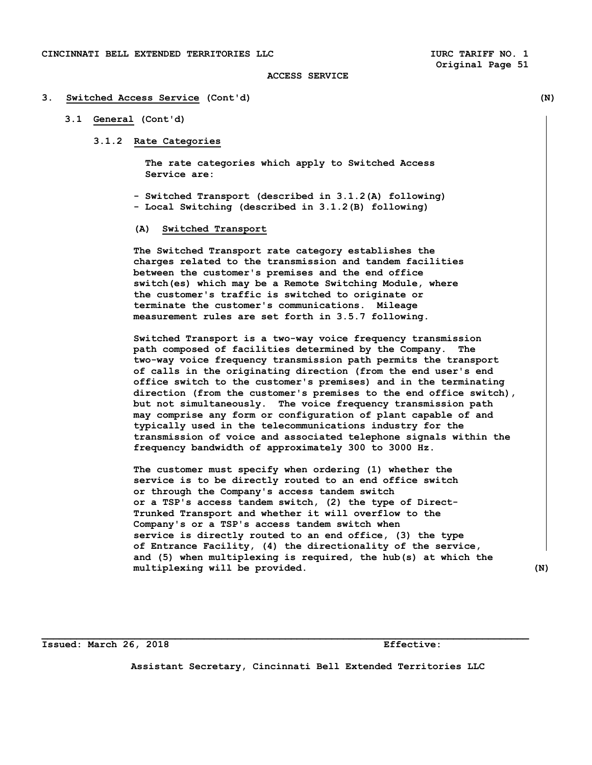ACCESS SERVICE

## 3. Switched Access Service (Cont'd) (N)

### 3.1 General (Cont'd)

#### 3.1.2 Rate Categories

The rate categories which apply to Switched Access Service are:

- Switched Transport (described in 3.1.2(A) following)
- Local Switching (described in 3.1.2(B) following)

**(A) Switched Transport**

The Switched Transport rate category establishes the charges related to the transmission and tandem facilities between the customer's premises and the end office switch(es) which may be a Remote Switching Module, where the customer's traffic is switched to originate or terminate the customer's communications. Mileage measurement rules are set forth in 3.5.7 following.

Switched Transport is a two-way voice frequency transmission path composed of facilities determined by the Company. The two-way voice frequency transmission path permits the transport of calls in the originating direction (from the end user's end office switch to the customer's premises) and in the terminating direction (from the customer's premises to the end office switch), but not simultaneously. The voice frequency transmission path may comprise any form or configuration of plant capable of and typically used in the telecommunications industry for the transmission of voice and associated telephone signals within the frequency bandwidth of approximately 300 to 3000 Hz.

The customer must specify when ordering (1) whether the service is to be directly routed to an end office switch or through the Company's access tandem switch or a TSP's access tandem switch, (2) the type of Direct-Trunked Transport and whether it will overflow to the Company's or a TSP's access tandem switch when service is directly routed to an end office, (3) the type of Entrance Facility, (4) the directionality of the service, and (5) when multiplexing is required, the hub(s) at which the multiplexing will be provided. (N)

Issued: March 26, 2018 Effective:

Assistant Secretary, Cincinnati Bell Extended Territories LLC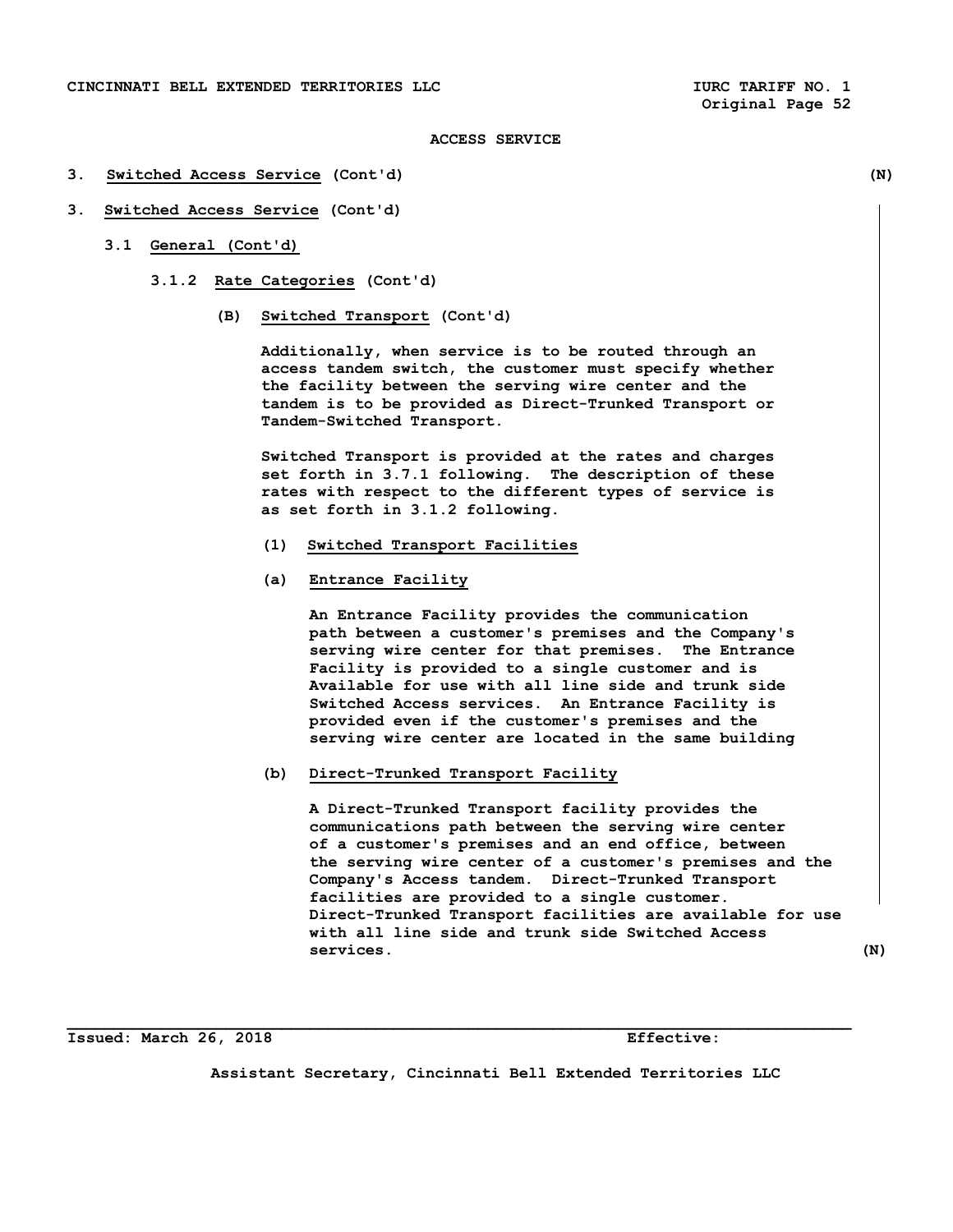ACCESS SERVICE

3. **Switched Access Service** (Cont'd) (N)

3. **Switched Access Service** (Cont'd)

3.1 **General (Cont'd)**

3.1.2 **Rate Categories** (Cont'd)

(B) **Switched Transport** (Cont'd)

Additionally, when service is to be routed through an access tandem switch, the customer must specify whether the facility between the serving wire center and the tandem is to be provided as Direct-Trunked Transport or Tandem-Switched Transport.

Switched Transport is provided at the rates and charges set forth in 3.7.1 following. The description of these rates with respect to the different types of service is as set forth in 3.1.2 following.

(1) **Switched Transport Facilities**

(a) **Entrance Facility**

An Entrance Facility provides the communication path between a customer's premises and the Company's serving wire center for that premises. The Entrance Facility is provided to a single customer and is Available for use with all line side and trunk side Switched Access services. An Entrance Facility is provided even if the customer's premises and the serving wire center are located in the same building

(b) **Direct-Trunked Transport Facility**

A Direct-Trunked Transport facility provides the communications path between the serving wire center of a customer's premises and an end office, between the serving wire center of a customer's premises and the Company's Access tandem. Direct-Trunked Transport facilities are provided to a single customer. Direct-Trunked Transport facilities are available for use with all line side and trunk side Switched Access services. (N)

Issued: March 26, 2018 Effective:

Assistant Secretary, Cincinnati Bell Extended Territories LLC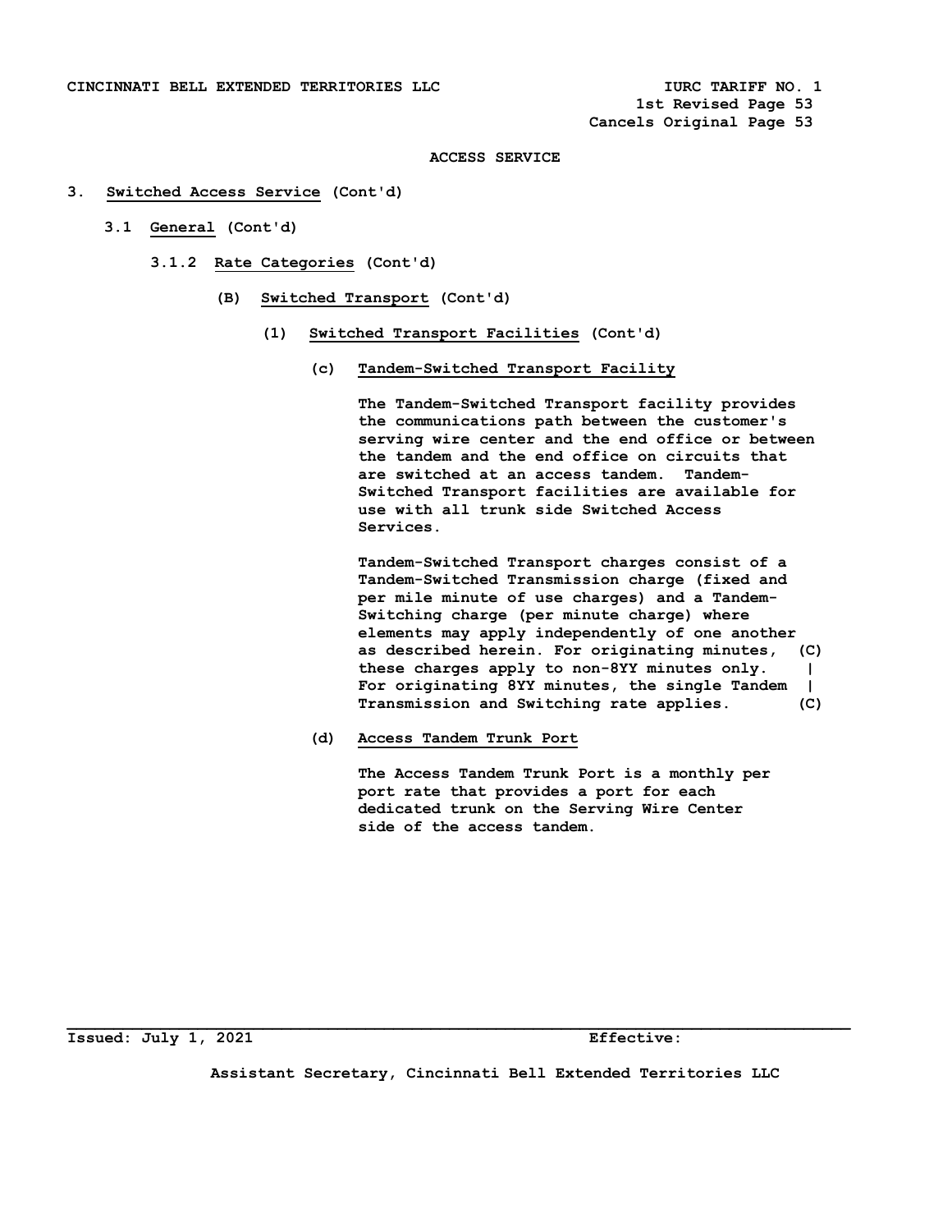ACCESS SERVICE

3. **Switched Access Service** (Cont'd)

3.1 **General** (Cont'd)

3.1.2 **Rate Categories** (Cont'd)

(B) **Switched Transport** (Cont'd)

(1) **Switched Transport Facilities** (Cont'd)

(c) **Tandem-Switched Transport Facility**

The Tandem-Switched Transport facility provides the communications path between the customer's serving wire center and the end office or between the tandem and the end office on circuits that are switched at an access tandem. Tandem-Switched Transport facilities are available for use with all trunk side Switched Access Services.

Tandem-Switched Transport charges consist of a Tandem-Switched Transmission charge (fixed and per mile minute of use charges) and a Tandem-Switching charge (per minute charge) where elements may apply independently of one another as described herein. For originating minutes, these charges apply to non-8YY minutes only. For originating 8YY minutes, the single Tandem Transmission and Switching rate applies. (C)

(d) **Access Tandem Trunk Port**

The Access Tandem Trunk Port is a monthly per port rate that provides a port for each dedicated trunk on the Serving Wire Center side of the access tandem.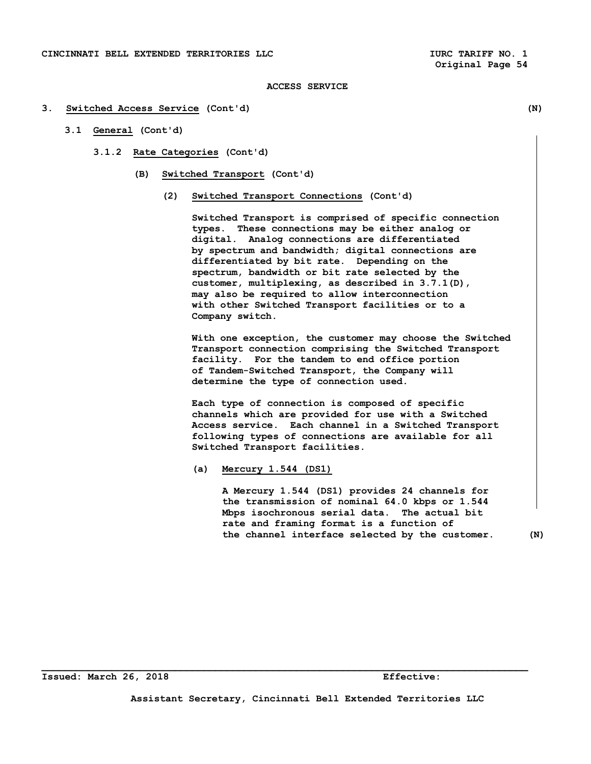ACCESS SERVICE

3. Switched Access Service (Cont'd) (N)

3.1 General (Cont'd)

3.1.2 Rate Categories (Cont'd)

(B) Switched Transport (Cont'd)

(2) Switched Transport Connections (Cont'd)

Switched Transport is comprised of specific connection types. These connections may be either analog or digital. Analog connections are differentiated by spectrum and bandwidth; digital connections are differentiated by bit rate. Depending on the spectrum, bandwidth or bit rate selected by the customer, multiplexing, as described in 3.7.1(D), may also be required to allow interconnection with other Switched Transport facilities or to a Company switch.

With one exception, the customer may choose the Switched Transport connection comprising the Switched Transport facility. For the tandem to end office portion of Tandem-Switched Transport, the Company will determine the type of connection used.

Each type of connection is composed of specific channels which are provided for use with a Switched Access service. Each channel in a Switched Transport following types of connections are available for all Switched Transport facilities.

(a) Mercury 1.544 (DS1)

A Mercury 1.544 (DS1) provides 24 channels for the transmission of nominal 64.0 kbps or 1.544 Mbps isochronous serial data. The actual bit rate and framing format is a function of the channel interface selected by the customer. (N)

Issued: March 26, 2018 Effective:

Assistant Secretary, Cincinnati Bell Extended Territories LLC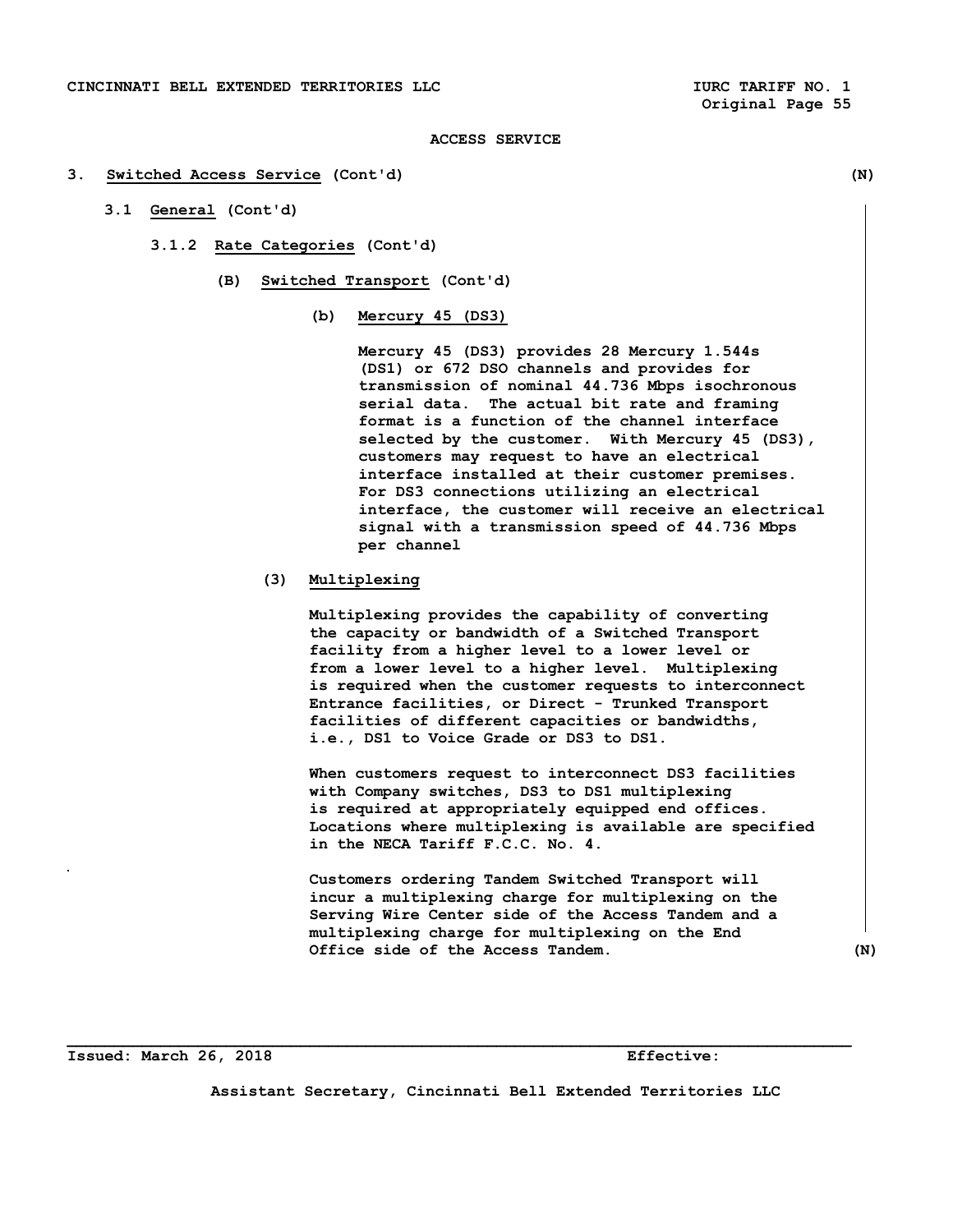ACCESS SERVICE

3. Switched Access Service (Cont'd) (N)

3.1 General (Cont'd)

3.1.2 Rate Categories (Cont'd)

(B) Switched Transport (Cont'd)

(b) Mercury 45 (DS3)

Mercury 45 (DS3) provides 28 Mercury 1.544s (DS1) or 672 DSO channels and provides for transmission of nominal 44.736 Mbps isochronous serial data. The actual bit rate and framing format is a function of the channel interface selected by the customer. With Mercury 45 (DS3), customers may request to have an electrical interface installed at their customer premises. For DS3 connections utilizing an electrical interface, the customer will receive an electrical signal with a transmission speed of 44.736 Mbps per channel

(3) Multiplexing

Multiplexing provides the capability of converting the capacity or bandwidth of a Switched Transport facility from a higher level to a lower level or from a lower level to a higher level. Multiplexing is required when the customer requests to interconnect Entrance facilities, or Direct - Trunked Transport facilities of different capacities or bandwidths, i.e., DS1 to Voice Grade or DS3 to DS1.

When customers request to interconnect DS3 facilities with Company switches, DS3 to DS1 multiplexing is required at appropriately equipped end offices. Locations where multiplexing is available are specified in the NECA Tariff F.C.C. No. 4.

Customers ordering Tandem Switched Transport will incur a multiplexing charge for multiplexing on the Serving Wire Center side of the Access Tandem and a multiplexing charge for multiplexing on the End Office side of the Access Tandem. (N)

Issued: March 26, 2018 Effective:

Assistant Secretary, Cincinnati Bell Extended Territories LLC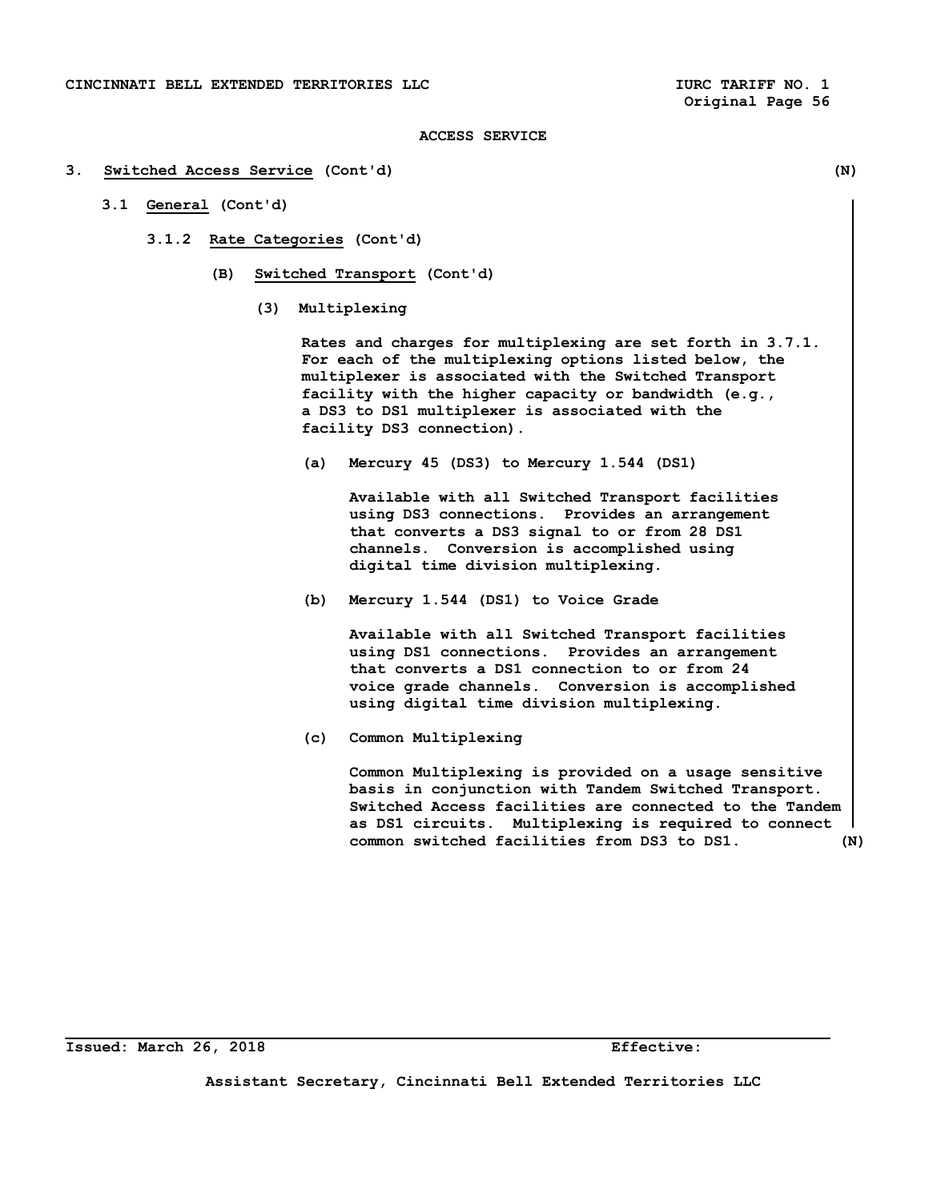ACCESS SERVICE

3. **Switched Access Service** (Cont'd) (N)

3.1 **General** (Cont'd)

3.1.2 **Rate Categories** (Cont'd)

(B) **Switched Transport** (Cont'd)

(3) Multiplexing

Rates and charges for multiplexing are set forth in 3.7.1. For each of the multiplexing options listed below, the multiplexer is associated with the Switched Transport facility with the higher capacity or bandwidth (e.g., a DS3 to DS1 multiplexer is associated with the facility DS3 connection).

(a) Mercury 45 (DS3) to Mercury 1.544 (DS1)

Available with all Switched Transport facilities using DS3 connections. Provides an arrangement that converts a DS3 signal to or from 28 DS1 channels. Conversion is accomplished using digital time division multiplexing.

(b) Mercury 1.544 (DS1) to Voice Grade

Available with all Switched Transport facilities using DS1 connections. Provides an arrangement that converts a DS1 connection to or from 24 voice grade channels. Conversion is accomplished using digital time division multiplexing.

(c) Common Multiplexing

Common Multiplexing is provided on a usage sensitive basis in conjunction with Tandem Switched Transport. Switched Access facilities are connected to the Tandem as DS1 circuits. Multiplexing is required to connect common switched facilities from DS3 to DS1. (N)

Issued: March 26, 2018 Effective:

Assistant Secretary, Cincinnati Bell Extended Territories LLC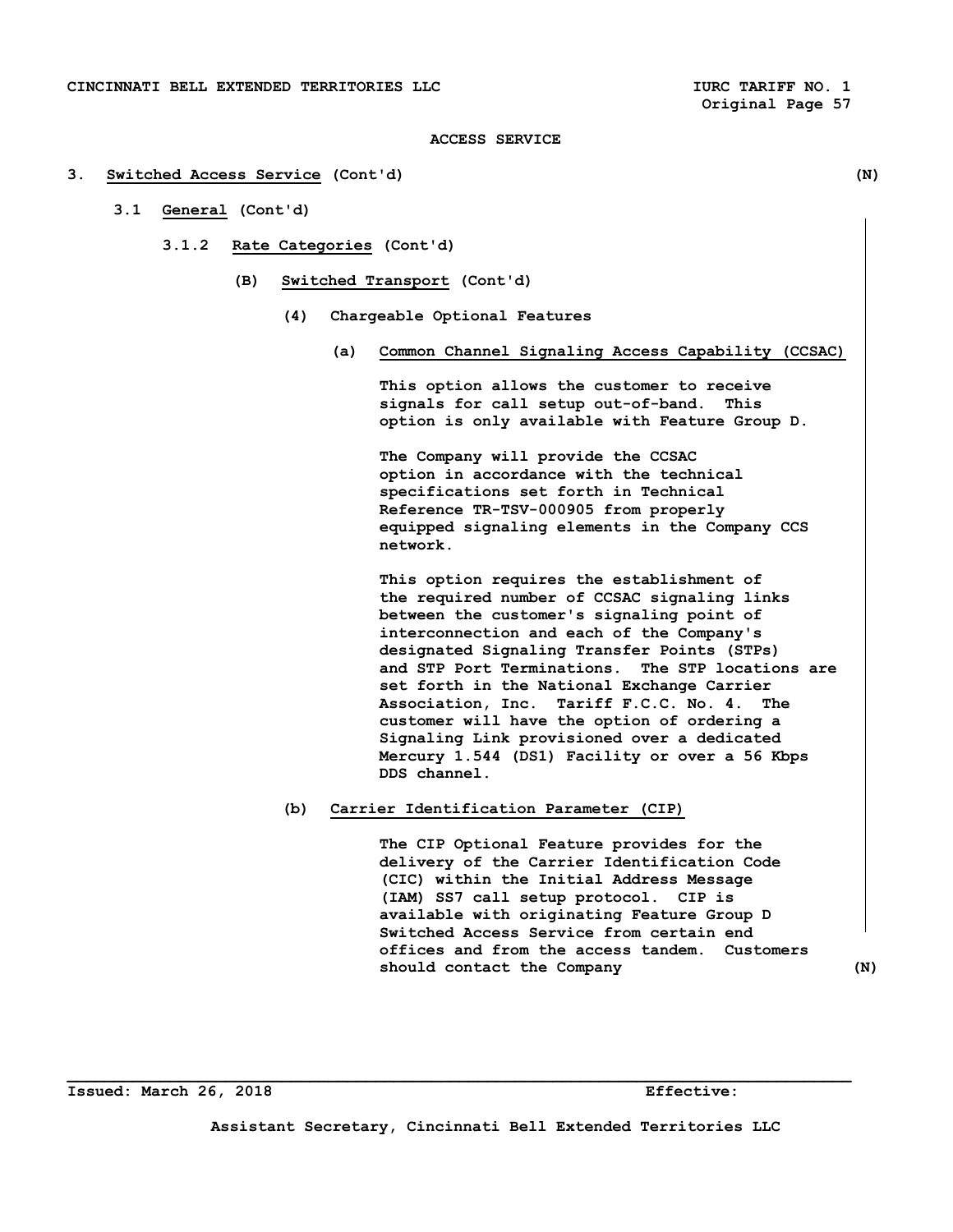ACCESS SERVICE

3. **Switched Access Service** (Cont'd) (N)

3.1 **General** (Cont'd)

3.1.2 **Rate Categories** (Cont'd)

(B) **Switched Transport** (Cont'd)

(4) **Chargeable Optional Features**

(a) **Common Channel Signaling Access Capability (CCSAC)**

This option allows the customer to receive signals for call setup out-of-band. This option is only available with Feature Group D.

The Company will provide the CCSAC option in accordance with the technical specifications set forth in Technical Reference TR-TSV-000905 from properly equipped signaling elements in the Company CCS network.

This option requires the establishment of the required number of CCSAC signaling links between the customer's signaling point of interconnection and each of the Company's designated Signaling Transfer Points (STPs) and STP Port Terminations. The STP locations are set forth in the National Exchange Carrier Association, Inc. Tariff F.C.C. No. 4. The customer will have the option of ordering a Signaling Link provisioned over a dedicated Mercury 1.544 (DS1) Facility or over a 56 Kbps DDS channel.

(b) **Carrier Identification Parameter (CIP)**

The CIP Optional Feature provides for the delivery of the Carrier Identification Code (CIC) within the Initial Address Message (IAM) SS7 call setup protocol. CIP is available with originating Feature Group D Switched Access Service from certain end offices and from the access tandem. Customers should contact the Company (N)

Issued: March 26, 2018 Effective:

Assistant Secretary, Cincinnati Bell Extended Territories LLC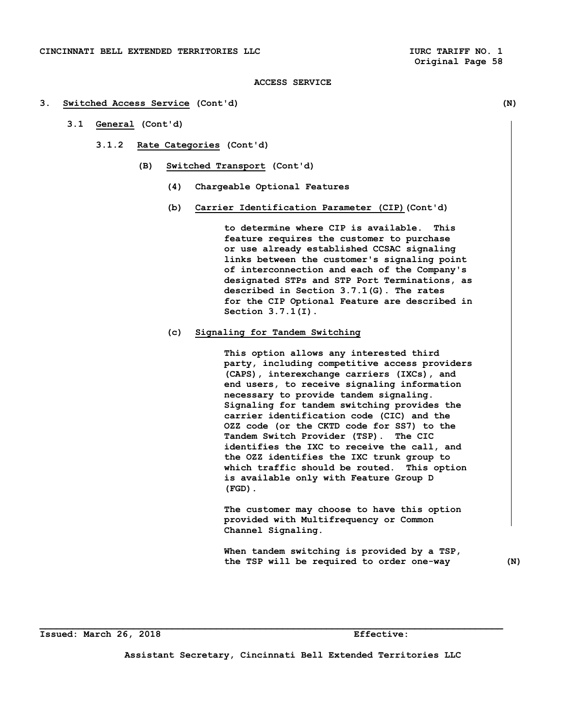ACCESS SERVICE

3. Switched Access Service (Cont'd) (N)

3.1 General (Cont'd)

3.1.2 Rate Categories (Cont'd)

(B) Switched Transport (Cont'd)

(4) Chargeable Optional Features

(b) Carrier Identification Parameter (CIP) (Cont'd)

to determine where CIP is available. This feature requires the customer to purchase or use already established CCSAC signaling links between the customer's signaling point of interconnection and each of the Company's designated STPs and STP Port Terminations, as described in Section 3.7.1(G). The rates for the CIP Optional Feature are described in Section 3.7.1(I).

(c) Signaling for Tandem Switching

This option allows any interested third party, including competitive access providers (CAPS), interexchange carriers (IXCs), and end users, to receive signaling information necessary to provide tandem signaling. Signaling for tandem switching provides the carrier identification code (CIC) and the OZZ code (or the CKTD code for SS7) to the Tandem Switch Provider (TSP). The CIC identifies the IXC to receive the call, and the OZZ identifies the IXC trunk group to which traffic should be routed. This option is available only with Feature Group D (FGD).

The customer may choose to have this option provided with Multifrequency or Common Channel Signaling.

When tandem switching is provided by a TSP, the TSP will be required to order one-way (N)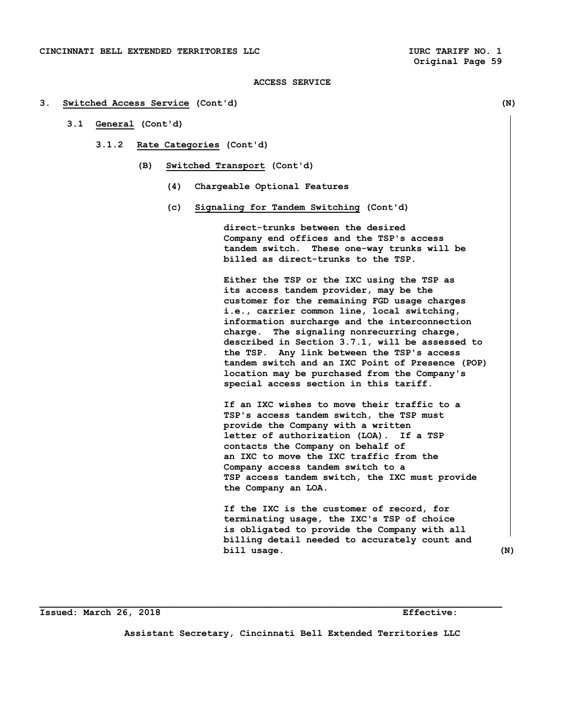ACCESS SERVICE

3. Switched Access Service (Cont'd) (N)

3.1 General (Cont'd)

3.1.2 Rate Categories (Cont'd)

(B) Switched Transport (Cont'd)

(4) Chargeable Optional Features

(c) Signaling for Tandem Switching (Cont'd)

direct-trunks between the desired Company end offices and the TSP's access tandem switch. These one-way trunks will be billed as direct-trunks to the TSP.

Either the TSP or the IXC using the TSP as its access tandem provider, may be the customer for the remaining FGD usage charges i.e., carrier common line, local switching, information surcharge and the interconnection charge. The signaling nonrecurring charge, described in Section 3.7.1, will be assessed to the TSP. Any link between the TSP's access tandem switch and an IXC Point of Presence (POP) location may be purchased from the Company's special access section in this tariff.

If an IXC wishes to move their traffic to a TSP's access tandem switch, the TSP must provide the Company with a written letter of authorization (LOA). If a TSP contacts the Company on behalf of an IXC to move the IXC traffic from the Company access tandem switch to a TSP access tandem switch, the IXC must provide the Company an LOA.

If the IXC is the customer of record, for terminating usage, the IXC's TSP of choice is obligated to provide the Company with all billing detail needed to accurately count and bill usage. (N)

Issued: March 26, 2018 Effective:

Assistant Secretary, Cincinnati Bell Extended Territories LLC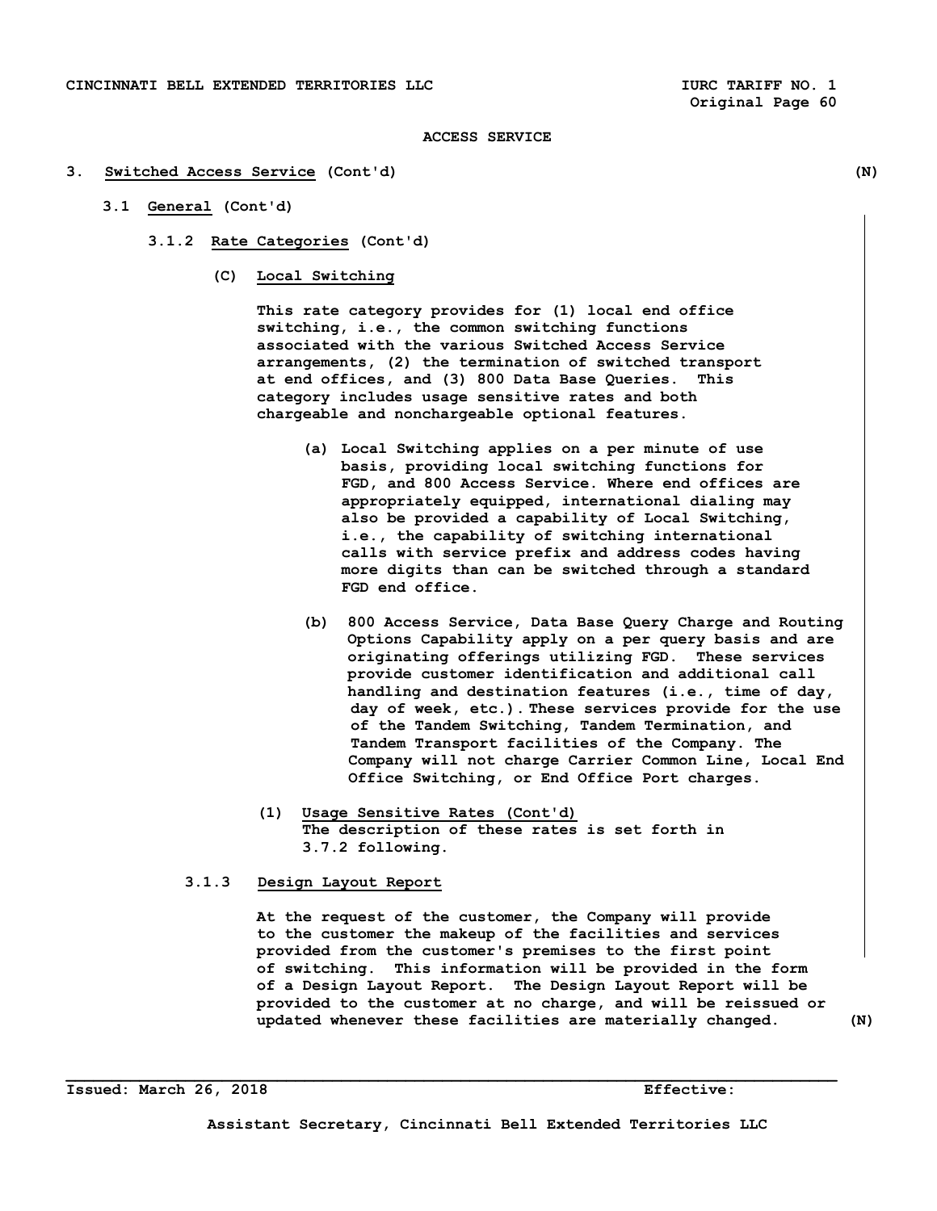ACCESS SERVICE

# 3. Switched Access Service (Cont'd) (N)

## 3.1 General (Cont'd)

### 3.1.2 Rate Categories (Cont'd)

**(C) Local Switching**

This rate category provides for (1) local end office switching, i.e., the common switching functions associated with the various Switched Access Service arrangements, (2) the termination of switched transport at end offices, and (3) 800 Data Base Queries. This category includes usage sensitive rates and both chargeable and nonchargeable optional features.

(a) Local Switching applies on a per minute of use basis, providing local switching functions for FGD, and 800 Access Service. Where end offices are appropriately equipped, international dialing may also be provided a capability of Local Switching, i.e., the capability of switching international calls with service prefix and address codes having more digits than can be switched through a standard FGD end office.

(b) 800 Access Service, Data Base Query Charge and Routing Options Capability apply on a per query basis and are originating offerings utilizing FGD. These services provide customer identification and additional call handling and destination features (i.e., time of day, day of week, etc.). These services provide for the use of the Tandem Switching, Tandem Termination, and Tandem Transport facilities of the Company. The Company will not charge Carrier Common Line, Local End Office Switching, or End Office Port charges.

(1) Usage Sensitive Rates (Cont'd)
The description of these rates is set forth in 3.7.2 following.

### 3.1.3 Design Layout Report

At the request of the customer, the Company will provide to the customer the makeup of the facilities and services provided from the customer's premises to the first point of switching. This information will be provided in the form of a Design Layout Report. The Design Layout Report will be provided to the customer at no charge, and will be reissued or updated whenever these facilities are materially changed. (N)

Issued: March 26, 2018 Effective:

Assistant Secretary, Cincinnati Bell Extended Territories LLC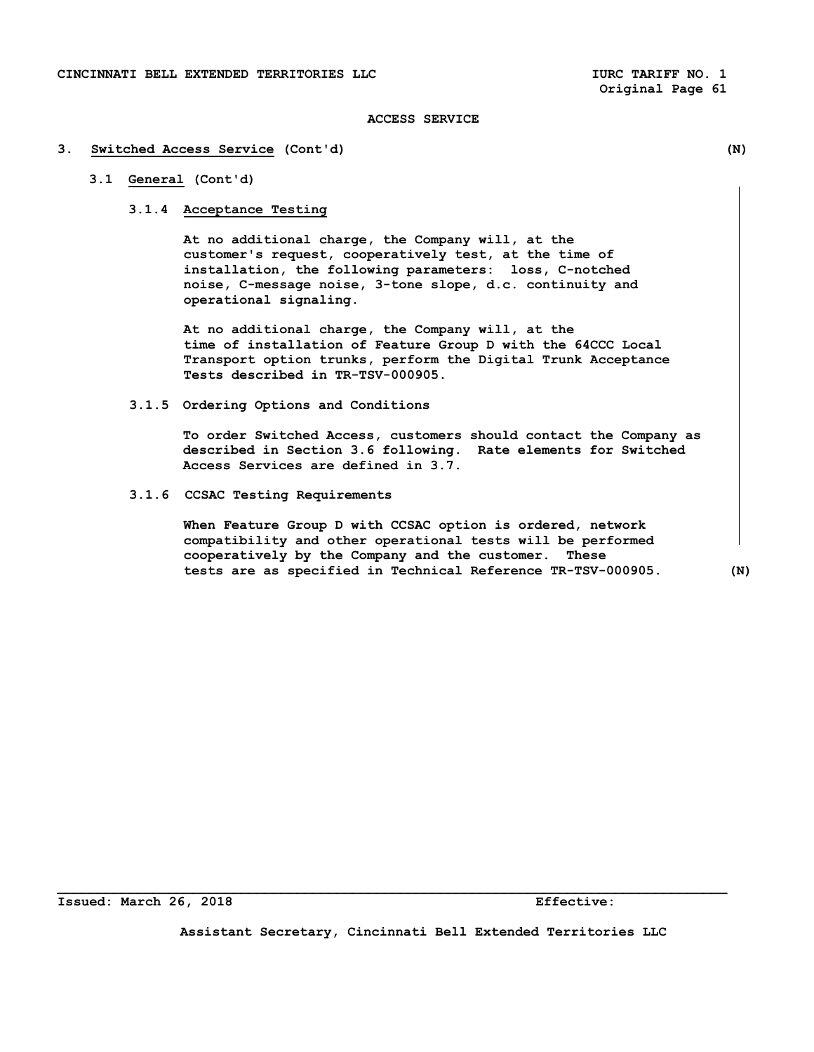ACCESS SERVICE

## 3. Switched Access Service (Cont'd) (N)

### 3.1 General (Cont'd)

#### 3.1.4 Acceptance Testing

At no additional charge, the Company will, at the customer's request, cooperatively test, at the time of installation, the following parameters: loss, C-notched noise, C-message noise, 3-tone slope, d.c. continuity and operational signaling.

At no additional charge, the Company will, at the time of installation of Feature Group D with the 64CCC Local Transport option trunks, perform the Digital Trunk Acceptance Tests described in TR-TSV-000905.

#### 3.1.5 Ordering Options and Conditions

To order Switched Access, customers should contact the Company as described in Section 3.6 following. Rate elements for Switched Access Services are defined in 3.7.

#### 3.1.6 CCSAC Testing Requirements

When Feature Group D with CCSAC option is ordered, network compatibility and other operational tests will be performed cooperatively by the Company and the customer. These tests are as specified in Technical Reference TR-TSV-000905. (N)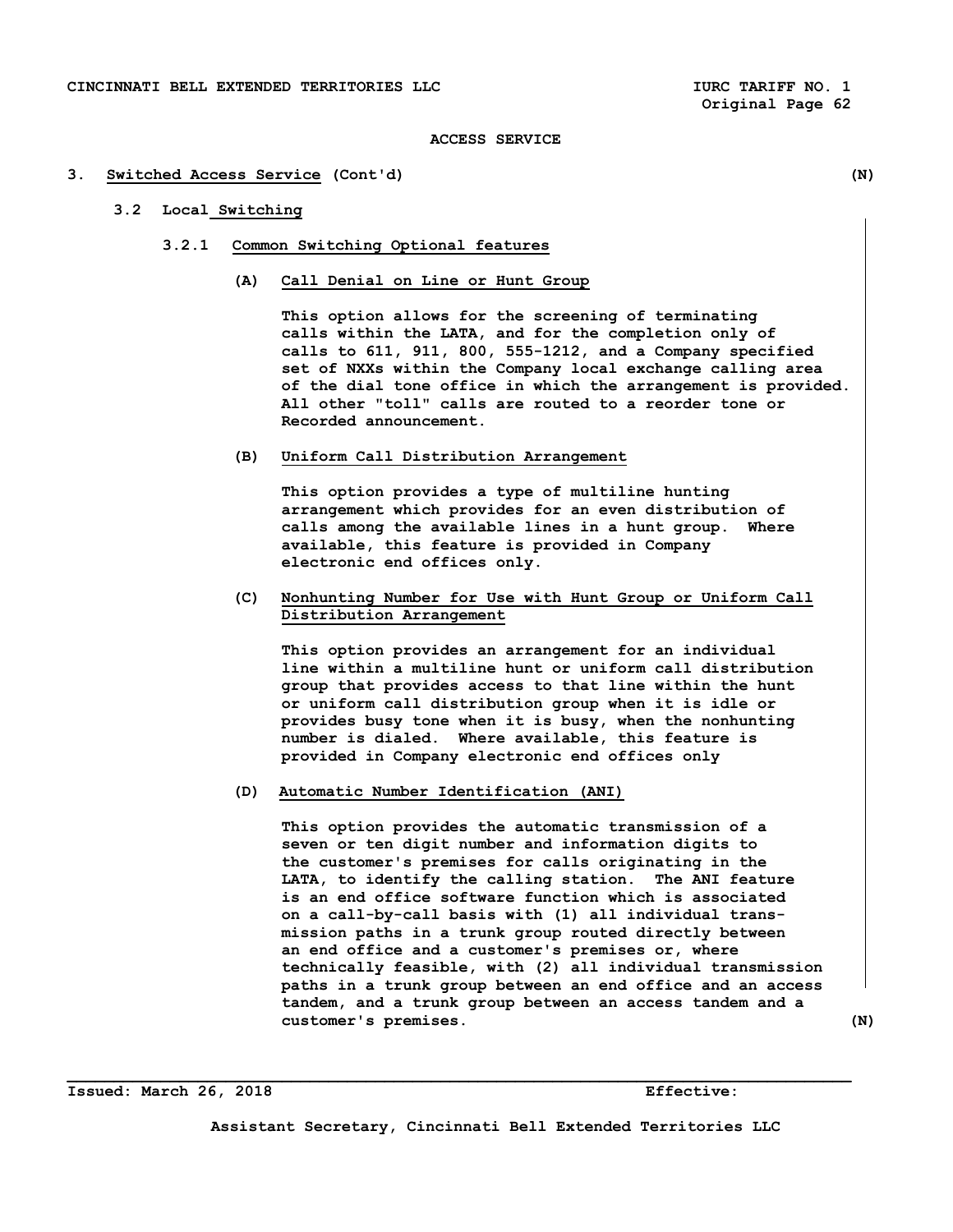ACCESS SERVICE

## 3. Switched Access Service (Cont'd) (N)

### 3.2 Local Switching

#### 3.2.1 Common Switching Optional features

**(A) Call Denial on Line or Hunt Group**

This option allows for the screening of terminating calls within the LATA, and for the completion only of calls to 611, 911, 800, 555-1212, and a Company specified set of NXXs within the Company local exchange calling area of the dial tone office in which the arrangement is provided. All other "toll" calls are routed to a reorder tone or Recorded announcement.

**(B) Uniform Call Distribution Arrangement**

This option provides a type of multiline hunting arrangement which provides for an even distribution of calls among the available lines in a hunt group. Where available, this feature is provided in Company electronic end offices only.

**(C) Nonhunting Number for Use with Hunt Group or Uniform Call Distribution Arrangement**

This option provides an arrangement for an individual line within a multiline hunt or uniform call distribution group that provides access to that line within the hunt or uniform call distribution group when it is idle or provides busy tone when it is busy, when the nonhunting number is dialed. Where available, this feature is provided in Company electronic end offices only

**(D) Automatic Number Identification (ANI)**

This option provides the automatic transmission of a seven or ten digit number and information digits to the customer's premises for calls originating in the LATA, to identify the calling station. The ANI feature is an end office software function which is associated on a call-by-call basis with (1) all individual transmission paths in a trunk group routed directly between an end office and a customer's premises or, where technically feasible, with (2) all individual transmission paths in a trunk group between an end office and an access tandem, and a trunk group between an access tandem and a customer's premises. (N)

Issued: March 26, 2018 Effective:

Assistant Secretary, Cincinnati Bell Extended Territories LLC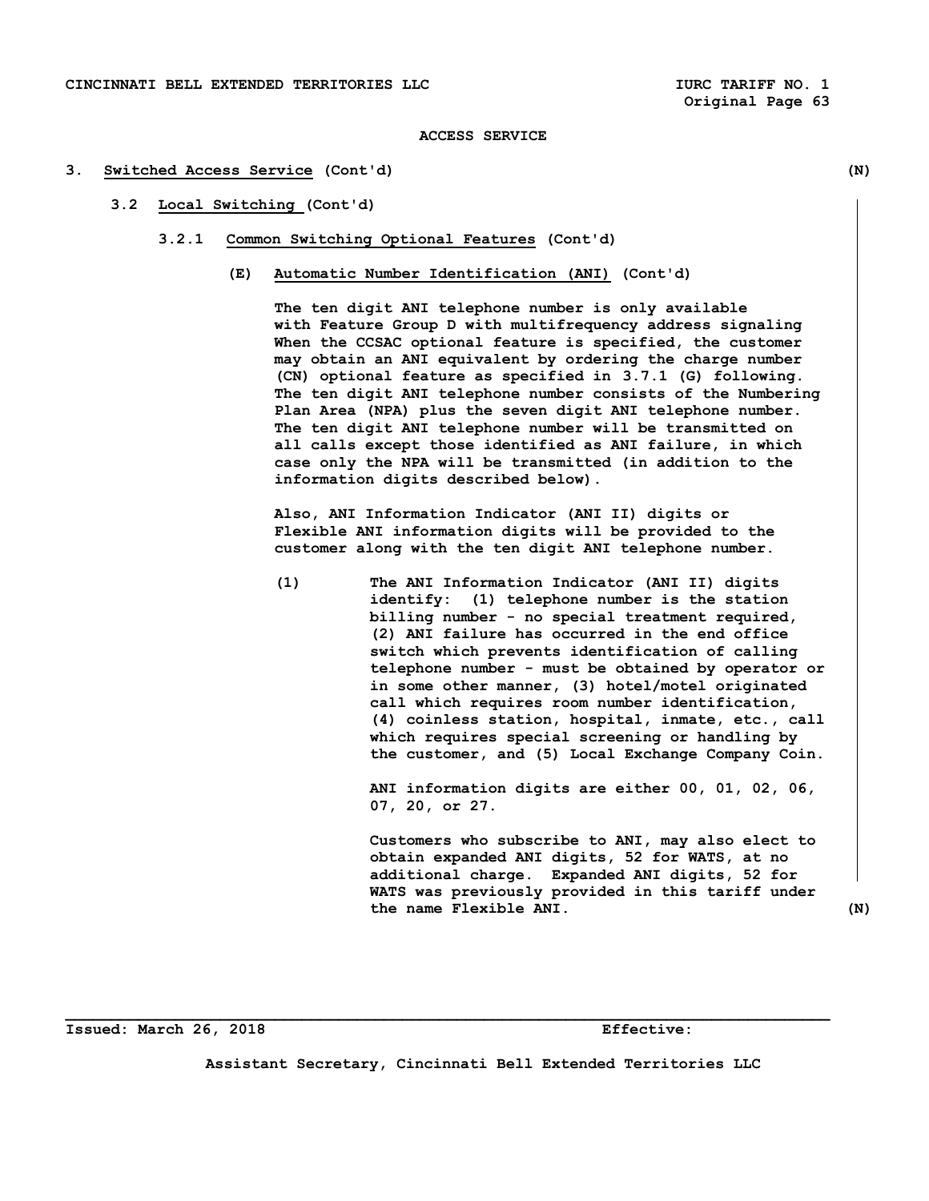ACCESS SERVICE

3. **Switched Access Service** (Cont'd) (N)

3.2 **Local Switching** (Cont'd)

3.2.1 **Common Switching Optional Features** (Cont'd)

(E) **Automatic Number Identification (ANI)** (Cont'd)

The ten digit ANI telephone number is only available with Feature Group D with multifrequency address signaling When the CCSAC optional feature is specified, the customer may obtain an ANI equivalent by ordering the charge number (CN) optional feature as specified in 3.7.1 (G) following. The ten digit ANI telephone number consists of the Numbering Plan Area (NPA) plus the seven digit ANI telephone number. The ten digit ANI telephone number will be transmitted on all calls except those identified as ANI failure, in which case only the NPA will be transmitted (in addition to the information digits described below).

Also, ANI Information Indicator (ANI II) digits or Flexible ANI information digits will be provided to the customer along with the ten digit ANI telephone number.

(1) The ANI Information Indicator (ANI II) digits identify: (1) telephone number is the station billing number - no special treatment required, (2) ANI failure has occurred in the end office switch which prevents identification of calling telephone number - must be obtained by operator or in some other manner, (3) hotel/motel originated call which requires room number identification, (4) coinless station, hospital, inmate, etc., call which requires special screening or handling by the customer, and (5) Local Exchange Company Coin.

ANI information digits are either 00, 01, 02, 06, 07, 20, or 27.

Customers who subscribe to ANI, may also elect to obtain expanded ANI digits, 52 for WATS, at no additional charge. Expanded ANI digits, 52 for WATS was previously provided in this tariff under the name Flexible ANI. (N)

Issued: March 26, 2018 Effective:

Assistant Secretary, Cincinnati Bell Extended Territories LLC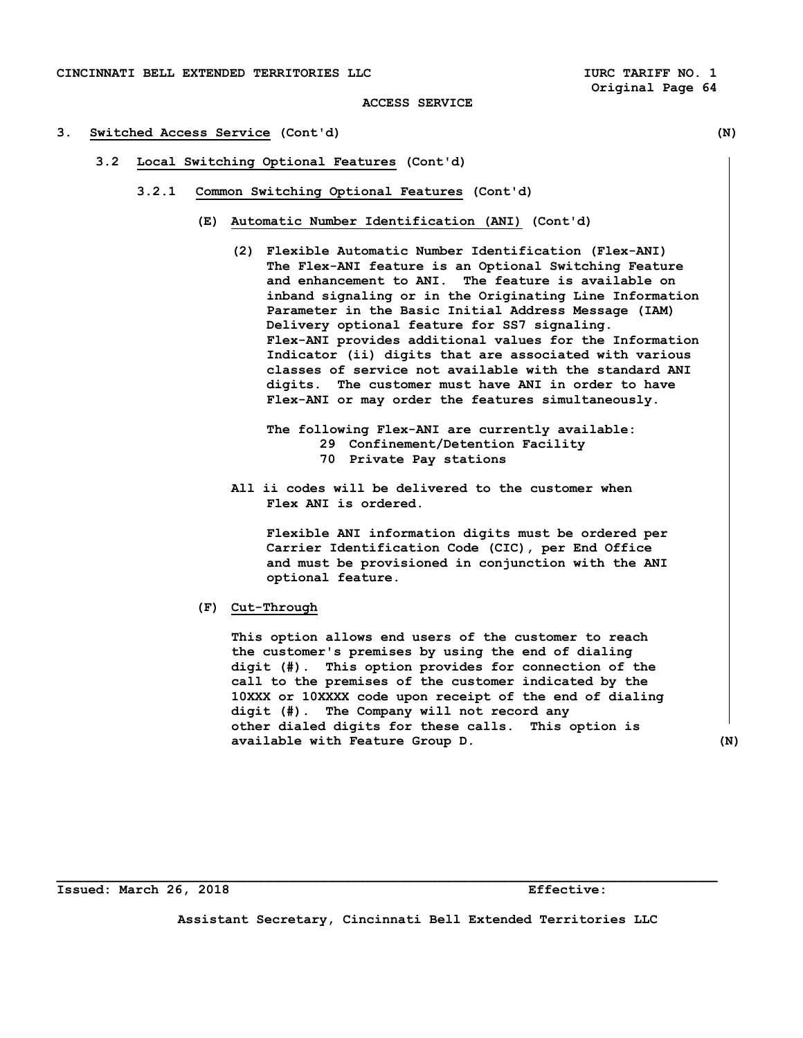ACCESS SERVICE

## 3. Switched Access Service (Cont'd) (N)

### 3.2 Local Switching Optional Features (Cont'd)

#### 3.2.1 Common Switching Optional Features (Cont'd)

**(E) Automatic Number Identification (ANI) (Cont'd)**

(2) Flexible Automatic Number Identification (Flex-ANI)
The Flex-ANI feature is an Optional Switching Feature and enhancement to ANI. The feature is available on inband signaling or in the Originating Line Information Parameter in the Basic Initial Address Message (IAM) Delivery optional feature for SS7 signaling. Flex-ANI provides additional values for the Information Indicator (ii) digits that are associated with various classes of service not available with the standard ANI digits. The customer must have ANI in order to have Flex-ANI or may order the features simultaneously.

The following Flex-ANI are currently available:
- 29 Confinement/Detention Facility
- 70 Private Pay stations

All ii codes will be delivered to the customer when Flex ANI is ordered.

Flexible ANI information digits must be ordered per Carrier Identification Code (CIC), per End Office and must be provisioned in conjunction with the ANI optional feature.

**(F) Cut-Through**

This option allows end users of the customer to reach the customer's premises by using the end of dialing digit (#). This option provides for connection of the call to the premises of the customer indicated by the 10XXX or 10XXXX code upon receipt of the end of dialing digit (#). The Company will not record any other dialed digits for these calls. This option is available with Feature Group D. (N)

Issued: March 26, 2018 Effective:

Assistant Secretary, Cincinnati Bell Extended Territories LLC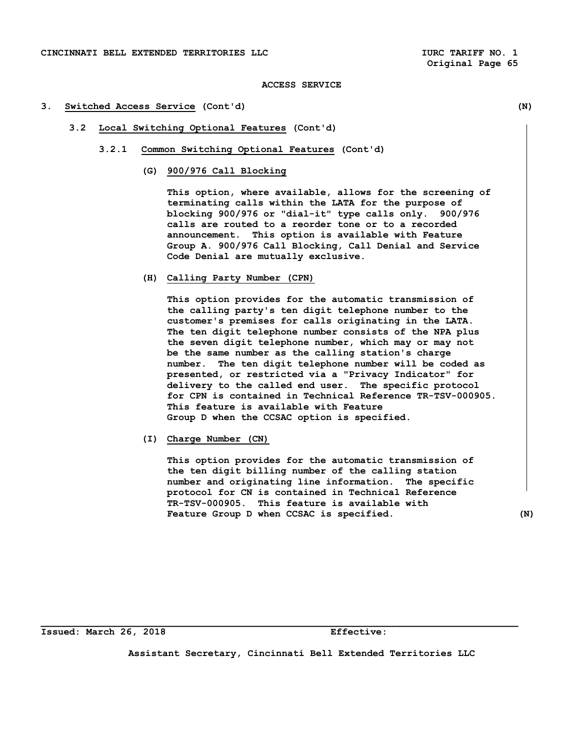ACCESS SERVICE

# 3. Switched Access Service (Cont'd) (N)

## 3.2 Local Switching Optional Features (Cont'd)

### 3.2.1 Common Switching Optional Features (Cont'd)

**(G) 900/976 Call Blocking**

This option, where available, allows for the screening of terminating calls within the LATA for the purpose of blocking 900/976 or "dial-it" type calls only. 900/976 calls are routed to a reorder tone or to a recorded announcement. This option is available with Feature Group A. 900/976 Call Blocking, Call Denial and Service Code Denial are mutually exclusive.

**(H) Calling Party Number (CPN)**

This option provides for the automatic transmission of the calling party's ten digit telephone number to the customer's premises for calls originating in the LATA. The ten digit telephone number consists of the NPA plus the seven digit telephone number, which may or may not be the same number as the calling station's charge number. The ten digit telephone number will be coded as presented, or restricted via a "Privacy Indicator" for delivery to the called end user. The specific protocol for CPN is contained in Technical Reference TR-TSV-000905. This feature is available with Feature Group D when the CCSAC option is specified.

**(I) Charge Number (CN)**

This option provides for the automatic transmission of the ten digit billing number of the calling station number and originating line information. The specific protocol for CN is contained in Technical Reference TR-TSV-000905. This feature is available with Feature Group D when CCSAC is specified. (N)

Issued: March 26, 2018 Effective:

Assistant Secretary, Cincinnati Bell Extended Territories LLC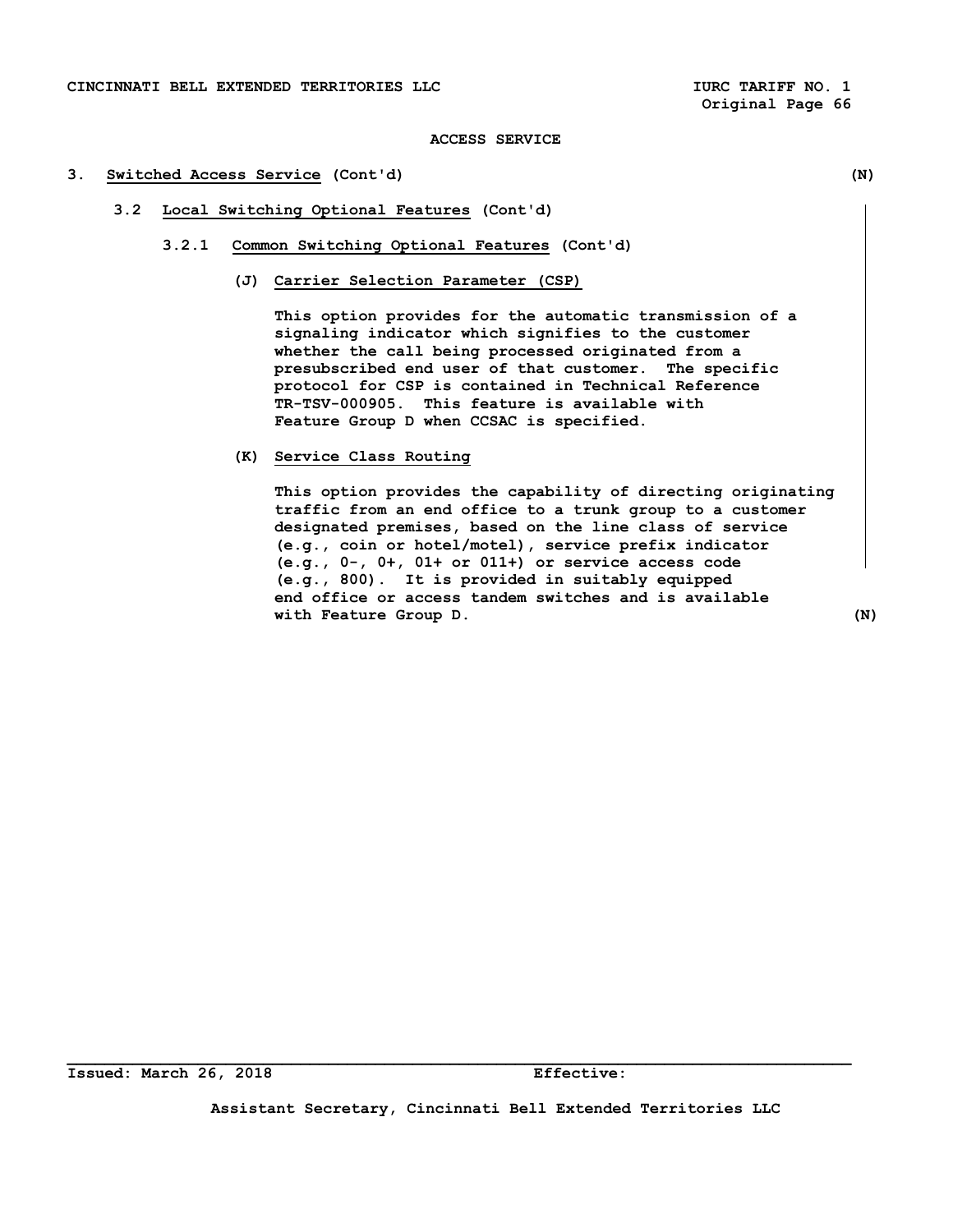**ACCESS SERVICE**

**3. Switched Access Service (Cont'd)** **(N)**

**3.2 Local Switching Optional Features (Cont'd)**

**3.2.1 Common Switching Optional Features (Cont'd)**

**(J) Carrier Selection Parameter (CSP)**

**This option provides for the automatic transmission of a signaling indicator which signifies to the customer whether the call being processed originated from a presubscribed end user of that customer. The specific protocol for CSP is contained in Technical Reference TR-TSV-000905. This feature is available with Feature Group D when CCSAC is specified.**

**(K) Service Class Routing**

**This option provides the capability of directing originating traffic from an end office to a trunk group to a customer designated premises, based on the line class of service (e.g., coin or hotel/motel), service prefix indicator (e.g., 0-, 0+, 01+ or 011+) or service access code (e.g., 800). It is provided in suitably equipped end office or access tandem switches and is available with Feature Group D.** **(N)**

**Issued: March 26, 2018** **Effective:**

**Assistant Secretary, Cincinnati Bell Extended Territories LLC**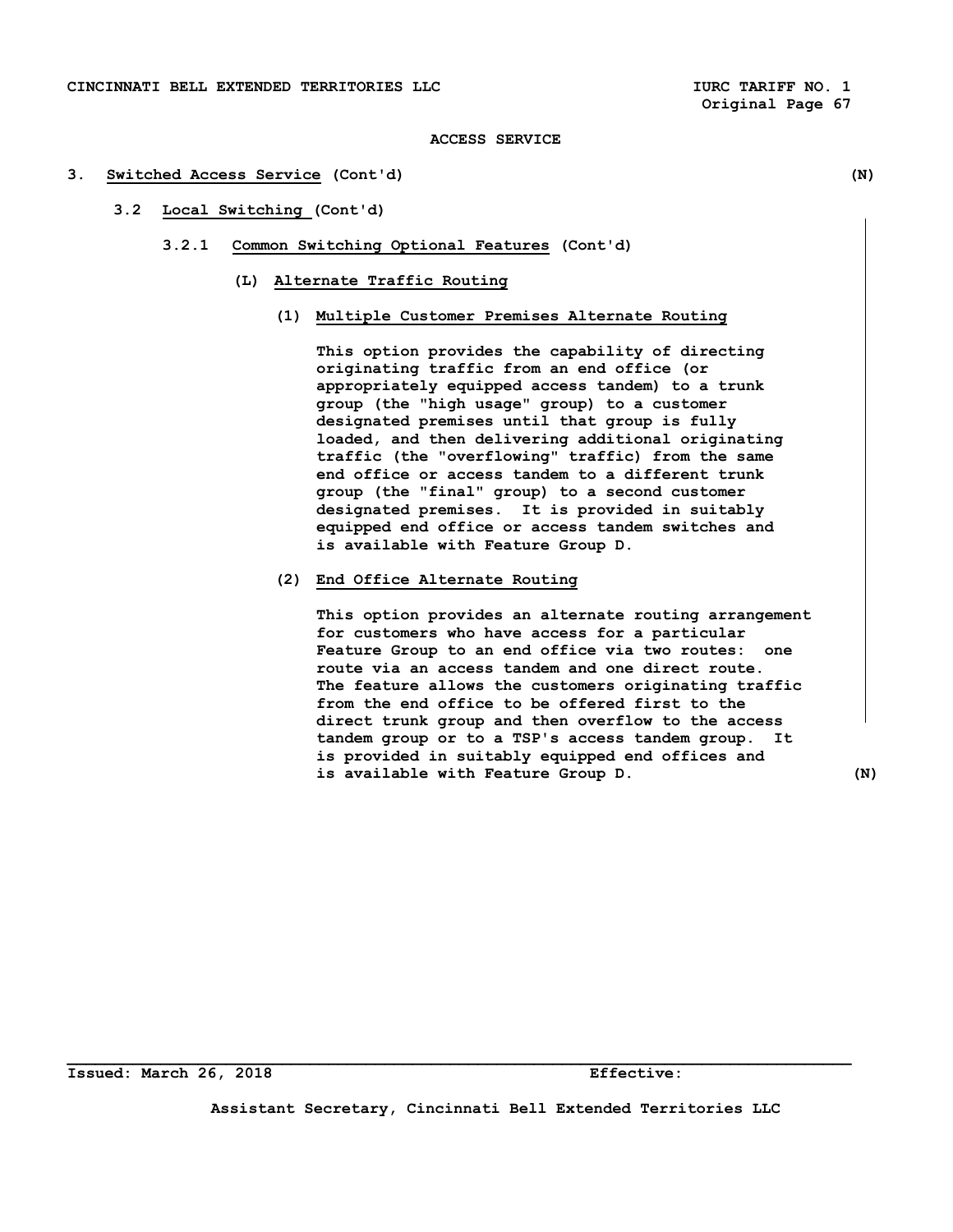ACCESS SERVICE

# 3. Switched Access Service (Cont'd) (N)

## 3.2 Local Switching (Cont'd)

### 3.2.1 Common Switching Optional Features (Cont'd)

#### (L) Alternate Traffic Routing

##### (1) Multiple Customer Premises Alternate Routing

This option provides the capability of directing originating traffic from an end office (or appropriately equipped access tandem) to a trunk group (the "high usage" group) to a customer designated premises until that group is fully loaded, and then delivering additional originating traffic (the "overflowing" traffic) from the same end office or access tandem to a different trunk group (the "final" group) to a second customer designated premises. It is provided in suitably equipped end office or access tandem switches and is available with Feature Group D.

##### (2) End Office Alternate Routing

This option provides an alternate routing arrangement for customers who have access for a particular Feature Group to an end office via two routes: one route via an access tandem and one direct route. The feature allows the customers originating traffic from the end office to be offered first to the direct trunk group and then overflow to the access tandem group or to a TSP's access tandem group. It is provided in suitably equipped end offices and is available with Feature Group D. (N)

Issued: March 26, 2018 Effective:

Assistant Secretary, Cincinnati Bell Extended Territories LLC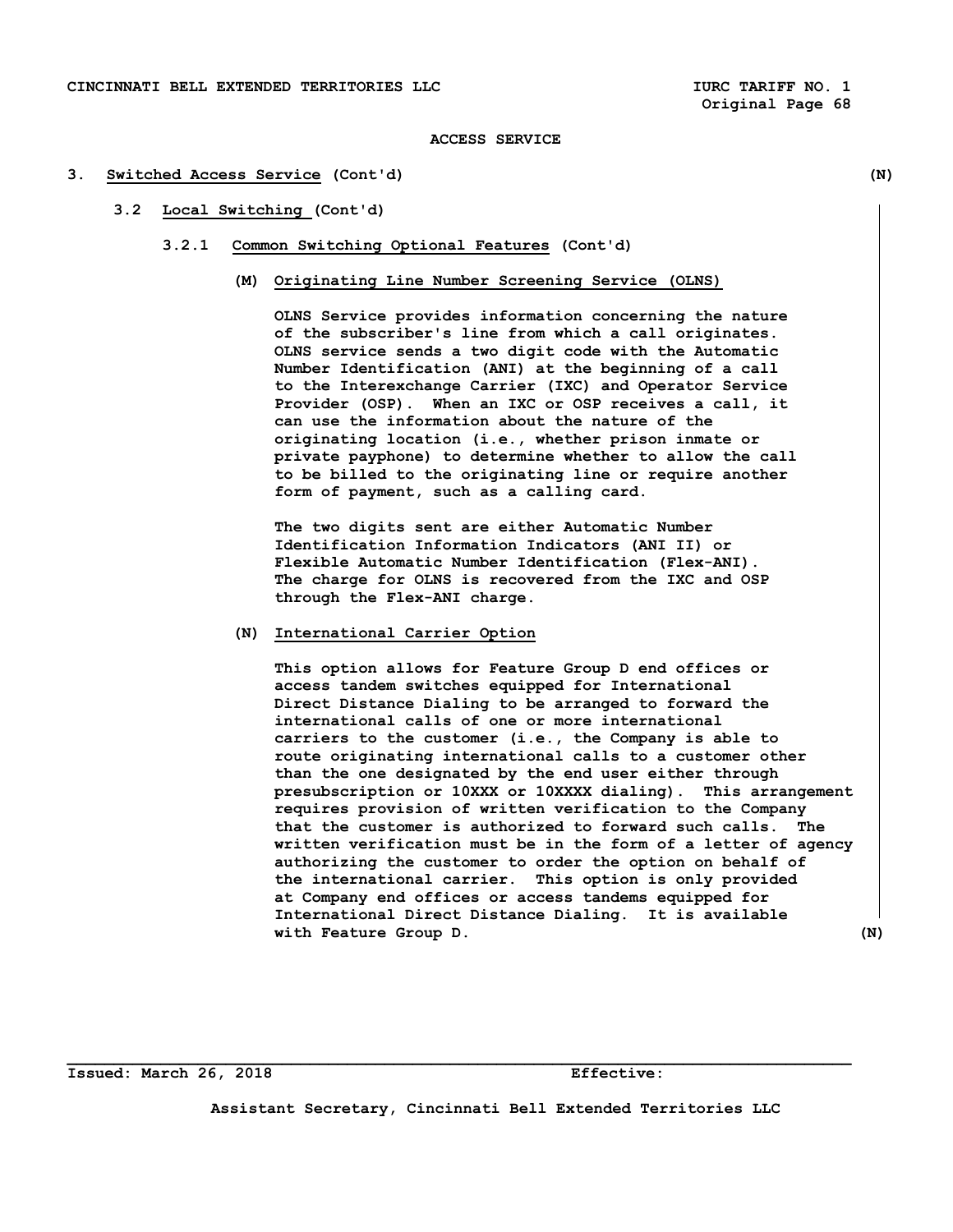ACCESS SERVICE

## 3. Switched Access Service (Cont'd) (N)

### 3.2 Local Switching (Cont'd)

#### 3.2.1 Common Switching Optional Features (Cont'd)

**(M) Originating Line Number Screening Service (OLNS)**

OLNS Service provides information concerning the nature of the subscriber's line from which a call originates. OLNS service sends a two digit code with the Automatic Number Identification (ANI) at the beginning of a call to the Interexchange Carrier (IXC) and Operator Service Provider (OSP). When an IXC or OSP receives a call, it can use the information about the nature of the originating location (i.e., whether prison inmate or private payphone) to determine whether to allow the call to be billed to the originating line or require another form of payment, such as a calling card.

The two digits sent are either Automatic Number Identification Information Indicators (ANI II) or Flexible Automatic Number Identification (Flex-ANI). The charge for OLNS is recovered from the IXC and OSP through the Flex-ANI charge.

**(N) International Carrier Option**

This option allows for Feature Group D end offices or access tandem switches equipped for International Direct Distance Dialing to be arranged to forward the international calls of one or more international carriers to the customer (i.e., the Company is able to route originating international calls to a customer other than the one designated by the end user either through presubscription or 10XXX or 10XXXX dialing). This arrangement requires provision of written verification to the Company that the customer is authorized to forward such calls. The written verification must be in the form of a letter of agency authorizing the customer to order the option on behalf of the international carrier. This option is only provided at Company end offices or access tandems equipped for International Direct Distance Dialing. It is available with Feature Group D. (N)

Issued: March 26, 2018 Effective:

Assistant Secretary, Cincinnati Bell Extended Territories LLC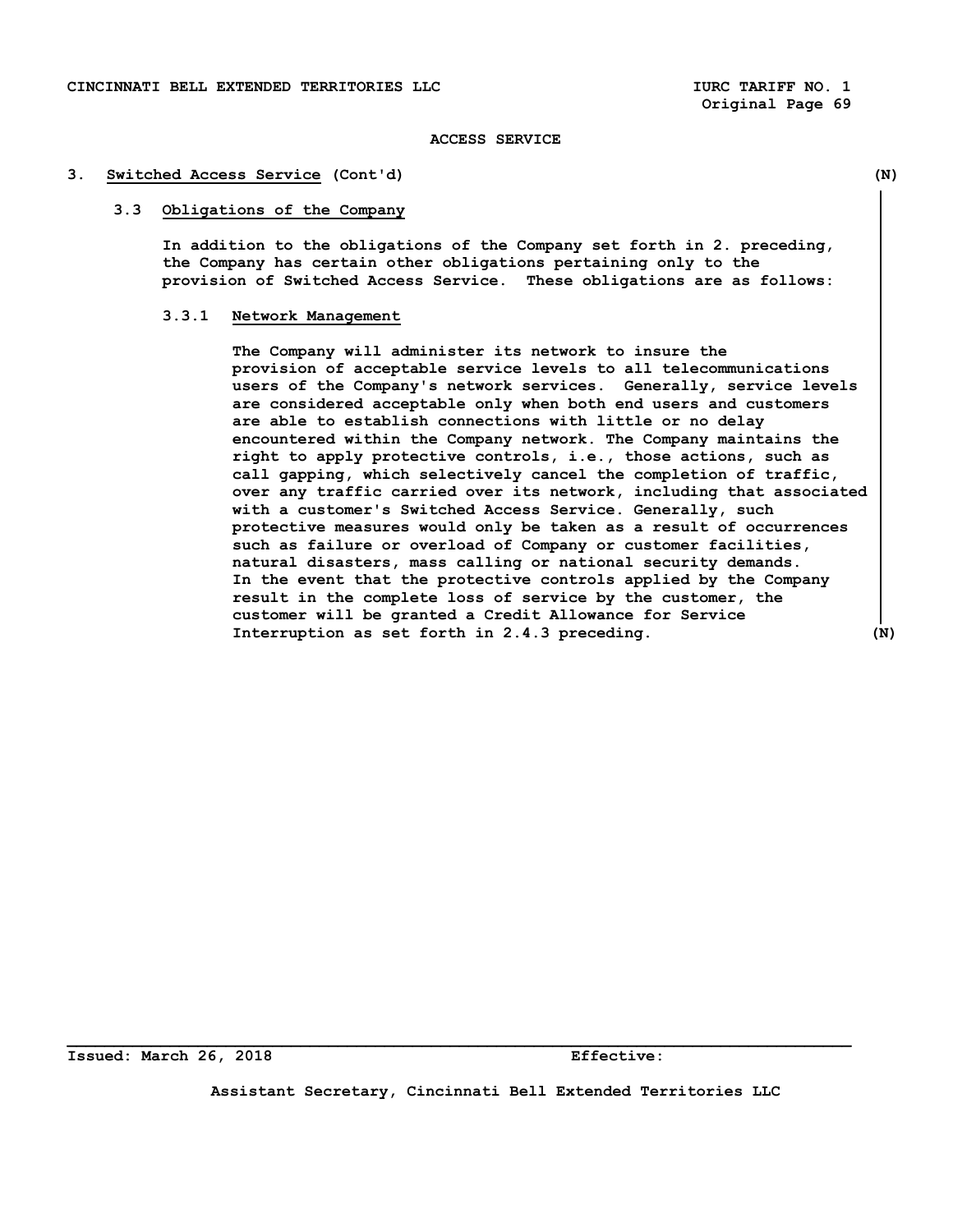# ACCESS SERVICE

## 3. Switched Access Service (Cont'd) (N)

### 3.3 Obligations of the Company

In addition to the obligations of the Company set forth in 2. preceding, the Company has certain other obligations pertaining only to the provision of Switched Access Service. These obligations are as follows:

#### 3.3.1 Network Management

The Company will administer its network to insure the provision of acceptable service levels to all telecommunications users of the Company's network services. Generally, service levels are considered acceptable only when both end users and customers are able to establish connections with little or no delay encountered within the Company network. The Company maintains the right to apply protective controls, i.e., those actions, such as call gapping, which selectively cancel the completion of traffic, over any traffic carried over its network, including that associated with a customer's Switched Access Service. Generally, such protective measures would only be taken as a result of occurrences such as failure or overload of Company or customer facilities, natural disasters, mass calling or national security demands. In the event that the protective controls applied by the Company result in the complete loss of service by the customer, the customer will be granted a Credit Allowance for Service Interruption as set forth in 2.4.3 preceding. (N)

Issued: March 26, 2018 Effective:

Assistant Secretary, Cincinnati Bell Extended Territories LLC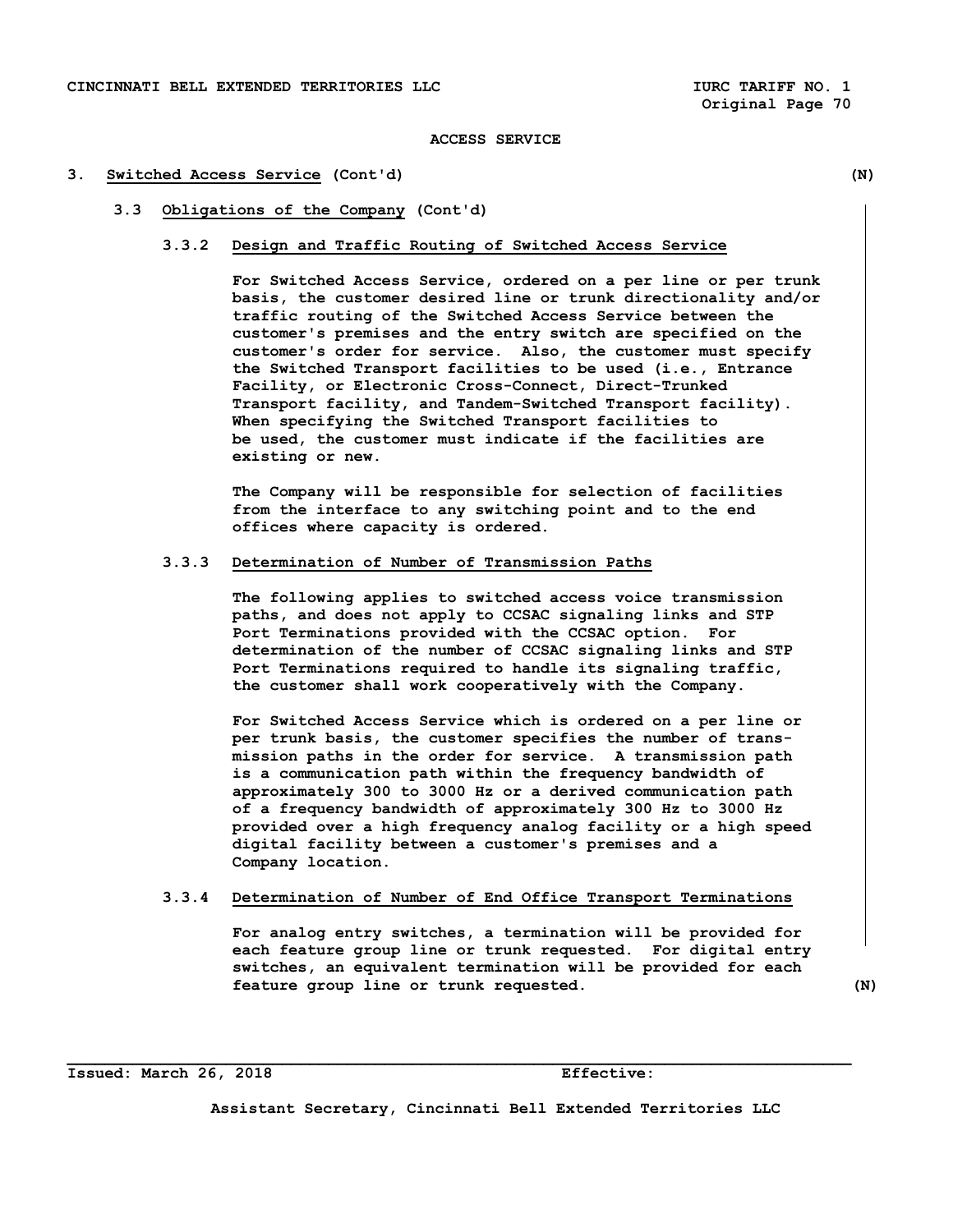ACCESS SERVICE

## 3. Switched Access Service (Cont'd) (N)

### 3.3 Obligations of the Company (Cont'd)

#### 3.3.2 Design and Traffic Routing of Switched Access Service

For Switched Access Service, ordered on a per line or per trunk basis, the customer desired line or trunk directionality and/or traffic routing of the Switched Access Service between the customer's premises and the entry switch are specified on the customer's order for service. Also, the customer must specify the Switched Transport facilities to be used (i.e., Entrance Facility, or Electronic Cross-Connect, Direct-Trunked Transport facility, and Tandem-Switched Transport facility). When specifying the Switched Transport facilities to be used, the customer must indicate if the facilities are existing or new.

The Company will be responsible for selection of facilities from the interface to any switching point and to the end offices where capacity is ordered.

#### 3.3.3 Determination of Number of Transmission Paths

The following applies to switched access voice transmission paths, and does not apply to CCSAC signaling links and STP Port Terminations provided with the CCSAC option. For determination of the number of CCSAC signaling links and STP Port Terminations required to handle its signaling traffic, the customer shall work cooperatively with the Company.

For Switched Access Service which is ordered on a per line or per trunk basis, the customer specifies the number of transmission paths in the order for service. A transmission path is a communication path within the frequency bandwidth of approximately 300 to 3000 Hz or a derived communication path of a frequency bandwidth of approximately 300 Hz to 3000 Hz provided over a high frequency analog facility or a high speed digital facility between a customer's premises and a Company location.

#### 3.3.4 Determination of Number of End Office Transport Terminations

For analog entry switches, a termination will be provided for each feature group line or trunk requested. For digital entry switches, an equivalent termination will be provided for each feature group line or trunk requested. (N)

Issued: March 26, 2018 Effective:

Assistant Secretary, Cincinnati Bell Extended Territories LLC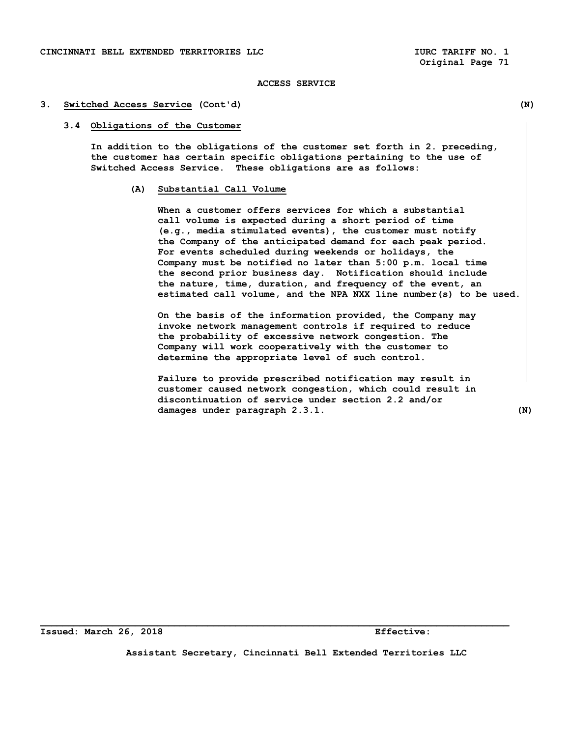ACCESS SERVICE

## 3. Switched Access Service (Cont'd) (N)

### 3.4 Obligations of the Customer

In addition to the obligations of the customer set forth in 2. preceding, the customer has certain specific obligations pertaining to the use of Switched Access Service. These obligations are as follows:

**(A) Substantial Call Volume**

When a customer offers services for which a substantial call volume is expected during a short period of time (e.g., media stimulated events), the customer must notify the Company of the anticipated demand for each peak period. For events scheduled during weekends or holidays, the Company must be notified no later than 5:00 p.m. local time the second prior business day. Notification should include the nature, time, duration, and frequency of the event, an estimated call volume, and the NPA NXX line number(s) to be used.

On the basis of the information provided, the Company may invoke network management controls if required to reduce the probability of excessive network congestion. The Company will work cooperatively with the customer to determine the appropriate level of such control.

Failure to provide prescribed notification may result in customer caused network congestion, which could result in discontinuation of service under section 2.2 and/or damages under paragraph 2.3.1. (N)

Issued: March 26, 2018 Effective:

Assistant Secretary, Cincinnati Bell Extended Territories LLC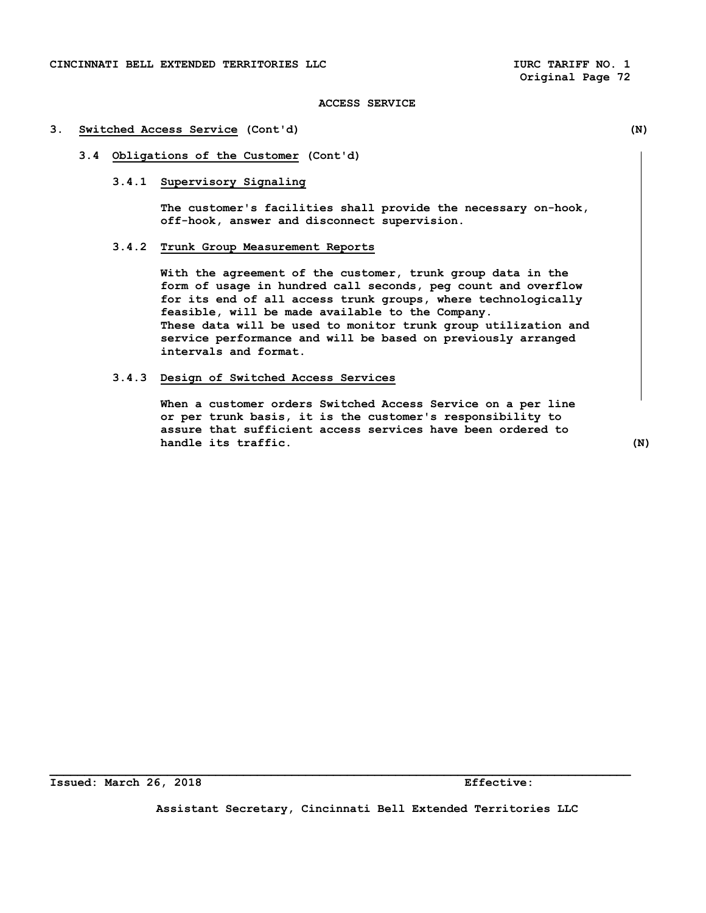ACCESS SERVICE

## 3. Switched Access Service (Cont'd) (N)

### 3.4 Obligations of the Customer (Cont'd)

#### 3.4.1 Supervisory Signaling

The customer's facilities shall provide the necessary on-hook, off-hook, answer and disconnect supervision.

#### 3.4.2 Trunk Group Measurement Reports

With the agreement of the customer, trunk group data in the form of usage in hundred call seconds, peg count and overflow for its end of all access trunk groups, where technologically feasible, will be made available to the Company.
These data will be used to monitor trunk group utilization and service performance and will be based on previously arranged intervals and format.

#### 3.4.3 Design of Switched Access Services

When a customer orders Switched Access Service on a per line or per trunk basis, it is the customer's responsibility to assure that sufficient access services have been ordered to handle its traffic. (N)

Issued: March 26, 2018 Effective:

Assistant Secretary, Cincinnati Bell Extended Territories LLC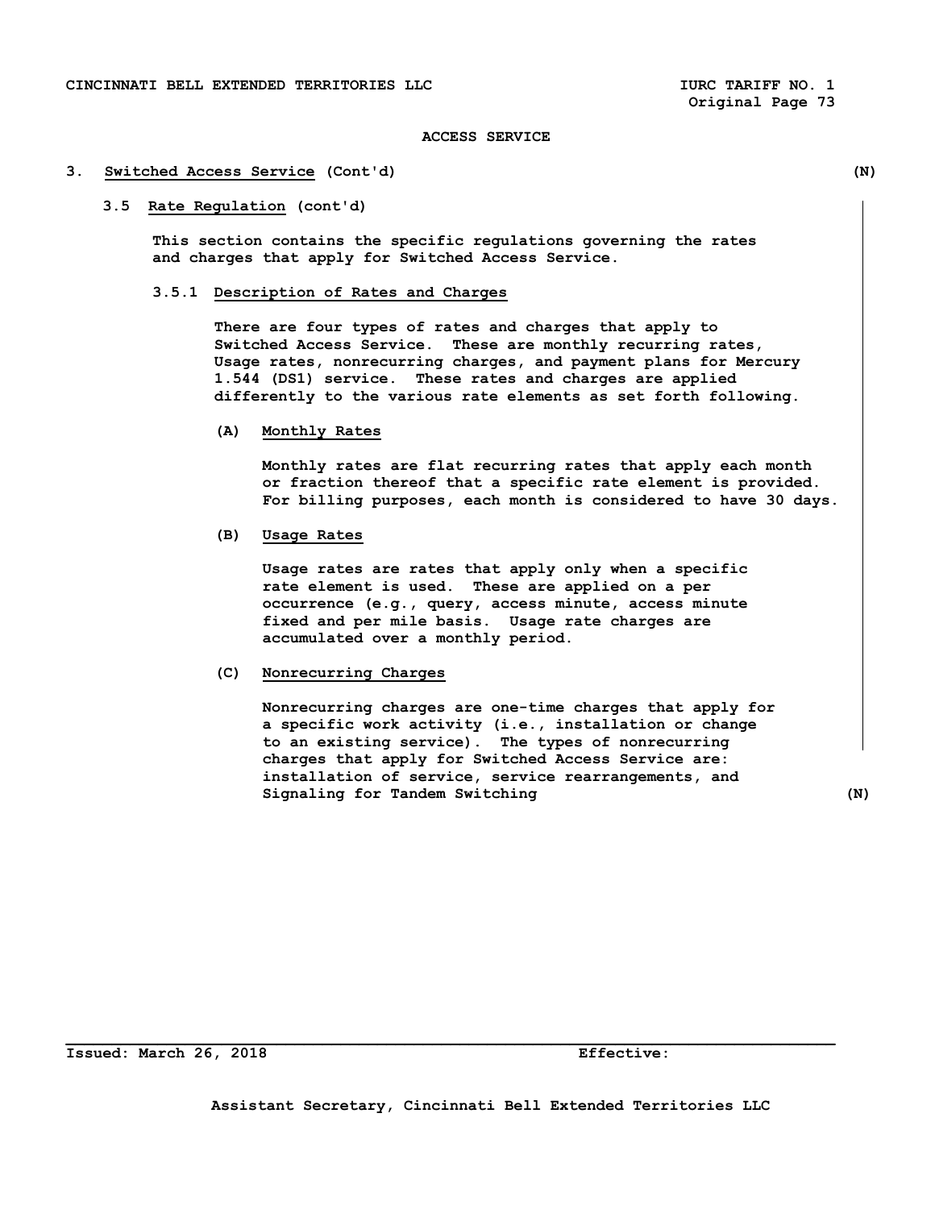ACCESS SERVICE

## 3. Switched Access Service (Cont'd)

### 3.5 Rate Regulation (cont'd)

This section contains the specific regulations governing the rates and charges that apply for Switched Access Service.

#### 3.5.1 Description of Rates and Charges

There are four types of rates and charges that apply to Switched Access Service. These are monthly recurring rates, Usage rates, nonrecurring charges, and payment plans for Mercury 1.544 (DS1) service. These rates and charges are applied differently to the various rate elements as set forth following.

**(A) Monthly Rates**

Monthly rates are flat recurring rates that apply each month or fraction thereof that a specific rate element is provided. For billing purposes, each month is considered to have 30 days.

**(B) Usage Rates**

Usage rates are rates that apply only when a specific rate element is used. These are applied on a per occurrence (e.g., query, access minute, access minute fixed and per mile basis. Usage rate charges are accumulated over a monthly period.

**(C) Nonrecurring Charges**

Nonrecurring charges are one-time charges that apply for a specific work activity (i.e., installation or change to an existing service). The types of nonrecurring charges that apply for Switched Access Service are: installation of service, service rearrangements, and Signaling for Tandem Switching

Issued: March 26, 2018 Effective:

Assistant Secretary, Cincinnati Bell Extended Territories LLC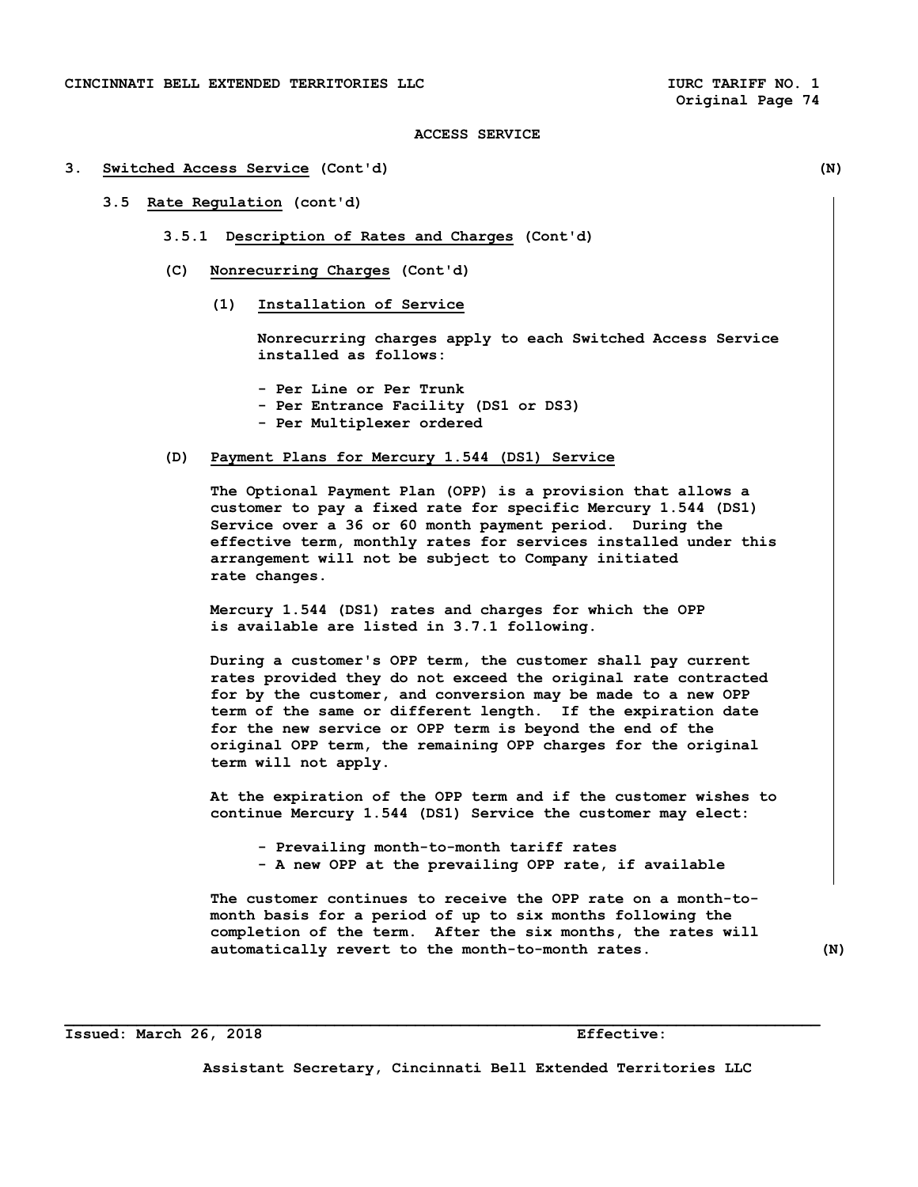## ACCESS SERVICE

### 3. Switched Access Service (Cont'd) (N)

#### 3.5 Rate Regulation (cont'd)

##### 3.5.1 Description of Rates and Charges (Cont'd)

**(C) Nonrecurring Charges (Cont'd)**

**(1) Installation of Service**

Nonrecurring charges apply to each Switched Access Service installed as follows:

- Per Line or Per Trunk
- Per Entrance Facility (DS1 or DS3)
- Per Multiplexer ordered

**(D) Payment Plans for Mercury 1.544 (DS1) Service**

The Optional Payment Plan (OPP) is a provision that allows a customer to pay a fixed rate for specific Mercury 1.544 (DS1) Service over a 36 or 60 month payment period. During the effective term, monthly rates for services installed under this arrangement will not be subject to Company initiated rate changes.

Mercury 1.544 (DS1) rates and charges for which the OPP is available are listed in 3.7.1 following.

During a customer's OPP term, the customer shall pay current rates provided they do not exceed the original rate contracted for by the customer, and conversion may be made to a new OPP term of the same or different length. If the expiration date for the new service or OPP term is beyond the end of the original OPP term, the remaining OPP charges for the original term will not apply.

At the expiration of the OPP term and if the customer wishes to continue Mercury 1.544 (DS1) Service the customer may elect:

- Prevailing month-to-month tariff rates
- A new OPP at the prevailing OPP rate, if available

The customer continues to receive the OPP rate on a month-to-month basis for a period of up to six months following the completion of the term. After the six months, the rates will automatically revert to the month-to-month rates. (N)

Issued: March 26, 2018 Effective:

Assistant Secretary, Cincinnati Bell Extended Territories LLC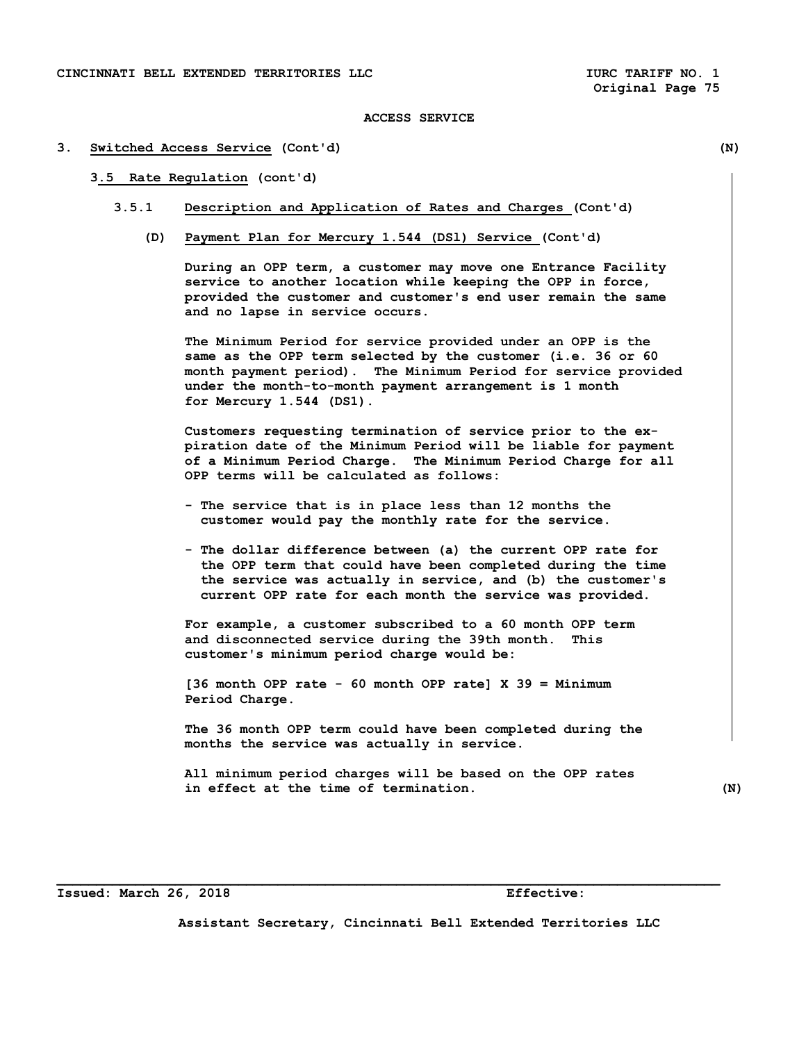ACCESS SERVICE

## 3. Switched Access Service (Cont'd) (N)

### 3.5 Rate Regulation (cont'd)

#### 3.5.1 Description and Application of Rates and Charges (Cont'd)

**(D) Payment Plan for Mercury 1.544 (DS1) Service (Cont'd)**

During an OPP term, a customer may move one Entrance Facility service to another location while keeping the OPP in force, provided the customer and customer's end user remain the same and no lapse in service occurs.

The Minimum Period for service provided under an OPP is the same as the OPP term selected by the customer (i.e. 36 or 60 month payment period). The Minimum Period for service provided under the month-to-month payment arrangement is 1 month for Mercury 1.544 (DS1).

Customers requesting termination of service prior to the expiration date of the Minimum Period will be liable for payment of a Minimum Period Charge. The Minimum Period Charge for all OPP terms will be calculated as follows:

- The service that is in place less than 12 months the customer would pay the monthly rate for the service.
- The dollar difference between (a) the current OPP rate for the OPP term that could have been completed during the time the service was actually in service, and (b) the customer's current OPP rate for each month the service was provided.

For example, a customer subscribed to a 60 month OPP term and disconnected service during the 39th month. This customer's minimum period charge would be:

[36 month OPP rate - 60 month OPP rate] X 39 = Minimum Period Charge.

The 36 month OPP term could have been completed during the months the service was actually in service.

All minimum period charges will be based on the OPP rates in effect at the time of termination. (N)

Issued: March 26, 2018 Effective:

Assistant Secretary, Cincinnati Bell Extended Territories LLC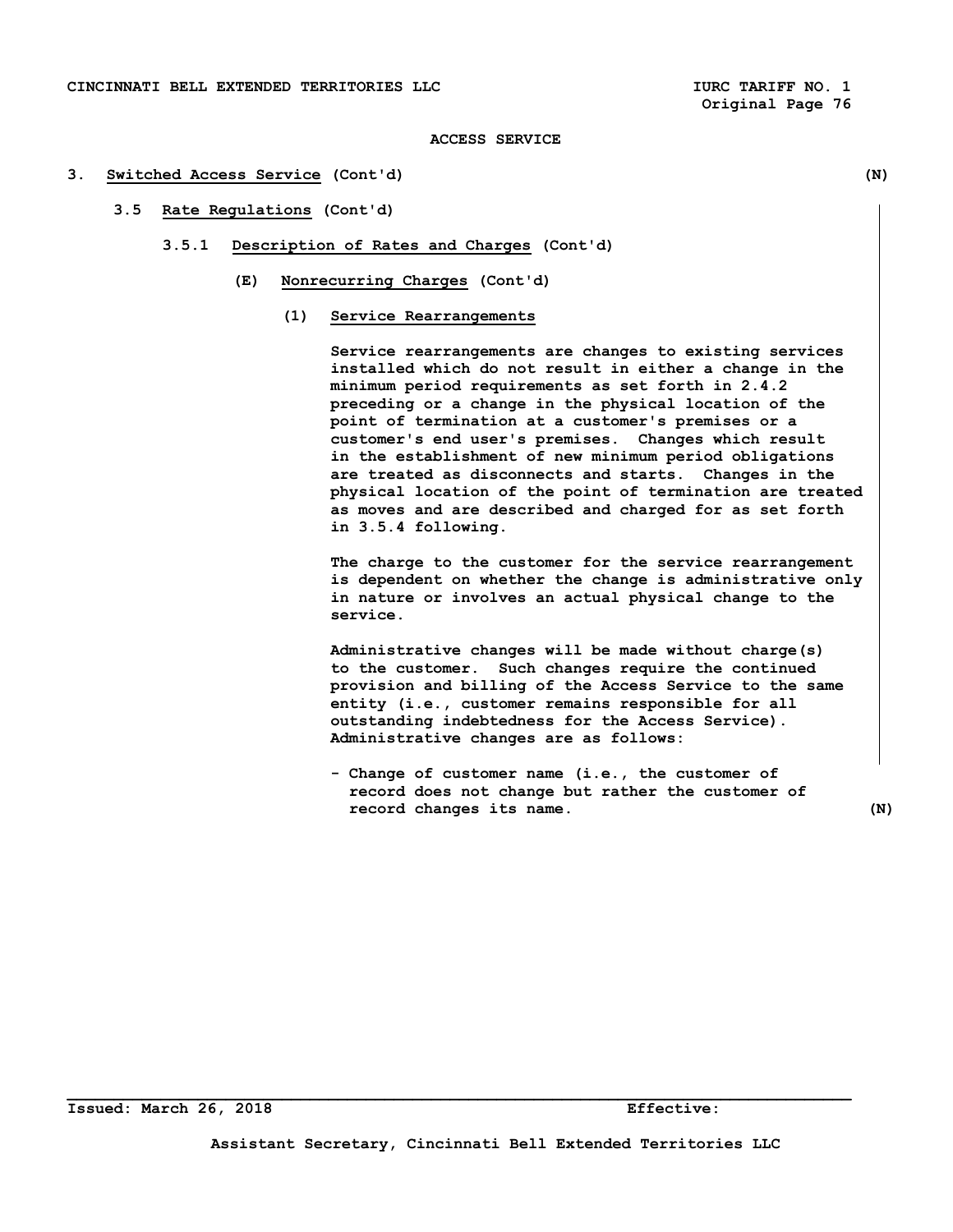ACCESS SERVICE

3. **Switched Access Service** (Cont'd) (N)

3.5 **Rate Regulations** (Cont'd)

3.5.1 **Description of Rates and Charges** (Cont'd)

(E) **Nonrecurring Charges** (Cont'd)

(1) **Service Rearrangements**

Service rearrangements are changes to existing services installed which do not result in either a change in the minimum period requirements as set forth in 2.4.2 preceding or a change in the physical location of the point of termination at a customer's premises or a customer's end user's premises. Changes which result in the establishment of new minimum period obligations are treated as disconnects and starts. Changes in the physical location of the point of termination are treated as moves and are described and charged for as set forth in 3.5.4 following.

The charge to the customer for the service rearrangement is dependent on whether the change is administrative only in nature or involves an actual physical change to the service.

Administrative changes will be made without charge(s) to the customer. Such changes require the continued provision and billing of the Access Service to the same entity (i.e., customer remains responsible for all outstanding indebtedness for the Access Service). Administrative changes are as follows:

- Change of customer name (i.e., the customer of record does not change but rather the customer of record changes its name. (N)

Issued: March 26, 2018 Effective:

Assistant Secretary, Cincinnati Bell Extended Territories LLC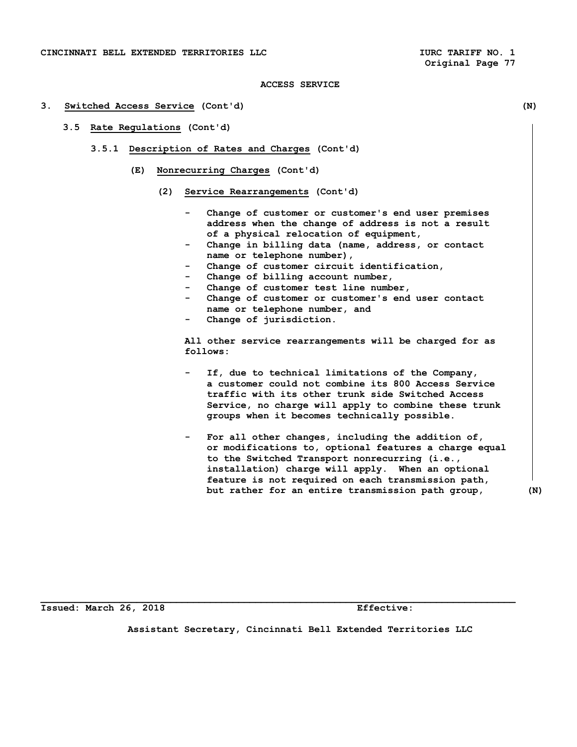ACCESS SERVICE

3. Switched Access Service (Cont'd) (N)

3.5 Rate Regulations (Cont'd)

3.5.1 Description of Rates and Charges (Cont'd)

(E) Nonrecurring Charges (Cont'd)

(2) Service Rearrangements (Cont'd)

- Change of customer or customer's end user premises address when the change of address is not a result of a physical relocation of equipment,
- Change in billing data (name, address, or contact name or telephone number),
- Change of customer circuit identification,
- Change of billing account number,
- Change of customer test line number,
- Change of customer or customer's end user contact name or telephone number, and
- Change of jurisdiction.

All other service rearrangements will be charged for as follows:

- If, due to technical limitations of the Company, a customer could not combine its 800 Access Service traffic with its other trunk side Switched Access Service, no charge will apply to combine these trunk groups when it becomes technically possible.

- For all other changes, including the addition of, or modifications to, optional features a charge equal to the Switched Transport nonrecurring (i.e., installation) charge will apply. When an optional feature is not required on each transmission path, but rather for an entire transmission path group, (N)

Issued: March 26, 2018 Effective:

Assistant Secretary, Cincinnati Bell Extended Territories LLC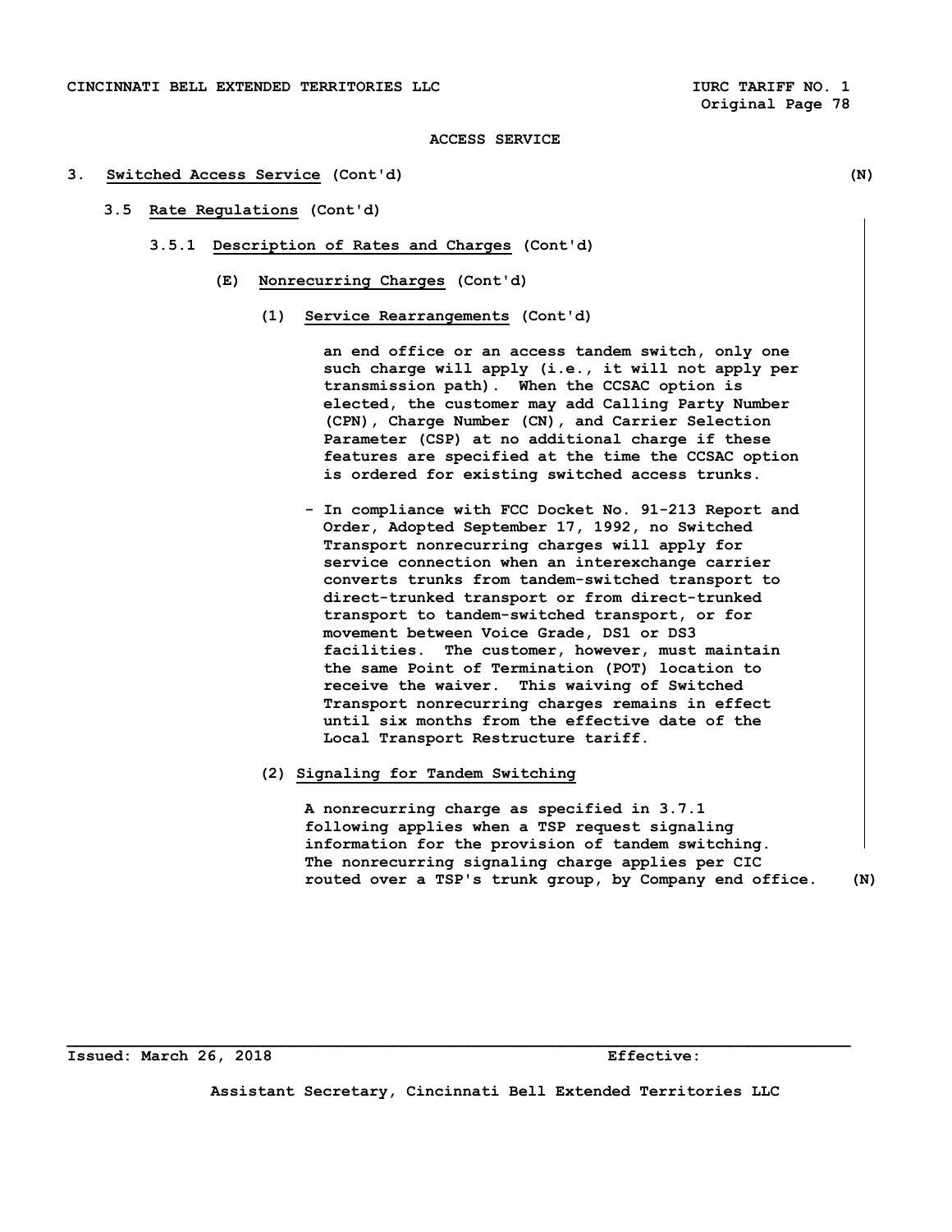ACCESS SERVICE

3. **Switched Access Service** (Cont'd) (N)

3.5 **Rate Regulations** (Cont'd)

3.5.1 **Description of Rates and Charges** (Cont'd)

(E) **Nonrecurring Charges** (Cont'd)

(1) **Service Rearrangements** (Cont'd)

an end office or an access tandem switch, only one such charge will apply (i.e., it will not apply per transmission path). When the CCSAC option is elected, the customer may add Calling Party Number (CPN), Charge Number (CN), and Carrier Selection Parameter (CSP) at no additional charge if these features are specified at the time the CCSAC option is ordered for existing switched access trunks.

- In compliance with FCC Docket No. 91-213 Report and Order, Adopted September 17, 1992, no Switched Transport nonrecurring charges will apply for service connection when an interexchange carrier converts trunks from tandem-switched transport to direct-trunked transport or from direct-trunked transport to tandem-switched transport, or for movement between Voice Grade, DS1 or DS3 facilities. The customer, however, must maintain the same Point of Termination (POT) location to receive the waiver. This waiving of Switched Transport nonrecurring charges remains in effect until six months from the effective date of the Local Transport Restructure tariff.

(2) **Signaling for Tandem Switching**

A nonrecurring charge as specified in 3.7.1 following applies when a TSP request signaling information for the provision of tandem switching. The nonrecurring signaling charge applies per CIC routed over a TSP's trunk group, by Company end office. (N)

Issued: March 26, 2018 Effective:

Assistant Secretary, Cincinnati Bell Extended Territories LLC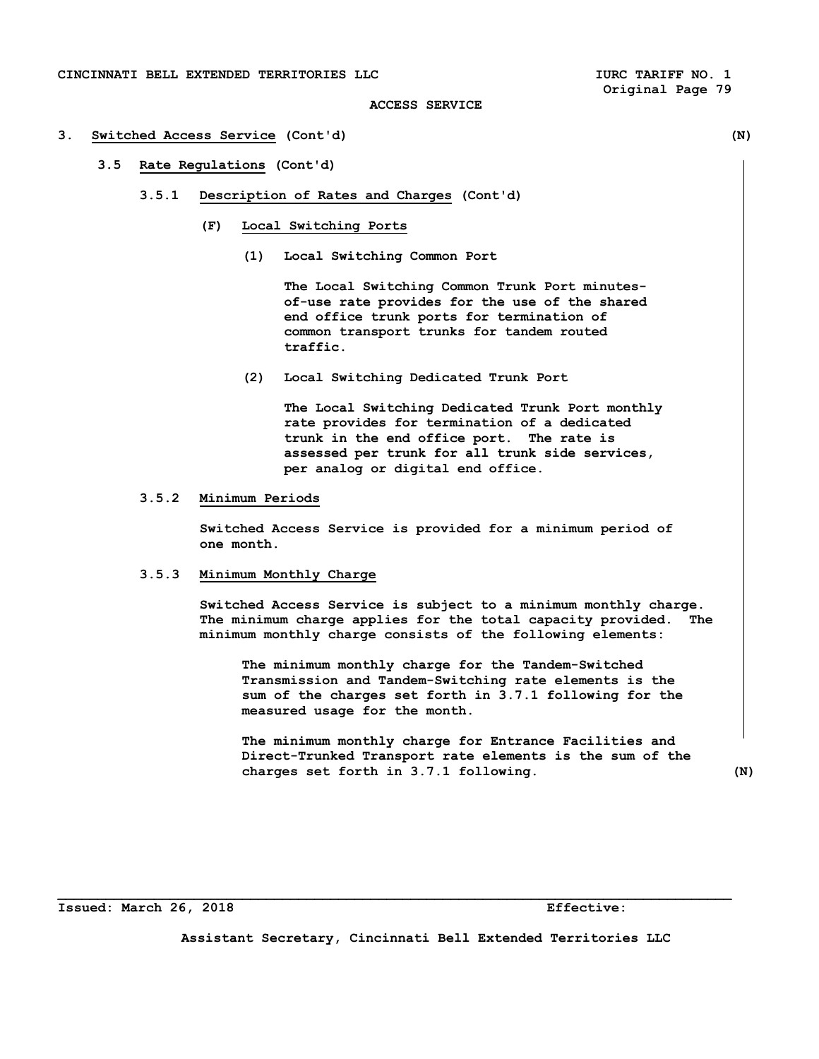ACCESS SERVICE

## 3. Switched Access Service (Cont'd) (N)

### 3.5 Rate Regulations (Cont'd)

#### 3.5.1 Description of Rates and Charges (Cont'd)

**(F) Local Switching Ports**

**(1) Local Switching Common Port**

The Local Switching Common Trunk Port minutes-of-use rate provides for the use of the shared end office trunk ports for termination of common transport trunks for tandem routed traffic.

**(2) Local Switching Dedicated Trunk Port**

The Local Switching Dedicated Trunk Port monthly rate provides for termination of a dedicated trunk in the end office port. The rate is assessed per trunk for all trunk side services, per analog or digital end office.

#### 3.5.2 Minimum Periods

Switched Access Service is provided for a minimum period of one month.

#### 3.5.3 Minimum Monthly Charge

Switched Access Service is subject to a minimum monthly charge. The minimum charge applies for the total capacity provided. The minimum monthly charge consists of the following elements:

The minimum monthly charge for the Tandem-Switched Transmission and Tandem-Switching rate elements is the sum of the charges set forth in 3.7.1 following for the measured usage for the month.

The minimum monthly charge for Entrance Facilities and Direct-Trunked Transport rate elements is the sum of the charges set forth in 3.7.1 following. (N)

Issued: March 26, 2018 Effective:

Assistant Secretary, Cincinnati Bell Extended Territories LLC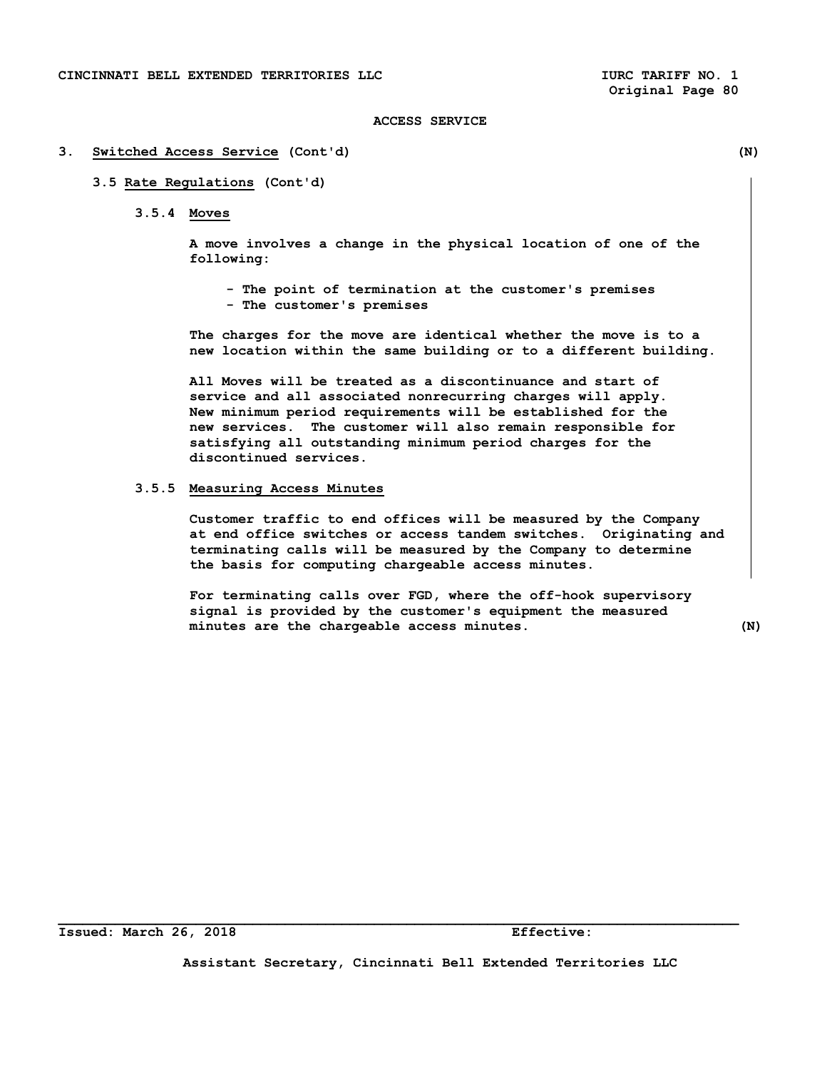ACCESS SERVICE

## 3. Switched Access Service (Cont'd) (N)

### 3.5 Rate Regulations (Cont'd)

#### 3.5.4 Moves

A move involves a change in the physical location of one of the following:

- The point of termination at the customer's premises
- The customer's premises

The charges for the move are identical whether the move is to a new location within the same building or to a different building.

All Moves will be treated as a discontinuance and start of service and all associated nonrecurring charges will apply. New minimum period requirements will be established for the new services. The customer will also remain responsible for satisfying all outstanding minimum period charges for the discontinued services.

#### 3.5.5 Measuring Access Minutes

Customer traffic to end offices will be measured by the Company at end office switches or access tandem switches. Originating and terminating calls will be measured by the Company to determine the basis for computing chargeable access minutes.

For terminating calls over FGD, where the off-hook supervisory signal is provided by the customer's equipment the measured minutes are the chargeable access minutes. (N)

Issued: March 26, 2018 Effective:

Assistant Secretary, Cincinnati Bell Extended Territories LLC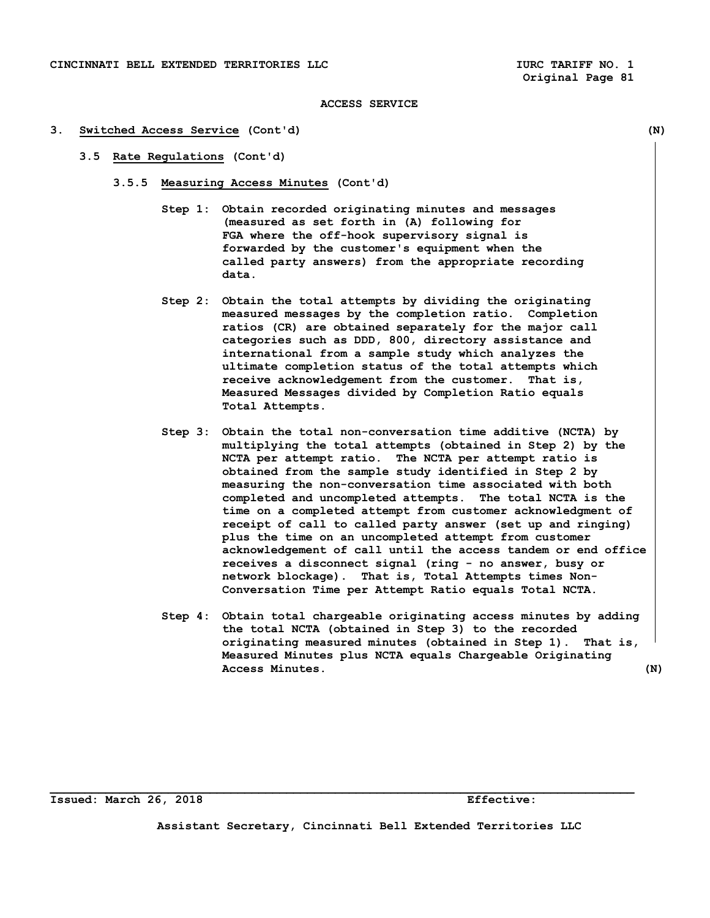ACCESS SERVICE

# 3. Switched Access Service (Cont'd) (N)

## 3.5 Rate Regulations (Cont'd)

### 3.5.5 Measuring Access Minutes (Cont'd)

Step 1: Obtain recorded originating minutes and messages (measured as set forth in (A) following for FGA where the off-hook supervisory signal is forwarded by the customer's equipment when the called party answers) from the appropriate recording data.

Step 2: Obtain the total attempts by dividing the originating measured messages by the completion ratio. Completion ratios (CR) are obtained separately for the major call categories such as DDD, 800, directory assistance and international from a sample study which analyzes the ultimate completion status of the total attempts which receive acknowledgement from the customer. That is, Measured Messages divided by Completion Ratio equals Total Attempts.

Step 3: Obtain the total non-conversation time additive (NCTA) by multiplying the total attempts (obtained in Step 2) by the NCTA per attempt ratio. The NCTA per attempt ratio is obtained from the sample study identified in Step 2 by measuring the non-conversation time associated with both completed and uncompleted attempts. The total NCTA is the time on a completed attempt from customer acknowledgment of receipt of call to called party answer (set up and ringing) plus the time on an uncompleted attempt from customer acknowledgement of call until the access tandem or end office receives a disconnect signal (ring - no answer, busy or network blockage). That is, Total Attempts times Non-Conversation Time per Attempt Ratio equals Total NCTA.

Step 4: Obtain total chargeable originating access minutes by adding the total NCTA (obtained in Step 3) to the recorded originating measured minutes (obtained in Step 1). That is, Measured Minutes plus NCTA equals Chargeable Originating Access Minutes. (N)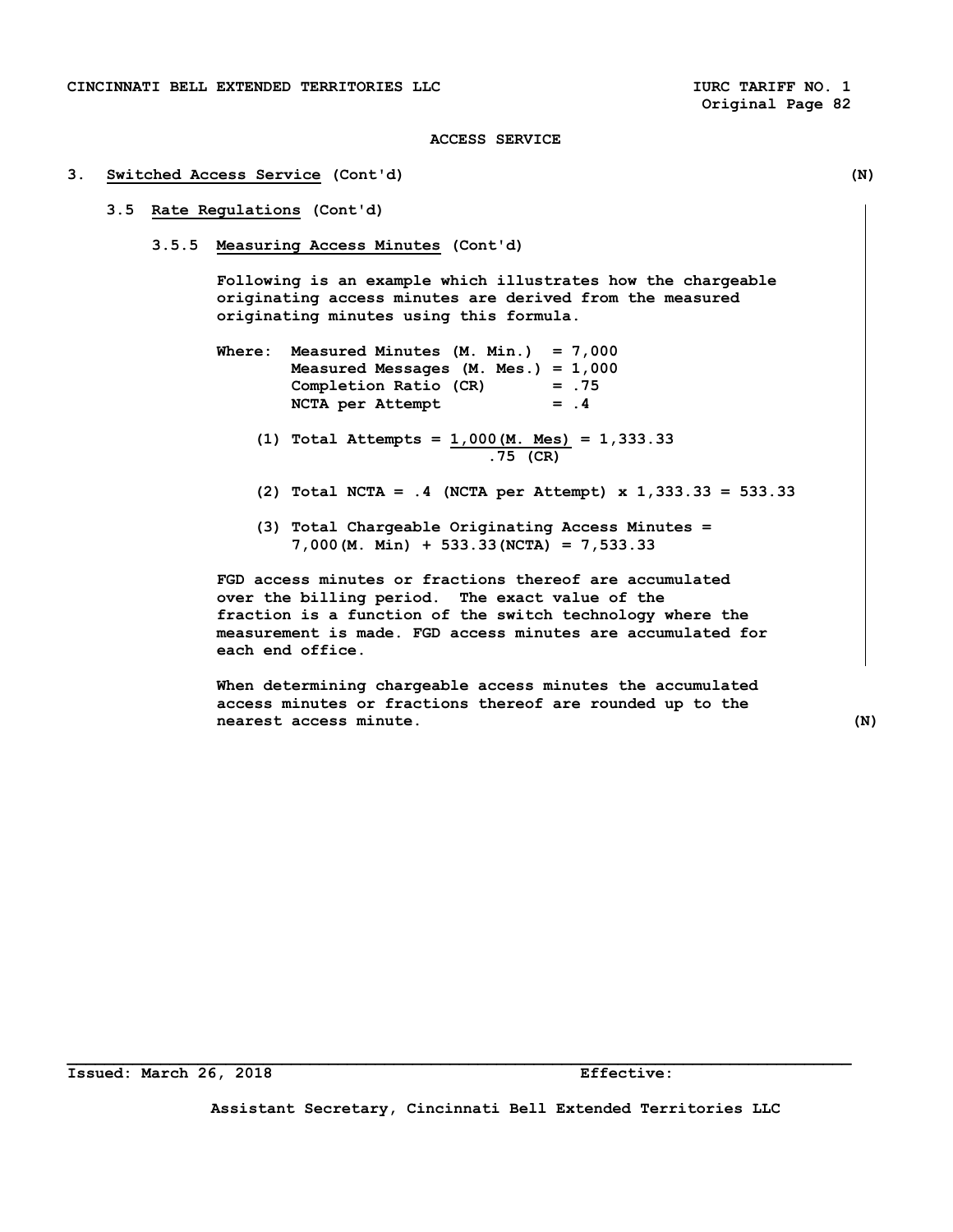ACCESS SERVICE

## 3. Switched Access Service (Cont'd) (N)

### 3.5 Rate Regulations (Cont'd)

#### 3.5.5 Measuring Access Minutes (Cont'd)

Following is an example which illustrates how the chargeable originating access minutes are derived from the measured originating minutes using this formula.

Where: Measured Minutes (M. Min.) = 7,000
Measured Messages (M. Mes.) = 1,000
Completion Ratio (CR) = .75
NCTA per Attempt = .4

(1) Total Attempts = $\frac{1{,}000\,(\text{M. Mes})}{.75\ (\text{CR})}$ = 1,333.33

(2) Total NCTA = .4 (NCTA per Attempt) x 1,333.33 = 533.33

(3) Total Chargeable Originating Access Minutes = 7,000(M. Min) + 533.33(NCTA) = 7,533.33

FGD access minutes or fractions thereof are accumulated over the billing period. The exact value of the fraction is a function of the switch technology where the measurement is made. FGD access minutes are accumulated for each end office.

When determining chargeable access minutes the accumulated access minutes or fractions thereof are rounded up to the nearest access minute. (N)

Issued: March 26, 2018 Effective:

Assistant Secretary, Cincinnati Bell Extended Territories LLC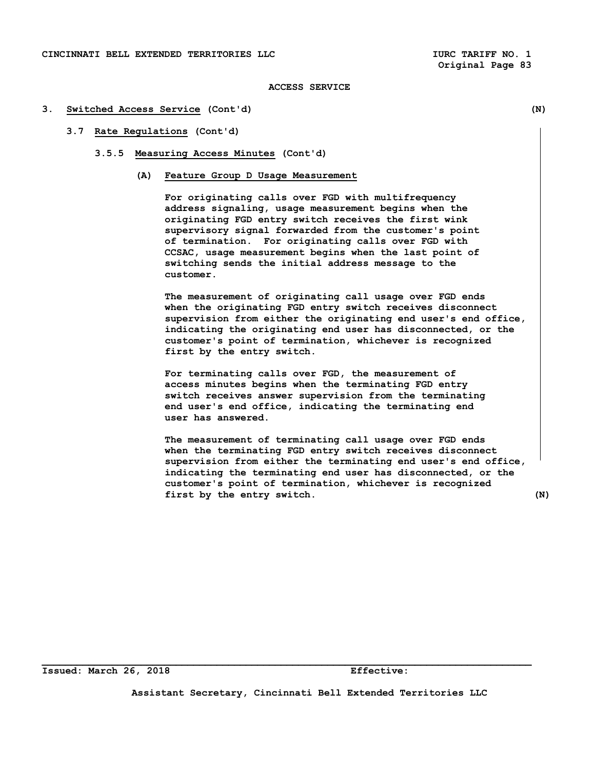ACCESS SERVICE

3. **Switched Access Service** (Cont'd) (N)

3.7 **Rate Regulations** (Cont'd)

3.5.5 **Measuring Access Minutes** (Cont'd)

(A) **Feature Group D Usage Measurement**

For originating calls over FGD with multifrequency address signaling, usage measurement begins when the originating FGD entry switch receives the first wink supervisory signal forwarded from the customer's point of termination. For originating calls over FGD with CCSAC, usage measurement begins when the last point of switching sends the initial address message to the customer.

The measurement of originating call usage over FGD ends when the originating FGD entry switch receives disconnect supervision from either the originating end user's end office, indicating the originating end user has disconnected, or the customer's point of termination, whichever is recognized first by the entry switch.

For terminating calls over FGD, the measurement of access minutes begins when the terminating FGD entry switch receives answer supervision from the terminating end user's end office, indicating the terminating end user has answered.

The measurement of terminating call usage over FGD ends when the terminating FGD entry switch receives disconnect supervision from either the terminating end user's end office, indicating the terminating end user has disconnected, or the customer's point of termination, whichever is recognized first by the entry switch. (N)

Issued: March 26, 2018 Effective:

Assistant Secretary, Cincinnati Bell Extended Territories LLC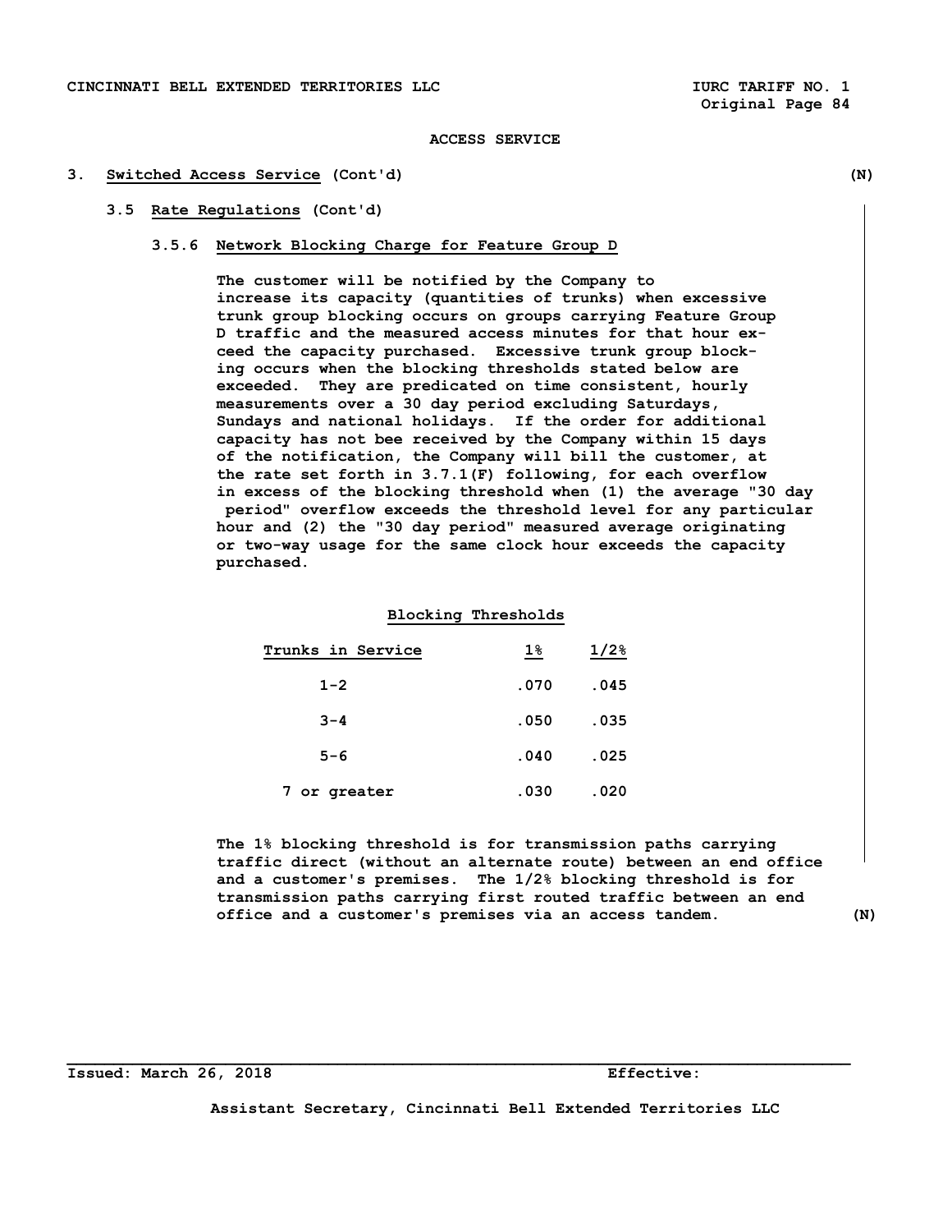ACCESS SERVICE

## 3. Switched Access Service (Cont'd) (N)

### 3.5 Rate Regulations (Cont'd)

#### 3.5.6 Network Blocking Charge for Feature Group D

The customer will be notified by the Company to increase its capacity (quantities of trunks) when excessive trunk group blocking occurs on groups carrying Feature Group D traffic and the measured access minutes for that hour exceed the capacity purchased. Excessive trunk group blocking occurs when the blocking thresholds stated below are exceeded. They are predicated on time consistent, hourly measurements over a 30 day period excluding Saturdays, Sundays and national holidays. If the order for additional capacity has not bee received by the Company within 15 days of the notification, the Company will bill the customer, at the rate set forth in 3.7.1(F) following, for each overflow in excess of the blocking threshold when (1) the average "30 day period" overflow exceeds the threshold level for any particular hour and (2) the "30 day period" measured average originating or two-way usage for the same clock hour exceeds the capacity purchased.

**Blocking Thresholds**

| Trunks in Service | 1% | 1/2% |
|---|---|---|
| 1-2 | .070 | .045 |
| 3-4 | .050 | .035 |
| 5-6 | .040 | .025 |
| 7 or greater | .030 | .020 |

The 1% blocking threshold is for transmission paths carrying traffic direct (without an alternate route) between an end office and a customer's premises. The 1/2% blocking threshold is for transmission paths carrying first routed traffic between an end office and a customer's premises via an access tandem. (N)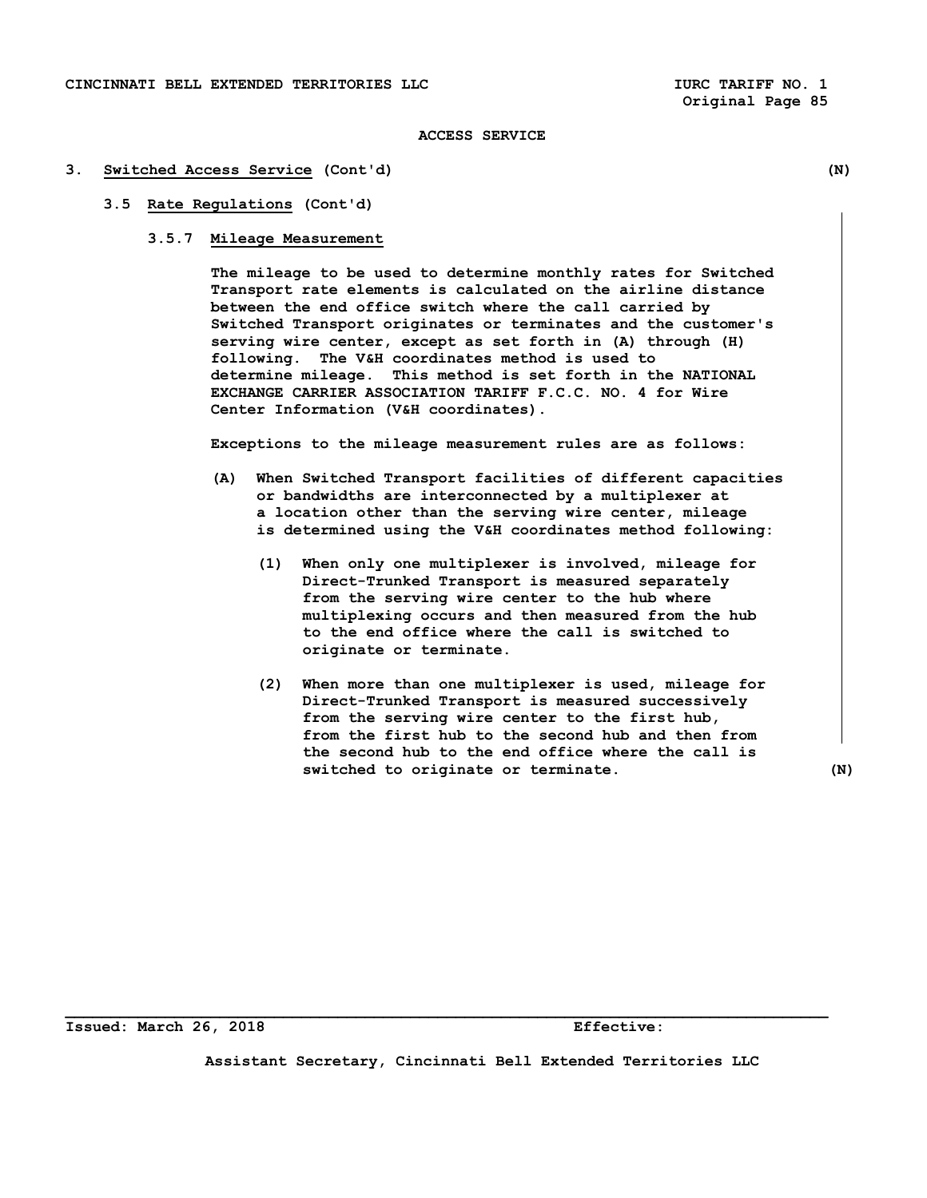ACCESS SERVICE

### 3. **Switched Access Service** (Cont'd) (N)

#### 3.5 **Rate Regulations** (Cont'd)

##### 3.5.7 **Mileage Measurement**

The mileage to be used to determine monthly rates for Switched Transport rate elements is calculated on the airline distance between the end office switch where the call carried by Switched Transport originates or terminates and the customer's serving wire center, except as set forth in (A) through (H) following. The V&H coordinates method is used to determine mileage. This method is set forth in the NATIONAL EXCHANGE CARRIER ASSOCIATION TARIFF F.C.C. NO. 4 for Wire Center Information (V&H coordinates).

Exceptions to the mileage measurement rules are as follows:

(A) When Switched Transport facilities of different capacities or bandwidths are interconnected by a multiplexer at a location other than the serving wire center, mileage is determined using the V&H coordinates method following:

(1) When only one multiplexer is involved, mileage for Direct-Trunked Transport is measured separately from the serving wire center to the hub where multiplexing occurs and then measured from the hub to the end office where the call is switched to originate or terminate.

(2) When more than one multiplexer is used, mileage for Direct-Trunked Transport is measured successively from the serving wire center to the first hub, from the first hub to the second hub and then from the second hub to the end office where the call is switched to originate or terminate. (N)

Issued: March 26, 2018 Effective:

Assistant Secretary, Cincinnati Bell Extended Territories LLC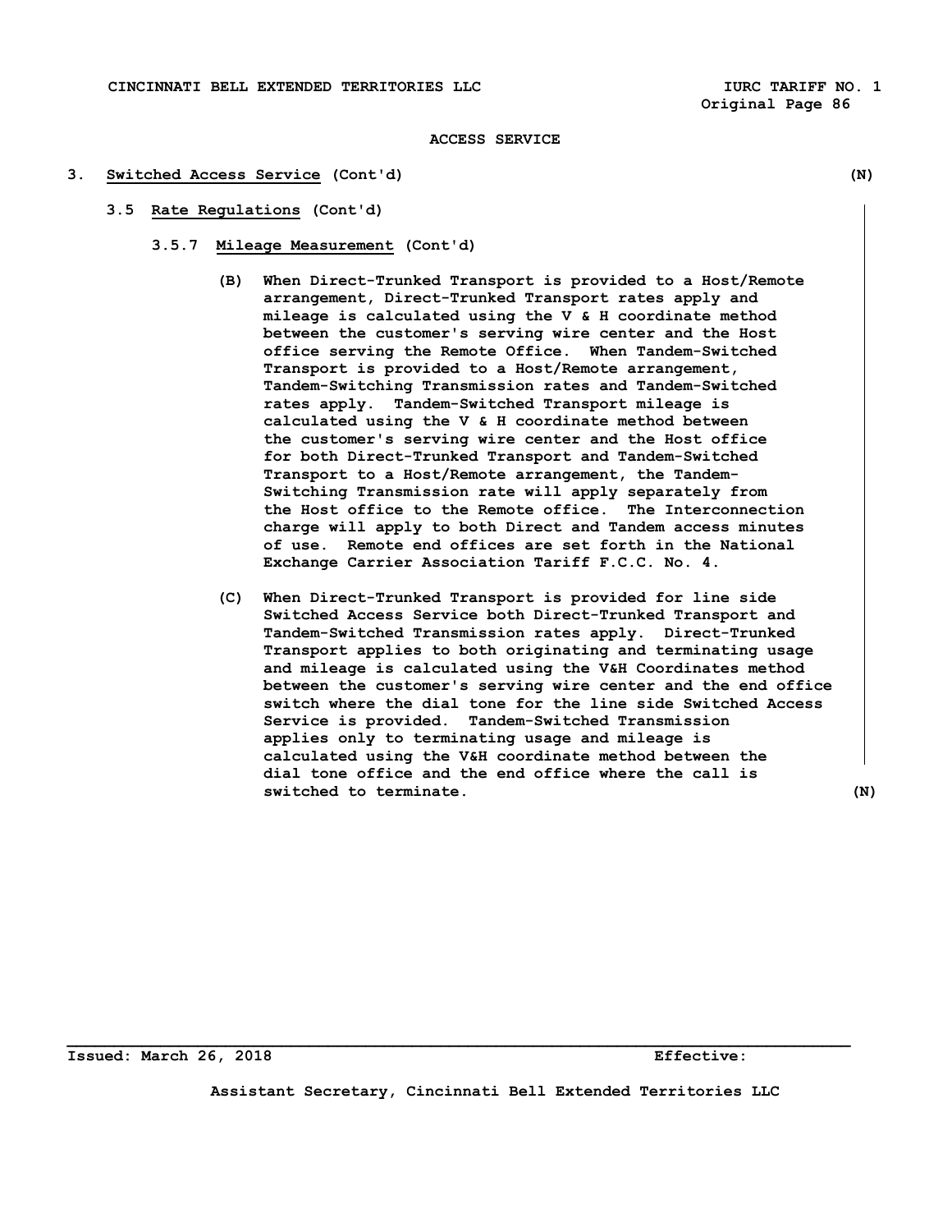ACCESS SERVICE

## 3. Switched Access Service (Cont'd) (N)

### 3.5 Rate Regulations (Cont'd)

#### 3.5.7 Mileage Measurement (Cont'd)

(B) When Direct-Trunked Transport is provided to a Host/Remote arrangement, Direct-Trunked Transport rates apply and mileage is calculated using the V & H coordinate method between the customer's serving wire center and the Host office serving the Remote Office. When Tandem-Switched Transport is provided to a Host/Remote arrangement, Tandem-Switching Transmission rates and Tandem-Switched rates apply. Tandem-Switched Transport mileage is calculated using the V & H coordinate method between the customer's serving wire center and the Host office for both Direct-Trunked Transport and Tandem-Switched Transport to a Host/Remote arrangement, the Tandem-Switching Transmission rate will apply separately from the Host office to the Remote office. The Interconnection charge will apply to both Direct and Tandem access minutes of use. Remote end offices are set forth in the National Exchange Carrier Association Tariff F.C.C. No. 4.

(C) When Direct-Trunked Transport is provided for line side Switched Access Service both Direct-Trunked Transport and Tandem-Switched Transmission rates apply. Direct-Trunked Transport applies to both originating and terminating usage and mileage is calculated using the V&H Coordinates method between the customer's serving wire center and the end office switch where the dial tone for the line side Switched Access Service is provided. Tandem-Switched Transmission applies only to terminating usage and mileage is calculated using the V&H coordinate method between the dial tone office and the end office where the call is switched to terminate. (N)

Issued: March 26, 2018 Effective:

Assistant Secretary, Cincinnati Bell Extended Territories LLC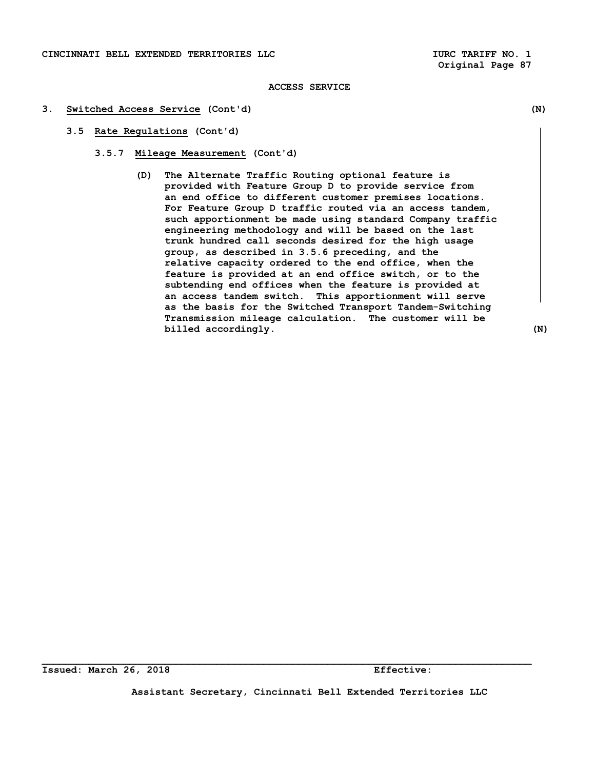ACCESS SERVICE

3. **Switched Access Service** (Cont'd) (N)

3.5 **Rate Regulations** (Cont'd)

3.5.7 **Mileage Measurement** (Cont'd)

(D) The Alternate Traffic Routing optional feature is provided with Feature Group D to provide service from an end office to different customer premises locations. For Feature Group D traffic routed via an access tandem, such apportionment be made using standard Company traffic engineering methodology and will be based on the last trunk hundred call seconds desired for the high usage group, as described in 3.5.6 preceding, and the relative capacity ordered to the end office, when the feature is provided at an end office switch, or to the subtending end offices when the feature is provided at an access tandem switch. This apportionment will serve as the basis for the Switched Transport Tandem-Switching Transmission mileage calculation. The customer will be billed accordingly. (N)

Issued: March 26, 2018 Effective:

Assistant Secretary, Cincinnati Bell Extended Territories LLC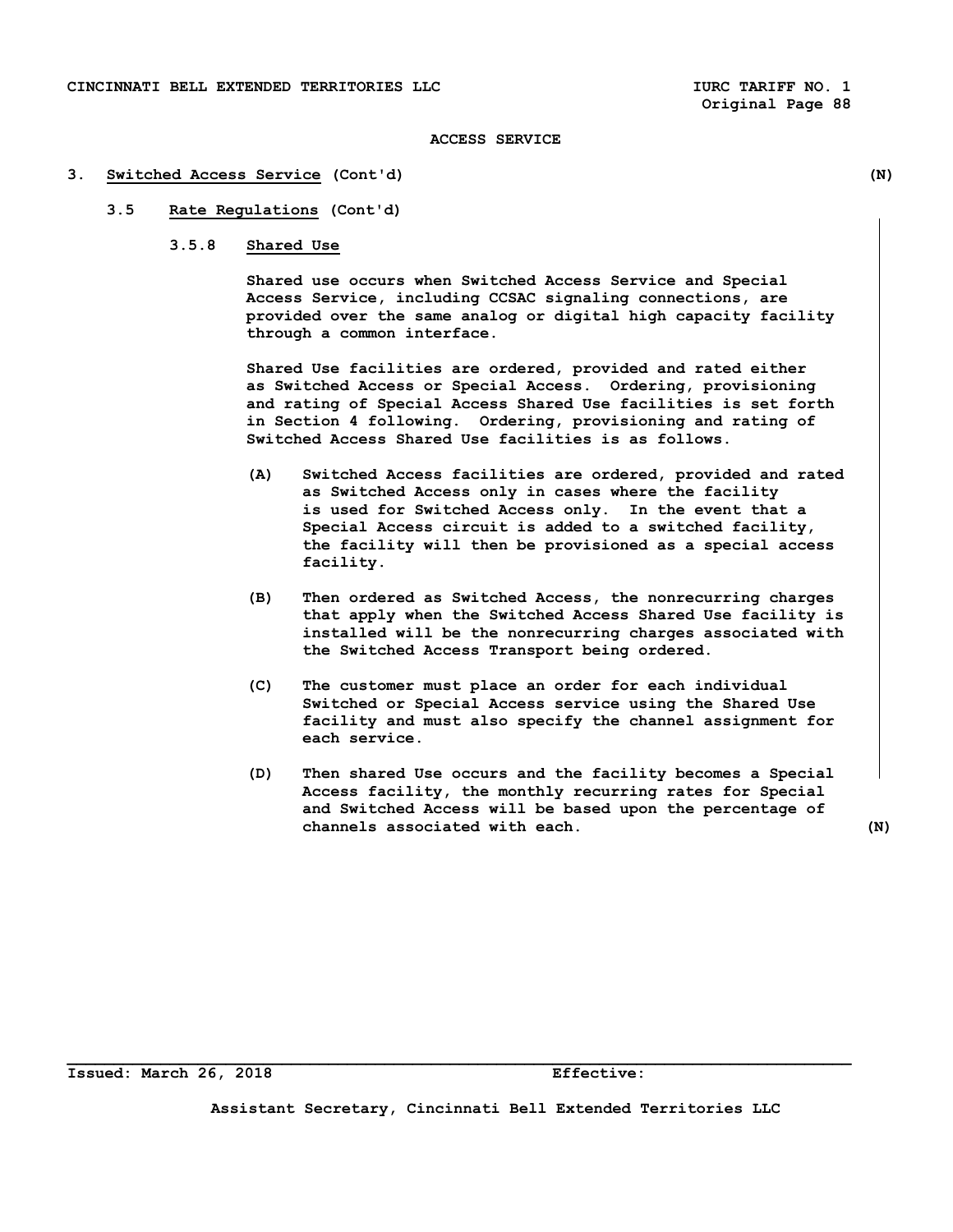ACCESS SERVICE

# 3. Switched Access Service (Cont'd) (N)

## 3.5 Rate Regulations (Cont'd)

### 3.5.8 Shared Use

Shared use occurs when Switched Access Service and Special Access Service, including CCSAC signaling connections, are provided over the same analog or digital high capacity facility through a common interface.

Shared Use facilities are ordered, provided and rated either as Switched Access or Special Access. Ordering, provisioning and rating of Special Access Shared Use facilities is set forth in Section 4 following. Ordering, provisioning and rating of Switched Access Shared Use facilities is as follows.

(A) Switched Access facilities are ordered, provided and rated as Switched Access only in cases where the facility is used for Switched Access only. In the event that a Special Access circuit is added to a switched facility, the facility will then be provisioned as a special access facility.

(B) Then ordered as Switched Access, the nonrecurring charges that apply when the Switched Access Shared Use facility is installed will be the nonrecurring charges associated with the Switched Access Transport being ordered.

(C) The customer must place an order for each individual Switched or Special Access service using the Shared Use facility and must also specify the channel assignment for each service.

(D) Then shared Use occurs and the facility becomes a Special Access facility, the monthly recurring rates for Special and Switched Access will be based upon the percentage of channels associated with each. (N)

Issued: March 26, 2018 Effective:

Assistant Secretary, Cincinnati Bell Extended Territories LLC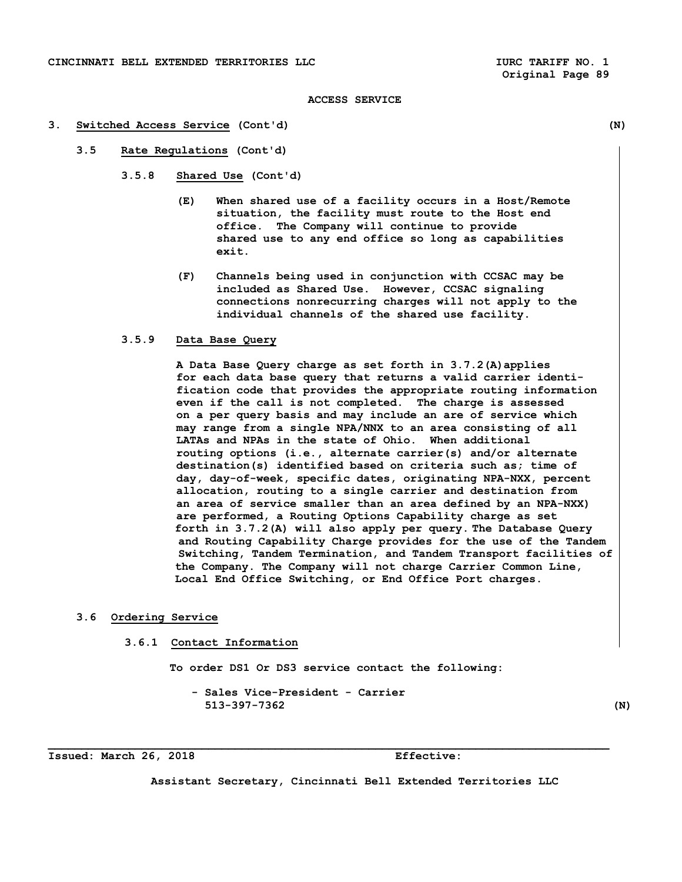ACCESS SERVICE

## 3. Switched Access Service (Cont'd) (N)

### 3.5 Rate Regulations (Cont'd)

#### 3.5.8 Shared Use (Cont'd)

(E) When shared use of a facility occurs in a Host/Remote situation, the facility must route to the Host end office. The Company will continue to provide shared use to any end office so long as capabilities exit.

(F) Channels being used in conjunction with CCSAC may be included as Shared Use. However, CCSAC signaling connections nonrecurring charges will not apply to the individual channels of the shared use facility.

#### 3.5.9 Data Base Query

A Data Base Query charge as set forth in 3.7.2(A)applies for each data base query that returns a valid carrier identification code that provides the appropriate routing information even if the call is not completed. The charge is assessed on a per query basis and may include an are of service which may range from a single NPA/NNX to an area consisting of all LATAs and NPAs in the state of Ohio. When additional routing options (i.e., alternate carrier(s) and/or alternate destination(s) identified based on criteria such as; time of day, day-of-week, specific dates, originating NPA-NXX, percent allocation, routing to a single carrier and destination from an area of service smaller than an area defined by an NPA-NXX) are performed, a Routing Options Capability charge as set forth in 3.7.2(A) will also apply per query. The Database Query and Routing Capability Charge provides for the use of the Tandem Switching, Tandem Termination, and Tandem Transport facilities of the Company. The Company will not charge Carrier Common Line, Local End Office Switching, or End Office Port charges.

### 3.6 Ordering Service

#### 3.6.1 Contact Information

To order DS1 Or DS3 service contact the following:

- Sales Vice-President - Carrier
  513-397-7362 (N)

Issued: March 26, 2018 Effective:

Assistant Secretary, Cincinnati Bell Extended Territories LLC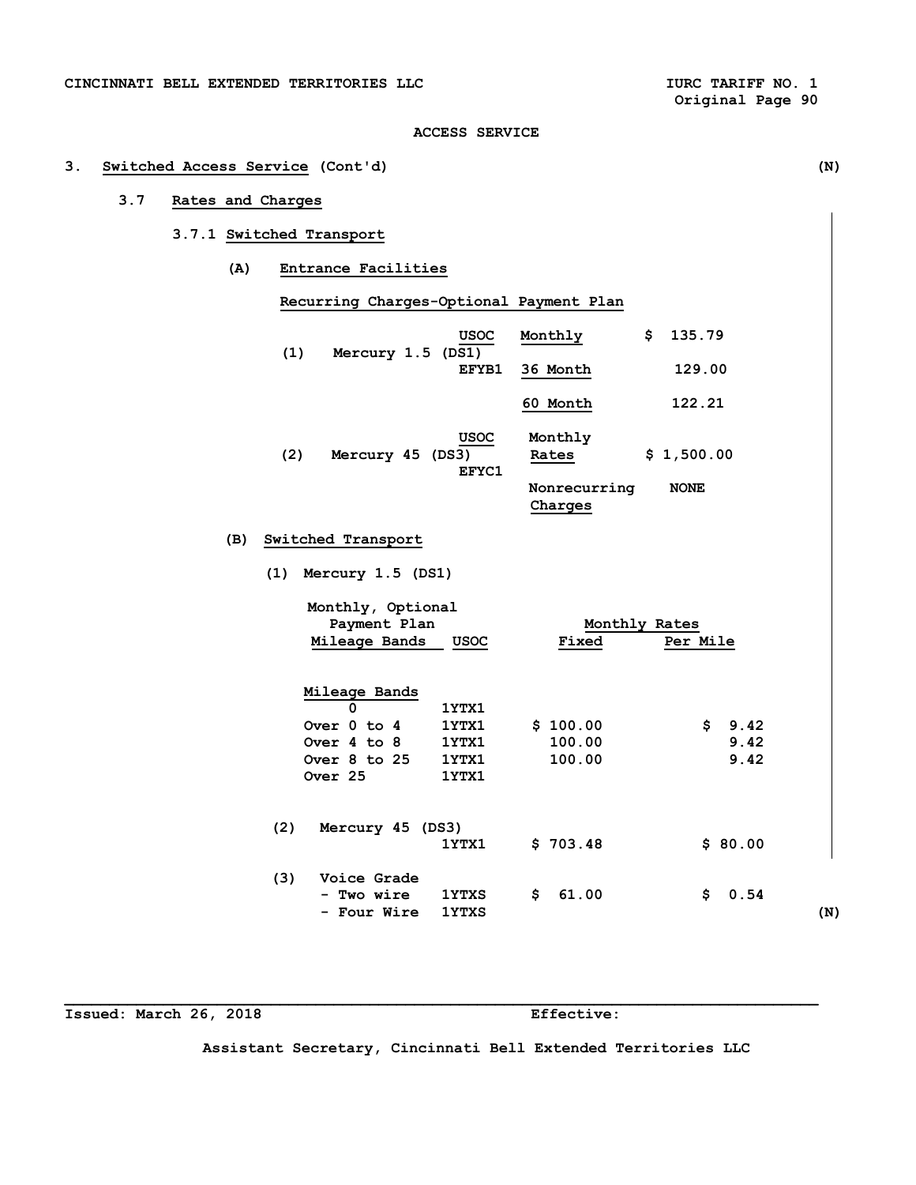ACCESS SERVICE

## 3. Switched Access Service (Cont'd) (N)

### 3.7 Rates and Charges

#### 3.7.1 Switched Transport

**(A) Entrance Facilities**

Recurring Charges-Optional Payment Plan

| | USOC | | |
|---|---|---|---|
| (1) Mercury 1.5 (DS1) | EFYB1 | Monthly | $ 135.79 |
| | | 36 Month | 129.00 |
| | | 60 Month | 122.21 |
| (2) Mercury 45 (DS3) | EFYC1 | Monthly Rates | $ 1,500.00 |
| | | Nonrecurring Charges | NONE |

**(B) Switched Transport**

(1) Mercury 1.5 (DS1)

| Monthly, Optional Payment Plan Mileage Bands | USOC | Monthly Rates Fixed | Per Mile |
|---|---|---|---|
| Mileage Bands | | | |
| 0 | 1YTX1 | | |
| Over 0 to 4 | 1YTX1 | $ 100.00 | $ 9.42 |
| Over 4 to 8 | 1YTX1 | 100.00 | 9.42 |
| Over 8 to 25 | 1YTX1 | 100.00 | 9.42 |
| Over 25 | 1YTX1 | | |

| | USOC | Fixed | Per Mile |
|---|---|---|---|
| (2) Mercury 45 (DS3) | 1YTX1 | $ 703.48 | $ 80.00 |
| (3) Voice Grade | | | |
| - Two wire | 1YTXS | $ 61.00 | $ 0.54 |
| - Four Wire | 1YTXS | | |

(N)

Issued: March 26, 2018 Effective:

Assistant Secretary, Cincinnati Bell Extended Territories LLC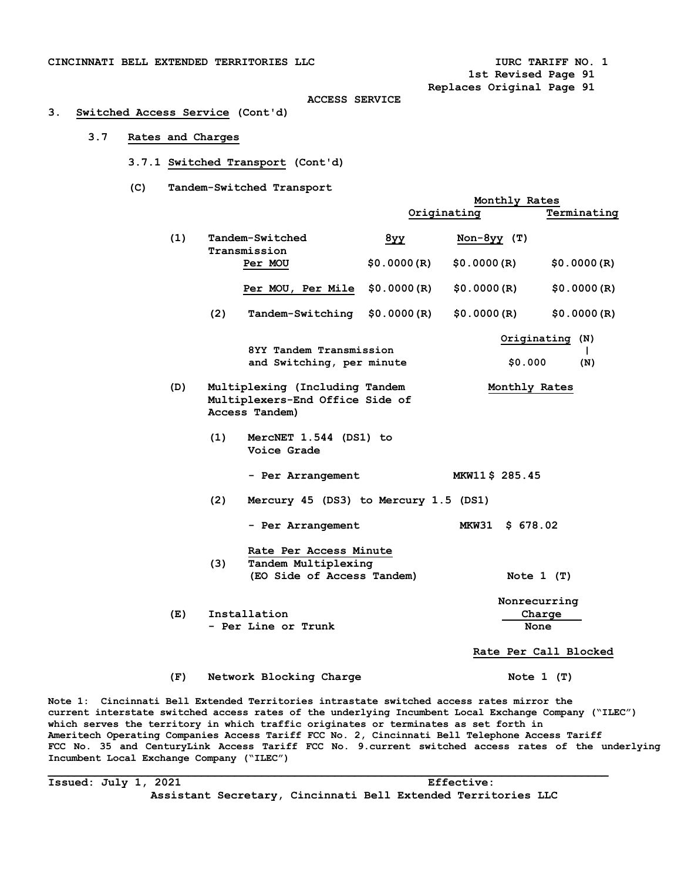CINCINNATI BELL EXTENDED TERRITORIES LLC IURC TARIFF NO. 1
1st Revised Page 91
Replaces Original Page 91

ACCESS SERVICE

3. **Switched Access Service** (Cont'd)

   3.7 **Rates and Charges**

      3.7.1 **Switched Transport** (Cont'd)

      (C) Tandem-Switched Transport

| | | Monthly Rates | | |
|---|---|---|---|---|
| | | Originating | | Terminating |
| | | 8yy | Non-8yy (T) | |
| (1) | Tandem-Switched Transmission Per MOU | $0.0000(R) | $0.0000(R) | $0.0000(R) |
| | Per MOU, Per Mile | $0.0000(R) | $0.0000(R) | $0.0000(R) |
| (2) | Tandem-Switching | $0.0000(R) | $0.0000(R) | $0.0000(R) |

| | Originating (N) |
|---|---|
| 8YY Tandem Transmission and Switching, per minute | $0.000 (N) |

      (D) Multiplexing (Including Tandem Multiplexers-End Office Side of Access Tandem) — Monthly Rates

         (1) MercNET 1.544 (DS1) to Voice Grade

            - Per Arrangement MKW11 $ 285.45

         (2) Mercury 45 (DS3) to Mercury 1.5 (DS1)

            - Per Arrangement MKW31 $ 678.02

            Rate Per Access Minute

         (3) Tandem Multiplexing (EO Side of Access Tandem) Note 1 (T)

      (E) Installation — Nonrecurring Charge
         - Per Line or Trunk None

      Rate Per Call Blocked

      (F) Network Blocking Charge Note 1 (T)

Note 1: Cincinnati Bell Extended Territories intrastate switched access rates mirror the current interstate switched access rates of the underlying Incumbent Local Exchange Company ("ILEC") which serves the territory in which traffic originates or terminates as set forth in Ameritech Operating Companies Access Tariff FCC No. 2, Cincinnati Bell Telephone Access Tariff FCC No. 35 and CenturyLink Access Tariff FCC No. 9.current switched access rates of the underlying Incumbent Local Exchange Company ("ILEC")

Issued: July 1, 2021 Effective:
Assistant Secretary, Cincinnati Bell Extended Territories LLC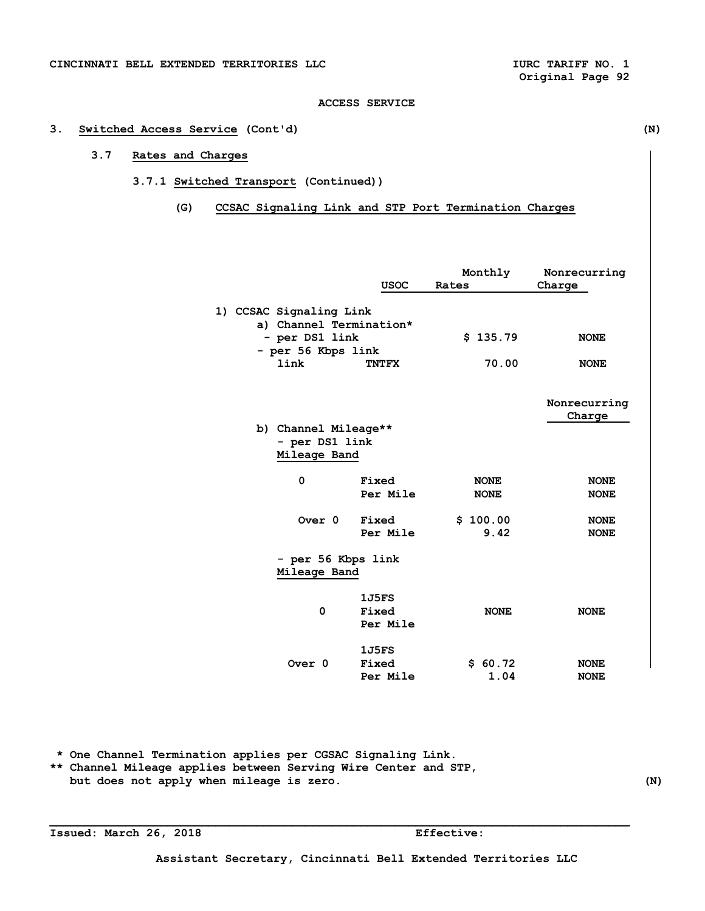ACCESS SERVICE

3. Switched Access Service (Cont'd) (N)

3.7 Rates and Charges

3.7.1 Switched Transport (Continued))

(G) CCSAC Signaling Link and STP Port Termination Charges

| | USOC | Monthly Rates | Nonrecurring Charge |
|---|---|---|---|
| 1) CCSAC Signaling Link | | | |
| a) Channel Termination* | | | |
| - per DS1 link | | $ 135.79 | NONE |
| - per 56 Kbps link | | | |
| link | TNTFX | 70.00 | NONE |

| | | | Nonrecurring Charge |
|---|---|---|---|
| b) Channel Mileage** | | | |
| - per DS1 link | | | |
| Mileage Band | | | |
| 0 | Fixed | NONE | NONE |
| | Per Mile | NONE | NONE |
| Over 0 | Fixed | $ 100.00 | NONE |
| | Per Mile | 9.42 | NONE |
| - per 56 Kbps link | | | |
| Mileage Band | | | |
| 0 | 1J5FS Fixed Per Mile | NONE | NONE |
| Over 0 | 1J5FS Fixed | $ 60.72 | NONE |
| | Per Mile | 1.04 | NONE |

\* One Channel Termination applies per CGSAC Signaling Link.

\*\* Channel Mileage applies between Serving Wire Center and STP, but does not apply when mileage is zero. (N)

Issued: March 26, 2018 Effective:

Assistant Secretary, Cincinnati Bell Extended Territories LLC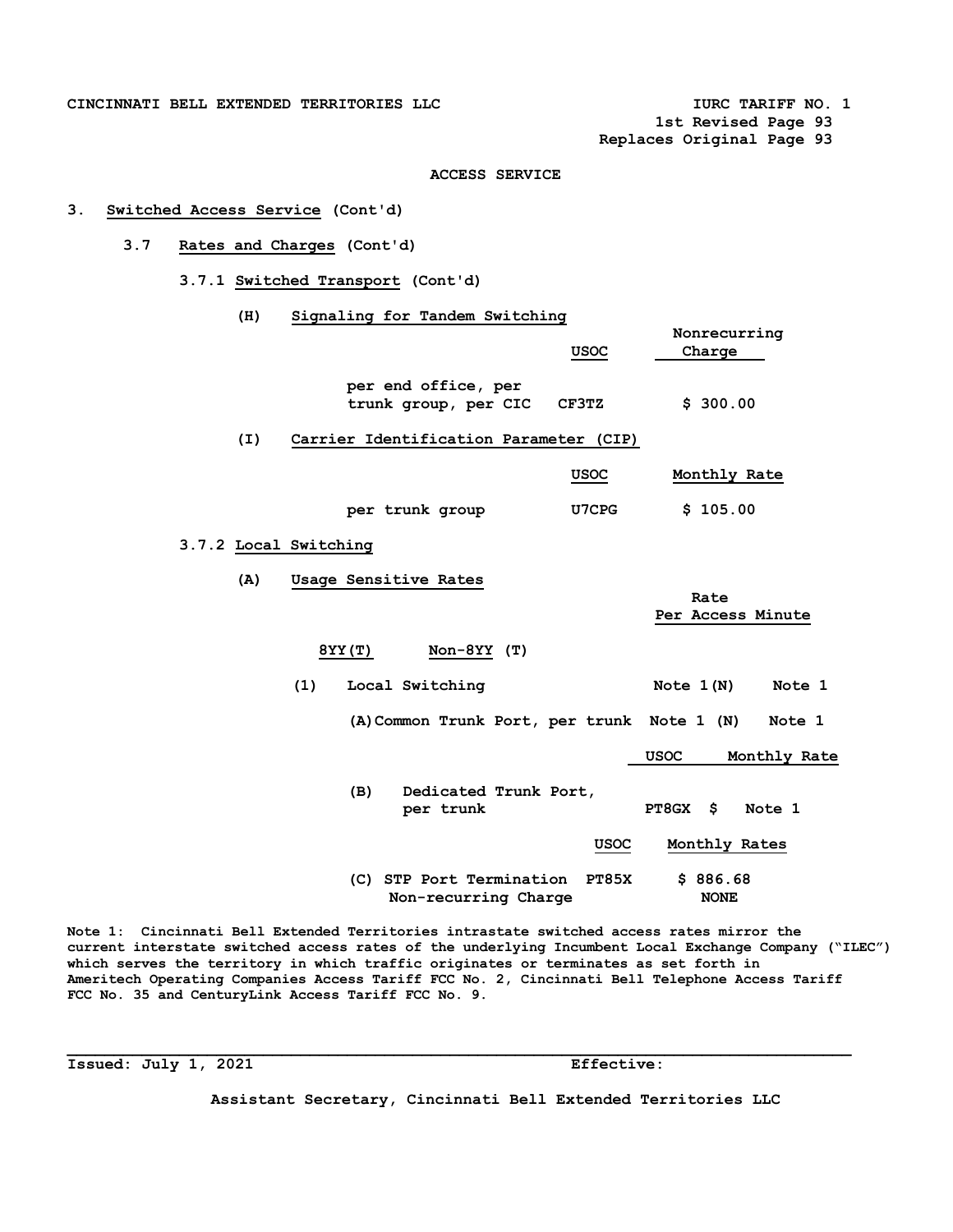CINCINNATI BELL EXTENDED TERRITORIES LLC IURC TARIFF NO. 1
1st Revised Page 93
Replaces Original Page 93

ACCESS SERVICE

3. **Switched Access Service** (Cont'd)

3.7 **Rates and Charges** (Cont'd)

3.7.1 **Switched Transport** (Cont'd)

(H) **Signaling for Tandem Switching**

| | USOC | Nonrecurring Charge |
|---|---|---|
| per end office, per trunk group, per CIC | CF3TZ | $ 300.00 |

(I) **Carrier Identification Parameter (CIP)**

| | USOC | Monthly Rate |
|---|---|---|
| per trunk group | U7CPG | $ 105.00 |

3.7.2 **Local Switching**

(A) **Usage Sensitive Rates**

| | Rate Per Access Minute 8YY(T) | Non-8YY (T) |
|---|---|---|
| (1) Local Switching | Note 1(N) | Note 1 |
| (A) Common Trunk Port, per trunk | Note 1 (N) | Note 1 |

| | USOC | Monthly Rate |
|---|---|---|
| (B) Dedicated Trunk Port, per trunk | PT8GX | $ Note 1 |

| | USOC | Monthly Rates |
|---|---|---|
| (C) STP Port Termination | PT85X | $ 886.68 |
| Non-recurring Charge | | NONE |

Note 1: Cincinnati Bell Extended Territories intrastate switched access rates mirror the current interstate switched access rates of the underlying Incumbent Local Exchange Company ("ILEC") which serves the territory in which traffic originates or terminates as set forth in Ameritech Operating Companies Access Tariff FCC No. 2, Cincinnati Bell Telephone Access Tariff FCC No. 35 and CenturyLink Access Tariff FCC No. 9.

Issued: July 1, 2021 Effective:

Assistant Secretary, Cincinnati Bell Extended Territories LLC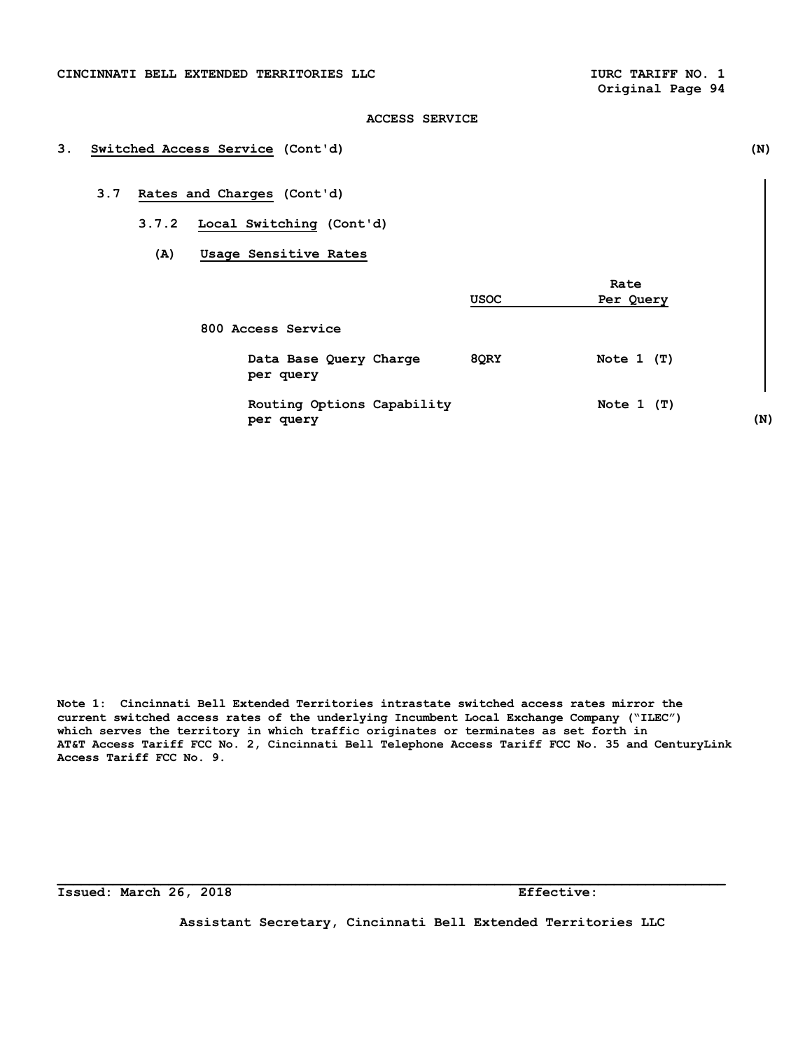ACCESS SERVICE

## 3. Switched Access Service (Cont'd) (N)

### 3.7 Rates and Charges (Cont'd)

#### 3.7.2 Local Switching (Cont'd)

##### (A) Usage Sensitive Rates

| | USOC | Rate Per Query |
|---|---|---|
| 800 Access Service | | |
| Data Base Query Charge per query | 8QRY | Note 1 (T) |
| Routing Options Capability per query | | Note 1 (T) |

(N)

Note 1: Cincinnati Bell Extended Territories intrastate switched access rates mirror the current switched access rates of the underlying Incumbent Local Exchange Company ("ILEC") which serves the territory in which traffic originates or terminates as set forth in AT&T Access Tariff FCC No. 2, Cincinnati Bell Telephone Access Tariff FCC No. 35 and CenturyLink Access Tariff FCC No. 9.

Issued: March 26, 2018 Effective:

Assistant Secretary, Cincinnati Bell Extended Territories LLC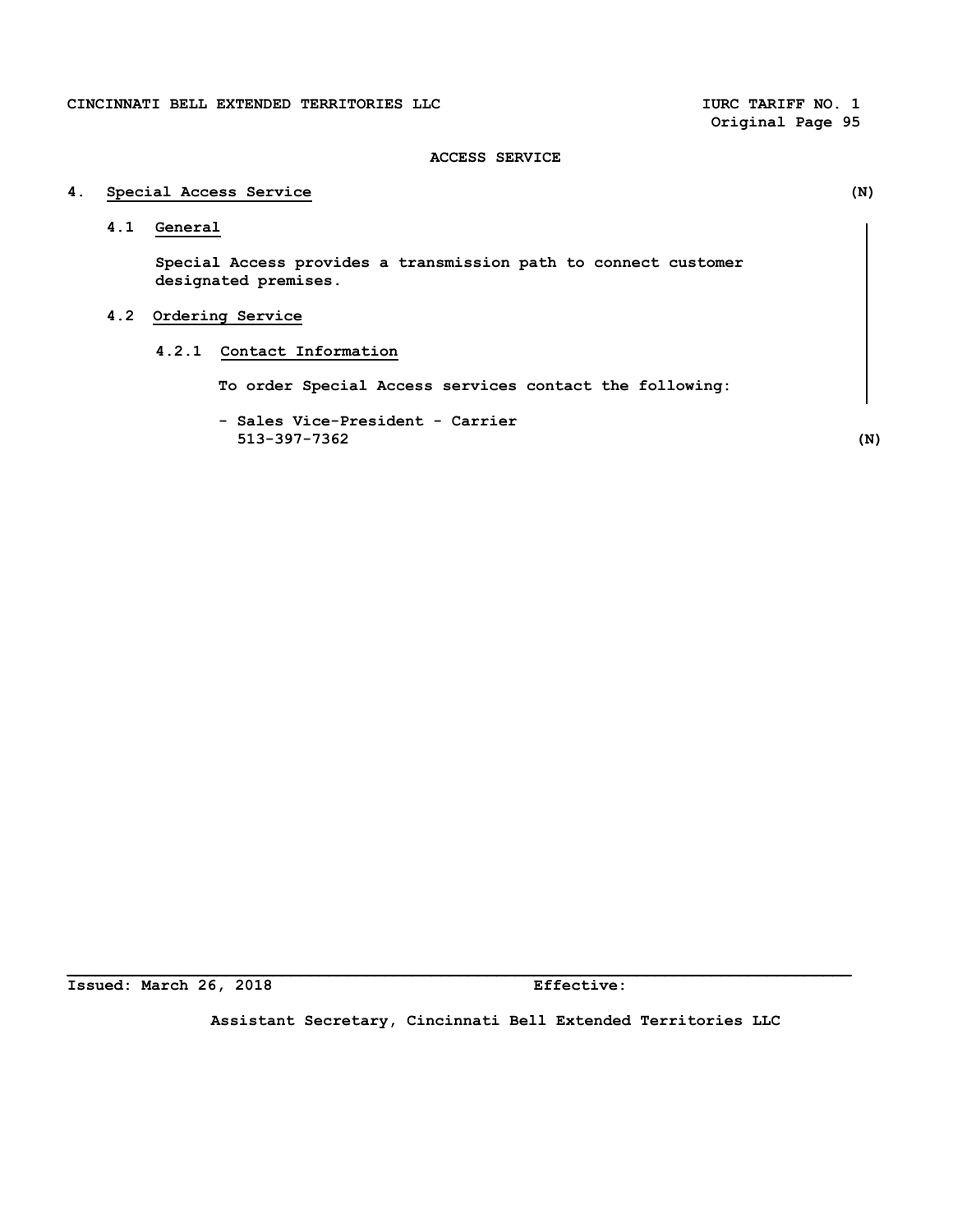ACCESS SERVICE

## 4. Special Access Service (N)

### 4.1 General

Special Access provides a transmission path to connect customer designated premises.

### 4.2 Ordering Service

#### 4.2.1 Contact Information

To order Special Access services contact the following:

- Sales Vice-President - Carrier
  513-397-7362 (N)

Issued: March 26, 2018 Effective:

Assistant Secretary, Cincinnati Bell Extended Territories LLC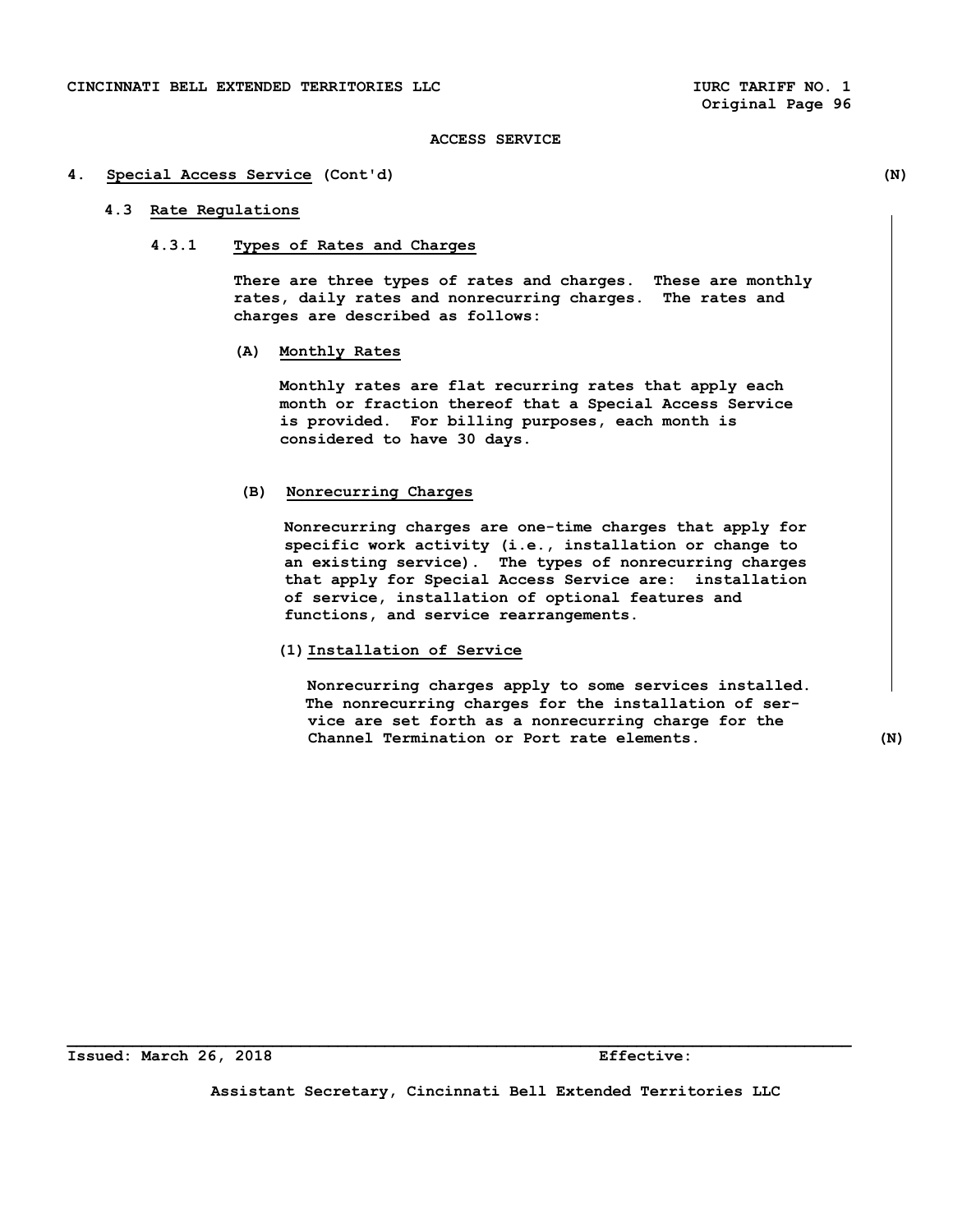ACCESS SERVICE

## 4. Special Access Service (Cont'd) (N)

### 4.3 Rate Regulations

#### 4.3.1 Types of Rates and Charges

There are three types of rates and charges. These are monthly rates, daily rates and nonrecurring charges. The rates and charges are described as follows:

**(A) Monthly Rates**

Monthly rates are flat recurring rates that apply each month or fraction thereof that a Special Access Service is provided. For billing purposes, each month is considered to have 30 days.

**(B) Nonrecurring Charges**

Nonrecurring charges are one-time charges that apply for specific work activity (i.e., installation or change to an existing service). The types of nonrecurring charges that apply for Special Access Service are: installation of service, installation of optional features and functions, and service rearrangements.

**(1) Installation of Service**

Nonrecurring charges apply to some services installed. The nonrecurring charges for the installation of service are set forth as a nonrecurring charge for the Channel Termination or Port rate elements. (N)

Issued: March 26, 2018 Effective:

Assistant Secretary, Cincinnati Bell Extended Territories LLC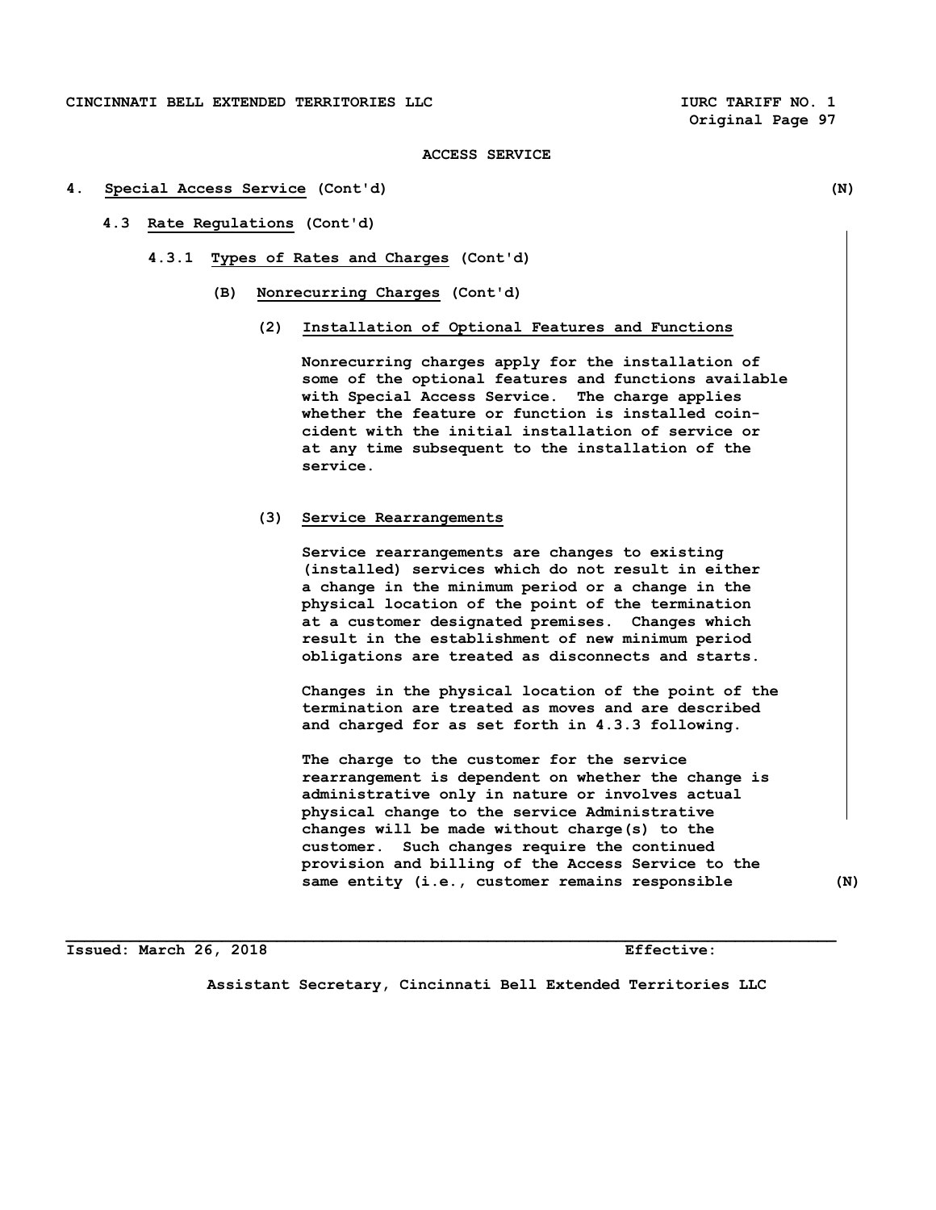ACCESS SERVICE

## 4. Special Access Service (Cont'd) (N)

### 4.3 Rate Regulations (Cont'd)

#### 4.3.1 Types of Rates and Charges (Cont'd)

**(B) Nonrecurring Charges (Cont'd)**

**(2) Installation of Optional Features and Functions**

Nonrecurring charges apply for the installation of some of the optional features and functions available with Special Access Service. The charge applies whether the feature or function is installed coincident with the initial installation of service or at any time subsequent to the installation of the service.

**(3) Service Rearrangements**

Service rearrangements are changes to existing (installed) services which do not result in either a change in the minimum period or a change in the physical location of the point of the termination at a customer designated premises. Changes which result in the establishment of new minimum period obligations are treated as disconnects and starts.

Changes in the physical location of the point of the termination are treated as moves and are described and charged for as set forth in 4.3.3 following.

The charge to the customer for the service rearrangement is dependent on whether the change is administrative only in nature or involves actual physical change to the service Administrative changes will be made without charge(s) to the customer. Such changes require the continued provision and billing of the Access Service to the same entity (i.e., customer remains responsible (N)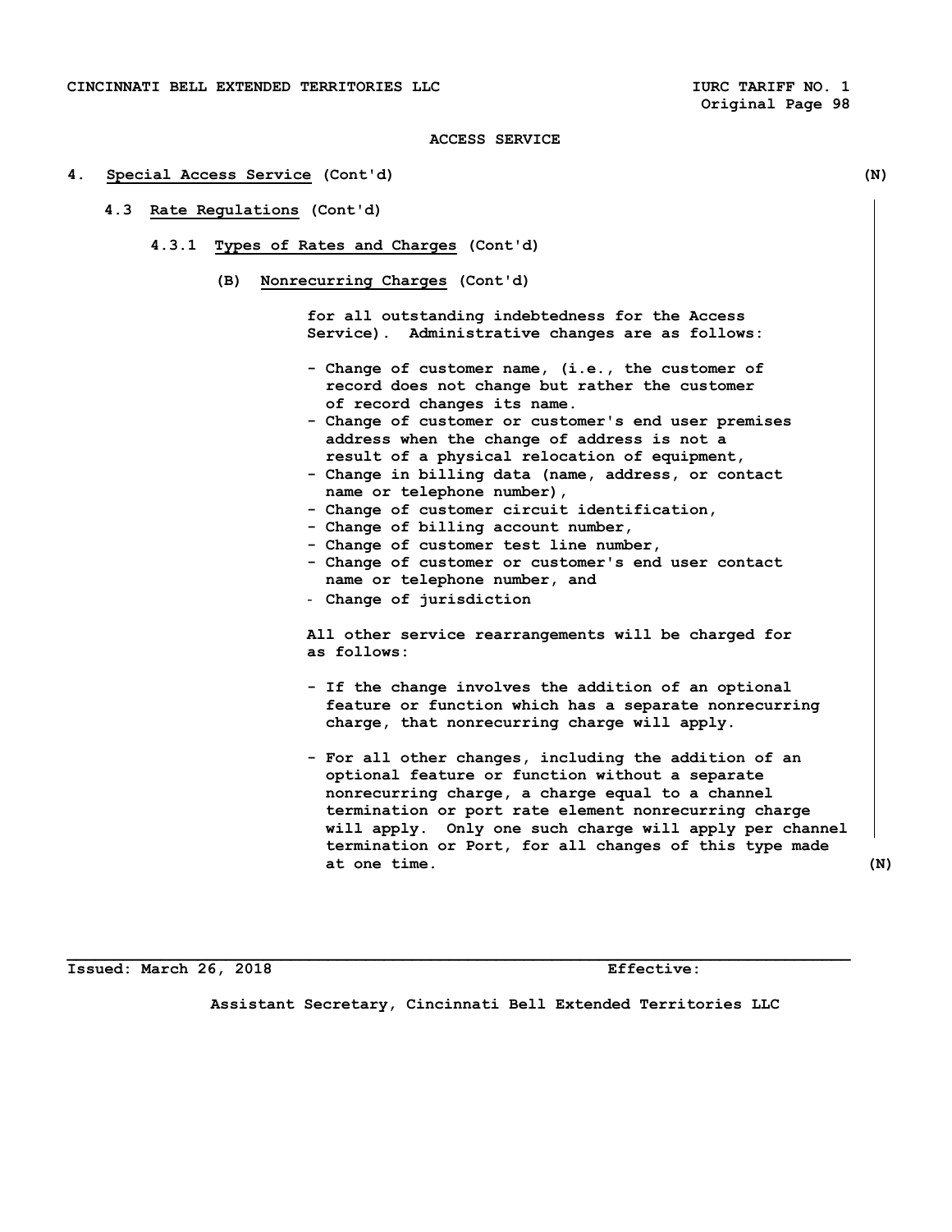ACCESS SERVICE

## 4. Special Access Service (Cont'd) (N)

### 4.3 Rate Regulations (Cont'd)

#### 4.3.1 Types of Rates and Charges (Cont'd)

**(B) Nonrecurring Charges (Cont'd)**

for all outstanding indebtedness for the Access Service). Administrative changes are as follows:

- Change of customer name, (i.e., the customer of record does not change but rather the customer of record changes its name.
- Change of customer or customer's end user premises address when the change of address is not a result of a physical relocation of equipment,
- Change in billing data (name, address, or contact name or telephone number),
- Change of customer circuit identification,
- Change of billing account number,
- Change of customer test line number,
- Change of customer or customer's end user contact name or telephone number, and
- Change of jurisdiction

All other service rearrangements will be charged for as follows:

- If the change involves the addition of an optional feature or function which has a separate nonrecurring charge, that nonrecurring charge will apply.

- For all other changes, including the addition of an optional feature or function without a separate nonrecurring charge, a charge equal to a channel termination or port rate element nonrecurring charge will apply. Only one such charge will apply per channel termination or Port, for all changes of this type made at one time. (N)

Issued: March 26, 2018 Effective:

Assistant Secretary, Cincinnati Bell Extended Territories LLC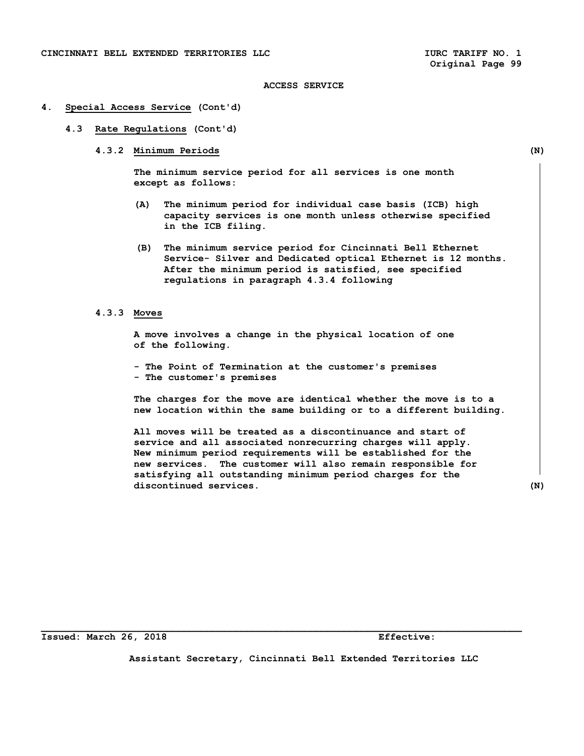**ACCESS SERVICE**

**4. Special Access Service (Cont'd)**

**4.3 Rate Regulations (Cont'd)**

**4.3.2 Minimum Periods** (N)

The minimum service period for all services is one month except as follows:

(A) The minimum period for individual case basis (ICB) high capacity services is one month unless otherwise specified in the ICB filing.

(B) The minimum service period for Cincinnati Bell Ethernet Service- Silver and Dedicated optical Ethernet is 12 months. After the minimum period is satisfied, see specified regulations in paragraph 4.3.4 following

**4.3.3 Moves**

A move involves a change in the physical location of one of the following.

- The Point of Termination at the customer's premises
- The customer's premises

The charges for the move are identical whether the move is to a new location within the same building or to a different building.

All moves will be treated as a discontinuance and start of service and all associated nonrecurring charges will apply. New minimum period requirements will be established for the new services. The customer will also remain responsible for satisfying all outstanding minimum period charges for the discontinued services. (N)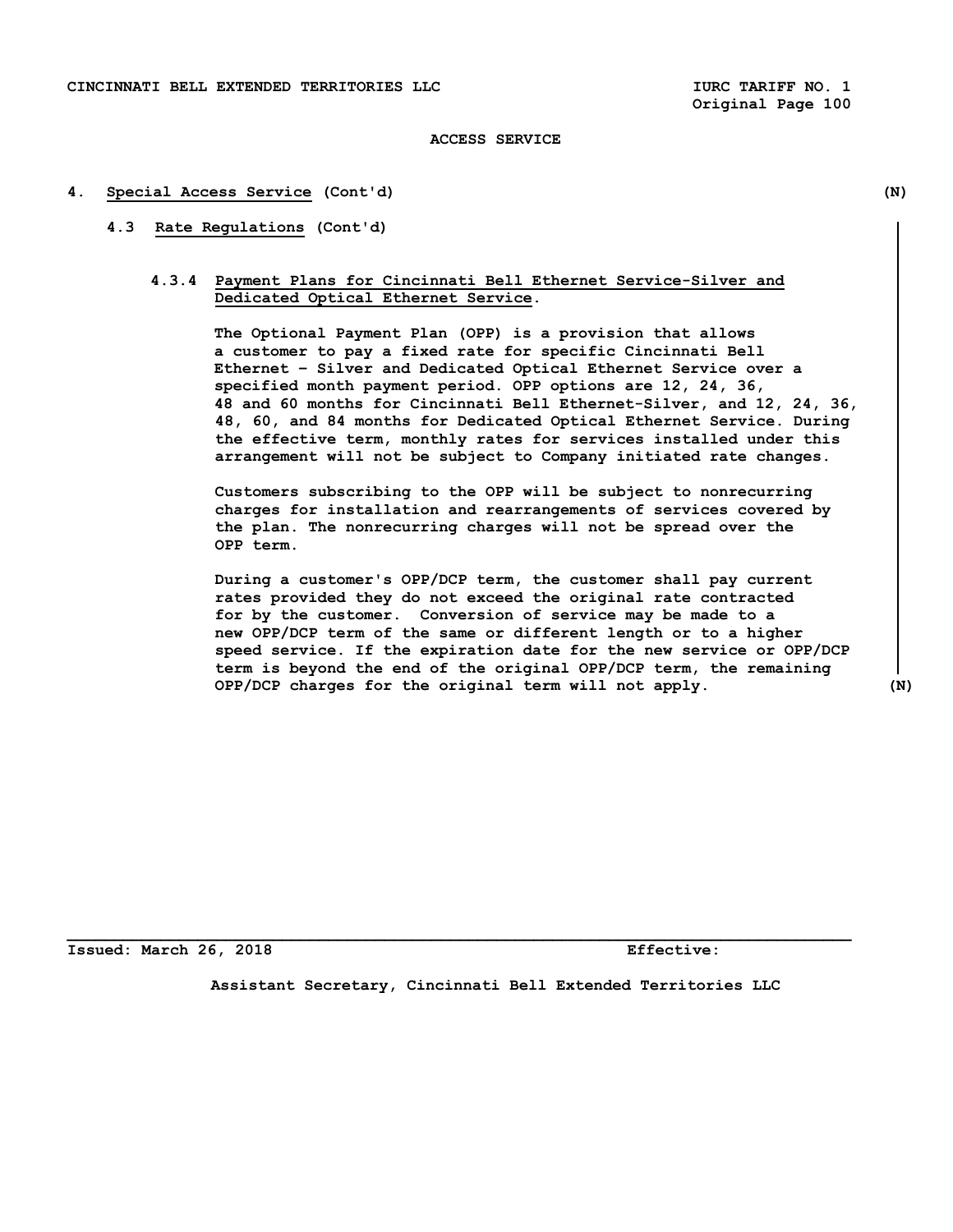ACCESS SERVICE

## 4. Special Access Service (Cont'd) (N)

### 4.3 Rate Regulations (Cont'd)

#### 4.3.4 Payment Plans for Cincinnati Bell Ethernet Service-Silver and Dedicated Optical Ethernet Service.

The Optional Payment Plan (OPP) is a provision that allows a customer to pay a fixed rate for specific Cincinnati Bell Ethernet – Silver and Dedicated Optical Ethernet Service over a specified month payment period. OPP options are 12, 24, 36, 48 and 60 months for Cincinnati Bell Ethernet-Silver, and 12, 24, 36, 48, 60, and 84 months for Dedicated Optical Ethernet Service. During the effective term, monthly rates for services installed under this arrangement will not be subject to Company initiated rate changes.

Customers subscribing to the OPP will be subject to nonrecurring charges for installation and rearrangements of services covered by the plan. The nonrecurring charges will not be spread over the OPP term.

During a customer's OPP/DCP term, the customer shall pay current rates provided they do not exceed the original rate contracted for by the customer. Conversion of service may be made to a new OPP/DCP term of the same or different length or to a higher speed service. If the expiration date for the new service or OPP/DCP term is beyond the end of the original OPP/DCP term, the remaining OPP/DCP charges for the original term will not apply. (N)

Issued: March 26, 2018 Effective:

Assistant Secretary, Cincinnati Bell Extended Territories LLC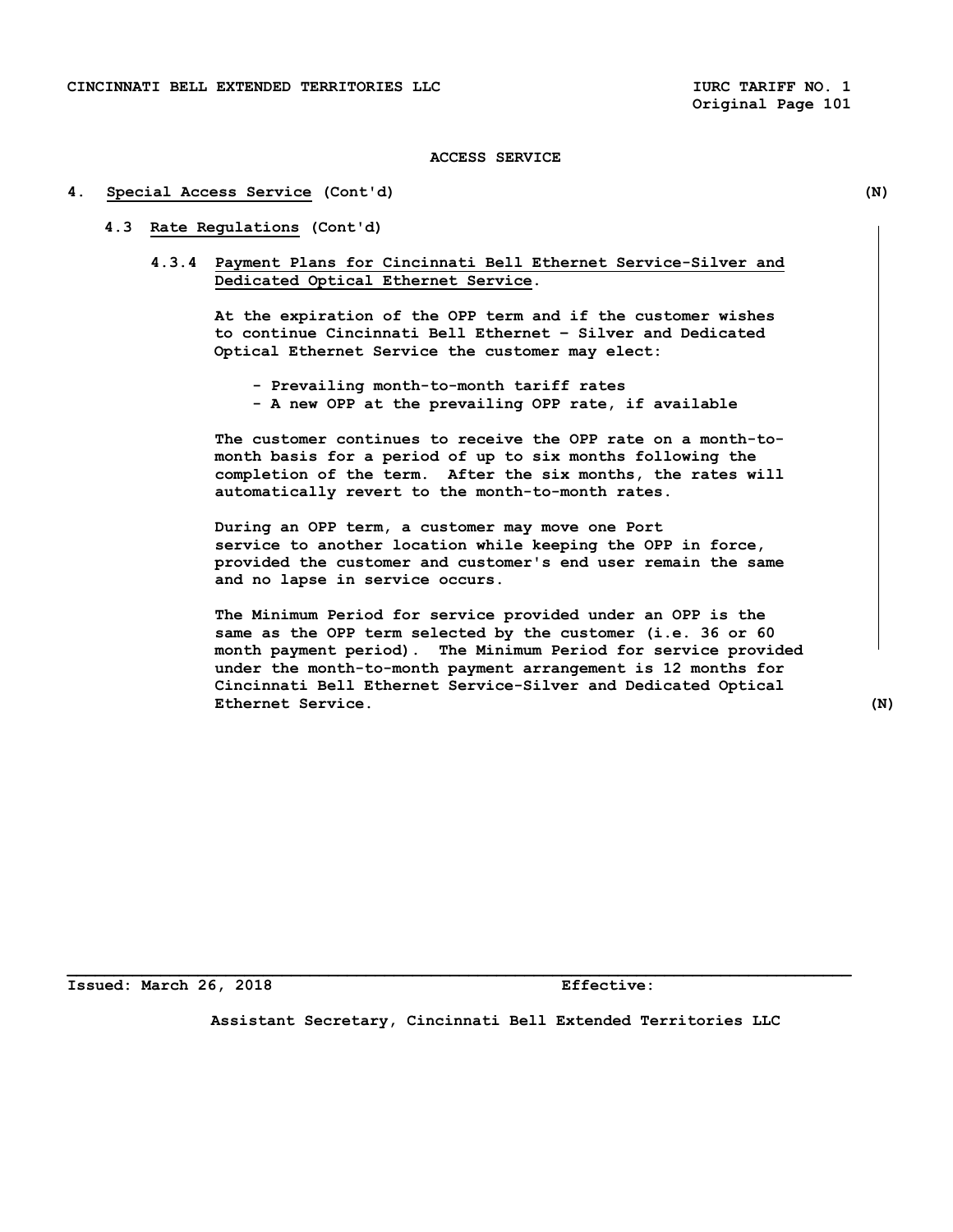ACCESS SERVICE

## 4. Special Access Service (Cont'd) (N)

### 4.3 Rate Regulations (Cont'd)

#### 4.3.4 Payment Plans for Cincinnati Bell Ethernet Service-Silver and Dedicated Optical Ethernet Service.

At the expiration of the OPP term and if the customer wishes to continue Cincinnati Bell Ethernet – Silver and Dedicated Optical Ethernet Service the customer may elect:

- Prevailing month-to-month tariff rates
- A new OPP at the prevailing OPP rate, if available

The customer continues to receive the OPP rate on a month-to-month basis for a period of up to six months following the completion of the term. After the six months, the rates will automatically revert to the month-to-month rates.

During an OPP term, a customer may move one Port service to another location while keeping the OPP in force, provided the customer and customer's end user remain the same and no lapse in service occurs.

The Minimum Period for service provided under an OPP is the same as the OPP term selected by the customer (i.e. 36 or 60 month payment period). The Minimum Period for service provided under the month-to-month payment arrangement is 12 months for Cincinnati Bell Ethernet Service-Silver and Dedicated Optical Ethernet Service. (N)

Issued: March 26, 2018 Effective:

Assistant Secretary, Cincinnati Bell Extended Territories LLC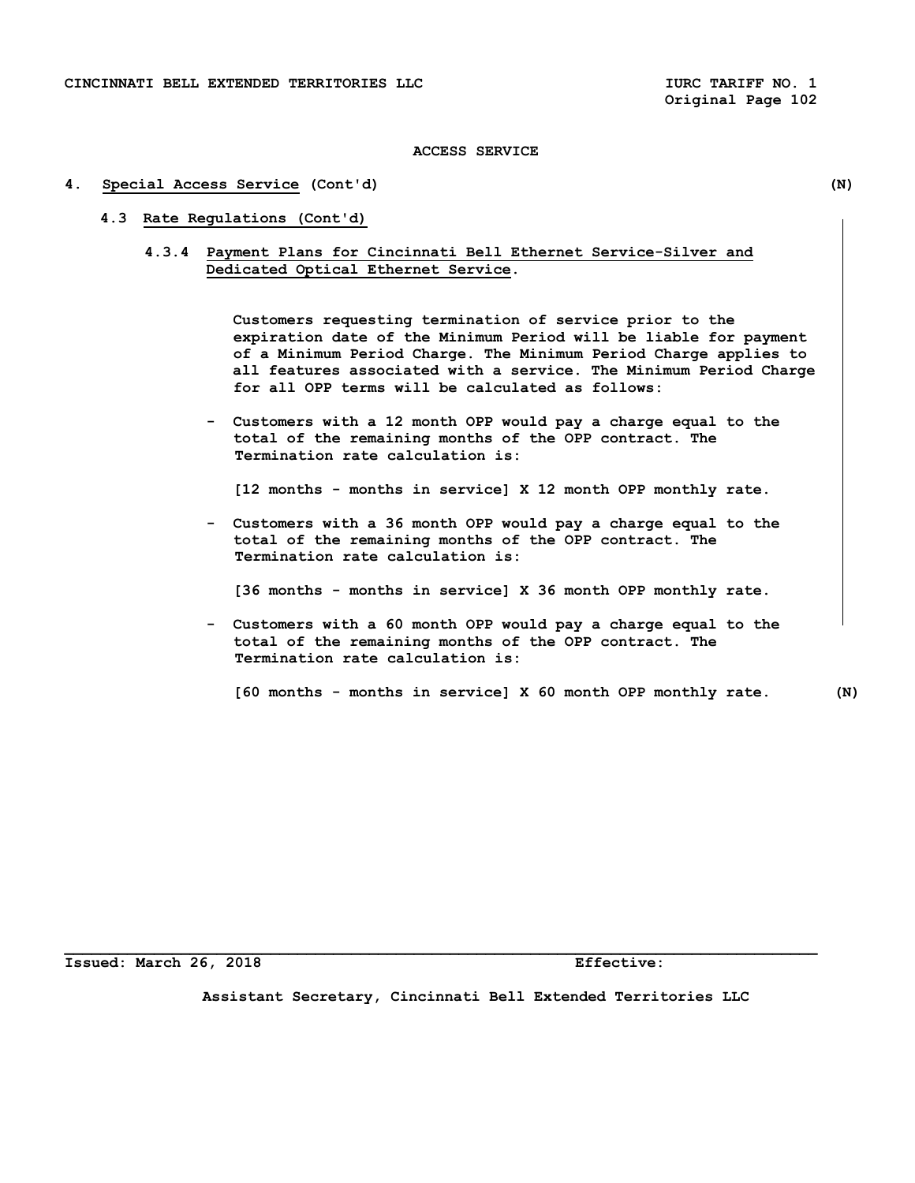ACCESS SERVICE

## 4. Special Access Service (Cont'd) (N)

### 4.3 Rate Regulations (Cont'd)

#### 4.3.4 Payment Plans for Cincinnati Bell Ethernet Service-Silver and Dedicated Optical Ethernet Service.

Customers requesting termination of service prior to the expiration date of the Minimum Period will be liable for payment of a Minimum Period Charge. The Minimum Period Charge applies to all features associated with a service. The Minimum Period Charge for all OPP terms will be calculated as follows:

- Customers with a 12 month OPP would pay a charge equal to the total of the remaining months of the OPP contract. The Termination rate calculation is:

  [12 months - months in service] X 12 month OPP monthly rate.

- Customers with a 36 month OPP would pay a charge equal to the total of the remaining months of the OPP contract. The Termination rate calculation is:

  [36 months - months in service] X 36 month OPP monthly rate.

- Customers with a 60 month OPP would pay a charge equal to the total of the remaining months of the OPP contract. The Termination rate calculation is:

  [60 months - months in service] X 60 month OPP monthly rate. (N)

Issued: March 26, 2018 Effective:

Assistant Secretary, Cincinnati Bell Extended Territories LLC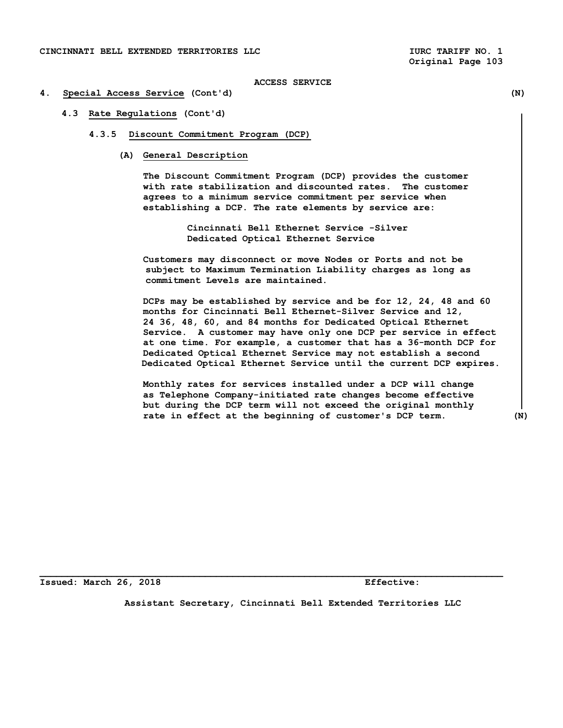ACCESS SERVICE

## 4. Special Access Service (Cont'd) (N)

### 4.3 Rate Regulations (Cont'd)

#### 4.3.5 Discount Commitment Program (DCP)

**(A) General Description**

The Discount Commitment Program (DCP) provides the customer with rate stabilization and discounted rates. The customer agrees to a minimum service commitment per service when establishing a DCP. The rate elements by service are:

Cincinnati Bell Ethernet Service -Silver
Dedicated Optical Ethernet Service

Customers may disconnect or move Nodes or Ports and not be subject to Maximum Termination Liability charges as long as commitment Levels are maintained.

DCPs may be established by service and be for 12, 24, 48 and 60 months for Cincinnati Bell Ethernet-Silver Service and 12, 24 36, 48, 60, and 84 months for Dedicated Optical Ethernet Service. A customer may have only one DCP per service in effect at one time. For example, a customer that has a 36-month DCP for Dedicated Optical Ethernet Service may not establish a second Dedicated Optical Ethernet Service until the current DCP expires.

Monthly rates for services installed under a DCP will change as Telephone Company-initiated rate changes become effective but during the DCP term will not exceed the original monthly rate in effect at the beginning of customer's DCP term. (N)

Issued: March 26, 2018 Effective:

Assistant Secretary, Cincinnati Bell Extended Territories LLC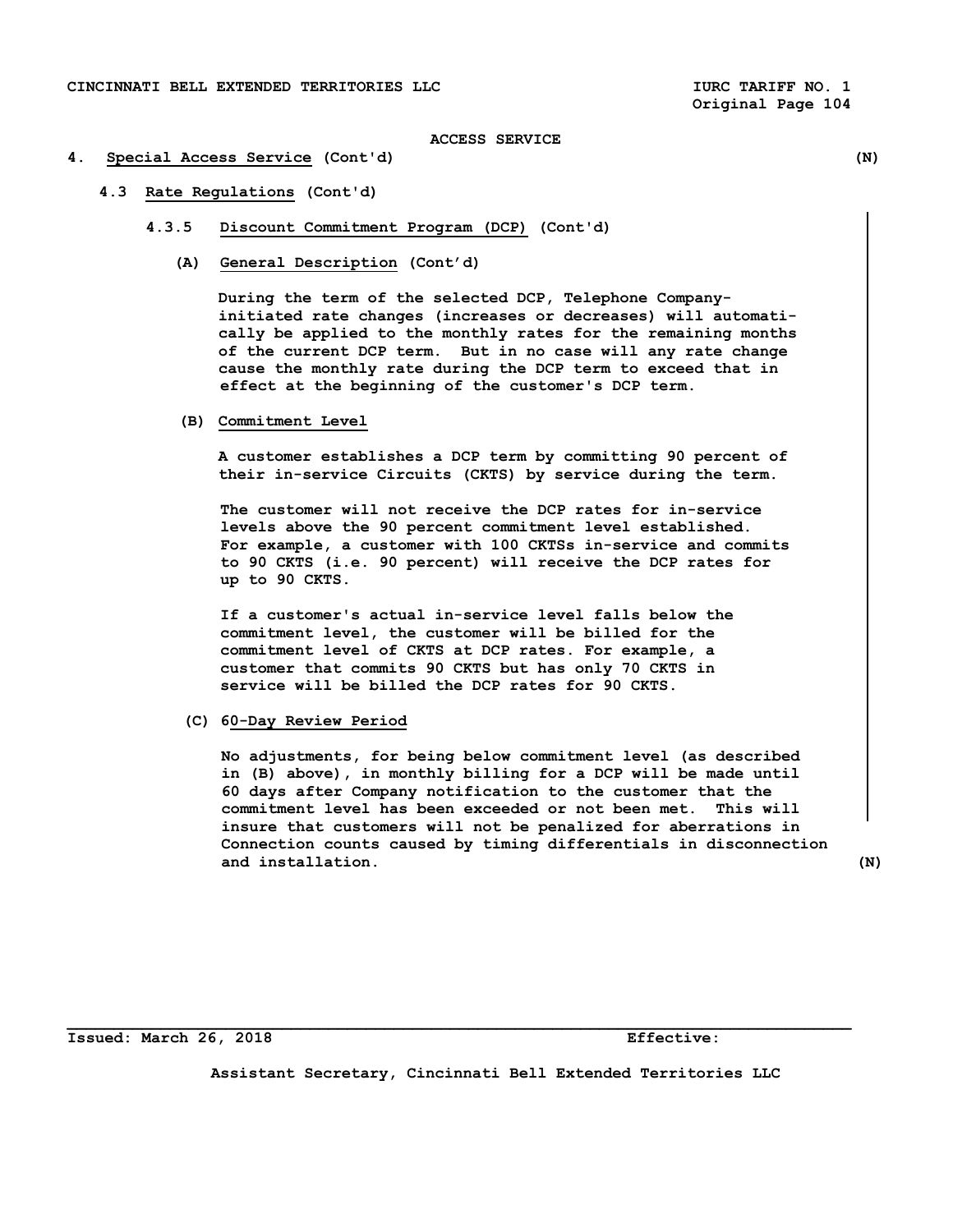ACCESS SERVICE

## 4. Special Access Service (Cont'd) (N)

### 4.3 Rate Regulations (Cont'd)

#### 4.3.5 Discount Commitment Program (DCP) (Cont'd)

**(A) General Description (Cont'd)**

During the term of the selected DCP, Telephone Company-initiated rate changes (increases or decreases) will automatically be applied to the monthly rates for the remaining months of the current DCP term. But in no case will any rate change cause the monthly rate during the DCP term to exceed that in effect at the beginning of the customer's DCP term.

**(B) Commitment Level**

A customer establishes a DCP term by committing 90 percent of their in-service Circuits (CKTS) by service during the term.

The customer will not receive the DCP rates for in-service levels above the 90 percent commitment level established. For example, a customer with 100 CKTSs in-service and commits to 90 CKTS (i.e. 90 percent) will receive the DCP rates for up to 90 CKTS.

If a customer's actual in-service level falls below the commitment level, the customer will be billed for the commitment level of CKTS at DCP rates. For example, a customer that commits 90 CKTS but has only 70 CKTS in service will be billed the DCP rates for 90 CKTS.

**(C) 60-Day Review Period**

No adjustments, for being below commitment level (as described in (B) above), in monthly billing for a DCP will be made until 60 days after Company notification to the customer that the commitment level has been exceeded or not been met. This will insure that customers will not be penalized for aberrations in Connection counts caused by timing differentials in disconnection and installation. (N)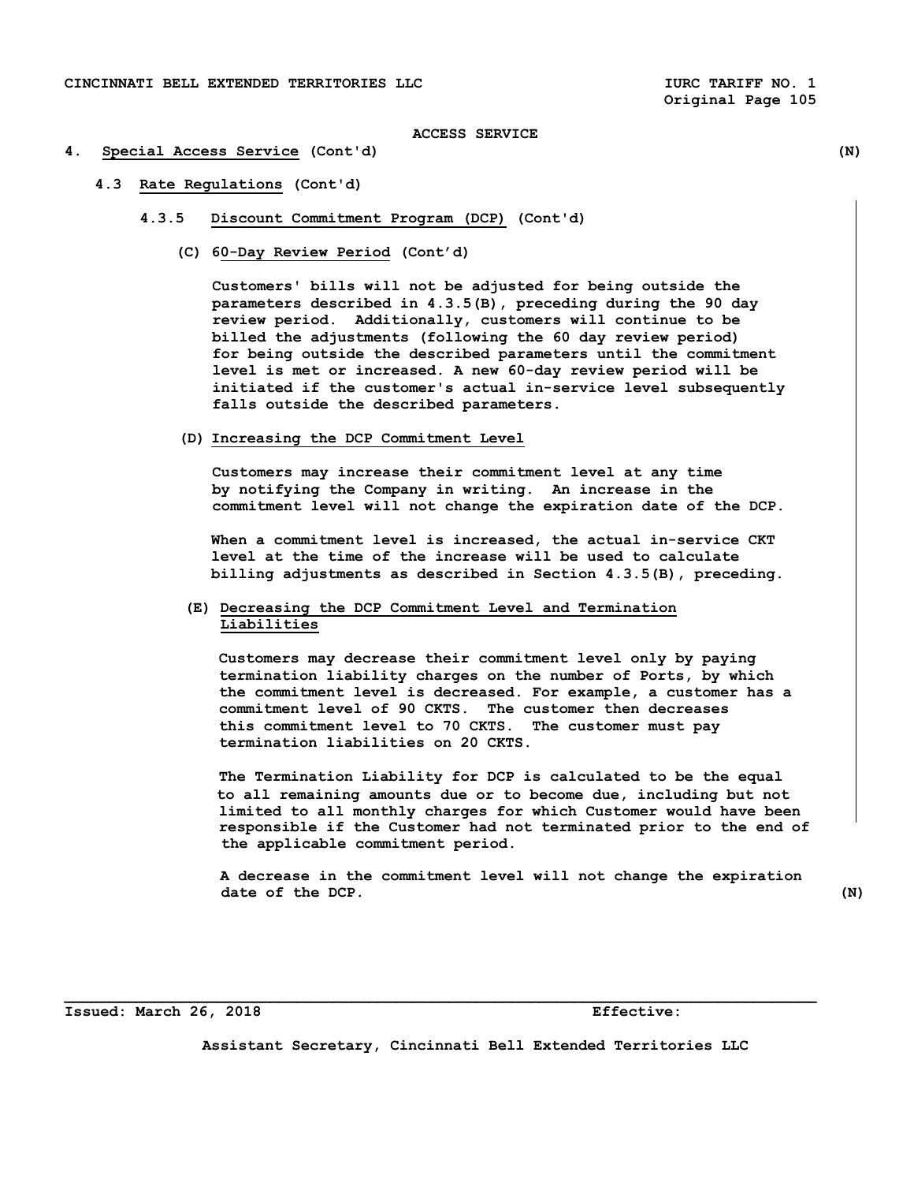## ACCESS SERVICE

## 4. Special Access Service (Cont'd) (N)

### 4.3 Rate Regulations (Cont'd)

#### 4.3.5 Discount Commitment Program (DCP) (Cont'd)

**(C) 60-Day Review Period (Cont'd)**

Customers' bills will not be adjusted for being outside the parameters described in 4.3.5(B), preceding during the 90 day review period. Additionally, customers will continue to be billed the adjustments (following the 60 day review period) for being outside the described parameters until the commitment level is met or increased. A new 60-day review period will be initiated if the customer's actual in-service level subsequently falls outside the described parameters.

**(D) Increasing the DCP Commitment Level**

Customers may increase their commitment level at any time by notifying the Company in writing. An increase in the commitment level will not change the expiration date of the DCP.

When a commitment level is increased, the actual in-service CKT level at the time of the increase will be used to calculate billing adjustments as described in Section 4.3.5(B), preceding.

**(E) Decreasing the DCP Commitment Level and Termination Liabilities**

Customers may decrease their commitment level only by paying termination liability charges on the number of Ports, by which the commitment level is decreased. For example, a customer has a commitment level of 90 CKTS. The customer then decreases this commitment level to 70 CKTS. The customer must pay termination liabilities on 20 CKTS.

The Termination Liability for DCP is calculated to be the equal to all remaining amounts due or to become due, including but not limited to all monthly charges for which Customer would have been responsible if the Customer had not terminated prior to the end of the applicable commitment period.

A decrease in the commitment level will not change the expiration date of the DCP. (N)

Issued: March 26, 2018 Effective:

Assistant Secretary, Cincinnati Bell Extended Territories LLC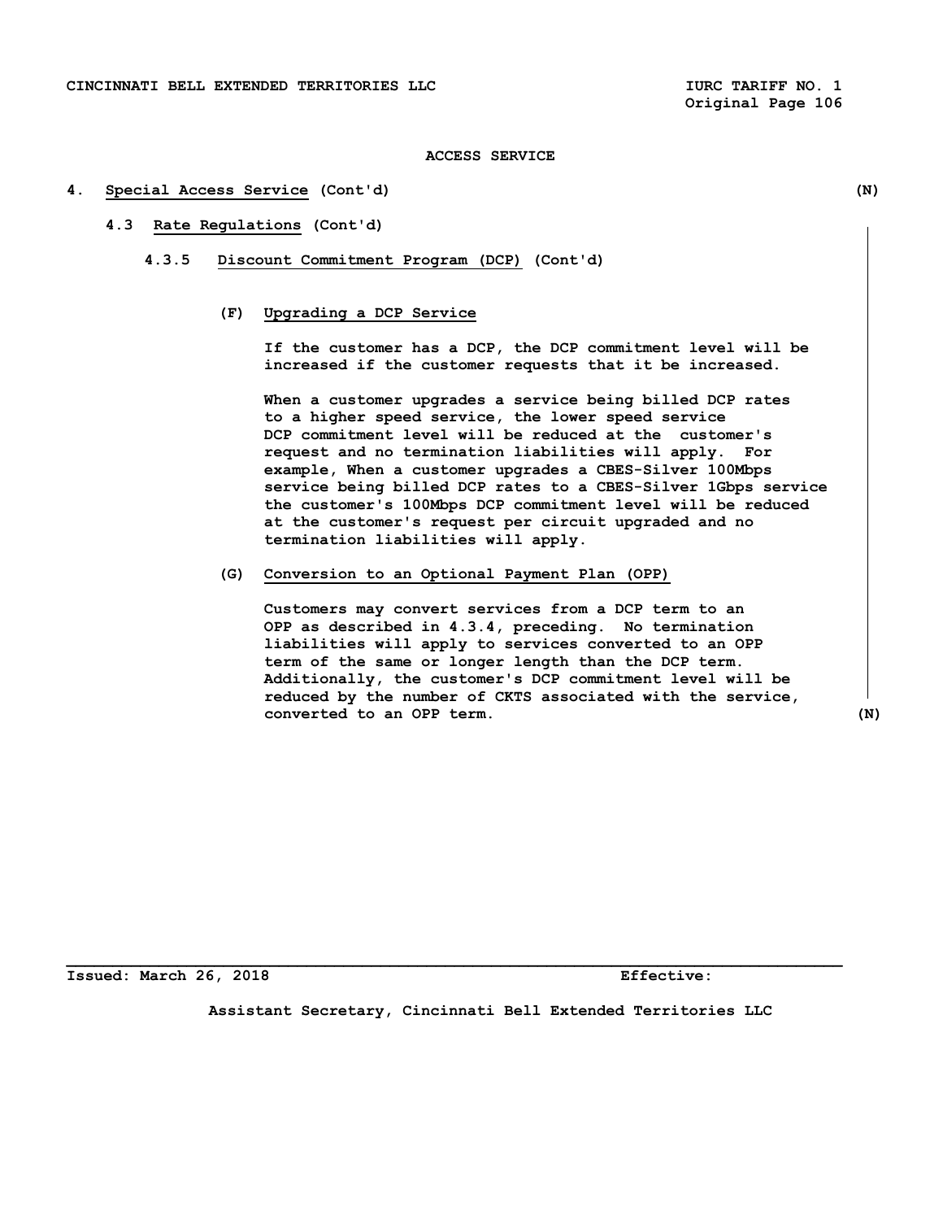ACCESS SERVICE

## 4. Special Access Service (Cont'd) (N)

### 4.3 Rate Regulations (Cont'd)

#### 4.3.5 Discount Commitment Program (DCP) (Cont'd)

**(F) Upgrading a DCP Service**

If the customer has a DCP, the DCP commitment level will be increased if the customer requests that it be increased.

When a customer upgrades a service being billed DCP rates to a higher speed service, the lower speed service DCP commitment level will be reduced at the customer's request and no termination liabilities will apply. For example, When a customer upgrades a CBES-Silver 100Mbps service being billed DCP rates to a CBES-Silver 1Gbps service the customer's 100Mbps DCP commitment level will be reduced at the customer's request per circuit upgraded and no termination liabilities will apply.

**(G) Conversion to an Optional Payment Plan (OPP)**

Customers may convert services from a DCP term to an OPP as described in 4.3.4, preceding. No termination liabilities will apply to services converted to an OPP term of the same or longer length than the DCP term. Additionally, the customer's DCP commitment level will be reduced by the number of CKTS associated with the service, converted to an OPP term. (N)

Issued: March 26, 2018 Effective:

Assistant Secretary, Cincinnati Bell Extended Territories LLC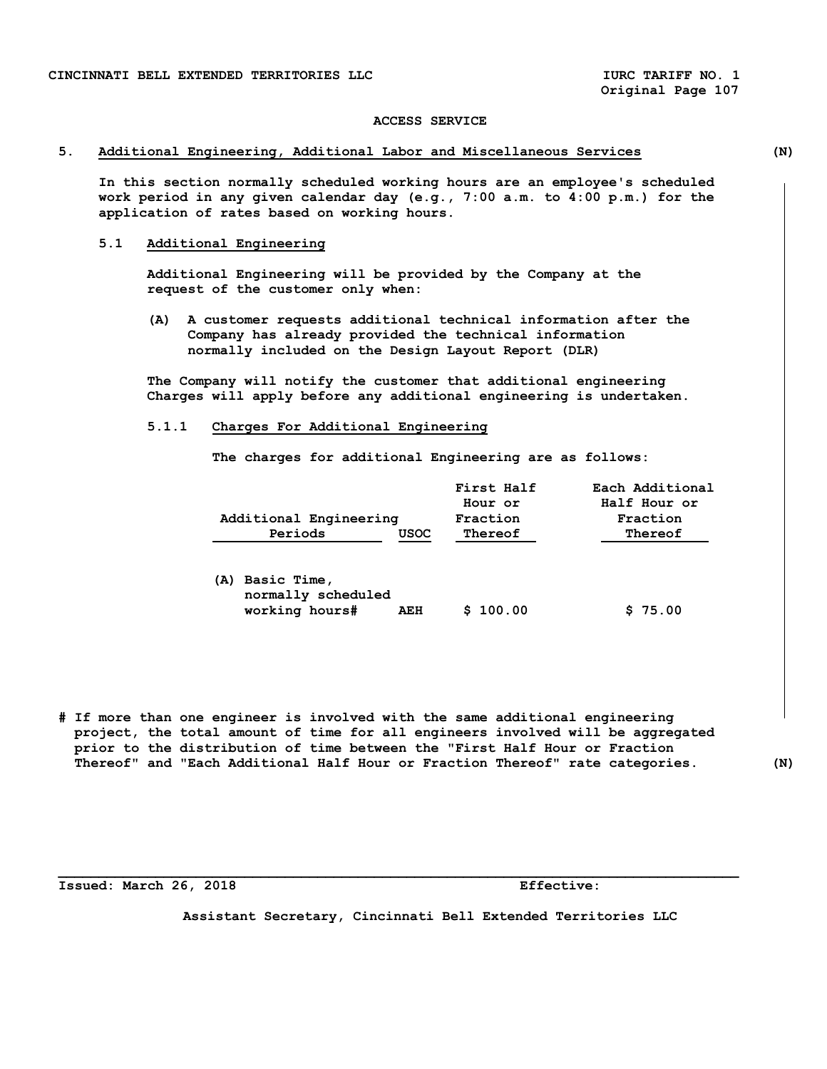ACCESS SERVICE

## 5. Additional Engineering, Additional Labor and Miscellaneous Services (N)

In this section normally scheduled working hours are an employee's scheduled work period in any given calendar day (e.g., 7:00 a.m. to 4:00 p.m.) for the application of rates based on working hours.

### 5.1 Additional Engineering

Additional Engineering will be provided by the Company at the request of the customer only when:

(A) A customer requests additional technical information after the Company has already provided the technical information normally included on the Design Layout Report (DLR)

The Company will notify the customer that additional engineering Charges will apply before any additional engineering is undertaken.

#### 5.1.1 Charges For Additional Engineering

The charges for additional Engineering are as follows:

| Additional Engineering Periods | USOC | First Half Hour or Fraction Thereof | Each Additional Half Hour or Fraction Thereof |
|---|---|---|---|
| (A) Basic Time, normally scheduled working hours# | AEH | $ 100.00 | $ 75.00 |

# If more than one engineer is involved with the same additional engineering project, the total amount of time for all engineers involved will be aggregated prior to the distribution of time between the "First Half Hour or Fraction Thereof" and "Each Additional Half Hour or Fraction Thereof" rate categories. (N)

Issued: March 26, 2018 Effective:

Assistant Secretary, Cincinnati Bell Extended Territories LLC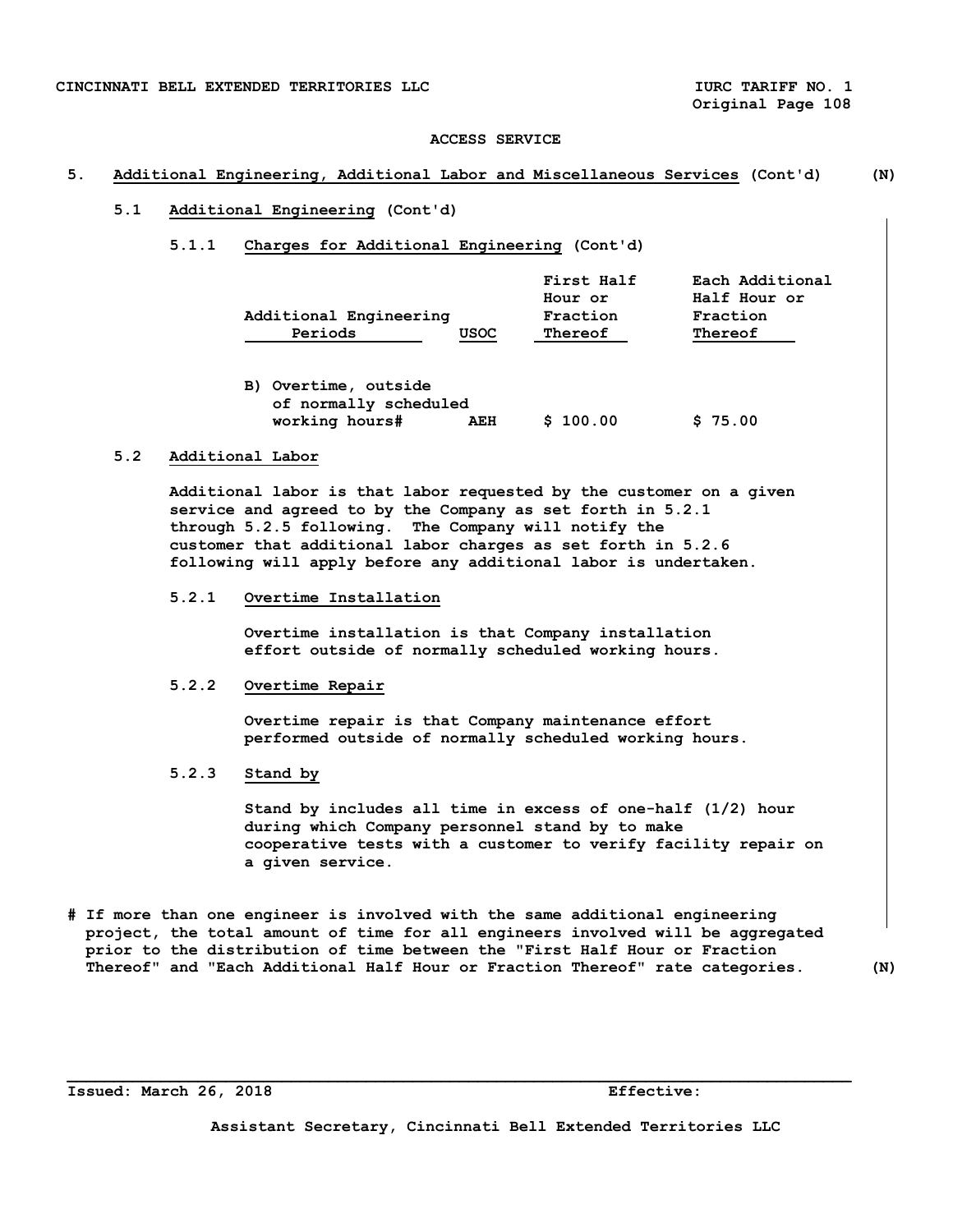ACCESS SERVICE

## 5. Additional Engineering, Additional Labor and Miscellaneous Services (Cont'd) (N)

### 5.1 Additional Engineering (Cont'd)

#### 5.1.1 Charges for Additional Engineering (Cont'd)

| Additional Engineering Periods | USOC | First Half Hour or Fraction Thereof | Each Additional Half Hour or Fraction Thereof |
|---|---|---|---|
| B) Overtime, outside of normally scheduled working hours# | AEH | $ 100.00 | $ 75.00 |

### 5.2 Additional Labor

Additional labor is that labor requested by the customer on a given service and agreed to by the Company as set forth in 5.2.1 through 5.2.5 following. The Company will notify the customer that additional labor charges as set forth in 5.2.6 following will apply before any additional labor is undertaken.

#### 5.2.1 Overtime Installation

Overtime installation is that Company installation effort outside of normally scheduled working hours.

#### 5.2.2 Overtime Repair

Overtime repair is that Company maintenance effort performed outside of normally scheduled working hours.

#### 5.2.3 Stand by

Stand by includes all time in excess of one-half (1/2) hour during which Company personnel stand by to make cooperative tests with a customer to verify facility repair on a given service.

# If more than one engineer is involved with the same additional engineering project, the total amount of time for all engineers involved will be aggregated prior to the distribution of time between the "First Half Hour or Fraction Thereof" and "Each Additional Half Hour or Fraction Thereof" rate categories. (N)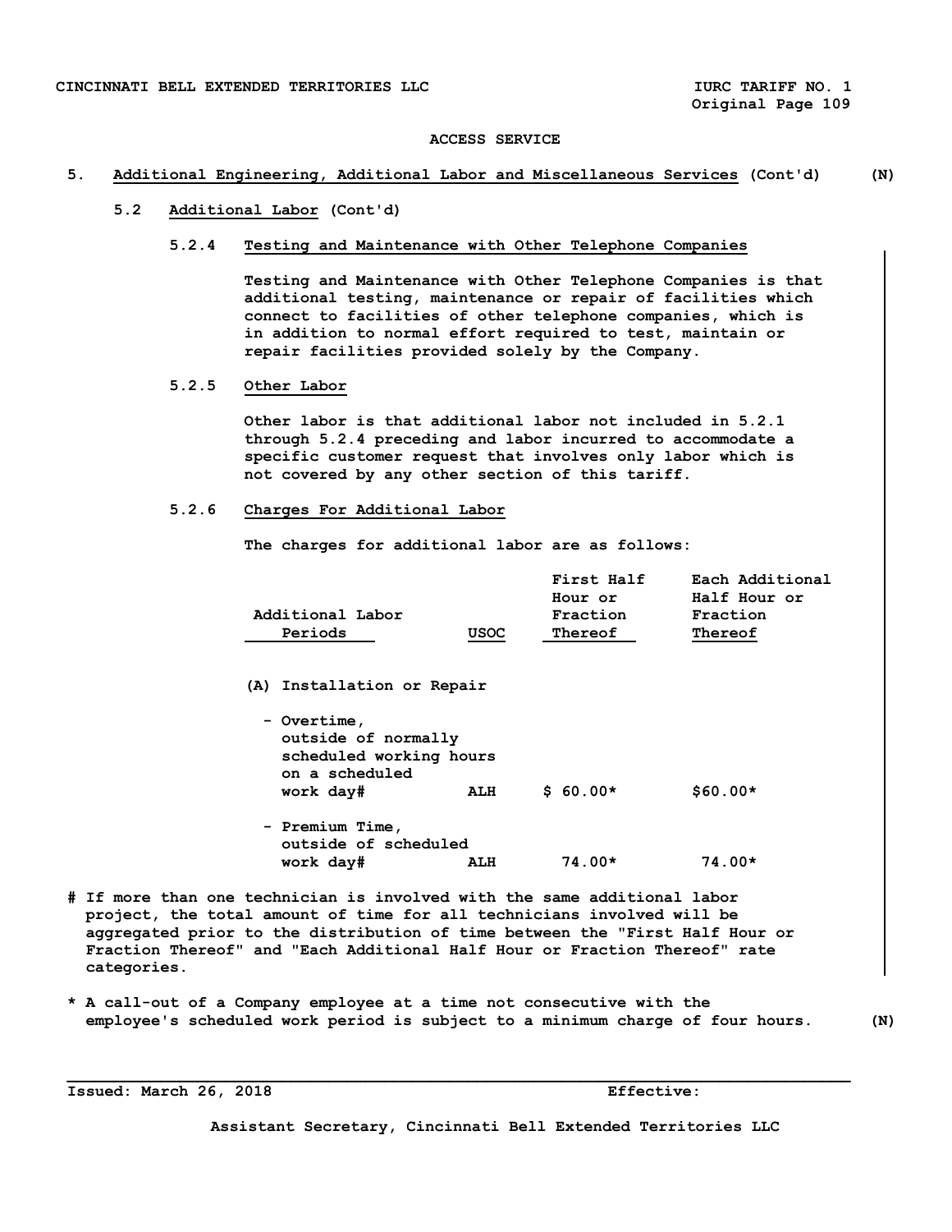ACCESS SERVICE

## 5. Additional Engineering, Additional Labor and Miscellaneous Services (Cont'd) (N)

### 5.2 Additional Labor (Cont'd)

#### 5.2.4 Testing and Maintenance with Other Telephone Companies

Testing and Maintenance with Other Telephone Companies is that additional testing, maintenance or repair of facilities which connect to facilities of other telephone companies, which is in addition to normal effort required to test, maintain or repair facilities provided solely by the Company.

#### 5.2.5 Other Labor

Other labor is that additional labor not included in 5.2.1 through 5.2.4 preceding and labor incurred to accommodate a specific customer request that involves only labor which is not covered by any other section of this tariff.

#### 5.2.6 Charges For Additional Labor

The charges for additional labor are as follows:

| Additional Labor Periods | USOC | First Half Hour or Fraction Thereof | Each Additional Half Hour or Fraction Thereof |
|---|---|---|---|
| (A) Installation or Repair | | | |
| - Overtime, outside of normally scheduled working hours on a scheduled work day# | ALH | $ 60.00* | $60.00* |
| - Premium Time, outside of scheduled work day# | ALH | 74.00* | 74.00* |

# If more than one technician is involved with the same additional labor project, the total amount of time for all technicians involved will be aggregated prior to the distribution of time between the "First Half Hour or Fraction Thereof" and "Each Additional Half Hour or Fraction Thereof" rate categories.

* A call-out of a Company employee at a time not consecutive with the employee's scheduled work period is subject to a minimum charge of four hours. (N)

Issued: March 26, 2018 Effective:

Assistant Secretary, Cincinnati Bell Extended Territories LLC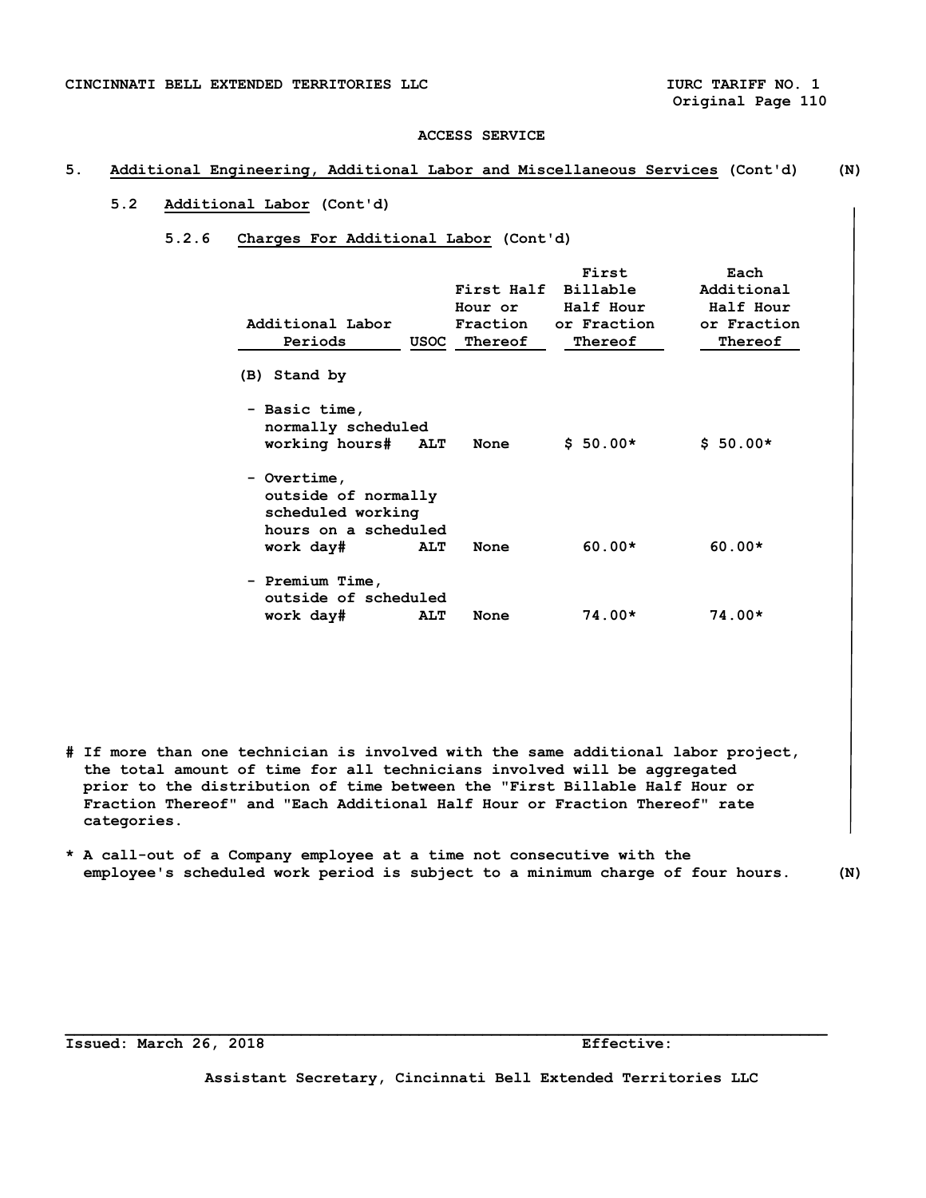ACCESS SERVICE

## 5. Additional Engineering, Additional Labor and Miscellaneous Services (Cont'd) (N)

### 5.2 Additional Labor (Cont'd)

#### 5.2.6 Charges For Additional Labor (Cont'd)

| Additional Labor Periods | USOC | First Half Hour or Fraction Thereof | First Billable Half Hour or Fraction Thereof | Each Additional Half Hour or Fraction Thereof |
|---|---|---|---|---|
| (B) Stand by | | | | |
| - Basic time, normally scheduled working hours# | ALT | None | $ 50.00* | $ 50.00* |
| - Overtime, outside of normally scheduled working hours on a scheduled work day# | ALT | None | 60.00* | 60.00* |
| - Premium Time, outside of scheduled work day# | ALT | None | 74.00* | 74.00* |

# If more than one technician is involved with the same additional labor project, the total amount of time for all technicians involved will be aggregated prior to the distribution of time between the "First Billable Half Hour or Fraction Thereof" and "Each Additional Half Hour or Fraction Thereof" rate categories.

* A call-out of a Company employee at a time not consecutive with the employee's scheduled work period is subject to a minimum charge of four hours. (N)

Issued: March 26, 2018 Effective:

Assistant Secretary, Cincinnati Bell Extended Territories LLC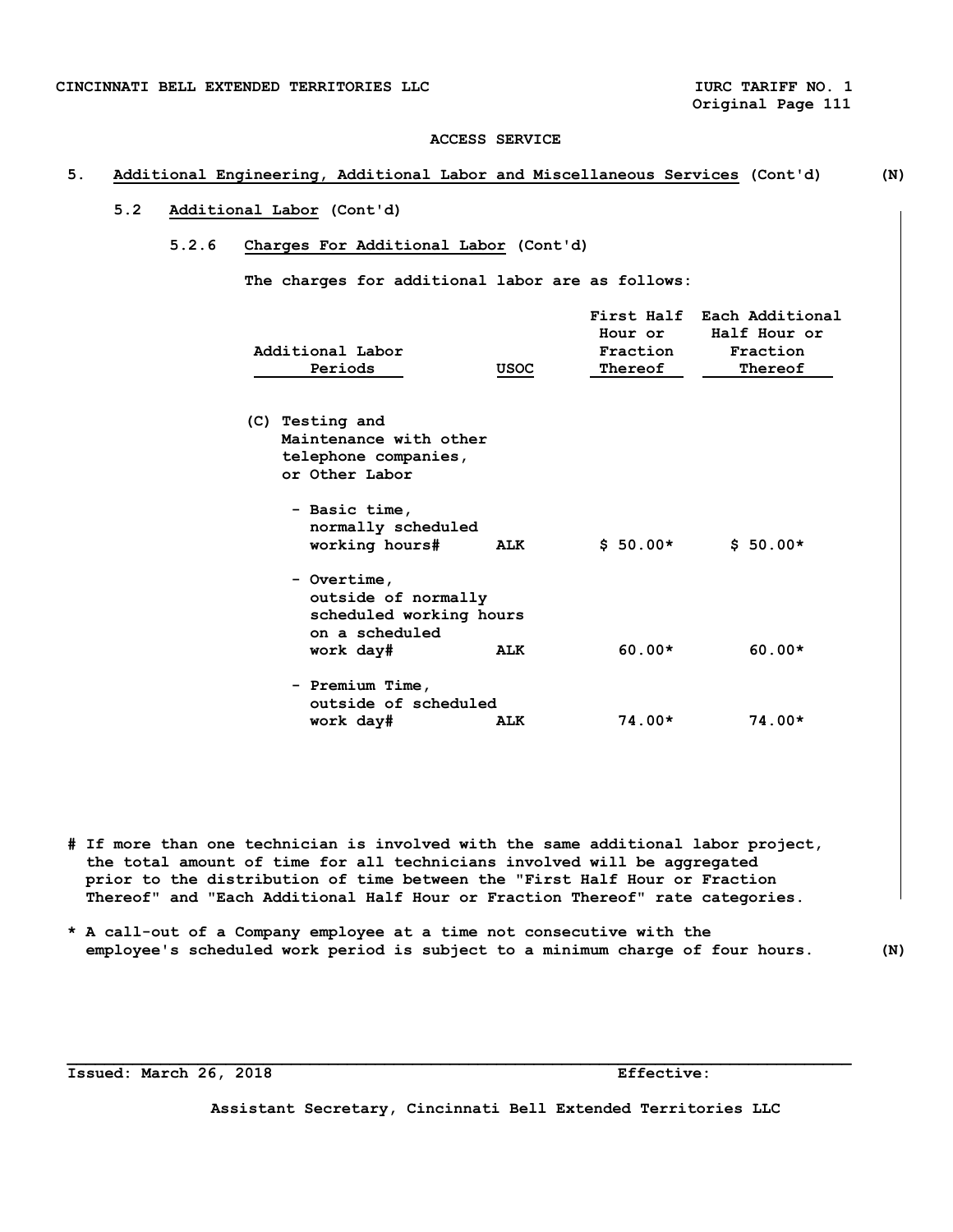ACCESS SERVICE

## 5. Additional Engineering, Additional Labor and Miscellaneous Services (Cont'd) (N)

### 5.2 Additional Labor (Cont'd)

#### 5.2.6 Charges For Additional Labor (Cont'd)

The charges for additional labor are as follows:

| Additional Labor Periods | USOC | First Half Hour or Fraction Thereof | Each Additional Half Hour or Fraction Thereof |
|---|---|---|---|
| (C) Testing and Maintenance with other telephone companies, or Other Labor | | | |
| - Basic time, normally scheduled working hours# | ALK | $ 50.00* | $ 50.00* |
| - Overtime, outside of normally scheduled working hours on a scheduled work day# | ALK | 60.00* | 60.00* |
| - Premium Time, outside of scheduled work day# | ALK | 74.00* | 74.00* |

# If more than one technician is involved with the same additional labor project, the total amount of time for all technicians involved will be aggregated prior to the distribution of time between the "First Half Hour or Fraction Thereof" and "Each Additional Half Hour or Fraction Thereof" rate categories.

* A call-out of a Company employee at a time not consecutive with the employee's scheduled work period is subject to a minimum charge of four hours. (N)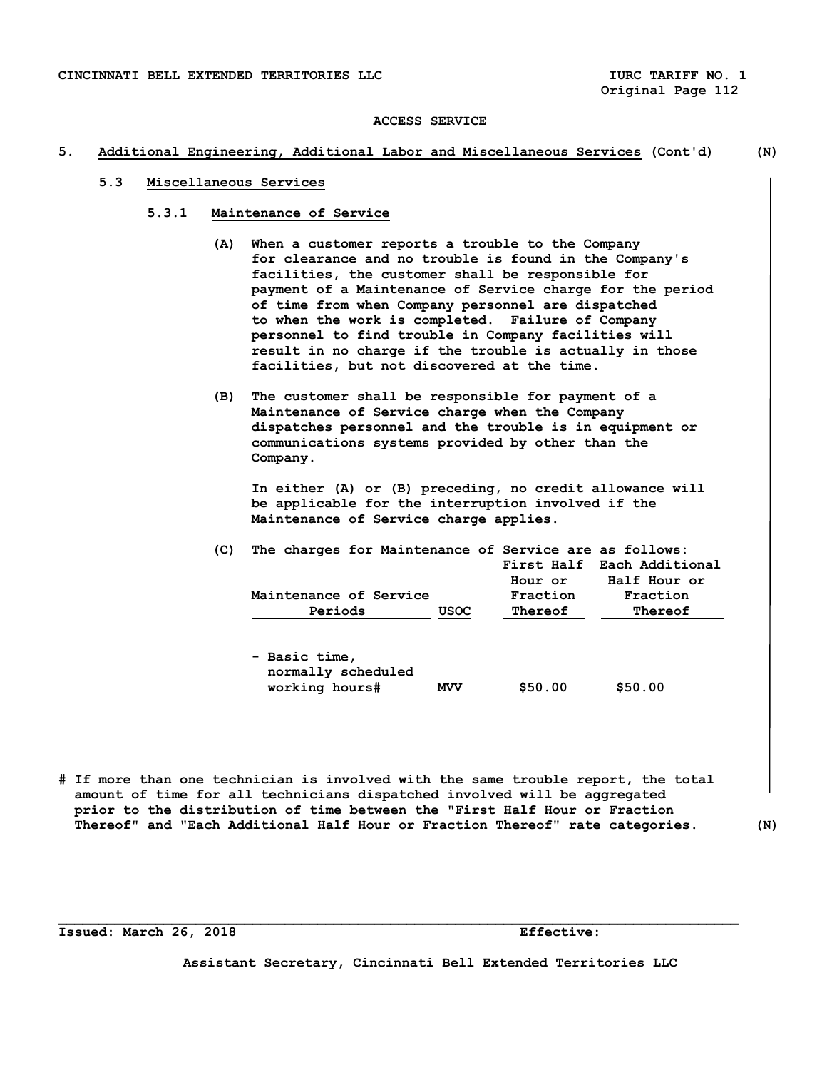ACCESS SERVICE

## 5. Additional Engineering, Additional Labor and Miscellaneous Services (Cont'd) (N)

### 5.3 Miscellaneous Services

#### 5.3.1 Maintenance of Service

(A) When a customer reports a trouble to the Company for clearance and no trouble is found in the Company's facilities, the customer shall be responsible for payment of a Maintenance of Service charge for the period of time from when Company personnel are dispatched to when the work is completed. Failure of Company personnel to find trouble in Company facilities will result in no charge if the trouble is actually in those facilities, but not discovered at the time.

(B) The customer shall be responsible for payment of a Maintenance of Service charge when the Company dispatches personnel and the trouble is in equipment or communications systems provided by other than the Company.

In either (A) or (B) preceding, no credit allowance will be applicable for the interruption involved if the Maintenance of Service charge applies.

(C) The charges for Maintenance of Service are as follows:

| Maintenance of Service Periods | USOC | First Half Hour or Fraction Thereof | Each Additional Half Hour or Fraction Thereof |
|---|---|---|---|
| - Basic time, normally scheduled working hours# | MVV | $50.00 | $50.00 |

# If more than one technician is involved with the same trouble report, the total amount of time for all technicians dispatched involved will be aggregated prior to the distribution of time between the "First Half Hour or Fraction Thereof" and "Each Additional Half Hour or Fraction Thereof" rate categories. (N)

Issued: March 26, 2018 Effective:

Assistant Secretary, Cincinnati Bell Extended Territories LLC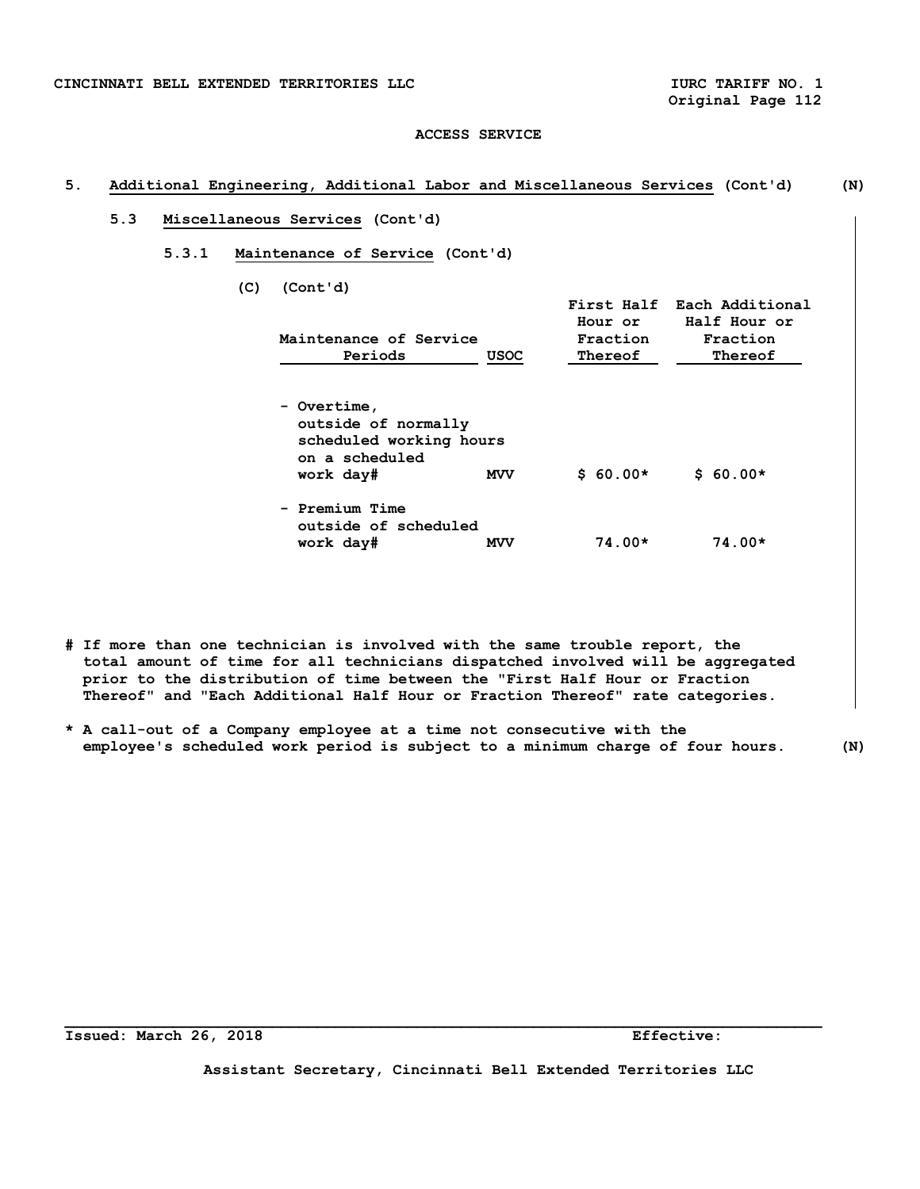ACCESS SERVICE

## 5. Additional Engineering, Additional Labor and Miscellaneous Services (Cont'd) (N)

### 5.3 Miscellaneous Services (Cont'd)

#### 5.3.1 Maintenance of Service (Cont'd)

(C) (Cont'd)

| Maintenance of Service Periods | USOC | First Half Hour or Fraction Thereof | Each Additional Half Hour or Fraction Thereof |
|---|---|---|---|
| - Overtime, outside of normally scheduled working hours on a scheduled work day# | MVV | $ 60.00* | $ 60.00* |
| - Premium Time outside of scheduled work day# | MVV | 74.00* | 74.00* |

# If more than one technician is involved with the same trouble report, the total amount of time for all technicians dispatched involved will be aggregated prior to the distribution of time between the "First Half Hour or Fraction Thereof" and "Each Additional Half Hour or Fraction Thereof" rate categories.

* A call-out of a Company employee at a time not consecutive with the employee's scheduled work period is subject to a minimum charge of four hours. (N)

Issued: March 26, 2018 Effective:

Assistant Secretary, Cincinnati Bell Extended Territories LLC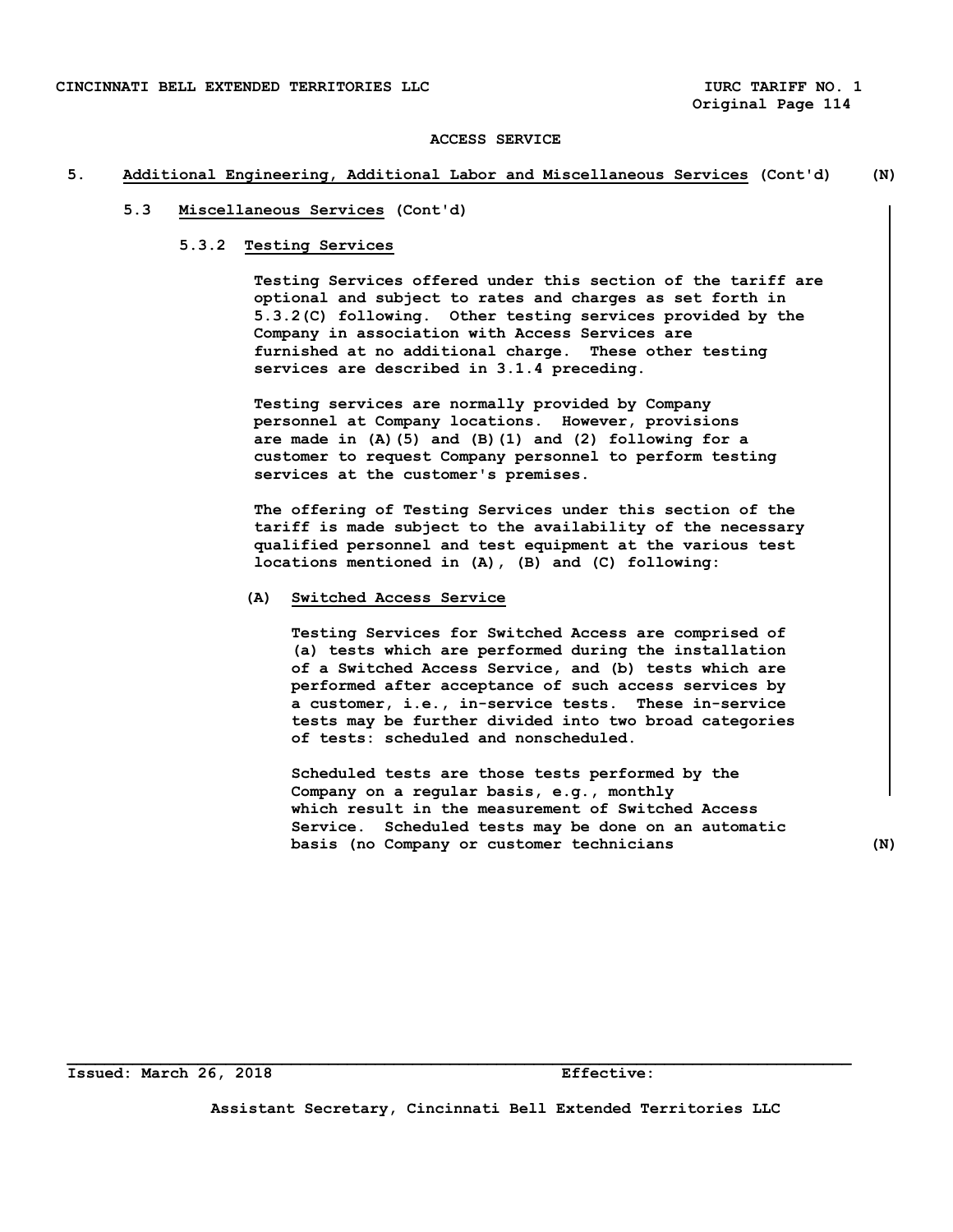ACCESS SERVICE

## 5. Additional Engineering, Additional Labor and Miscellaneous Services (Cont'd) (N)

### 5.3 Miscellaneous Services (Cont'd)

#### 5.3.2 Testing Services

Testing Services offered under this section of the tariff are optional and subject to rates and charges as set forth in 5.3.2(C) following. Other testing services provided by the Company in association with Access Services are furnished at no additional charge. These other testing services are described in 3.1.4 preceding.

Testing services are normally provided by Company personnel at Company locations. However, provisions are made in (A)(5) and (B)(1) and (2) following for a customer to request Company personnel to perform testing services at the customer's premises.

The offering of Testing Services under this section of the tariff is made subject to the availability of the necessary qualified personnel and test equipment at the various test locations mentioned in (A), (B) and (C) following:

**(A) Switched Access Service**

Testing Services for Switched Access are comprised of (a) tests which are performed during the installation of a Switched Access Service, and (b) tests which are performed after acceptance of such access services by a customer, i.e., in-service tests. These in-service tests may be further divided into two broad categories of tests: scheduled and nonscheduled.

Scheduled tests are those tests performed by the Company on a regular basis, e.g., monthly which result in the measurement of Switched Access Service. Scheduled tests may be done on an automatic basis (no Company or customer technicians (N)

Issued: March 26, 2018 Effective:

Assistant Secretary, Cincinnati Bell Extended Territories LLC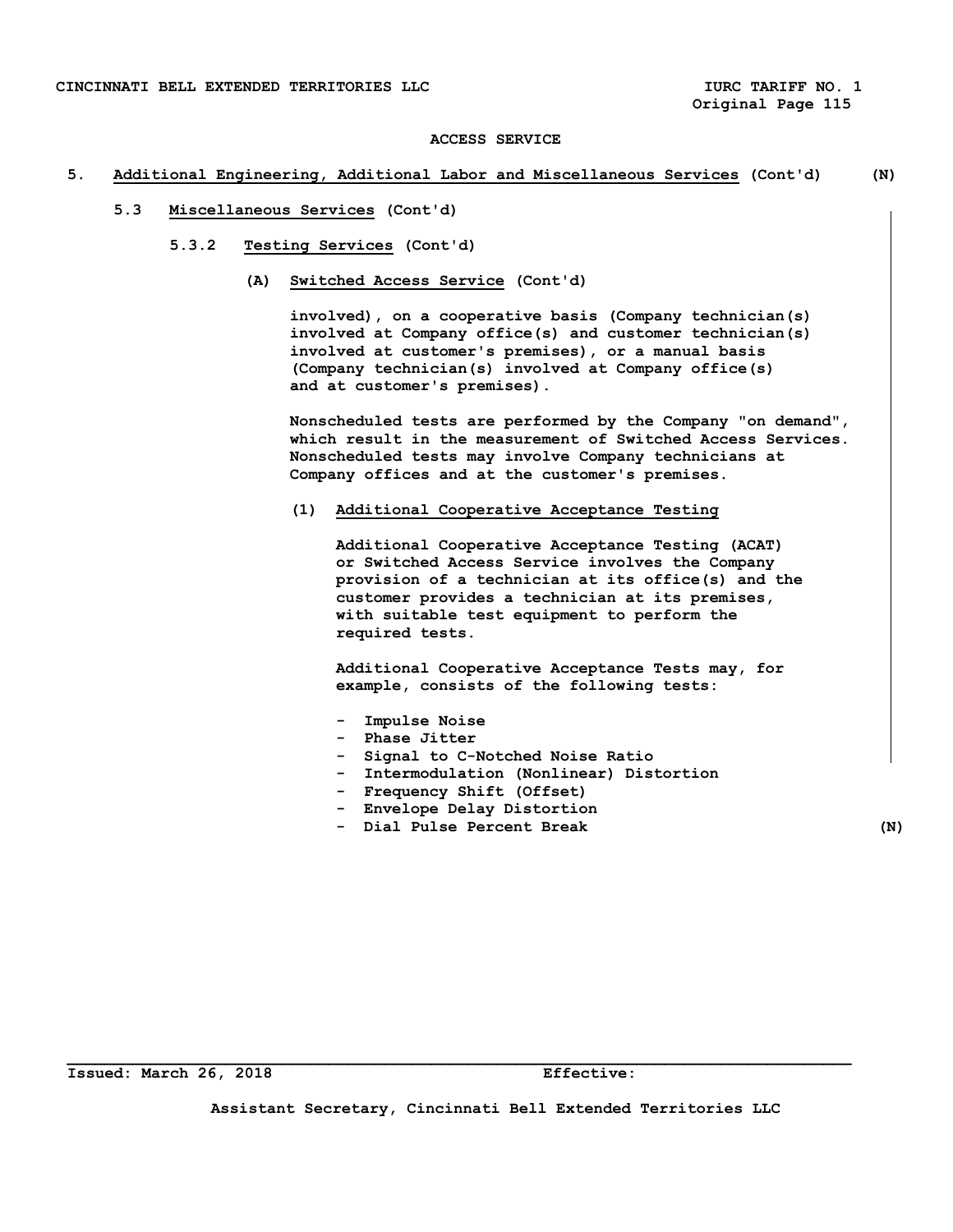ACCESS SERVICE

5. Additional Engineering, Additional Labor and Miscellaneous Services (Cont'd) (N)

5.3 Miscellaneous Services (Cont'd)

5.3.2 Testing Services (Cont'd)

(A) Switched Access Service (Cont'd)

involved), on a cooperative basis (Company technician(s) involved at Company office(s) and customer technician(s) involved at customer's premises), or a manual basis (Company technician(s) involved at Company office(s) and at customer's premises).

Nonscheduled tests are performed by the Company "on demand", which result in the measurement of Switched Access Services. Nonscheduled tests may involve Company technicians at Company offices and at the customer's premises.

(1) Additional Cooperative Acceptance Testing

Additional Cooperative Acceptance Testing (ACAT) or Switched Access Service involves the Company provision of a technician at its office(s) and the customer provides a technician at its premises, with suitable test equipment to perform the required tests.

Additional Cooperative Acceptance Tests may, for example, consists of the following tests:

- Impulse Noise
- Phase Jitter
- Signal to C-Notched Noise Ratio
- Intermodulation (Nonlinear) Distortion
- Frequency Shift (Offset)
- Envelope Delay Distortion
- Dial Pulse Percent Break (N)

Issued: March 26, 2018 Effective:

Assistant Secretary, Cincinnati Bell Extended Territories LLC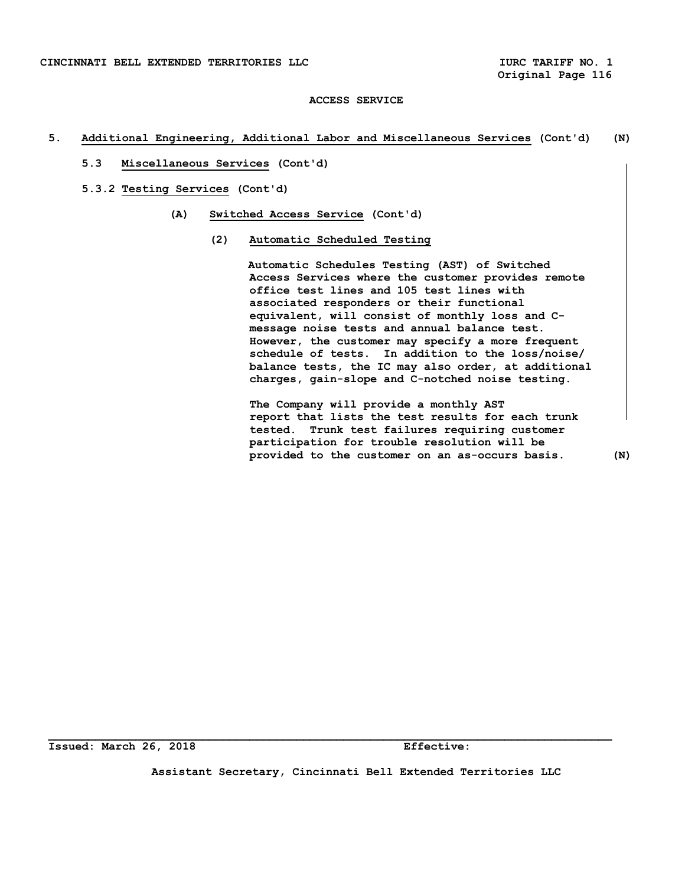ACCESS SERVICE

5. **Additional Engineering, Additional Labor and Miscellaneous Services** (Cont'd) (N)

5.3 **Miscellaneous Services** (Cont'd)

5.3.2 **Testing Services** (Cont'd)

(A) **Switched Access Service** (Cont'd)

(2) **Automatic Scheduled Testing**

Automatic Schedules Testing (AST) of Switched Access Services where the customer provides remote office test lines and 105 test lines with associated responders or their functional equivalent, will consist of monthly loss and C-message noise tests and annual balance test. However, the customer may specify a more frequent schedule of tests. In addition to the loss/noise/balance tests, the IC may also order, at additional charges, gain-slope and C-notched noise testing.

The Company will provide a monthly AST report that lists the test results for each trunk tested. Trunk test failures requiring customer participation for trouble resolution will be provided to the customer on an as-occurs basis. (N)

Issued: March 26, 2018 Effective:

Assistant Secretary, Cincinnati Bell Extended Territories LLC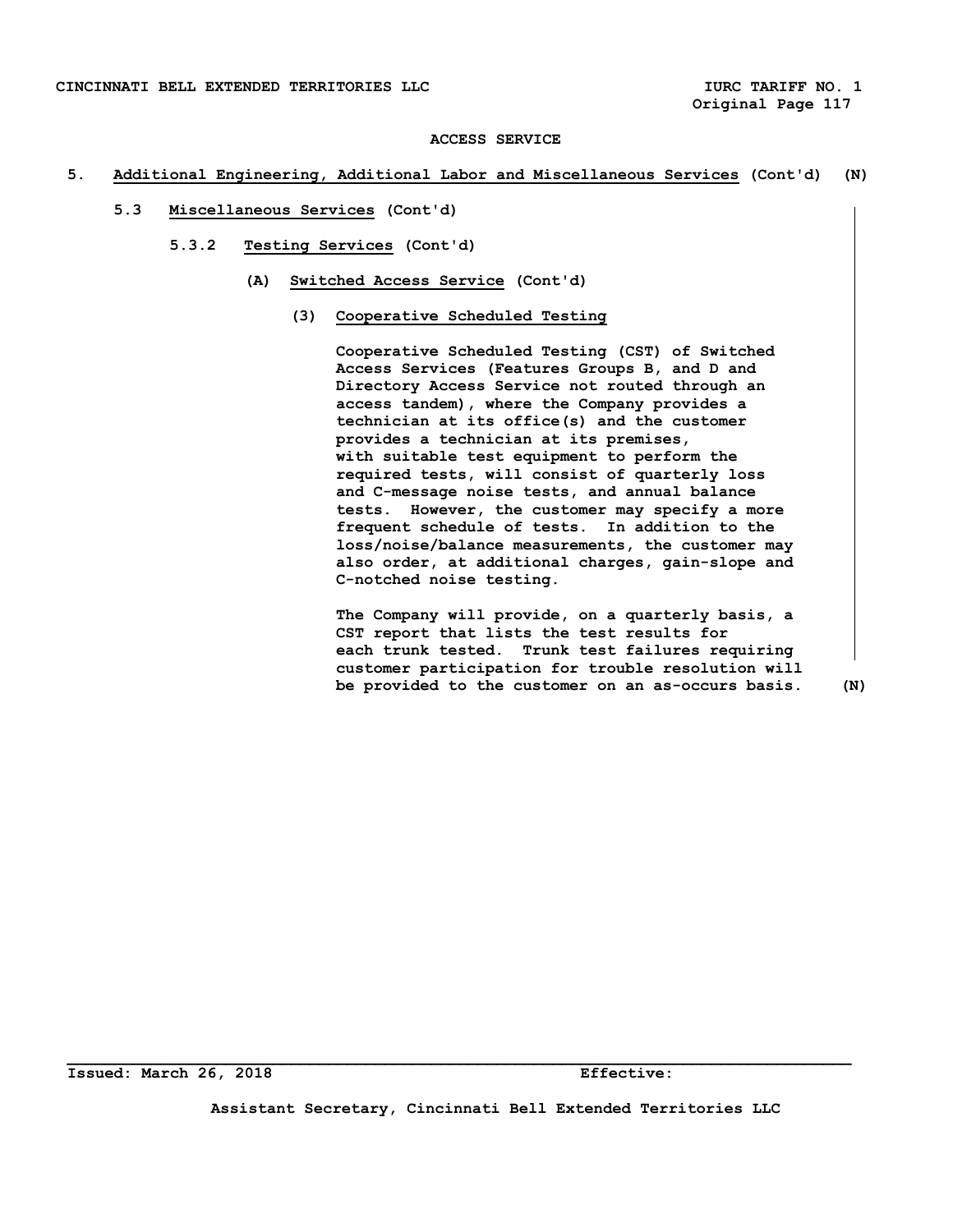ACCESS SERVICE

**5. Additional Engineering, Additional Labor and Miscellaneous Services (Cont'd) (N)**

**5.3 Miscellaneous Services (Cont'd)**

**5.3.2 Testing Services (Cont'd)**

**(A) Switched Access Service (Cont'd)**

**(3) Cooperative Scheduled Testing**

Cooperative Scheduled Testing (CST) of Switched Access Services (Features Groups B, and D and Directory Access Service not routed through an access tandem), where the Company provides a technician at its office(s) and the customer provides a technician at its premises, with suitable test equipment to perform the required tests, will consist of quarterly loss and C-message noise tests, and annual balance tests. However, the customer may specify a more frequent schedule of tests. In addition to the loss/noise/balance measurements, the customer may also order, at additional charges, gain-slope and C-notched noise testing.

The Company will provide, on a quarterly basis, a CST report that lists the test results for each trunk tested. Trunk test failures requiring customer participation for trouble resolution will be provided to the customer on an as-occurs basis. (N)

Issued: March 26, 2018 Effective:

Assistant Secretary, Cincinnati Bell Extended Territories LLC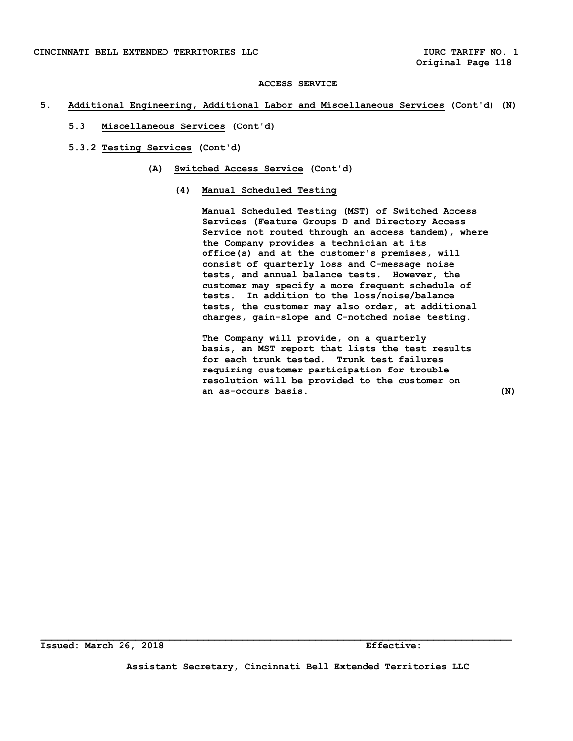ACCESS SERVICE

## 5. Additional Engineering, Additional Labor and Miscellaneous Services (Cont'd) (N)

### 5.3 Miscellaneous Services (Cont'd)

### 5.3.2 Testing Services (Cont'd)

#### (A) Switched Access Service (Cont'd)

##### (4) Manual Scheduled Testing

Manual Scheduled Testing (MST) of Switched Access Services (Feature Groups D and Directory Access Service not routed through an access tandem), where the Company provides a technician at its office(s) and at the customer's premises, will consist of quarterly loss and C-message noise tests, and annual balance tests. However, the customer may specify a more frequent schedule of tests. In addition to the loss/noise/balance tests, the customer may also order, at additional charges, gain-slope and C-notched noise testing.

The Company will provide, on a quarterly basis, an MST report that lists the test results for each trunk tested. Trunk test failures requiring customer participation for trouble resolution will be provided to the customer on an as-occurs basis. (N)

Issued: March 26, 2018 Effective:

Assistant Secretary, Cincinnati Bell Extended Territories LLC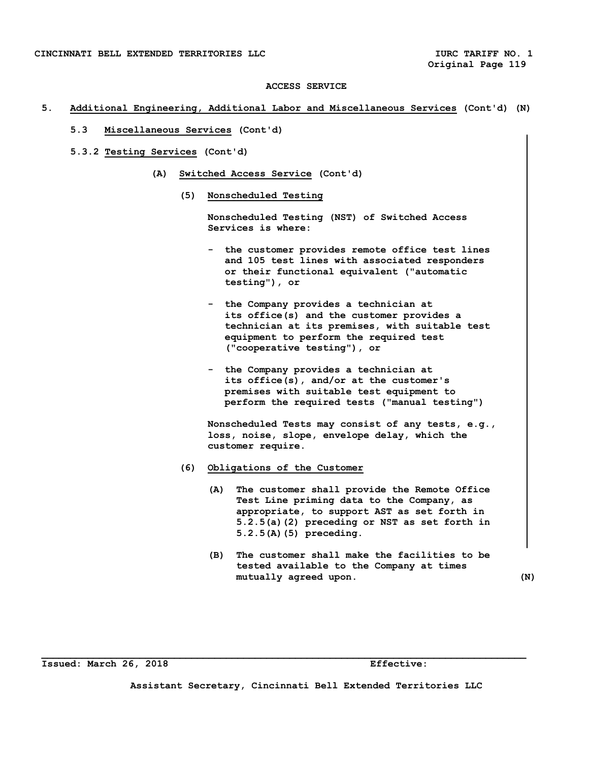ACCESS SERVICE

## 5. Additional Engineering, Additional Labor and Miscellaneous Services (Cont'd) (N)

### 5.3 Miscellaneous Services (Cont'd)

### 5.3.2 Testing Services (Cont'd)

**(A) Switched Access Service (Cont'd)**

**(5) Nonscheduled Testing**

Nonscheduled Testing (NST) of Switched Access Services is where:

- the customer provides remote office test lines and 105 test lines with associated responders or their functional equivalent ("automatic testing"), or
- the Company provides a technician at its office(s) and the customer provides a technician at its premises, with suitable test equipment to perform the required test ("cooperative testing"), or
- the Company provides a technician at its office(s), and/or at the customer's premises with suitable test equipment to perform the required tests ("manual testing")

Nonscheduled Tests may consist of any tests, e.g., loss, noise, slope, envelope delay, which the customer require.

**(6) Obligations of the Customer**

(A) The customer shall provide the Remote Office Test Line priming data to the Company, as appropriate, to support AST as set forth in 5.2.5(a)(2) preceding or NST as set forth in 5.2.5(A)(5) preceding.

(B) The customer shall make the facilities to be tested available to the Company at times mutually agreed upon. (N)

Issued: March 26, 2018 Effective:

Assistant Secretary, Cincinnati Bell Extended Territories LLC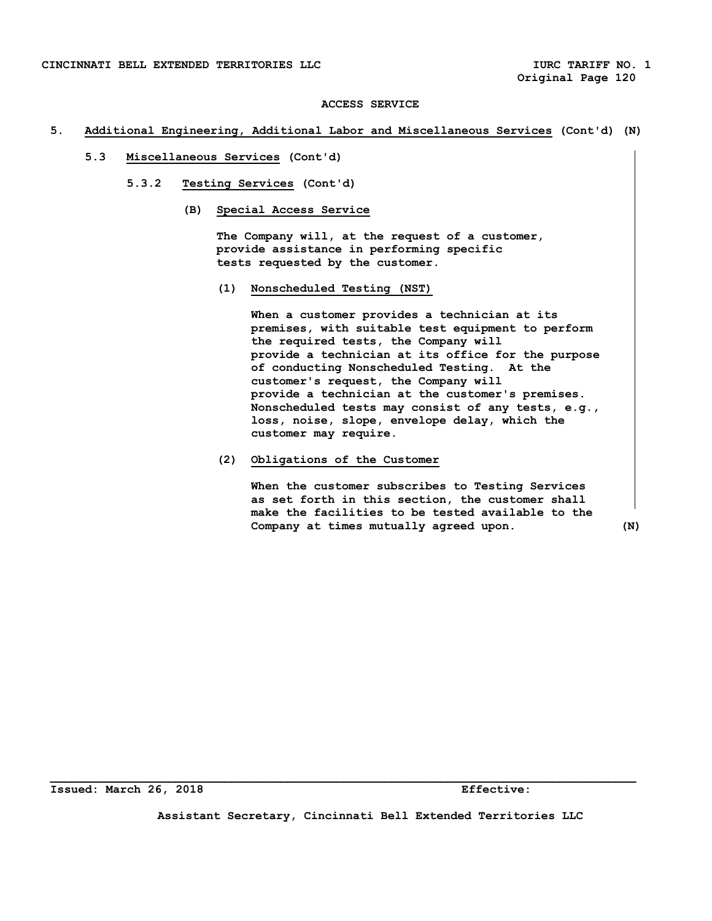ACCESS SERVICE

## 5. Additional Engineering, Additional Labor and Miscellaneous Services (Cont'd) (N)

### 5.3 Miscellaneous Services (Cont'd)

#### 5.3.2 Testing Services (Cont'd)

##### (B) Special Access Service

The Company will, at the request of a customer, provide assistance in performing specific tests requested by the customer.

(1) **Nonscheduled Testing (NST)**

When a customer provides a technician at its premises, with suitable test equipment to perform the required tests, the Company will provide a technician at its office for the purpose of conducting Nonscheduled Testing. At the customer's request, the Company will provide a technician at the customer's premises. Nonscheduled tests may consist of any tests, e.g., loss, noise, slope, envelope delay, which the customer may require.

(2) **Obligations of the Customer**

When the customer subscribes to Testing Services as set forth in this section, the customer shall make the facilities to be tested available to the Company at times mutually agreed upon. (N)

Issued: March 26, 2018 Effective:

Assistant Secretary, Cincinnati Bell Extended Territories LLC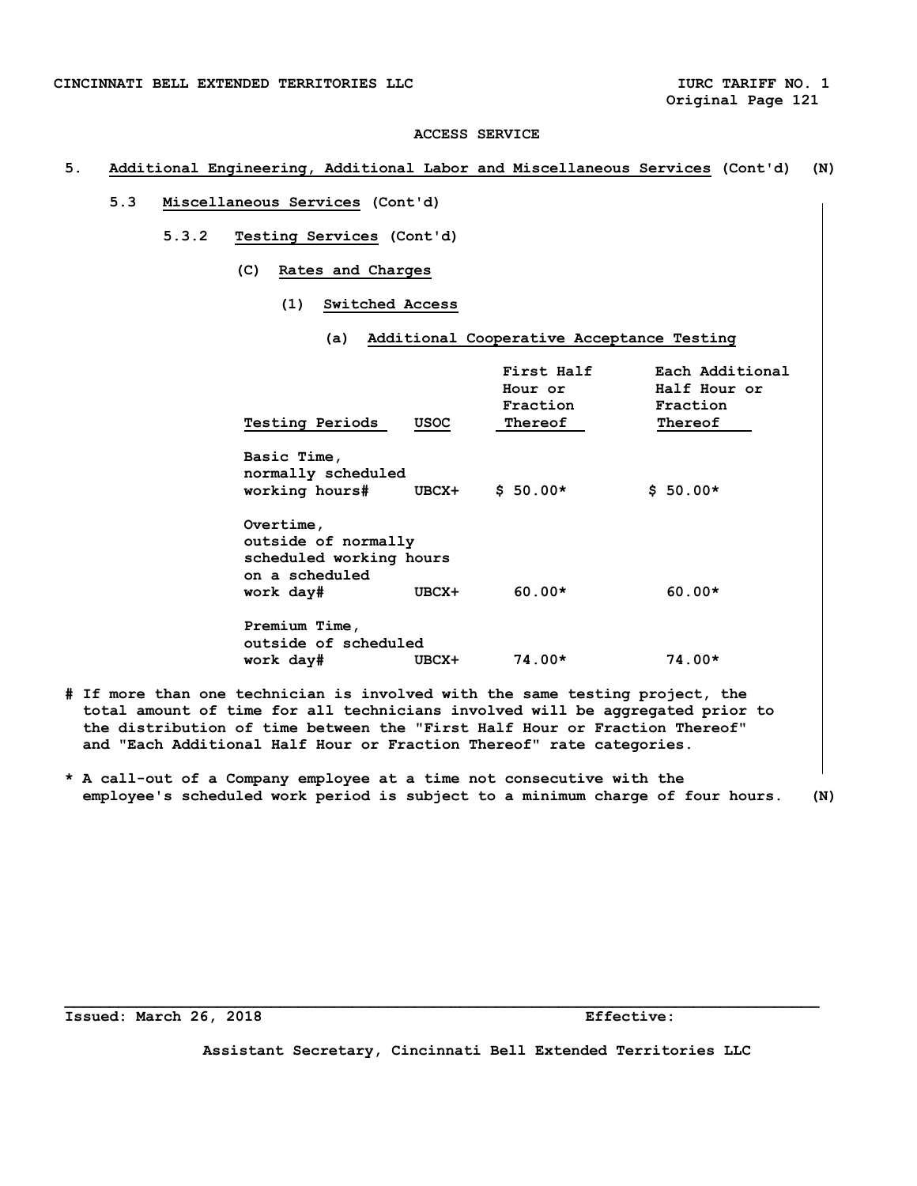ACCESS SERVICE

## 5. Additional Engineering, Additional Labor and Miscellaneous Services (Cont'd) (N)

### 5.3 Miscellaneous Services (Cont'd)

#### 5.3.2 Testing Services (Cont'd)

##### (C) Rates and Charges

###### (1) Switched Access

**(a) Additional Cooperative Acceptance Testing**

| Testing Periods | USOC | First Half Hour or Fraction Thereof | Each Additional Half Hour or Fraction Thereof |
|---|---|---|---|
| Basic Time, normally scheduled working hours# | UBCX+ | $ 50.00* | $ 50.00* |
| Overtime, outside of normally scheduled working hours on a scheduled work day# | UBCX+ | 60.00* | 60.00* |
| Premium Time, outside of scheduled work day# | UBCX+ | 74.00* | 74.00* |

# If more than one technician is involved with the same testing project, the total amount of time for all technicians involved will be aggregated prior to the distribution of time between the "First Half Hour or Fraction Thereof" and "Each Additional Half Hour or Fraction Thereof" rate categories.

* A call-out of a Company employee at a time not consecutive with the employee's scheduled work period is subject to a minimum charge of four hours. (N)

Issued: March 26, 2018 Effective:

Assistant Secretary, Cincinnati Bell Extended Territories LLC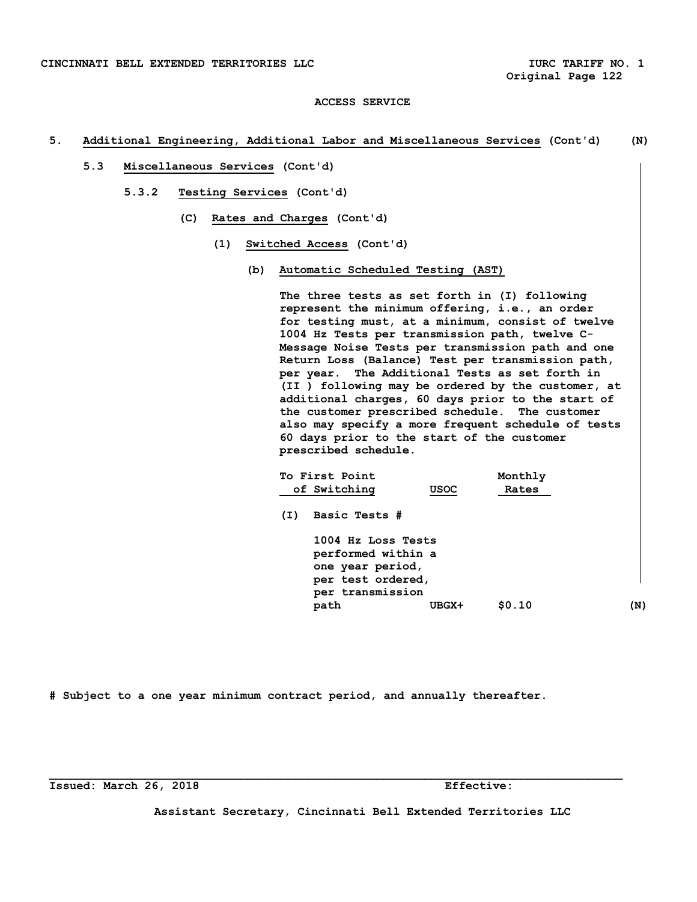ACCESS SERVICE

## 5. Additional Engineering, Additional Labor and Miscellaneous Services (Cont'd) (N)

### 5.3 Miscellaneous Services (Cont'd)

#### 5.3.2 Testing Services (Cont'd)

(C) Rates and Charges (Cont'd)

(1) Switched Access (Cont'd)

(b) Automatic Scheduled Testing (AST)

The three tests as set forth in (I) following represent the minimum offering, i.e., an order for testing must, at a minimum, consist of twelve 1004 Hz Tests per transmission path, twelve C-Message Noise Tests per transmission path and one Return Loss (Balance) Test per transmission path, per year. The Additional Tests as set forth in (II ) following may be ordered by the customer, at additional charges, 60 days prior to the start of the customer prescribed schedule. The customer also may specify a more frequent schedule of tests 60 days prior to the start of the customer prescribed schedule.

| To First Point of Switching | USOC | Monthly Rates |
|---|---|---|
| (I) Basic Tests # | | |
| 1004 Hz Loss Tests performed within a one year period, per test ordered, per transmission path | UBGX+ | $0.10 |

(N)

# Subject to a one year minimum contract period, and annually thereafter.

Issued: March 26, 2018 Effective:

Assistant Secretary, Cincinnati Bell Extended Territories LLC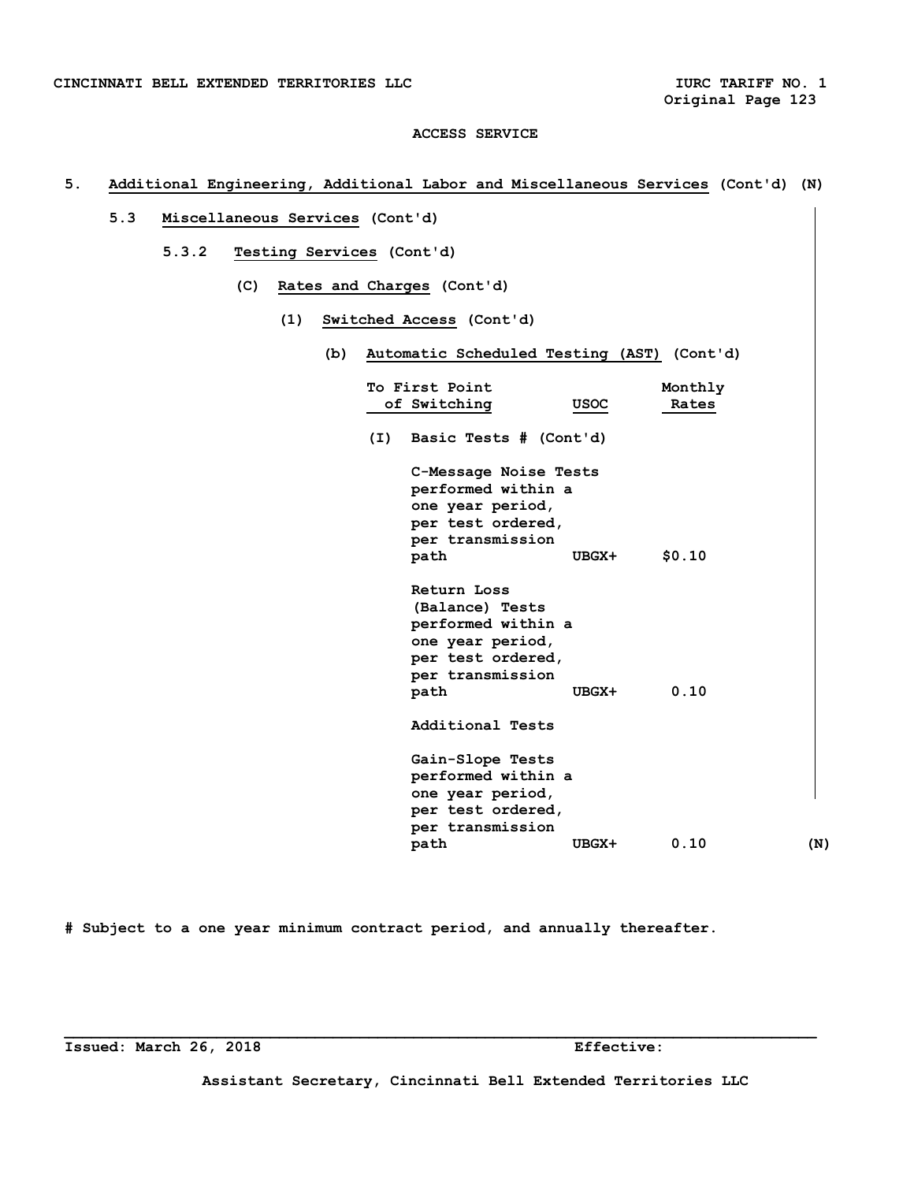ACCESS SERVICE

5. **Additional Engineering, Additional Labor and Miscellaneous Services** (Cont'd) (N)

5.3 **Miscellaneous Services** (Cont'd)

5.3.2 **Testing Services** (Cont'd)

(C) **Rates and Charges** (Cont'd)

(1) **Switched Access** (Cont'd)

(b) **Automatic Scheduled Testing (AST)** (Cont'd)

| To First Point of Switching | USOC | Monthly Rates |
|---|---|---|
| (I) Basic Tests # (Cont'd) | | |
| C-Message Noise Tests performed within a one year period, per test ordered, per transmission path | UBGX+ | $0.10 |
| Return Loss (Balance) Tests performed within a one year period, per test ordered, per transmission path | UBGX+ | 0.10 |
| Additional Tests | | |
| Gain-Slope Tests performed within a one year period, per test ordered, per transmission path | UBGX+ | 0.10 |

(N)

# Subject to a one year minimum contract period, and annually thereafter.

Issued: March 26, 2018 Effective:

Assistant Secretary, Cincinnati Bell Extended Territories LLC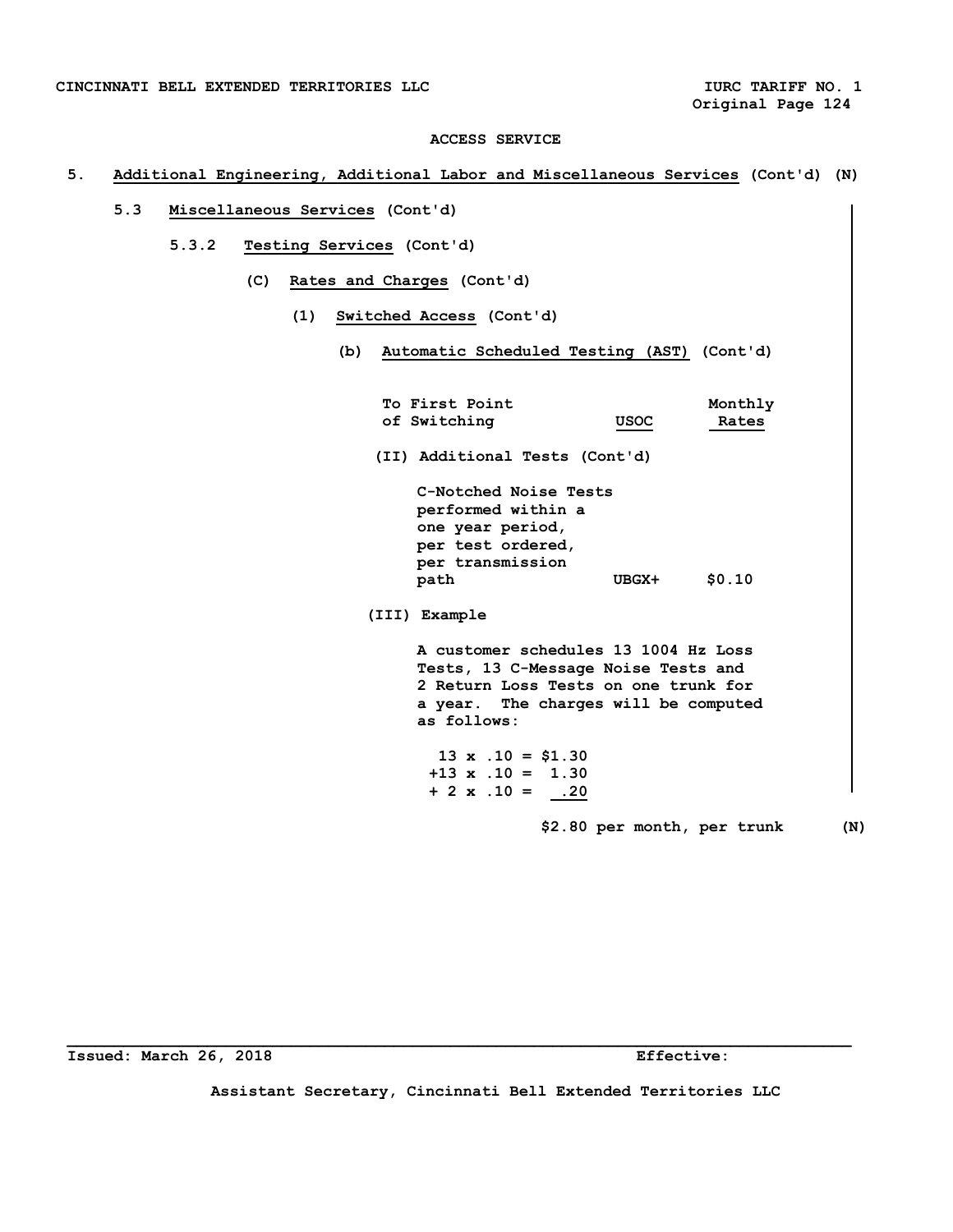ACCESS SERVICE

## 5. Additional Engineering, Additional Labor and Miscellaneous Services (Cont'd) (N)

### 5.3 Miscellaneous Services (Cont'd)

#### 5.3.2 Testing Services (Cont'd)

(C) **Rates and Charges** (Cont'd)

(1) **Switched Access** (Cont'd)

(b) **Automatic Scheduled Testing (AST)** (Cont'd)

| To First Point of Switching | USOC | Monthly Rates |
|---|---|---|
| (II) Additional Tests (Cont'd) | | |
| C-Notched Noise Tests performed within a one year period, per test ordered, per transmission path | UBGX+ | $0.10 |

(III) Example

A customer schedules 13 1004 Hz Loss Tests, 13 C-Message Noise Tests and 2 Return Loss Tests on one trunk for a year. The charges will be computed as follows:

```
  13 x .10 = $1.30
 +13 x .10 =  1.30
 + 2 x .10 =   .20

             $2.80 per month, per trunk
```

(N)

Issued: March 26, 2018

Effective:

Assistant Secretary, Cincinnati Bell Extended Territories LLC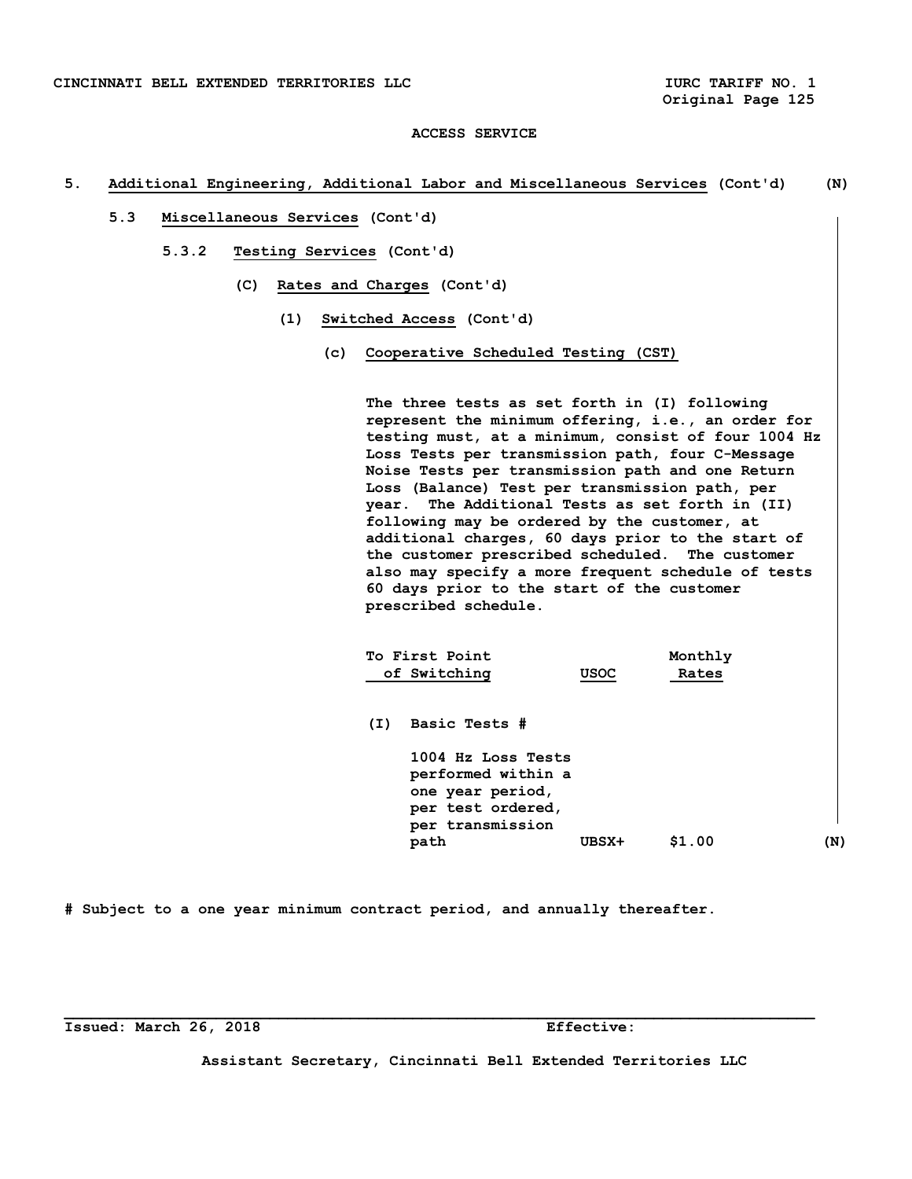ACCESS SERVICE

5. Additional Engineering, Additional Labor and Miscellaneous Services (Cont'd) (N)

5.3 Miscellaneous Services (Cont'd)

5.3.2 Testing Services (Cont'd)

(C) Rates and Charges (Cont'd)

(1) Switched Access (Cont'd)

(c) Cooperative Scheduled Testing (CST)

The three tests as set forth in (I) following represent the minimum offering, i.e., an order for testing must, at a minimum, consist of four 1004 Hz Loss Tests per transmission path, four C-Message Noise Tests per transmission path and one Return Loss (Balance) Test per transmission path, per year. The Additional Tests as set forth in (II) following may be ordered by the customer, at additional charges, 60 days prior to the start of the customer prescribed scheduled. The customer also may specify a more frequent schedule of tests 60 days prior to the start of the customer prescribed schedule.

| To First Point of Switching | USOC | Monthly Rates |
|---|---|---|
| (I) Basic Tests # | | |
| 1004 Hz Loss Tests performed within a one year period, per test ordered, per transmission path | UBSX+ | $1.00 |

(N)

# Subject to a one year minimum contract period, and annually thereafter.

Issued: March 26, 2018 Effective:

Assistant Secretary, Cincinnati Bell Extended Territories LLC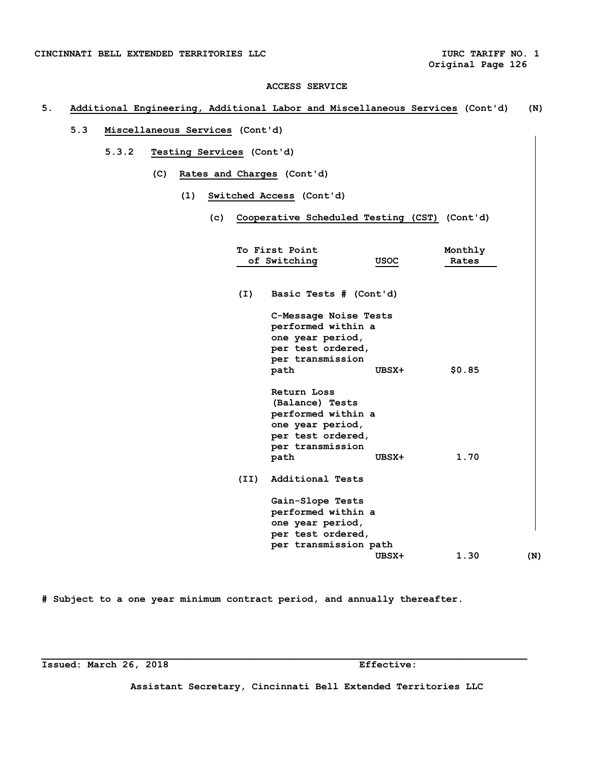ACCESS SERVICE

## 5. Additional Engineering, Additional Labor and Miscellaneous Services (Cont'd) (N)

### 5.3 Miscellaneous Services (Cont'd)

#### 5.3.2 Testing Services (Cont'd)

(C) Rates and Charges (Cont'd)

(1) Switched Access (Cont'd)

(c) Cooperative Scheduled Testing (CST) (Cont'd)

| To First Point of Switching | USOC | Monthly Rates |
|---|---|---|
| **(I) Basic Tests # (Cont'd)** | | |
| C-Message Noise Tests performed within a one year period, per test ordered, per transmission path | UBSX+ | $0.85 |
| Return Loss (Balance) Tests performed within a one year period, per test ordered, per transmission path | UBSX+ | 1.70 |
| **(II) Additional Tests** | | |
| Gain-Slope Tests performed within a one year period, per test ordered, per transmission path | UBSX+ | 1.30 |

(N)

# Subject to a one year minimum contract period, and annually thereafter.

Issued: March 26, 2018 Effective:

Assistant Secretary, Cincinnati Bell Extended Territories LLC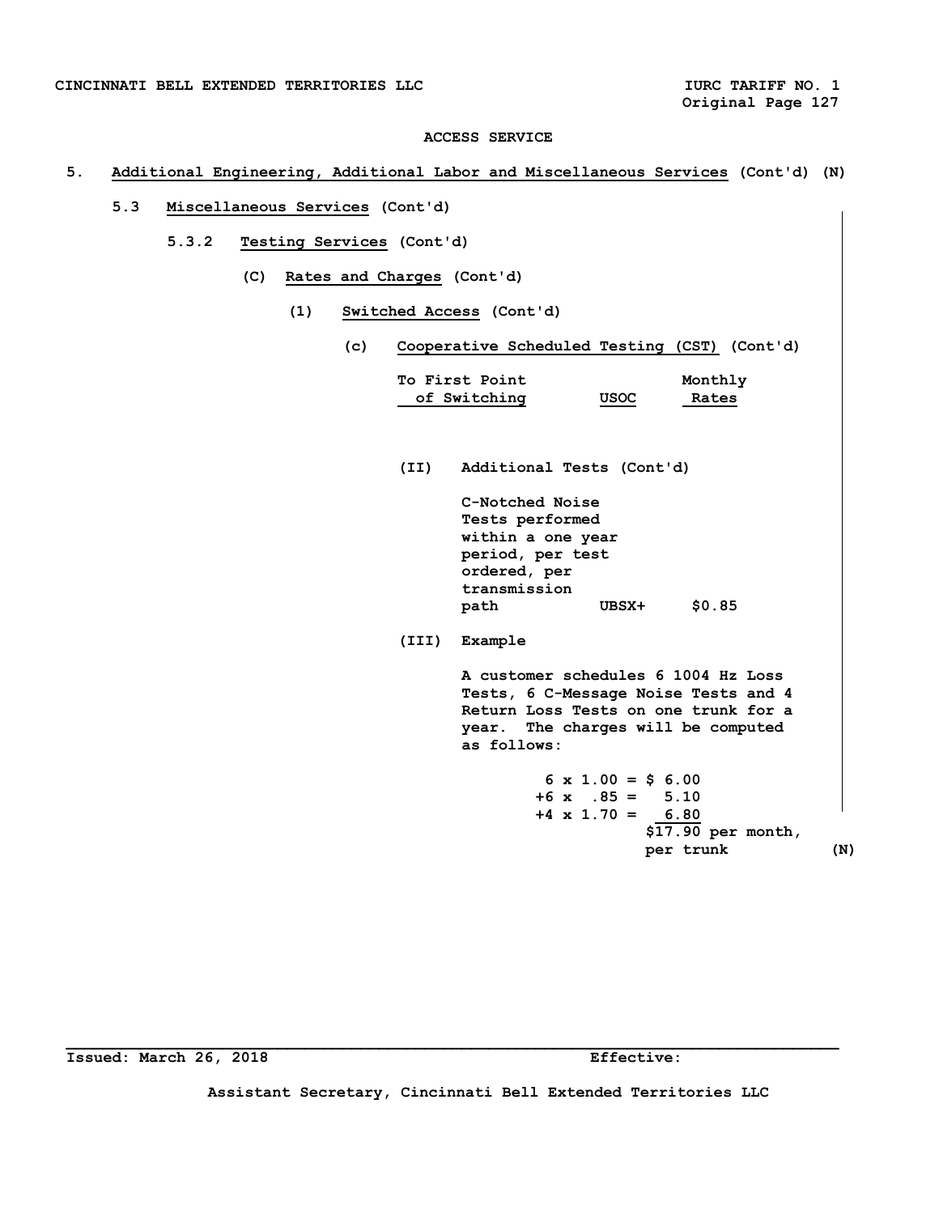ACCESS SERVICE

**5. Additional Engineering, Additional Labor and Miscellaneous Services (Cont'd) (N)**

**5.3 Miscellaneous Services (Cont'd)**

**5.3.2 Testing Services (Cont'd)**

**(C) Rates and Charges (Cont'd)**

**(1) Switched Access (Cont'd)**

**(c) Cooperative Scheduled Testing (CST) (Cont'd)**

| To First Point of Switching | USOC | Monthly Rates |
|---|---|---|
| **(II) Additional Tests (Cont'd)** | | |
| C-Notched Noise Tests performed within a one year period, per test ordered, per transmission path | UBSX+ | $0.85 |

**(III) Example**

A customer schedules 6 1004 Hz Loss Tests, 6 C-Message Noise Tests and 4 Return Loss Tests on one trunk for a year. The charges will be computed as follows:

```
 6 x 1.00 = $ 6.00
+6 x  .85 =   5.10
+4 x 1.70 =   6.80
            $17.90 per month,
            per trunk
```

(N)

Issued: March 26, 2018 Effective:

Assistant Secretary, Cincinnati Bell Extended Territories LLC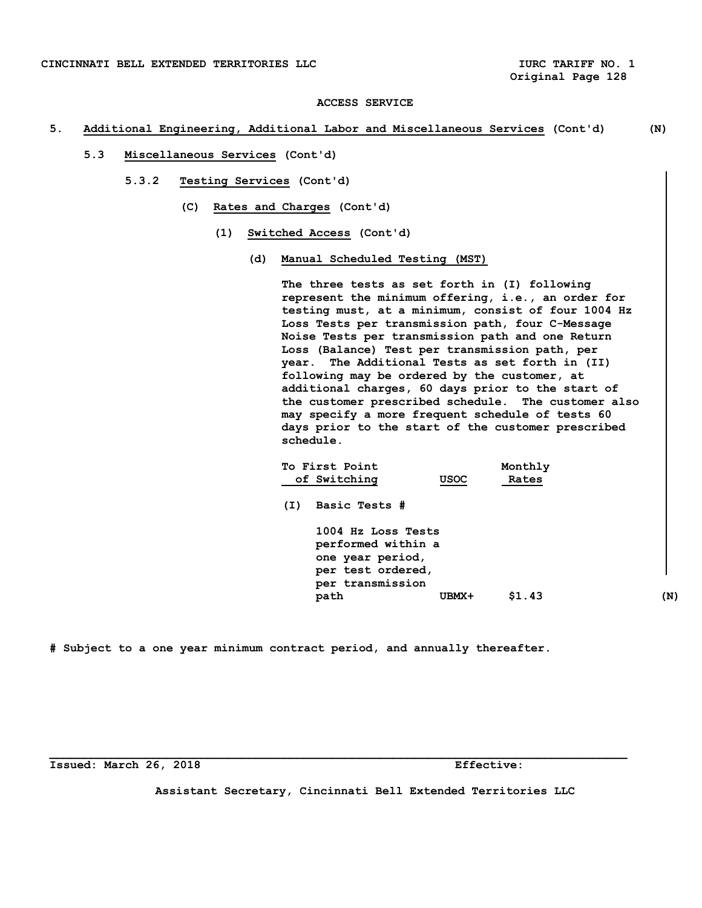ACCESS SERVICE

## 5. Additional Engineering, Additional Labor and Miscellaneous Services (Cont'd) (N)

### 5.3 Miscellaneous Services (Cont'd)

#### 5.3.2 Testing Services (Cont'd)

##### (C) Rates and Charges (Cont'd)

###### (1) Switched Access (Cont'd)

**(d) Manual Scheduled Testing (MST)**

The three tests as set forth in (I) following represent the minimum offering, i.e., an order for testing must, at a minimum, consist of four 1004 Hz Loss Tests per transmission path, four C-Message Noise Tests per transmission path and one Return Loss (Balance) Test per transmission path, per year. The Additional Tests as set forth in (II) following may be ordered by the customer, at additional charges, 60 days prior to the start of the customer prescribed schedule. The customer also may specify a more frequent schedule of tests 60 days prior to the start of the customer prescribed schedule.

| To First Point of Switching | USOC | Monthly Rates |
|---|---|---|
| (I) Basic Tests # | | |
| 1004 Hz Loss Tests performed within a one year period, per test ordered, per transmission path | UBMX+ | $1.43 |

(N)

# Subject to a one year minimum contract period, and annually thereafter.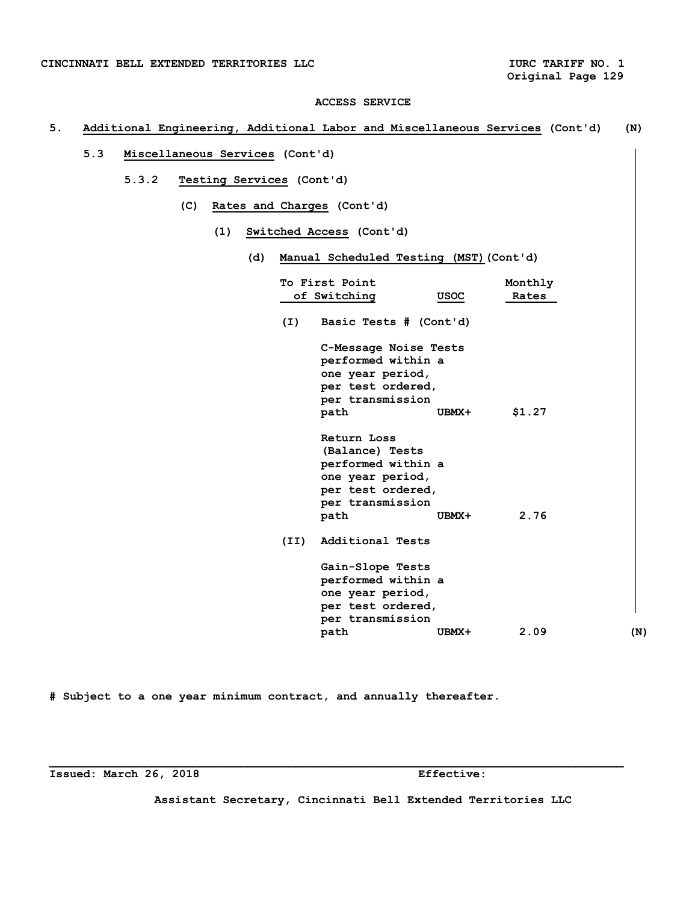ACCESS SERVICE

## 5. Additional Engineering, Additional Labor and Miscellaneous Services (Cont'd) (N)

### 5.3 Miscellaneous Services (Cont'd)

#### 5.3.2 Testing Services (Cont'd)

(C) Rates and Charges (Cont'd)

(1) Switched Access (Cont'd)

(d) Manual Scheduled Testing (MST) (Cont'd)

| To First Point of Switching | USOC | Monthly Rates |
|---|---|---|
| (I) Basic Tests # (Cont'd) | | |
| C-Message Noise Tests performed within a one year period, per test ordered, per transmission path | UBMX+ | $1.27 |
| Return Loss (Balance) Tests performed within a one year period, per test ordered, per transmission path | UBMX+ | 2.76 |
| (II) Additional Tests | | |
| Gain-Slope Tests performed within a one year period, per test ordered, per transmission path | UBMX+ | 2.09 |

(N)

# Subject to a one year minimum contract, and annually thereafter.

Issued: March 26, 2018 Effective:

Assistant Secretary, Cincinnati Bell Extended Territories LLC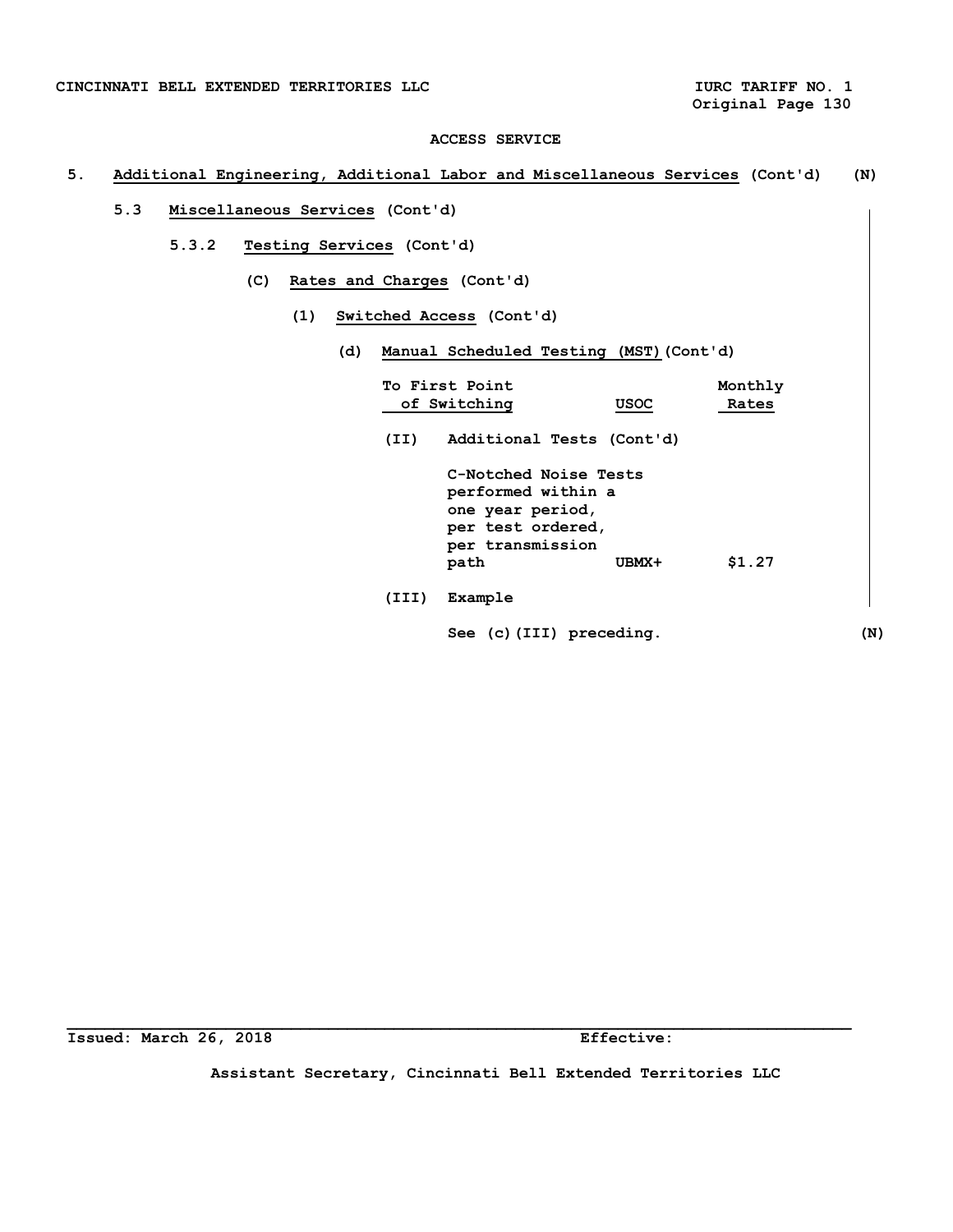ACCESS SERVICE

## 5. Additional Engineering, Additional Labor and Miscellaneous Services (Cont'd) (N)

### 5.3 Miscellaneous Services (Cont'd)

#### 5.3.2 Testing Services (Cont'd)

(C) Rates and Charges (Cont'd)

(1) Switched Access (Cont'd)

(d) Manual Scheduled Testing (MST) (Cont'd)

| To First Point of Switching | USOC | Monthly Rates |
|---|---|---|
| (II) Additional Tests (Cont'd) | | |
| C-Notched Noise Tests performed within a one year period, per test ordered, per transmission path | UBMX+ | $1.27 |

(III) Example

See (c)(III) preceding. (N)

Issued: March 26, 2018 Effective:

Assistant Secretary, Cincinnati Bell Extended Territories LLC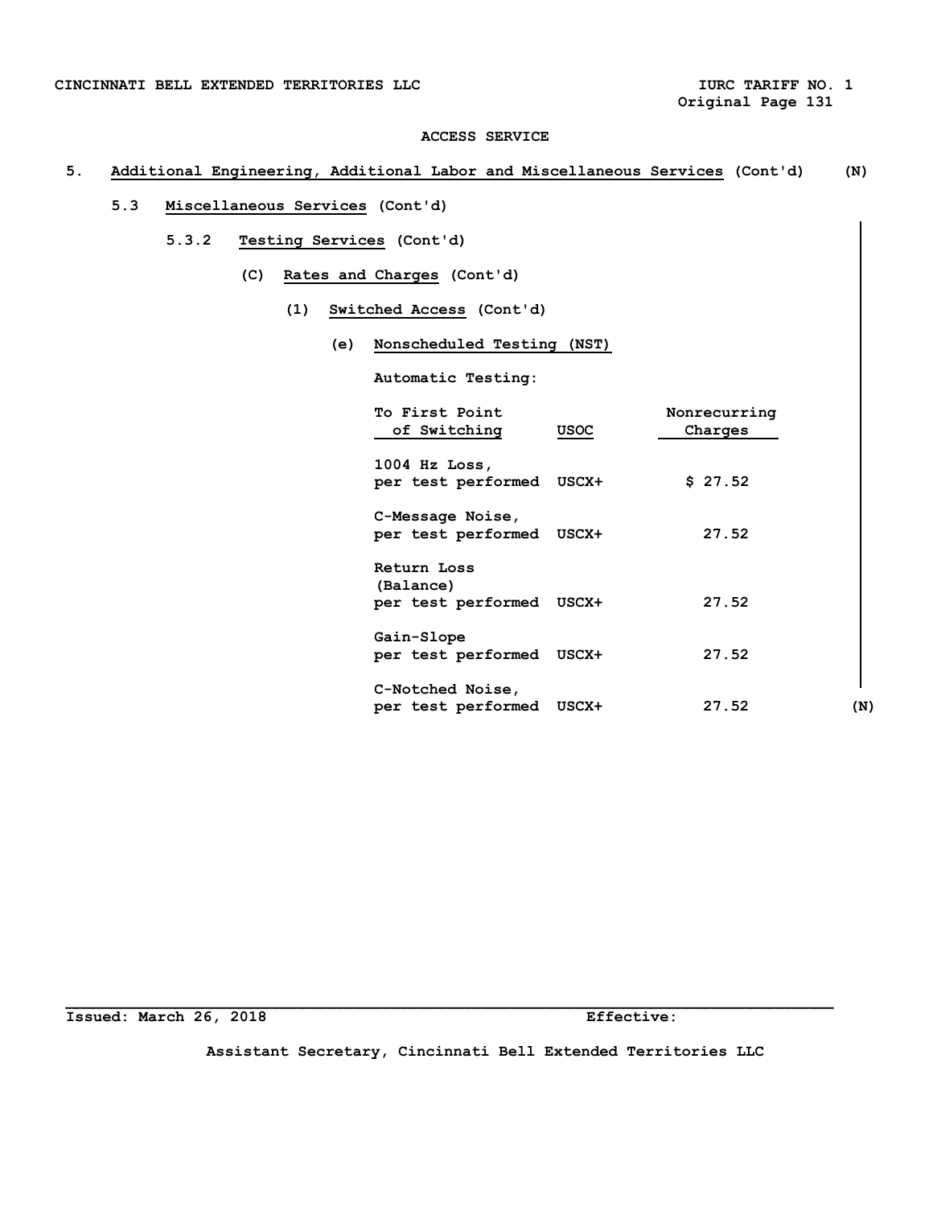ACCESS SERVICE

## 5. Additional Engineering, Additional Labor and Miscellaneous Services (Cont'd) (N)

### 5.3 Miscellaneous Services (Cont'd)

#### 5.3.2 Testing Services (Cont'd)

(C) **Rates and Charges** (Cont'd)

(1) **Switched Access** (Cont'd)

(e) **Nonscheduled Testing (NST)**

Automatic Testing:

| To First Point of Switching | USOC | Nonrecurring Charges |
|---|---|---|
| 1004 Hz Loss, per test performed | USCX+ | $ 27.52 |
| C-Message Noise, per test performed | USCX+ | 27.52 |
| Return Loss (Balance) per test performed | USCX+ | 27.52 |
| Gain-Slope per test performed | USCX+ | 27.52 |
| C-Notched Noise, per test performed | USCX+ | 27.52 |

(N)

Issued: March 26, 2018 Effective:

Assistant Secretary, Cincinnati Bell Extended Territories LLC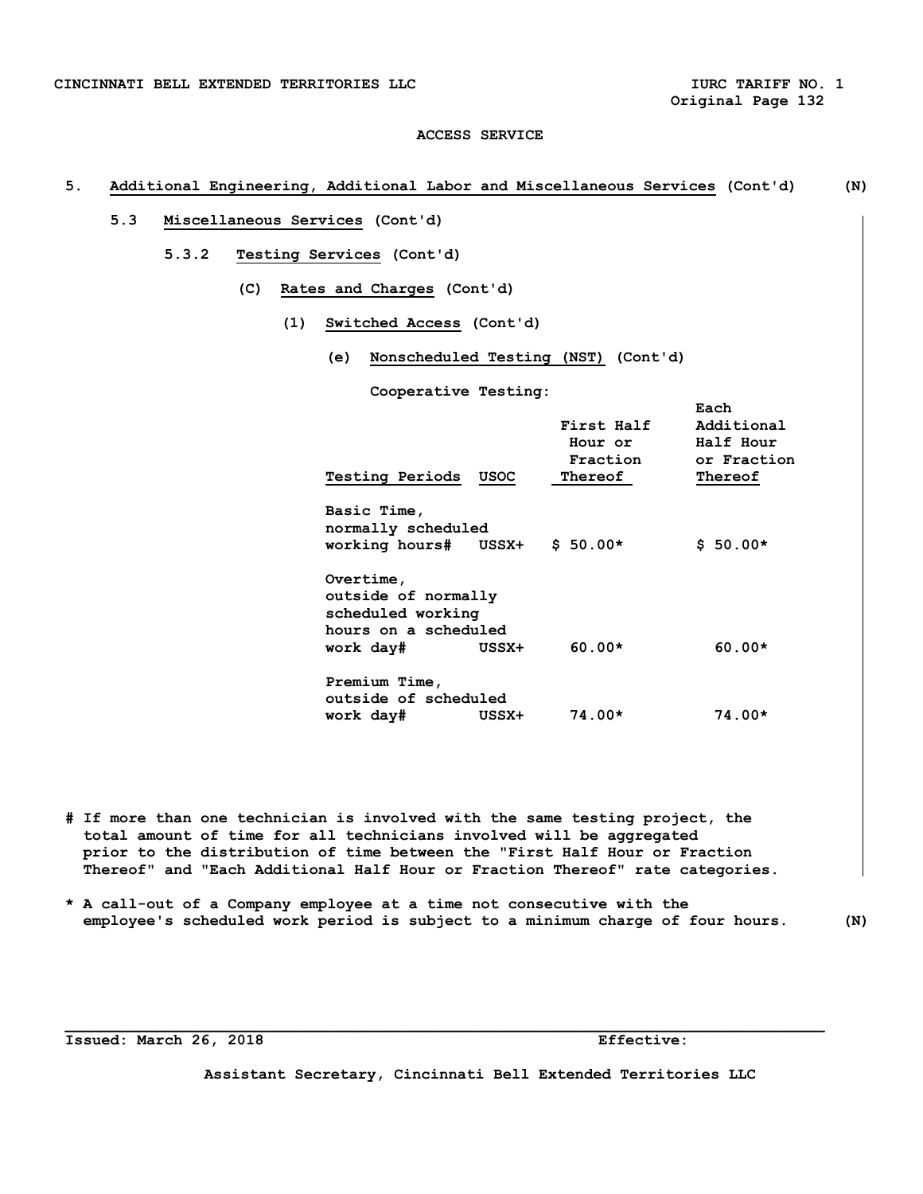**ACCESS SERVICE**

5. **Additional Engineering, Additional Labor and Miscellaneous Services** (Cont'd) (N)

5.3 **Miscellaneous Services** (Cont'd)

5.3.2 **Testing Services** (Cont'd)

(C) **Rates and Charges** (Cont'd)

(1) **Switched Access** (Cont'd)

(e) **Nonscheduled Testing (NST)** (Cont'd)

Cooperative Testing:

| Testing Periods | USOC | First Half Hour or Fraction Thereof | Each Additional Half Hour or Fraction Thereof |
|---|---|---|---|
| Basic Time, normally scheduled working hours# | USSX+ | $ 50.00* | $ 50.00* |
| Overtime, outside of normally scheduled working hours on a scheduled work day# | USSX+ | 60.00* | 60.00* |
| Premium Time, outside of scheduled work day# | USSX+ | 74.00* | 74.00* |

# If more than one technician is involved with the same testing project, the total amount of time for all technicians involved will be aggregated prior to the distribution of time between the "First Half Hour or Fraction Thereof" and "Each Additional Half Hour or Fraction Thereof" rate categories.

* A call-out of a Company employee at a time not consecutive with the employee's scheduled work period is subject to a minimum charge of four hours. (N)

Issued: March 26, 2018 Effective:

Assistant Secretary, Cincinnati Bell Extended Territories LLC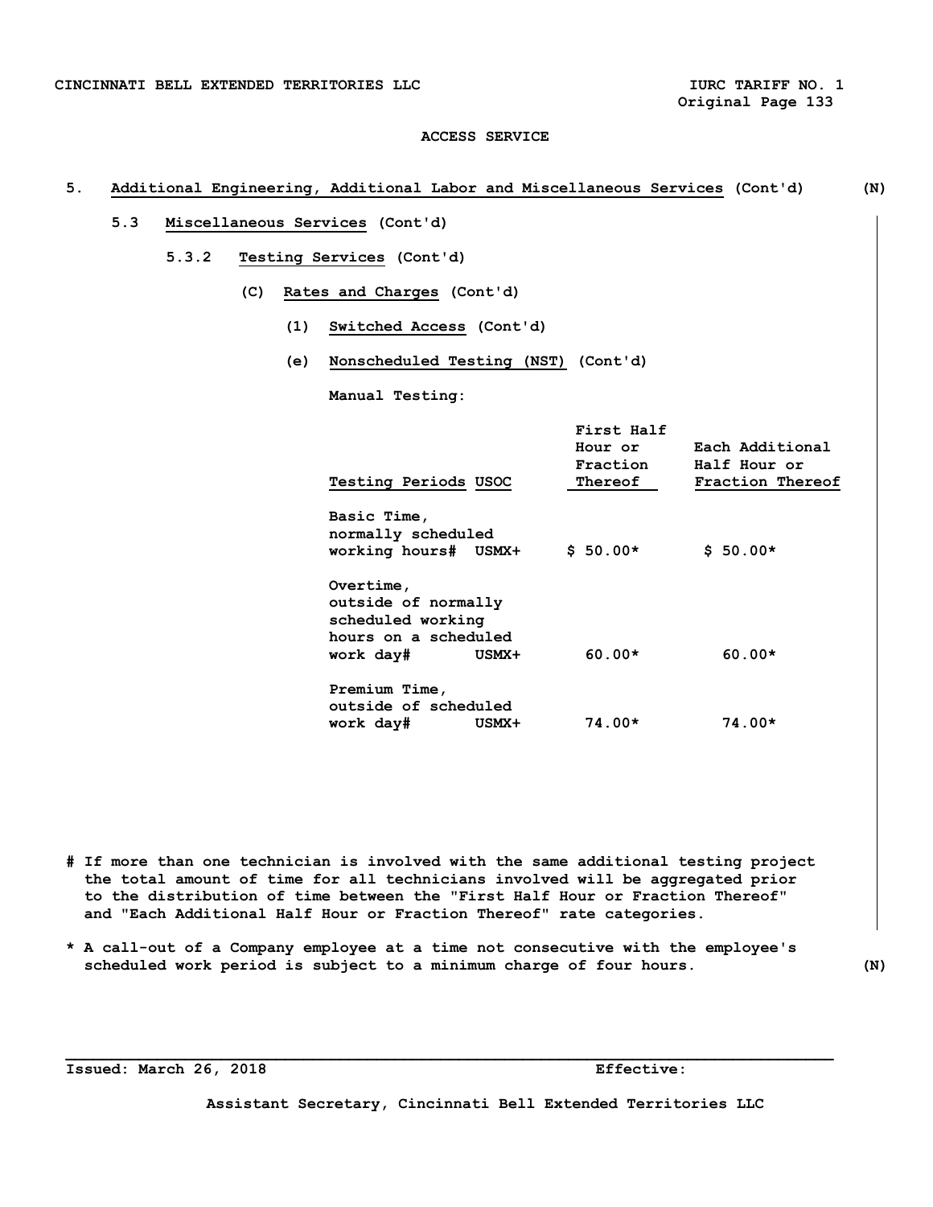ACCESS SERVICE

5. **Additional Engineering, Additional Labor and Miscellaneous Services** (Cont'd) (N)

5.3 **Miscellaneous Services** (Cont'd)

5.3.2 **Testing Services** (Cont'd)

(C) **Rates and Charges** (Cont'd)

(1) **Switched Access** (Cont'd)

(e) **Nonscheduled Testing (NST)** (Cont'd)

Manual Testing:

| Testing Periods | USOC | First Half Hour or Fraction Thereof | Each Additional Half Hour or Fraction Thereof |
|---|---|---|---|
| Basic Time, normally scheduled working hours# | USMX+ | $ 50.00* | $ 50.00* |
| Overtime, outside of normally scheduled working hours on a scheduled work day# | USMX+ | 60.00* | 60.00* |
| Premium Time, outside of scheduled work day# | USMX+ | 74.00* | 74.00* |

# If more than one technician is involved with the same additional testing project the total amount of time for all technicians involved will be aggregated prior to the distribution of time between the "First Half Hour or Fraction Thereof" and "Each Additional Half Hour or Fraction Thereof" rate categories.

* A call-out of a Company employee at a time not consecutive with the employee's scheduled work period is subject to a minimum charge of four hours. (N)

Issued: March 26, 2018 Effective:

Assistant Secretary, Cincinnati Bell Extended Territories LLC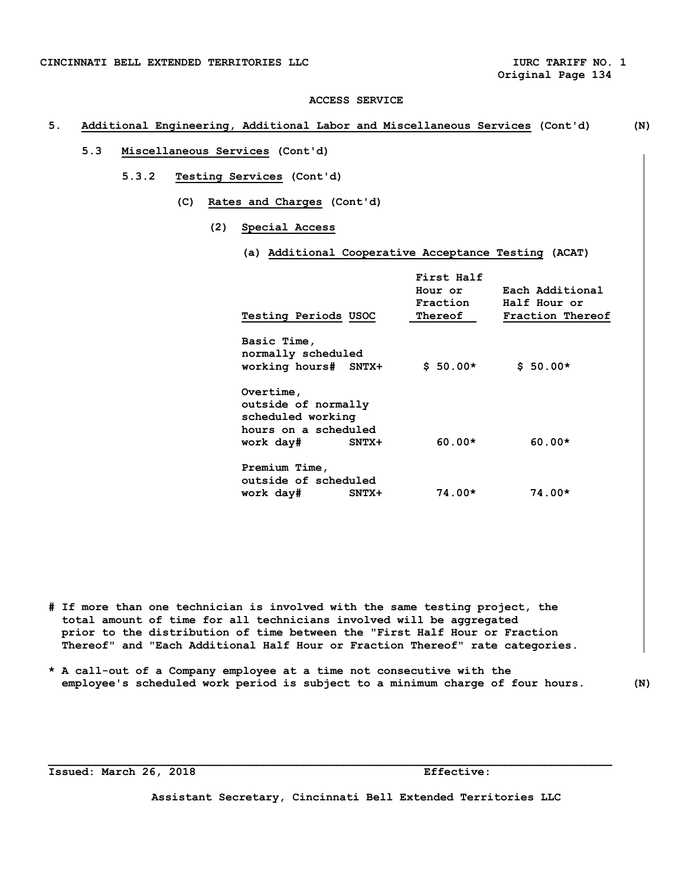ACCESS SERVICE

## 5. Additional Engineering, Additional Labor and Miscellaneous Services (Cont'd) (N)

### 5.3 Miscellaneous Services (Cont'd)

#### 5.3.2 Testing Services (Cont'd)

(C) Rates and Charges (Cont'd)

(2) Special Access

(a) Additional Cooperative Acceptance Testing (ACAT)

| Testing Periods | USOC | First Half Hour or Fraction Thereof | Each Additional Half Hour or Fraction Thereof |
|---|---|---|---|
| Basic Time, normally scheduled working hours# | SNTX+ | $ 50.00* | $ 50.00* |
| Overtime, outside of normally scheduled working hours on a scheduled work day# | SNTX+ | 60.00* | 60.00* |
| Premium Time, outside of scheduled work day# | SNTX+ | 74.00* | 74.00* |

# If more than one technician is involved with the same testing project, the total amount of time for all technicians involved will be aggregated prior to the distribution of time between the "First Half Hour or Fraction Thereof" and "Each Additional Half Hour or Fraction Thereof" rate categories.

* A call-out of a Company employee at a time not consecutive with the employee's scheduled work period is subject to a minimum charge of four hours. (N)

Issued: March 26, 2018 Effective:

Assistant Secretary, Cincinnati Bell Extended Territories LLC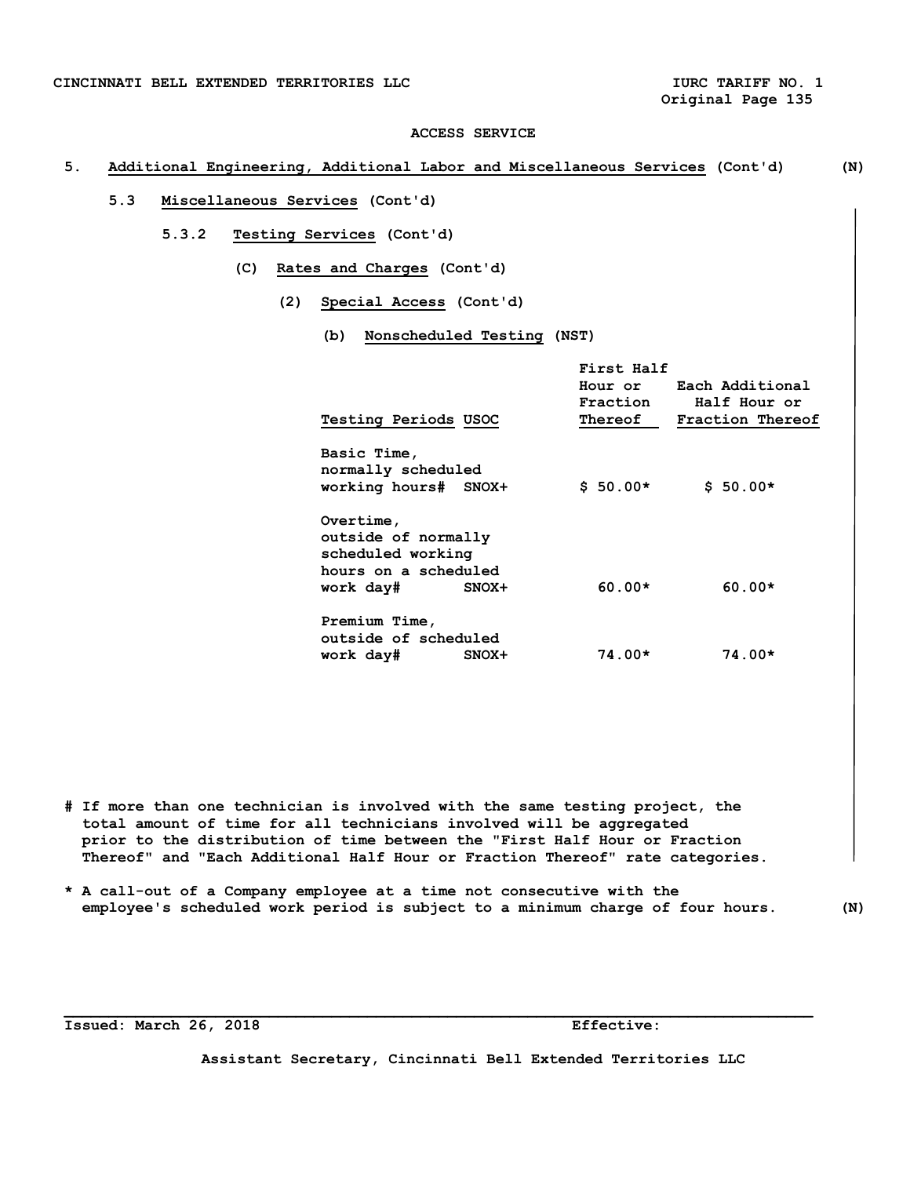ACCESS SERVICE

## 5. Additional Engineering, Additional Labor and Miscellaneous Services (Cont'd) (N)

### 5.3 Miscellaneous Services (Cont'd)

#### 5.3.2 Testing Services (Cont'd)

(C) Rates and Charges (Cont'd)

(2) Special Access (Cont'd)

(b) Nonscheduled Testing (NST)

| Testing Periods | USOC | First Half Hour or Fraction Thereof | Each Additional Half Hour or Fraction Thereof |
|---|---|---|---|
| Basic Time, normally scheduled working hours# | SNOX+ | $ 50.00* | $ 50.00* |
| Overtime, outside of normally scheduled working hours on a scheduled work day# | SNOX+ | 60.00* | 60.00* |
| Premium Time, outside of scheduled work day# | SNOX+ | 74.00* | 74.00* |

# If more than one technician is involved with the same testing project, the total amount of time for all technicians involved will be aggregated prior to the distribution of time between the "First Half Hour or Fraction Thereof" and "Each Additional Half Hour or Fraction Thereof" rate categories.

* A call-out of a Company employee at a time not consecutive with the employee's scheduled work period is subject to a minimum charge of four hours. (N)

Issued: March 26, 2018 Effective:

Assistant Secretary, Cincinnati Bell Extended Territories LLC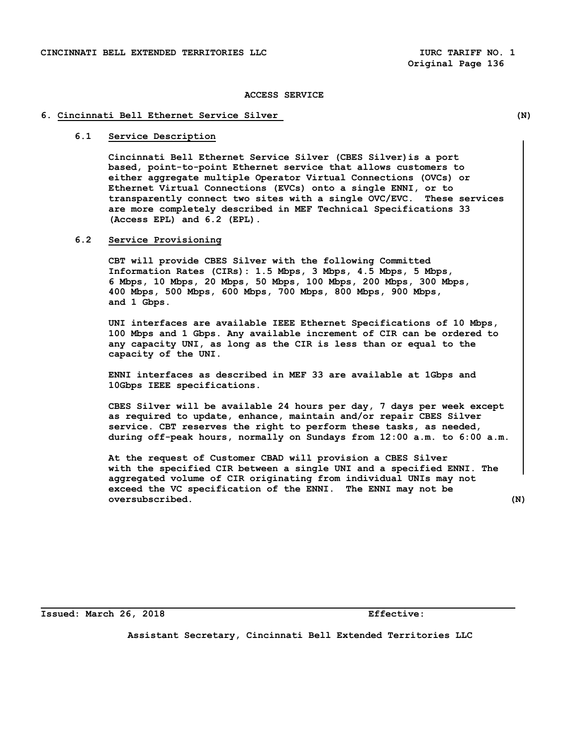ACCESS SERVICE

## 6. Cincinnati Bell Ethernet Service Silver (N)

### 6.1 Service Description

Cincinnati Bell Ethernet Service Silver (CBES Silver)is a port based, point-to-point Ethernet service that allows customers to either aggregate multiple Operator Virtual Connections (OVCs) or Ethernet Virtual Connections (EVCs) onto a single ENNI, or to transparently connect two sites with a single OVC/EVC. These services are more completely described in MEF Technical Specifications 33 (Access EPL) and 6.2 (EPL).

### 6.2 Service Provisioning

CBT will provide CBES Silver with the following Committed Information Rates (CIRs): 1.5 Mbps, 3 Mbps, 4.5 Mbps, 5 Mbps, 6 Mbps, 10 Mbps, 20 Mbps, 50 Mbps, 100 Mbps, 200 Mbps, 300 Mbps, 400 Mbps, 500 Mbps, 600 Mbps, 700 Mbps, 800 Mbps, 900 Mbps, and 1 Gbps.

UNI interfaces are available IEEE Ethernet Specifications of 10 Mbps, 100 Mbps and 1 Gbps. Any available increment of CIR can be ordered to any capacity UNI, as long as the CIR is less than or equal to the capacity of the UNI.

ENNI interfaces as described in MEF 33 are available at 1Gbps and 10Gbps IEEE specifications.

CBES Silver will be available 24 hours per day, 7 days per week except as required to update, enhance, maintain and/or repair CBES Silver service. CBT reserves the right to perform these tasks, as needed, during off-peak hours, normally on Sundays from 12:00 a.m. to 6:00 a.m.

At the request of Customer CBAD will provision a CBES Silver with the specified CIR between a single UNI and a specified ENNI. The aggregated volume of CIR originating from individual UNIs may not exceed the VC specification of the ENNI. The ENNI may not be oversubscribed. (N)

Issued: March 26, 2018 Effective:

Assistant Secretary, Cincinnati Bell Extended Territories LLC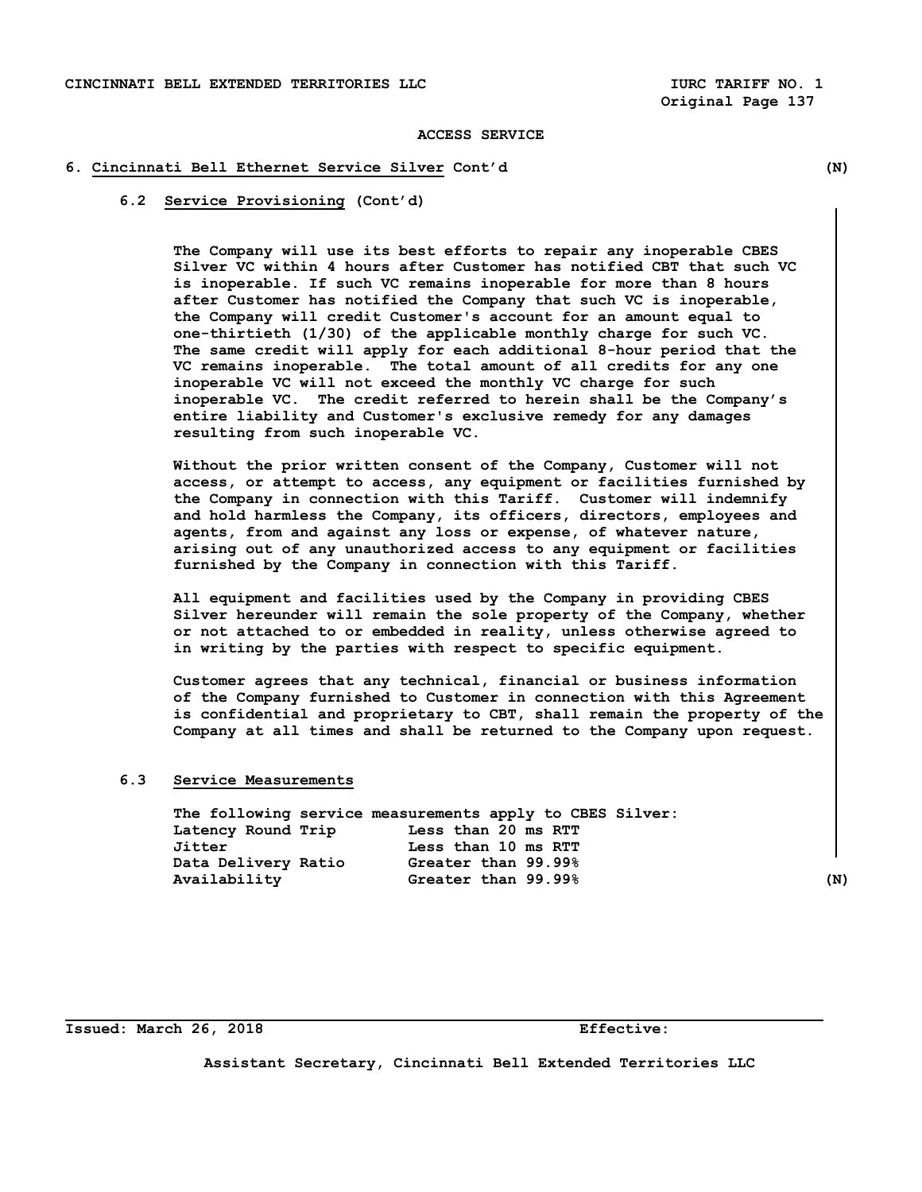ACCESS SERVICE

## 6. Cincinnati Bell Ethernet Service Silver Cont'd (N)

### 6.2 Service Provisioning (Cont'd)

The Company will use its best efforts to repair any inoperable CBES Silver VC within 4 hours after Customer has notified CBT that such VC is inoperable. If such VC remains inoperable for more than 8 hours after Customer has notified the Company that such VC is inoperable, the Company will credit Customer's account for an amount equal to one-thirtieth (1/30) of the applicable monthly charge for such VC. The same credit will apply for each additional 8-hour period that the VC remains inoperable. The total amount of all credits for any one inoperable VC will not exceed the monthly VC charge for such inoperable VC. The credit referred to herein shall be the Company's entire liability and Customer's exclusive remedy for any damages resulting from such inoperable VC.

Without the prior written consent of the Company, Customer will not access, or attempt to access, any equipment or facilities furnished by the Company in connection with this Tariff. Customer will indemnify and hold harmless the Company, its officers, directors, employees and agents, from and against any loss or expense, of whatever nature, arising out of any unauthorized access to any equipment or facilities furnished by the Company in connection with this Tariff.

All equipment and facilities used by the Company in providing CBES Silver hereunder will remain the sole property of the Company, whether or not attached to or embedded in reality, unless otherwise agreed to in writing by the parties with respect to specific equipment.

Customer agrees that any technical, financial or business information of the Company furnished to Customer in connection with this Agreement is confidential and proprietary to CBT, shall remain the property of the Company at all times and shall be returned to the Company upon request.

### 6.3 Service Measurements

The following service measurements apply to CBES Silver:

| | |
|---|---|
| Latency Round Trip | Less than 20 ms RTT |
| Jitter | Less than 10 ms RTT |
| Data Delivery Ratio | Greater than 99.99% |
| Availability | Greater than 99.99% |

(N)

Issued: March 26, 2018 Effective:

Assistant Secretary, Cincinnati Bell Extended Territories LLC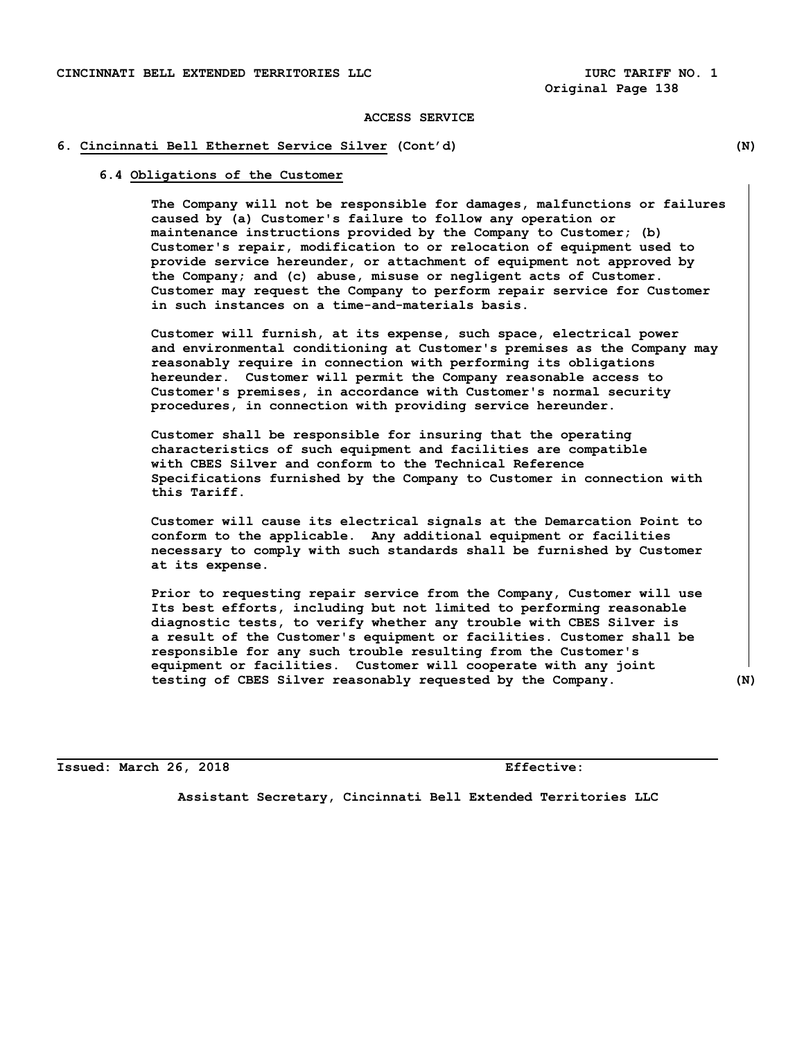ACCESS SERVICE

## 6. Cincinnati Bell Ethernet Service Silver (Cont'd) (N)

### 6.4 Obligations of the Customer

The Company will not be responsible for damages, malfunctions or failures caused by (a) Customer's failure to follow any operation or maintenance instructions provided by the Company to Customer; (b) Customer's repair, modification to or relocation of equipment used to provide service hereunder, or attachment of equipment not approved by the Company; and (c) abuse, misuse or negligent acts of Customer. Customer may request the Company to perform repair service for Customer in such instances on a time-and-materials basis.

Customer will furnish, at its expense, such space, electrical power and environmental conditioning at Customer's premises as the Company may reasonably require in connection with performing its obligations hereunder. Customer will permit the Company reasonable access to Customer's premises, in accordance with Customer's normal security procedures, in connection with providing service hereunder.

Customer shall be responsible for insuring that the operating characteristics of such equipment and facilities are compatible with CBES Silver and conform to the Technical Reference Specifications furnished by the Company to Customer in connection with this Tariff.

Customer will cause its electrical signals at the Demarcation Point to conform to the applicable. Any additional equipment or facilities necessary to comply with such standards shall be furnished by Customer at its expense.

Prior to requesting repair service from the Company, Customer will use Its best efforts, including but not limited to performing reasonable diagnostic tests, to verify whether any trouble with CBES Silver is a result of the Customer's equipment or facilities. Customer shall be responsible for any such trouble resulting from the Customer's equipment or facilities. Customer will cooperate with any joint testing of CBES Silver reasonably requested by the Company. (N)

Issued: March 26, 2018 Effective:

Assistant Secretary, Cincinnati Bell Extended Territories LLC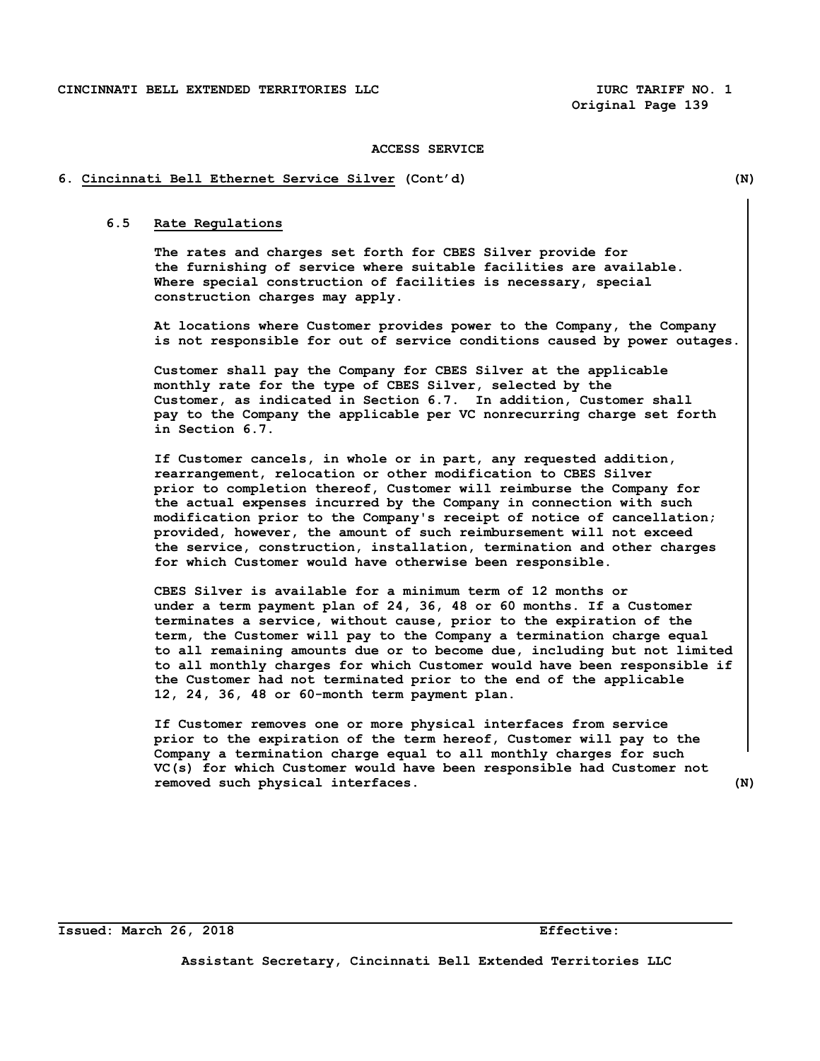ACCESS SERVICE

## 6. Cincinnati Bell Ethernet Service Silver (Cont'd) (N)

### 6.5 Rate Regulations

The rates and charges set forth for CBES Silver provide for the furnishing of service where suitable facilities are available. Where special construction of facilities is necessary, special construction charges may apply.

At locations where Customer provides power to the Company, the Company is not responsible for out of service conditions caused by power outages.

Customer shall pay the Company for CBES Silver at the applicable monthly rate for the type of CBES Silver, selected by the Customer, as indicated in Section 6.7. In addition, Customer shall pay to the Company the applicable per VC nonrecurring charge set forth in Section 6.7.

If Customer cancels, in whole or in part, any requested addition, rearrangement, relocation or other modification to CBES Silver prior to completion thereof, Customer will reimburse the Company for the actual expenses incurred by the Company in connection with such modification prior to the Company's receipt of notice of cancellation; provided, however, the amount of such reimbursement will not exceed the service, construction, installation, termination and other charges for which Customer would have otherwise been responsible.

CBES Silver is available for a minimum term of 12 months or under a term payment plan of 24, 36, 48 or 60 months. If a Customer terminates a service, without cause, prior to the expiration of the term, the Customer will pay to the Company a termination charge equal to all remaining amounts due or to become due, including but not limited to all monthly charges for which Customer would have been responsible if the Customer had not terminated prior to the end of the applicable 12, 24, 36, 48 or 60-month term payment plan.

If Customer removes one or more physical interfaces from service prior to the expiration of the term hereof, Customer will pay to the Company a termination charge equal to all monthly charges for such VC(s) for which Customer would have been responsible had Customer not removed such physical interfaces. (N)

Issued: March 26, 2018 Effective:

Assistant Secretary, Cincinnati Bell Extended Territories LLC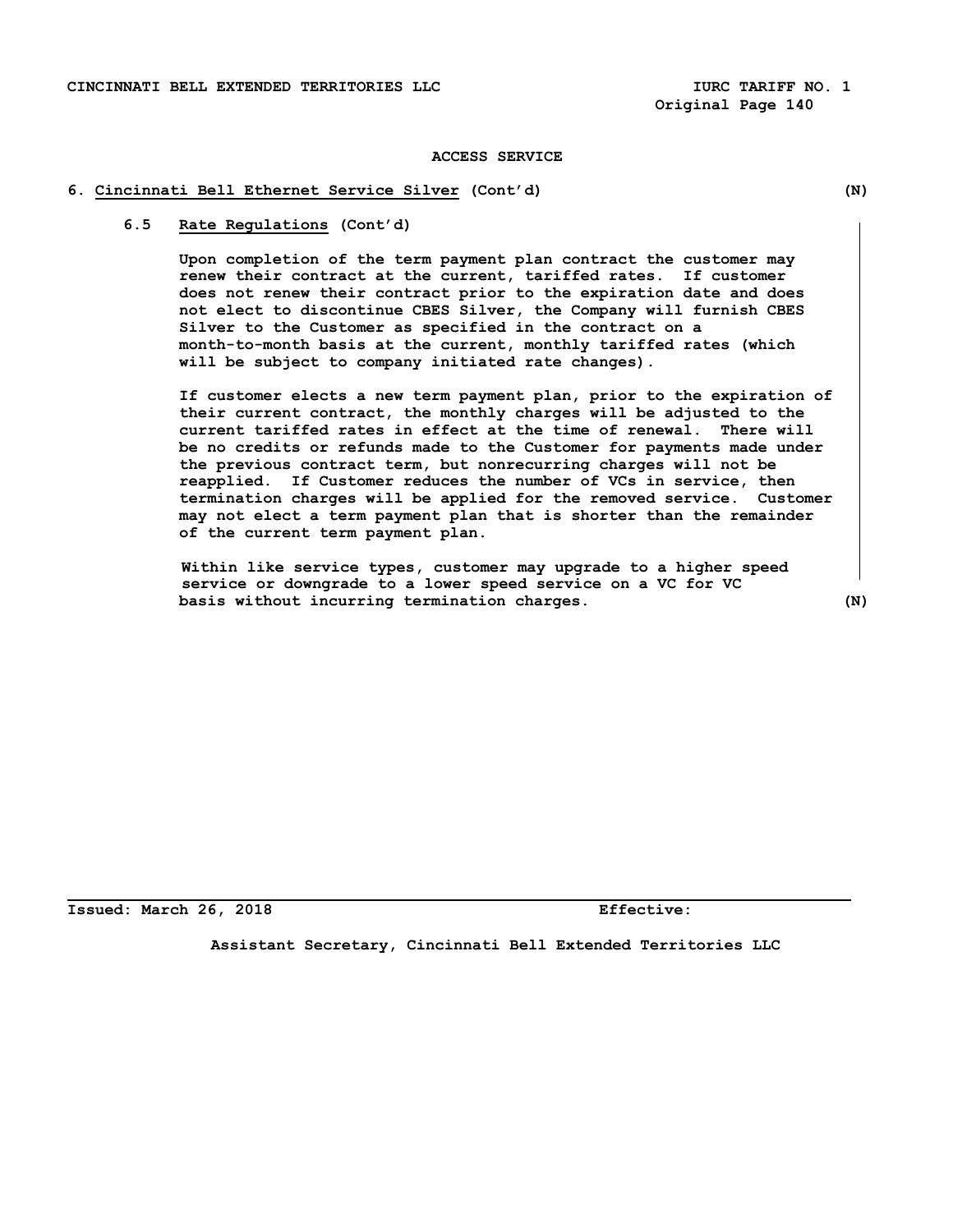ACCESS SERVICE

## 6. Cincinnati Bell Ethernet Service Silver (Cont'd) (N)

### 6.5 Rate Regulations (Cont'd)

Upon completion of the term payment plan contract the customer may renew their contract at the current, tariffed rates. If customer does not renew their contract prior to the expiration date and does not elect to discontinue CBES Silver, the Company will furnish CBES Silver to the Customer as specified in the contract on a month-to-month basis at the current, monthly tariffed rates (which will be subject to company initiated rate changes).

If customer elects a new term payment plan, prior to the expiration of their current contract, the monthly charges will be adjusted to the current tariffed rates in effect at the time of renewal. There will be no credits or refunds made to the Customer for payments made under the previous contract term, but nonrecurring charges will not be reapplied. If Customer reduces the number of VCs in service, then termination charges will be applied for the removed service. Customer may not elect a term payment plan that is shorter than the remainder of the current term payment plan.

Within like service types, customer may upgrade to a higher speed service or downgrade to a lower speed service on a VC for VC basis without incurring termination charges. (N)

Issued: March 26, 2018 Effective:

Assistant Secretary, Cincinnati Bell Extended Territories LLC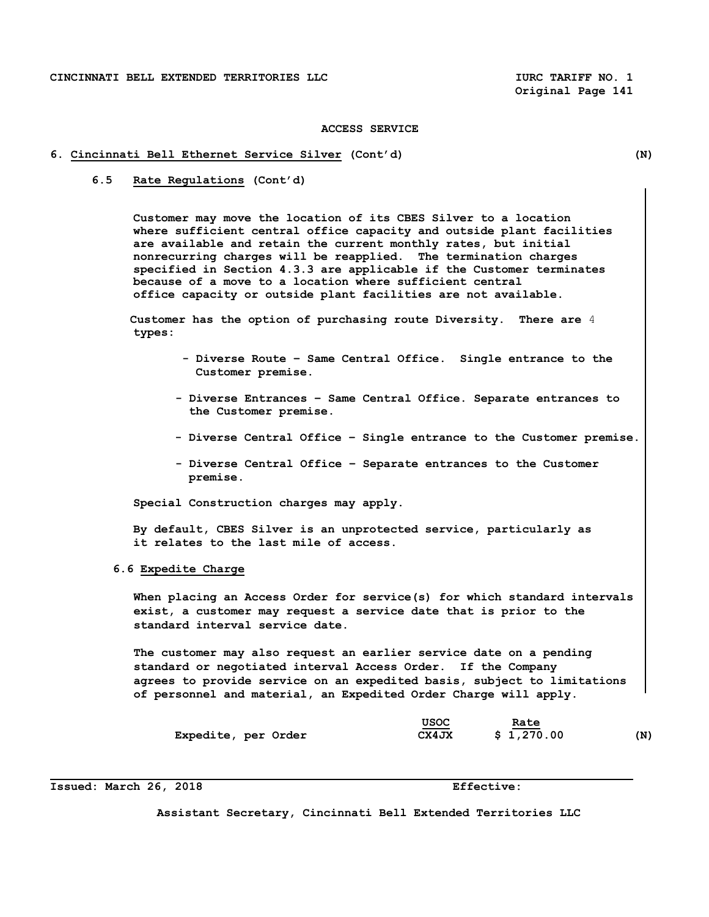ACCESS SERVICE

## 6. Cincinnati Bell Ethernet Service Silver (Cont'd) (N)

### 6.5 Rate Regulations (Cont'd)

Customer may move the location of its CBES Silver to a location where sufficient central office capacity and outside plant facilities are available and retain the current monthly rates, but initial nonrecurring charges will be reapplied. The termination charges specified in Section 4.3.3 are applicable if the Customer terminates because of a move to a location where sufficient central office capacity or outside plant facilities are not available.

Customer has the option of purchasing route Diversity. There are 4 types:

- Diverse Route – Same Central Office. Single entrance to the Customer premise.
- Diverse Entrances – Same Central Office. Separate entrances to the Customer premise.
- Diverse Central Office – Single entrance to the Customer premise.
- Diverse Central Office – Separate entrances to the Customer premise.

Special Construction charges may apply.

By default, CBES Silver is an unprotected service, particularly as it relates to the last mile of access.

### 6.6 Expedite Charge

When placing an Access Order for service(s) for which standard intervals exist, a customer may request a service date that is prior to the standard interval service date.

The customer may also request an earlier service date on a pending standard or negotiated interval Access Order. If the Company agrees to provide service on an expedited basis, subject to limitations of personnel and material, an Expedited Order Charge will apply.

| | USOC | Rate | |
|---|---|---|---|
| Expedite, per Order | CX4JX | $ 1,270.00 | (N) |

Issued: March 26, 2018 Effective:

Assistant Secretary, Cincinnati Bell Extended Territories LLC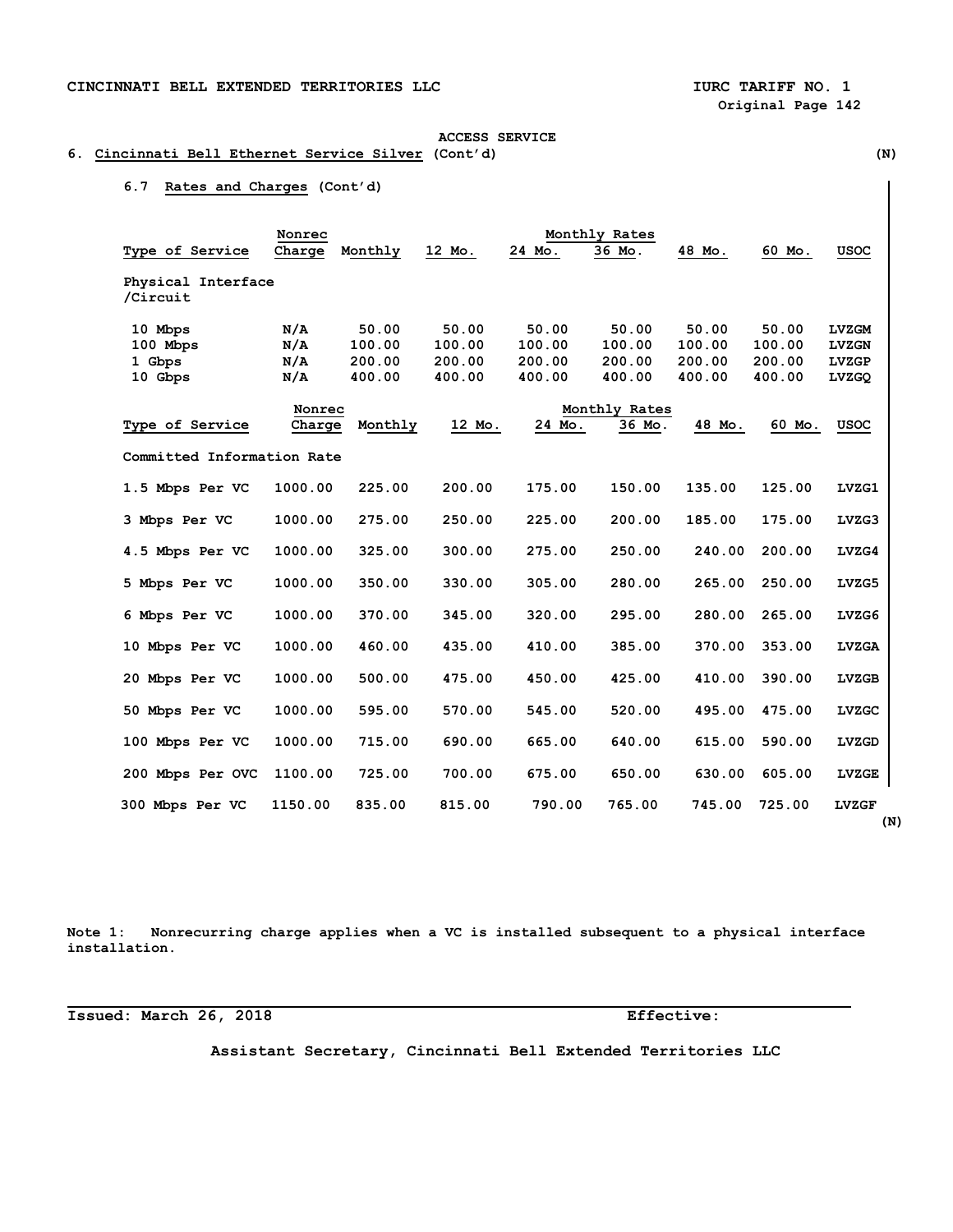ACCESS SERVICE

## 6. Cincinnati Bell Ethernet Service Silver (Cont'd) (N)

### 6.7 Rates and Charges (Cont'd)

| Type of Service | Nonrec Charge | Monthly | Monthly Rates 12 Mo. | 24 Mo. | 36 Mo. | 48 Mo. | 60 Mo. | USOC |
|---|---|---|---|---|---|---|---|---|
| Physical Interface /Circuit | | | | | | | | |
| 10 Mbps | N/A | 50.00 | 50.00 | 50.00 | 50.00 | 50.00 | 50.00 | LVZGM |
| 100 Mbps | N/A | 100.00 | 100.00 | 100.00 | 100.00 | 100.00 | 100.00 | LVZGN |
| 1 Gbps | N/A | 200.00 | 200.00 | 200.00 | 200.00 | 200.00 | 200.00 | LVZGP |
| 10 Gbps | N/A | 400.00 | 400.00 | 400.00 | 400.00 | 400.00 | 400.00 | LVZGQ |

| Type of Service | Nonrec Charge | Monthly | Monthly Rates 12 Mo. | 24 Mo. | 36 Mo. | 48 Mo. | 60 Mo. | USOC |
|---|---|---|---|---|---|---|---|---|
| Committed Information Rate | | | | | | | | |
| 1.5 Mbps Per VC | 1000.00 | 225.00 | 200.00 | 175.00 | 150.00 | 135.00 | 125.00 | LVZG1 |
| 3 Mbps Per VC | 1000.00 | 275.00 | 250.00 | 225.00 | 200.00 | 185.00 | 175.00 | LVZG3 |
| 4.5 Mbps Per VC | 1000.00 | 325.00 | 300.00 | 275.00 | 250.00 | 240.00 | 200.00 | LVZG4 |
| 5 Mbps Per VC | 1000.00 | 350.00 | 330.00 | 305.00 | 280.00 | 265.00 | 250.00 | LVZG5 |
| 6 Mbps Per VC | 1000.00 | 370.00 | 345.00 | 320.00 | 295.00 | 280.00 | 265.00 | LVZG6 |
| 10 Mbps Per VC | 1000.00 | 460.00 | 435.00 | 410.00 | 385.00 | 370.00 | 353.00 | LVZGA |
| 20 Mbps Per VC | 1000.00 | 500.00 | 475.00 | 450.00 | 425.00 | 410.00 | 390.00 | LVZGB |
| 50 Mbps Per VC | 1000.00 | 595.00 | 570.00 | 545.00 | 520.00 | 495.00 | 475.00 | LVZGC |
| 100 Mbps Per VC | 1000.00 | 715.00 | 690.00 | 665.00 | 640.00 | 615.00 | 590.00 | LVZGD |
| 200 Mbps Per OVC | 1100.00 | 725.00 | 700.00 | 675.00 | 650.00 | 630.00 | 605.00 | LVZGE |
| 300 Mbps Per VC | 1150.00 | 835.00 | 815.00 | 790.00 | 765.00 | 745.00 | 725.00 | LVZGF |

(N)

Note 1: Nonrecurring charge applies when a VC is installed subsequent to a physical interface installation.

Issued: March 26, 2018 Effective:

Assistant Secretary, Cincinnati Bell Extended Territories LLC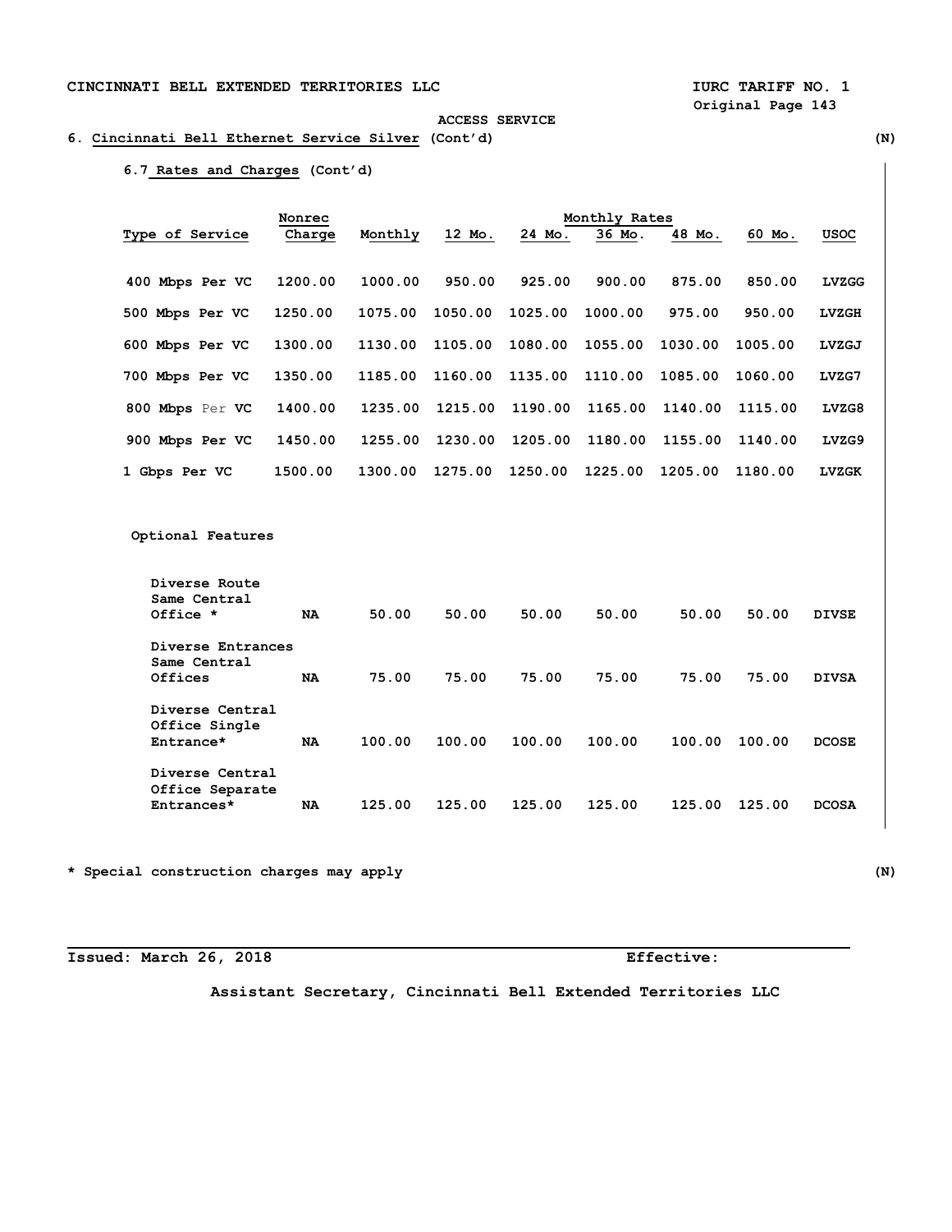ACCESS SERVICE

## 6. Cincinnati Bell Ethernet Service Silver (Cont'd) (N)

### 6.7 Rates and Charges (Cont'd)

| Type of Service | Nonrec Charge | Monthly | Monthly Rates 12 Mo. | 24 Mo. | 36 Mo. | 48 Mo. | 60 Mo. | USOC |
|---|---|---|---|---|---|---|---|---|
| 400 Mbps Per VC | 1200.00 | 1000.00 | 950.00 | 925.00 | 900.00 | 875.00 | 850.00 | LVZGG |
| 500 Mbps Per VC | 1250.00 | 1075.00 | 1050.00 | 1025.00 | 1000.00 | 975.00 | 950.00 | LVZGH |
| 600 Mbps Per VC | 1300.00 | 1130.00 | 1105.00 | 1080.00 | 1055.00 | 1030.00 | 1005.00 | LVZGJ |
| 700 Mbps Per VC | 1350.00 | 1185.00 | 1160.00 | 1135.00 | 1110.00 | 1085.00 | 1060.00 | LVZG7 |
| 800 Mbps Per VC | 1400.00 | 1235.00 | 1215.00 | 1190.00 | 1165.00 | 1140.00 | 1115.00 | LVZG8 |
| 900 Mbps Per VC | 1450.00 | 1255.00 | 1230.00 | 1205.00 | 1180.00 | 1155.00 | 1140.00 | LVZG9 |
| 1 Gbps Per VC | 1500.00 | 1300.00 | 1275.00 | 1250.00 | 1225.00 | 1205.00 | 1180.00 | LVZGK |
| **Optional Features** | | | | | | | | |
| Diverse Route Same Central Office * | NA | 50.00 | 50.00 | 50.00 | 50.00 | 50.00 | 50.00 | DIVSE |
| Diverse Entrances Same Central Offices | NA | 75.00 | 75.00 | 75.00 | 75.00 | 75.00 | 75.00 | DIVSA |
| Diverse Central Office Single Entrance* | NA | 100.00 | 100.00 | 100.00 | 100.00 | 100.00 | 100.00 | DCOSE |
| Diverse Central Office Separate Entrances* | NA | 125.00 | 125.00 | 125.00 | 125.00 | 125.00 | 125.00 | DCOSA |

\* Special construction charges may apply (N)

Issued: March 26, 2018 Effective:

Assistant Secretary, Cincinnati Bell Extended Territories LLC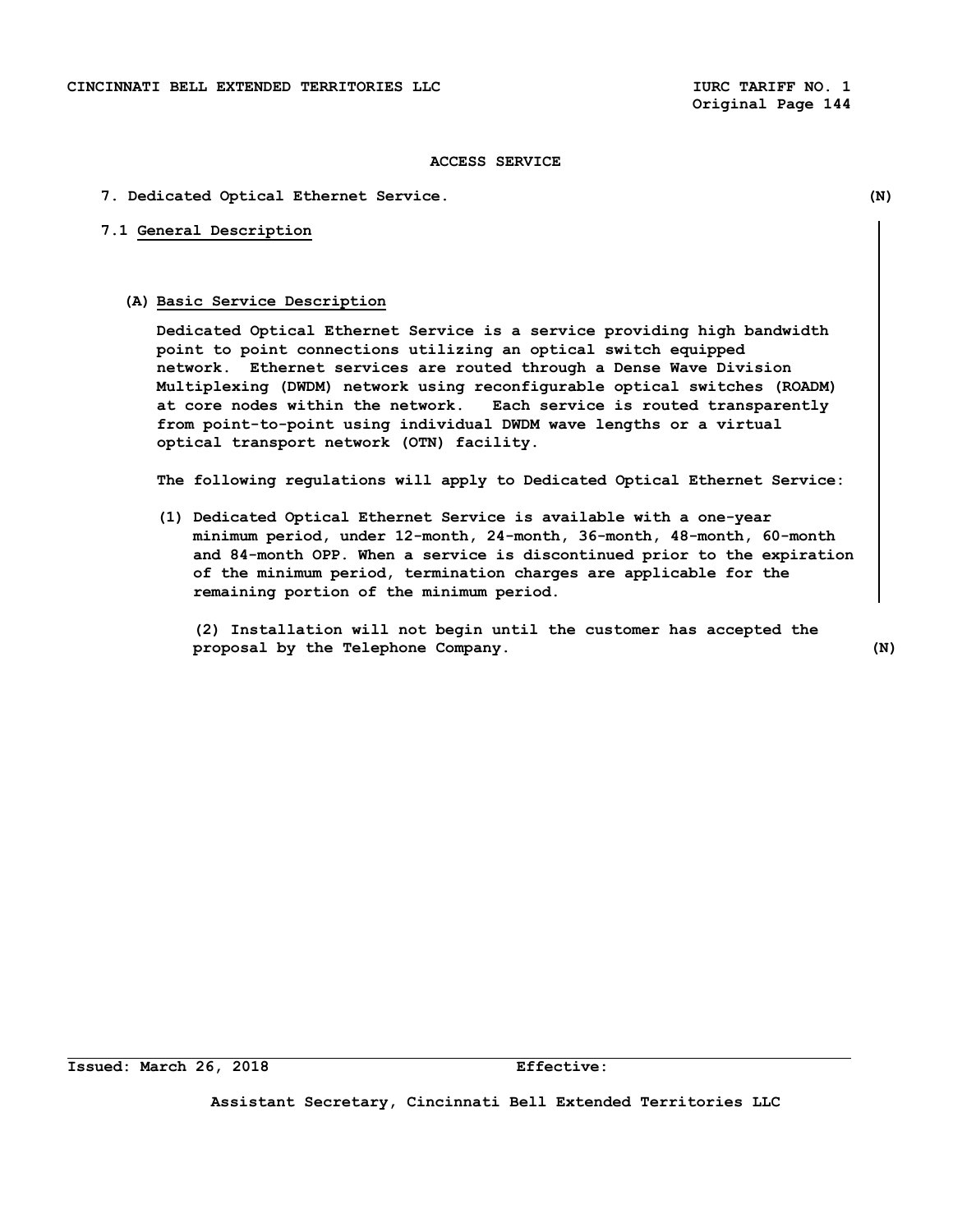# ACCESS SERVICE

## 7. Dedicated Optical Ethernet Service. (N)

### 7.1 General Description

#### (A) Basic Service Description

Dedicated Optical Ethernet Service is a service providing high bandwidth point to point connections utilizing an optical switch equipped network. Ethernet services are routed through a Dense Wave Division Multiplexing (DWDM) network using reconfigurable optical switches (ROADM) at core nodes within the network. Each service is routed transparently from point-to-point using individual DWDM wave lengths or a virtual optical transport network (OTN) facility.

The following regulations will apply to Dedicated Optical Ethernet Service:

(1) Dedicated Optical Ethernet Service is available with a one-year minimum period, under 12-month, 24-month, 36-month, 48-month, 60-month and 84-month OPP. When a service is discontinued prior to the expiration of the minimum period, termination charges are applicable for the remaining portion of the minimum period.

(2) Installation will not begin until the customer has accepted the proposal by the Telephone Company. (N)

Issued: March 26, 2018 Effective:

Assistant Secretary, Cincinnati Bell Extended Territories LLC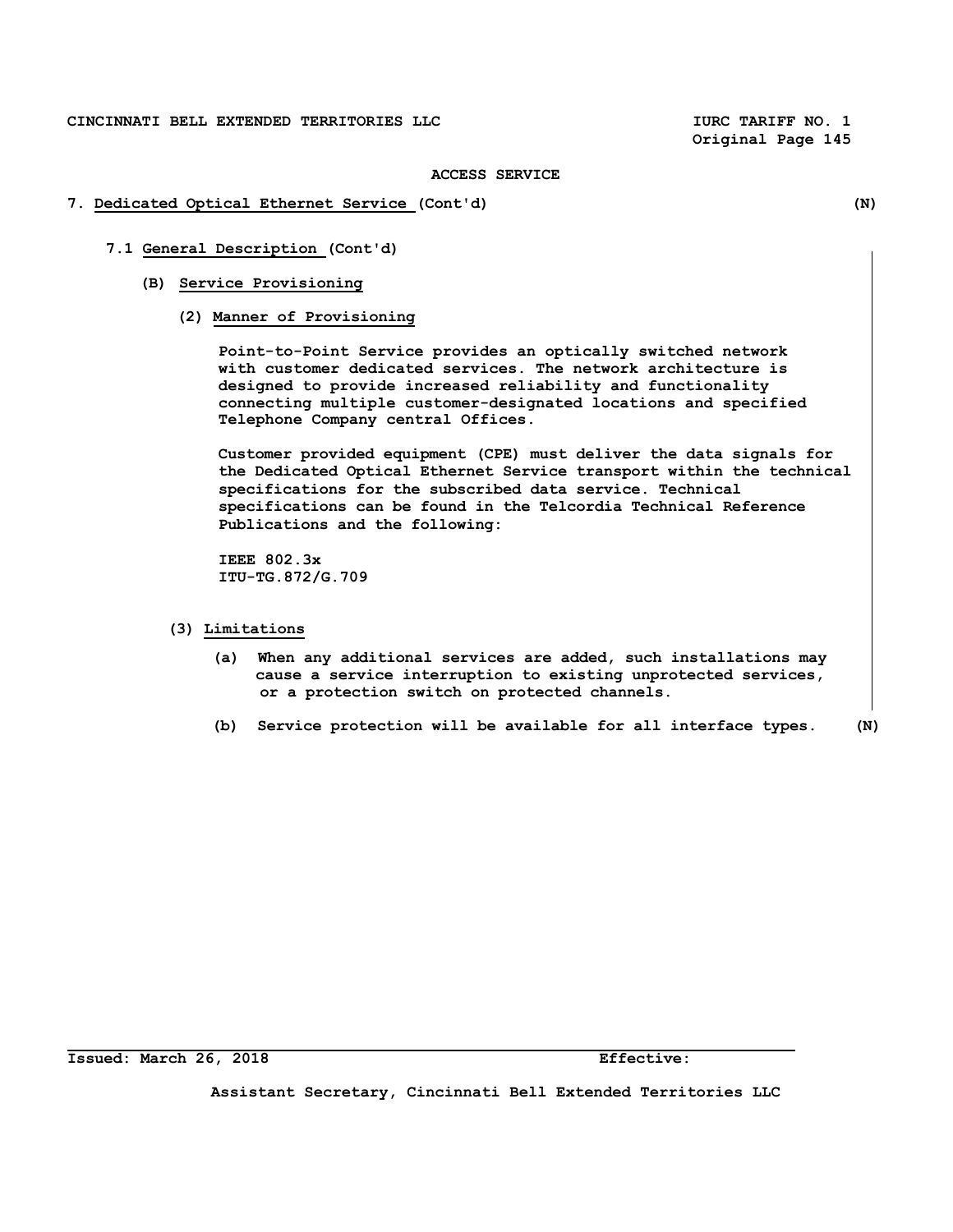ACCESS SERVICE

## 7. Dedicated Optical Ethernet Service (Cont'd) (N)

### 7.1 General Description (Cont'd)

#### (B) Service Provisioning

##### (2) Manner of Provisioning

Point-to-Point Service provides an optically switched network with customer dedicated services. The network architecture is designed to provide increased reliability and functionality connecting multiple customer-designated locations and specified Telephone Company central Offices.

Customer provided equipment (CPE) must deliver the data signals for the Dedicated Optical Ethernet Service transport within the technical specifications for the subscribed data service. Technical specifications can be found in the Telcordia Technical Reference Publications and the following:

IEEE 802.3x
ITU-TG.872/G.709

##### (3) Limitations

(a) When any additional services are added, such installations may cause a service interruption to existing unprotected services, or a protection switch on protected channels.

(b) Service protection will be available for all interface types. (N)

Issued: March 26, 2018 Effective:

Assistant Secretary, Cincinnati Bell Extended Territories LLC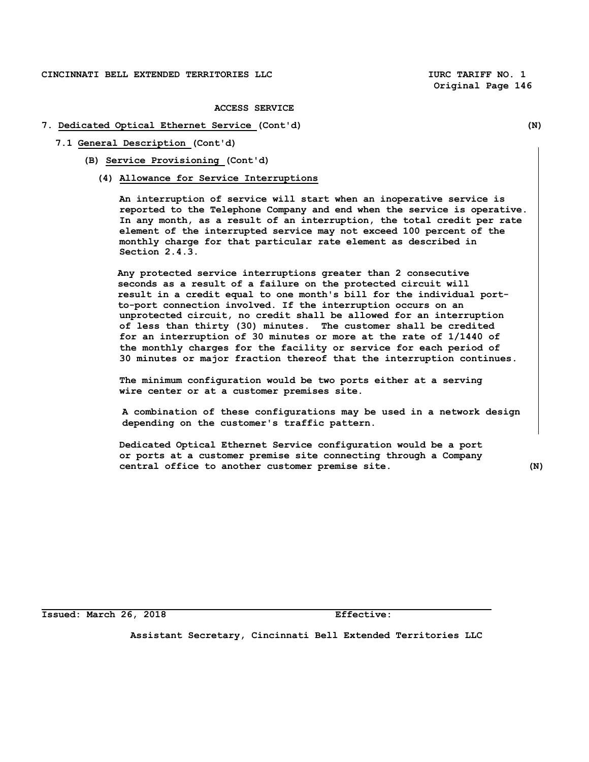ACCESS SERVICE

## 7. Dedicated Optical Ethernet Service (Cont'd) (N)

### 7.1 General Description (Cont'd)

#### (B) Service Provisioning (Cont'd)

##### (4) Allowance for Service Interruptions

An interruption of service will start when an inoperative service is reported to the Telephone Company and end when the service is operative. In any month, as a result of an interruption, the total credit per rate element of the interrupted service may not exceed 100 percent of the monthly charge for that particular rate element as described in Section 2.4.3.

Any protected service interruptions greater than 2 consecutive seconds as a result of a failure on the protected circuit will result in a credit equal to one month's bill for the individual port-to-port connection involved. If the interruption occurs on an unprotected circuit, no credit shall be allowed for an interruption of less than thirty (30) minutes. The customer shall be credited for an interruption of 30 minutes or more at the rate of 1/1440 of the monthly charges for the facility or service for each period of 30 minutes or major fraction thereof that the interruption continues.

The minimum configuration would be two ports either at a serving wire center or at a customer premises site.

A combination of these configurations may be used in a network design depending on the customer's traffic pattern.

Dedicated Optical Ethernet Service configuration would be a port or ports at a customer premise site connecting through a Company central office to another customer premise site. (N)

Issued: March 26, 2018 Effective:

Assistant Secretary, Cincinnati Bell Extended Territories LLC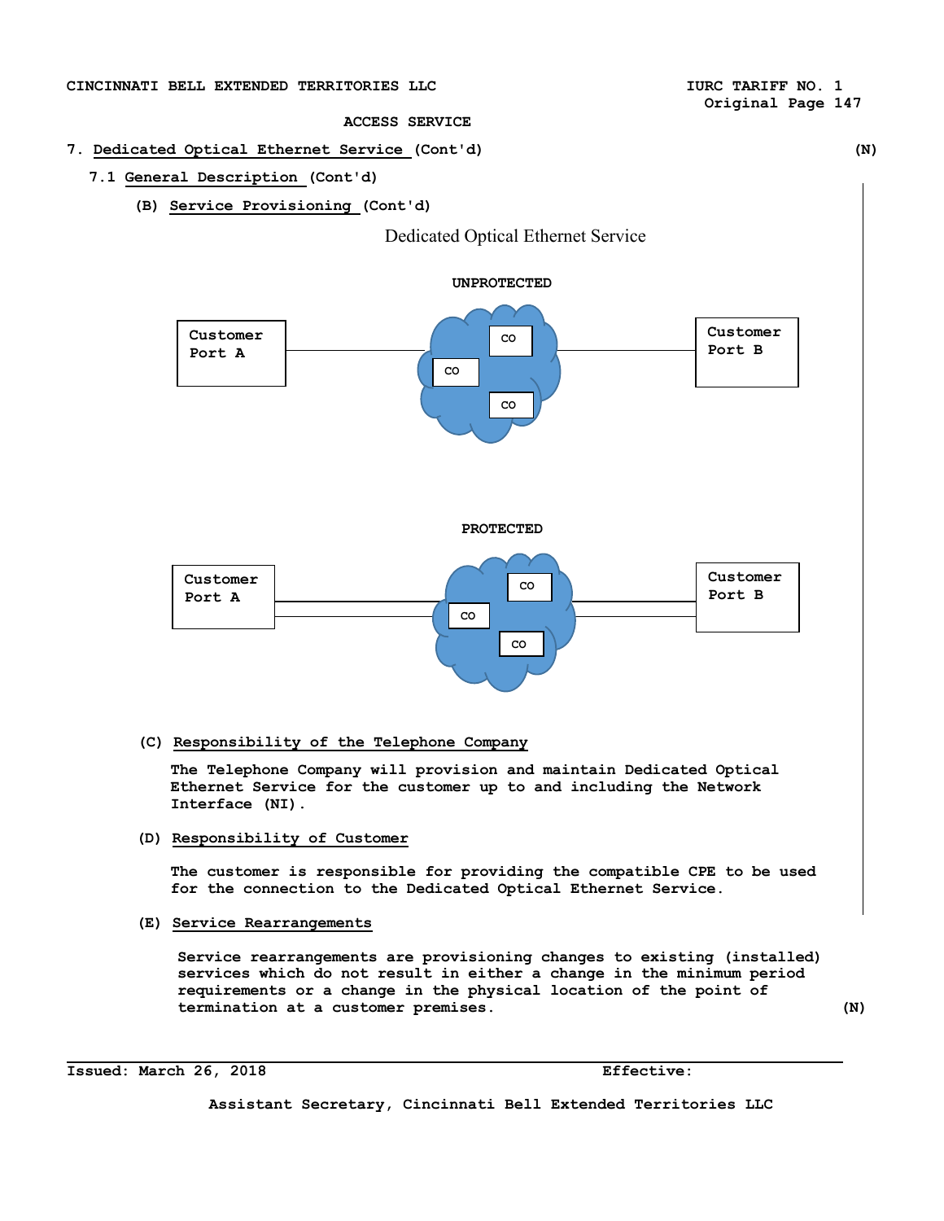ACCESS SERVICE

7. Dedicated Optical Ethernet Service (Cont'd) (N)

7.1 General Description (Cont'd)

(B) Service Provisioning (Cont'd)

Dedicated Optical Ethernet Service

UNPROTECTED

Customer Port A — CO CO CO — Customer Port B

PROTECTED

Customer Port A — CO CO CO — Customer Port B

(C) Responsibility of the Telephone Company

The Telephone Company will provision and maintain Dedicated Optical Ethernet Service for the customer up to and including the Network Interface (NI).

(D) Responsibility of Customer

The customer is responsible for providing the compatible CPE to be used for the connection to the Dedicated Optical Ethernet Service.

(E) Service Rearrangements

Service rearrangements are provisioning changes to existing (installed) services which do not result in either a change in the minimum period requirements or a change in the physical location of the point of termination at a customer premises. (N)

Issued: March 26, 2018 Effective:

Assistant Secretary, Cincinnati Bell Extended Territories LLC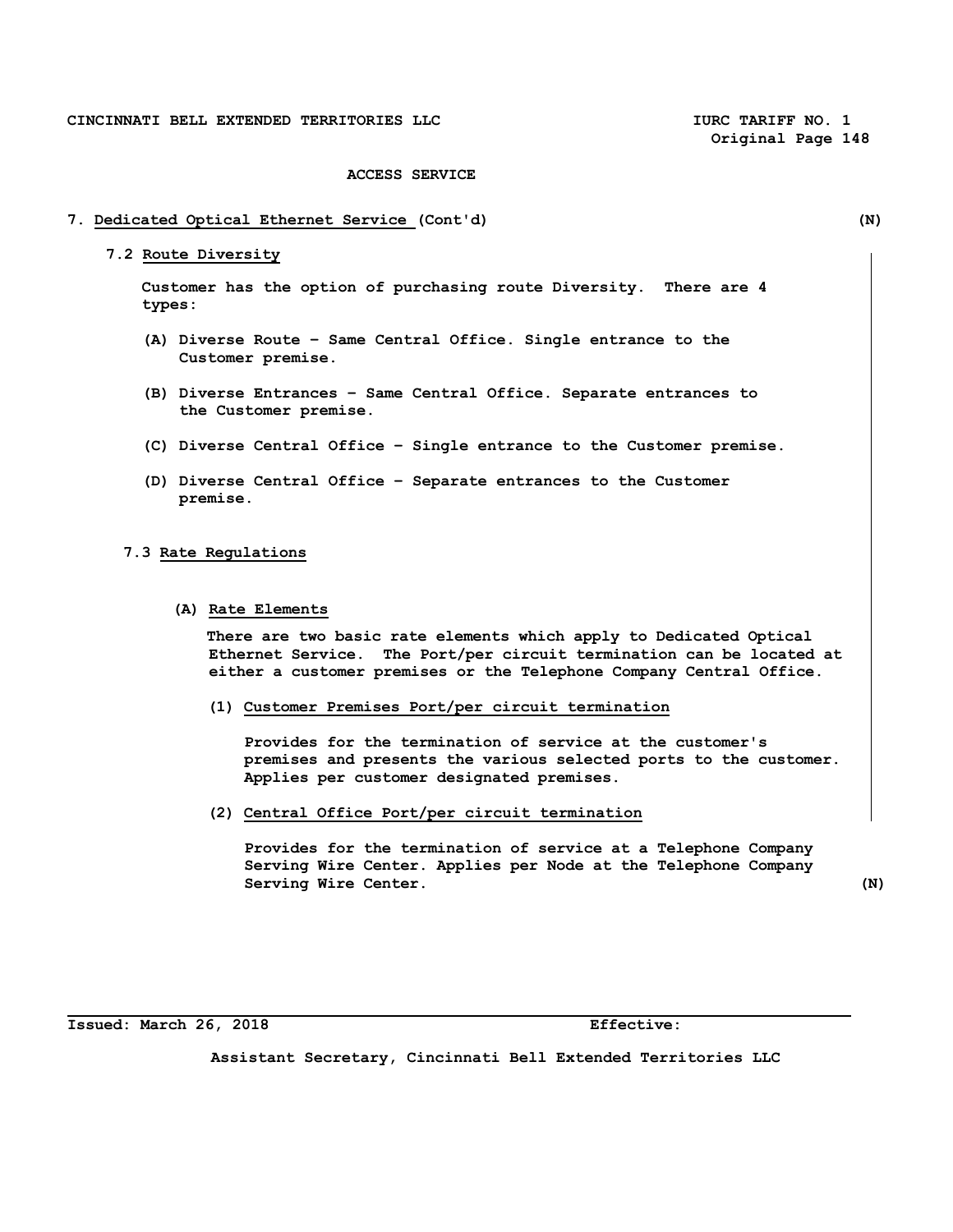ACCESS SERVICE

## 7. Dedicated Optical Ethernet Service (Cont'd) (N)

### 7.2 Route Diversity

Customer has the option of purchasing route Diversity. There are 4 types:

(A) Diverse Route – Same Central Office. Single entrance to the Customer premise.

(B) Diverse Entrances – Same Central Office. Separate entrances to the Customer premise.

(C) Diverse Central Office – Single entrance to the Customer premise.

(D) Diverse Central Office – Separate entrances to the Customer premise.

### 7.3 Rate Regulations

#### (A) Rate Elements

There are two basic rate elements which apply to Dedicated Optical Ethernet Service. The Port/per circuit termination can be located at either a customer premises or the Telephone Company Central Office.

(1) Customer Premises Port/per circuit termination

Provides for the termination of service at the customer's premises and presents the various selected ports to the customer. Applies per customer designated premises.

(2) Central Office Port/per circuit termination

Provides for the termination of service at a Telephone Company Serving Wire Center. Applies per Node at the Telephone Company Serving Wire Center. (N)

Issued: March 26, 2018 Effective:

Assistant Secretary, Cincinnati Bell Extended Territories LLC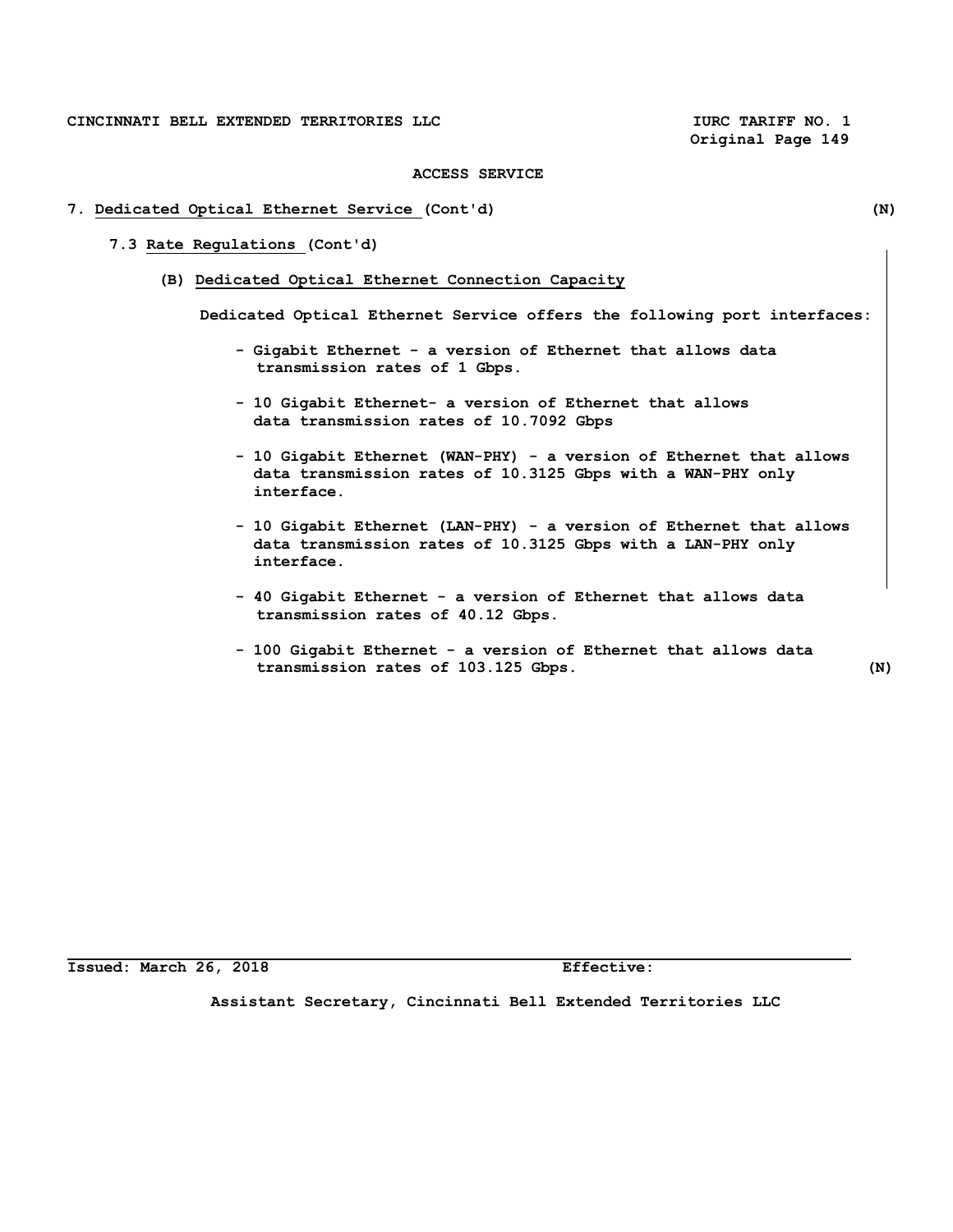ACCESS SERVICE

## 7. Dedicated Optical Ethernet Service (Cont'd) (N)

### 7.3 Rate Regulations (Cont'd)

#### (B) Dedicated Optical Ethernet Connection Capacity

Dedicated Optical Ethernet Service offers the following port interfaces:

- Gigabit Ethernet - a version of Ethernet that allows data transmission rates of 1 Gbps.
- 10 Gigabit Ethernet- a version of Ethernet that allows data transmission rates of 10.7092 Gbps
- 10 Gigabit Ethernet (WAN-PHY) - a version of Ethernet that allows data transmission rates of 10.3125 Gbps with a WAN-PHY only interface.
- 10 Gigabit Ethernet (LAN-PHY) - a version of Ethernet that allows data transmission rates of 10.3125 Gbps with a LAN-PHY only interface.
- 40 Gigabit Ethernet - a version of Ethernet that allows data transmission rates of 40.12 Gbps.
- 100 Gigabit Ethernet - a version of Ethernet that allows data transmission rates of 103.125 Gbps. (N)

Issued: March 26, 2018 Effective:

Assistant Secretary, Cincinnati Bell Extended Territories LLC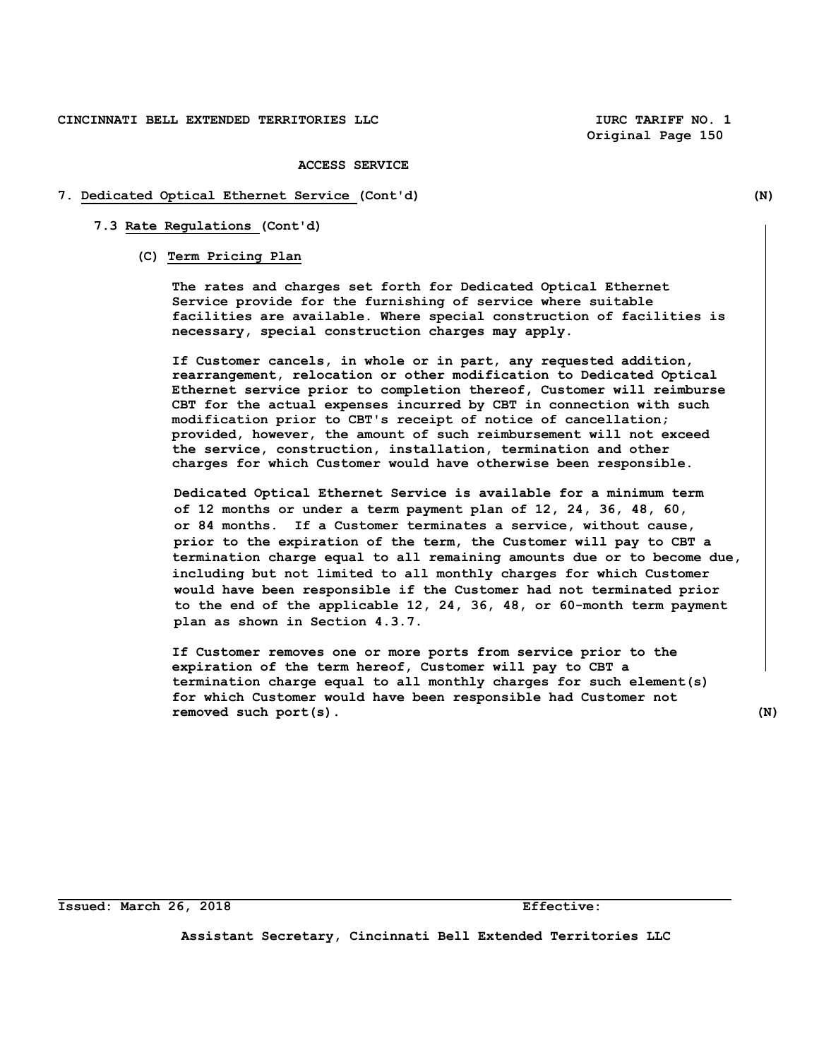ACCESS SERVICE

## 7. Dedicated Optical Ethernet Service (Cont'd) (N)

### 7.3 Rate Regulations (Cont'd)

#### (C) Term Pricing Plan

The rates and charges set forth for Dedicated Optical Ethernet Service provide for the furnishing of service where suitable facilities are available. Where special construction of facilities is necessary, special construction charges may apply.

If Customer cancels, in whole or in part, any requested addition, rearrangement, relocation or other modification to Dedicated Optical Ethernet service prior to completion thereof, Customer will reimburse CBT for the actual expenses incurred by CBT in connection with such modification prior to CBT's receipt of notice of cancellation; provided, however, the amount of such reimbursement will not exceed the service, construction, installation, termination and other charges for which Customer would have otherwise been responsible.

Dedicated Optical Ethernet Service is available for a minimum term of 12 months or under a term payment plan of 12, 24, 36, 48, 60, or 84 months. If a Customer terminates a service, without cause, prior to the expiration of the term, the Customer will pay to CBT a termination charge equal to all remaining amounts due or to become due, including but not limited to all monthly charges for which Customer would have been responsible if the Customer had not terminated prior to the end of the applicable 12, 24, 36, 48, or 60-month term payment plan as shown in Section 4.3.7.

If Customer removes one or more ports from service prior to the expiration of the term hereof, Customer will pay to CBT a termination charge equal to all monthly charges for such element(s) for which Customer would have been responsible had Customer not removed such port(s). (N)

Issued: March 26, 2018 Effective:

Assistant Secretary, Cincinnati Bell Extended Territories LLC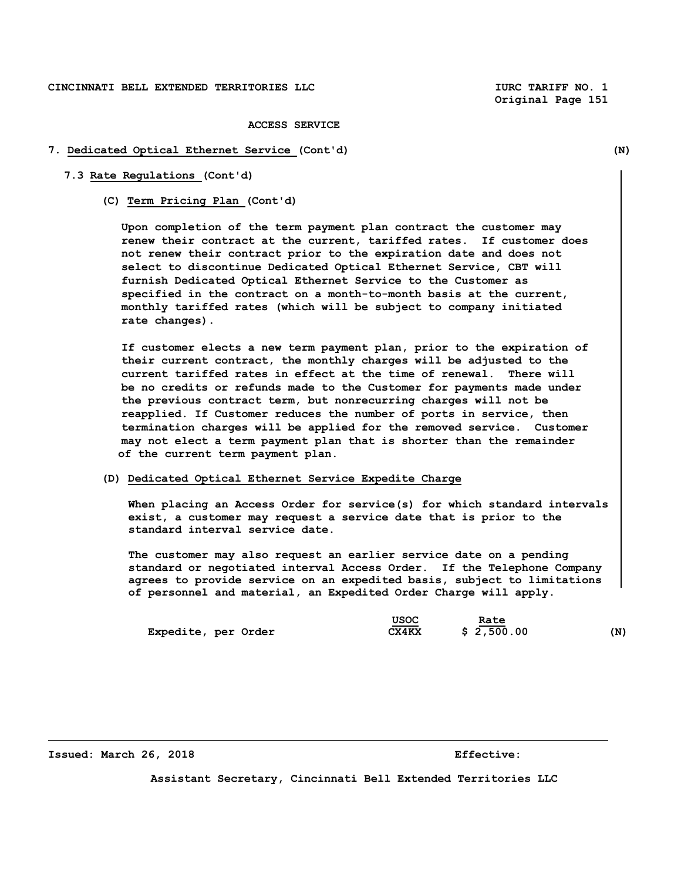ACCESS SERVICE

## 7. Dedicated Optical Ethernet Service (Cont'd) (N)

### 7.3 Rate Regulations (Cont'd)

#### (C) Term Pricing Plan (Cont'd)

Upon completion of the term payment plan contract the customer may renew their contract at the current, tariffed rates. If customer does not renew their contract prior to the expiration date and does not select to discontinue Dedicated Optical Ethernet Service, CBT will furnish Dedicated Optical Ethernet Service to the Customer as specified in the contract on a month-to-month basis at the current, monthly tariffed rates (which will be subject to company initiated rate changes).

If customer elects a new term payment plan, prior to the expiration of their current contract, the monthly charges will be adjusted to the current tariffed rates in effect at the time of renewal. There will be no credits or refunds made to the Customer for payments made under the previous contract term, but nonrecurring charges will not be reapplied. If Customer reduces the number of ports in service, then termination charges will be applied for the removed service. Customer may not elect a term payment plan that is shorter than the remainder of the current term payment plan.

#### (D) Dedicated Optical Ethernet Service Expedite Charge

When placing an Access Order for service(s) for which standard intervals exist, a customer may request a service date that is prior to the standard interval service date.

The customer may also request an earlier service date on a pending standard or negotiated interval Access Order. If the Telephone Company agrees to provide service on an expedited basis, subject to limitations of personnel and material, an Expedited Order Charge will apply.

| | USOC | Rate | |
|---|---|---|---|
| Expedite, per Order | CX4KX | $ 2,500.00 | (N) |

Issued: March 26, 2018 Effective:

Assistant Secretary, Cincinnati Bell Extended Territories LLC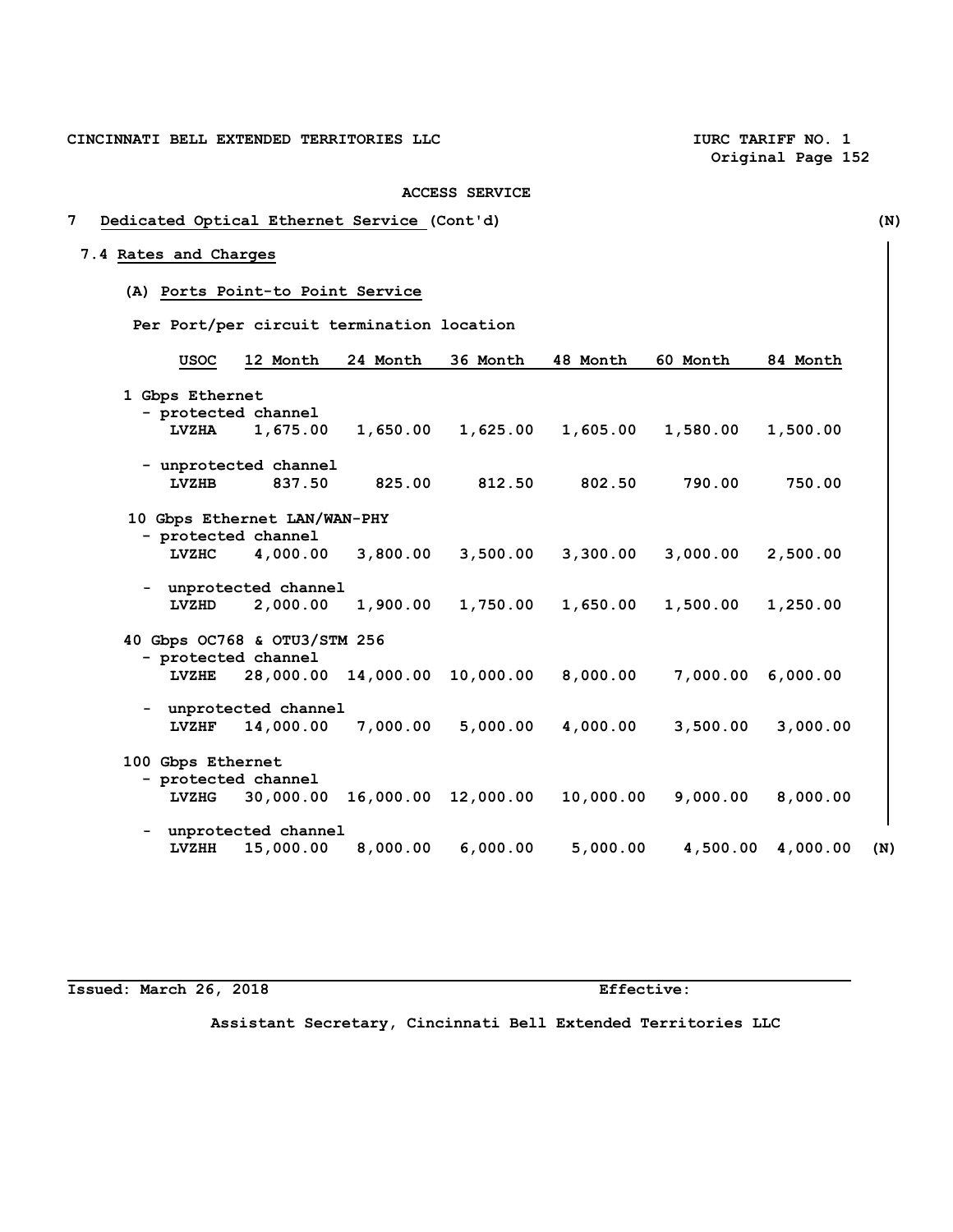ACCESS SERVICE

## 7 Dedicated Optical Ethernet Service (Cont'd) (N)

### 7.4 Rates and Charges

#### (A) Ports Point-to Point Service

Per Port/per circuit termination location

| | USOC | 12 Month | 24 Month | 36 Month | 48 Month | 60 Month | 84 Month |
|---|---|---|---|---|---|---|---|
| **1 Gbps Ethernet** | | | | | | | |
| - protected channel | LVZHA | 1,675.00 | 1,650.00 | 1,625.00 | 1,605.00 | 1,580.00 | 1,500.00 |
| - unprotected channel | LVZHB | 837.50 | 825.00 | 812.50 | 802.50 | 790.00 | 750.00 |
| **10 Gbps Ethernet LAN/WAN-PHY** | | | | | | | |
| - protected channel | LVZHC | 4,000.00 | 3,800.00 | 3,500.00 | 3,300.00 | 3,000.00 | 2,500.00 |
| - unprotected channel | LVZHD | 2,000.00 | 1,900.00 | 1,750.00 | 1,650.00 | 1,500.00 | 1,250.00 |
| **40 Gbps OC768 & OTU3/STM 256** | | | | | | | |
| - protected channel | LVZHE | 28,000.00 | 14,000.00 | 10,000.00 | 8,000.00 | 7,000.00 | 6,000.00 |
| - unprotected channel | LVZHF | 14,000.00 | 7,000.00 | 5,000.00 | 4,000.00 | 3,500.00 | 3,000.00 |
| **100 Gbps Ethernet** | | | | | | | |
| - protected channel | LVZHG | 30,000.00 | 16,000.00 | 12,000.00 | 10,000.00 | 9,000.00 | 8,000.00 |
| - unprotected channel | LVZHH | 15,000.00 | 8,000.00 | 6,000.00 | 5,000.00 | 4,500.00 | 4,000.00 |

(N)

Issued: March 26, 2018 Effective:

Assistant Secretary, Cincinnati Bell Extended Territories LLC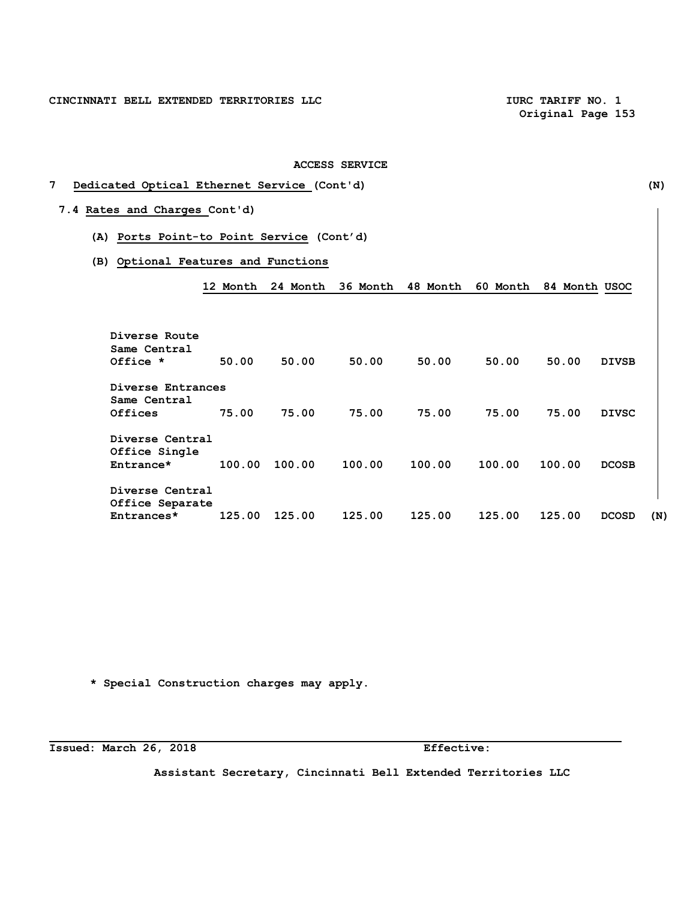ACCESS SERVICE

## 7 Dedicated Optical Ethernet Service (Cont'd) (N)

### 7.4 Rates and Charges Cont'd)

#### (A) Ports Point-to Point Service (Cont'd)

#### (B) Optional Features and Functions

| | 12 Month | 24 Month | 36 Month | 48 Month | 60 Month | 84 Month | USOC |
|---|---|---|---|---|---|---|---|
| Diverse Route Same Central Office * | 50.00 | 50.00 | 50.00 | 50.00 | 50.00 | 50.00 | DIVSB |
| Diverse Entrances Same Central Offices | 75.00 | 75.00 | 75.00 | 75.00 | 75.00 | 75.00 | DIVSC |
| Diverse Central Office Single Entrance* | 100.00 | 100.00 | 100.00 | 100.00 | 100.00 | 100.00 | DCOSB |
| Diverse Central Office Separate Entrances* | 125.00 | 125.00 | 125.00 | 125.00 | 125.00 | 125.00 | DCOSD (N) |

* Special Construction charges may apply.

Issued: March 26, 2018 Effective:

Assistant Secretary, Cincinnati Bell Extended Territories LLC